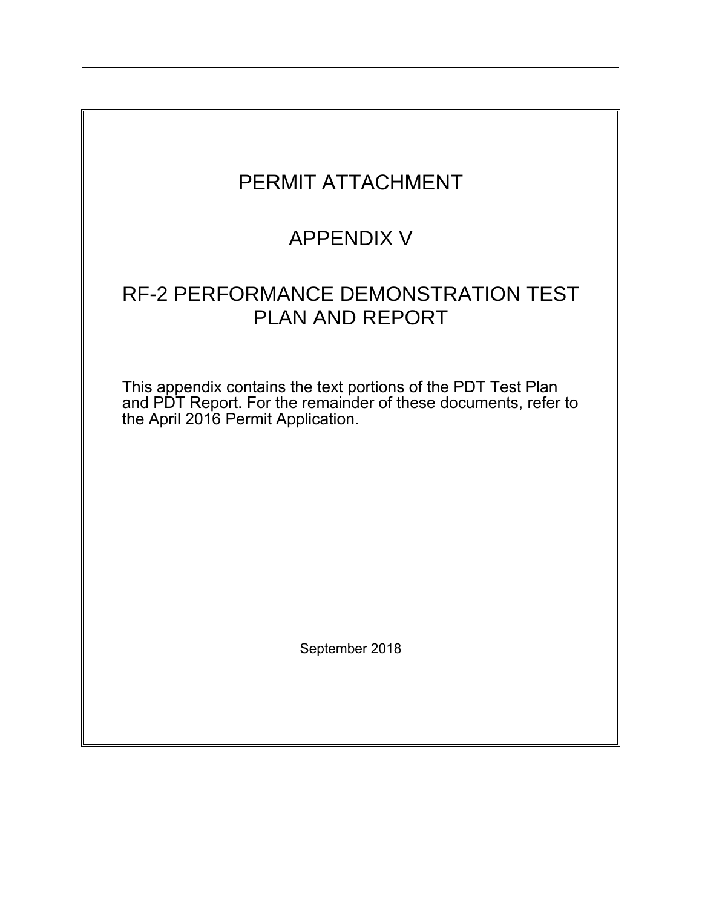# PERMIT ATTACHMENT

# APPENDIX V

# RF-2 PERFORMANCE DEMONSTRATION TEST PLAN AND REPORT

This appendix contains the text portions of the PDT Test Plan and PDT Report. For the remainder of these documents, refer to the April 2016 Permit Application.

September 2018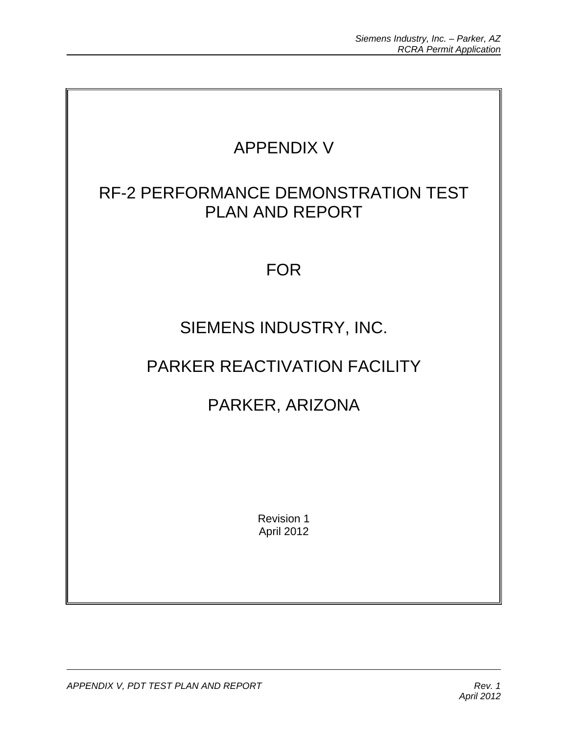# APPENDIX V

# RF-2 PERFORMANCE DEMONSTRATION TEST PLAN AND REPORT

# FOR

# SIEMENS INDUSTRY, INC.

# PARKER REACTIVATION FACILITY

# PARKER, ARIZONA

Revision 1
April 2012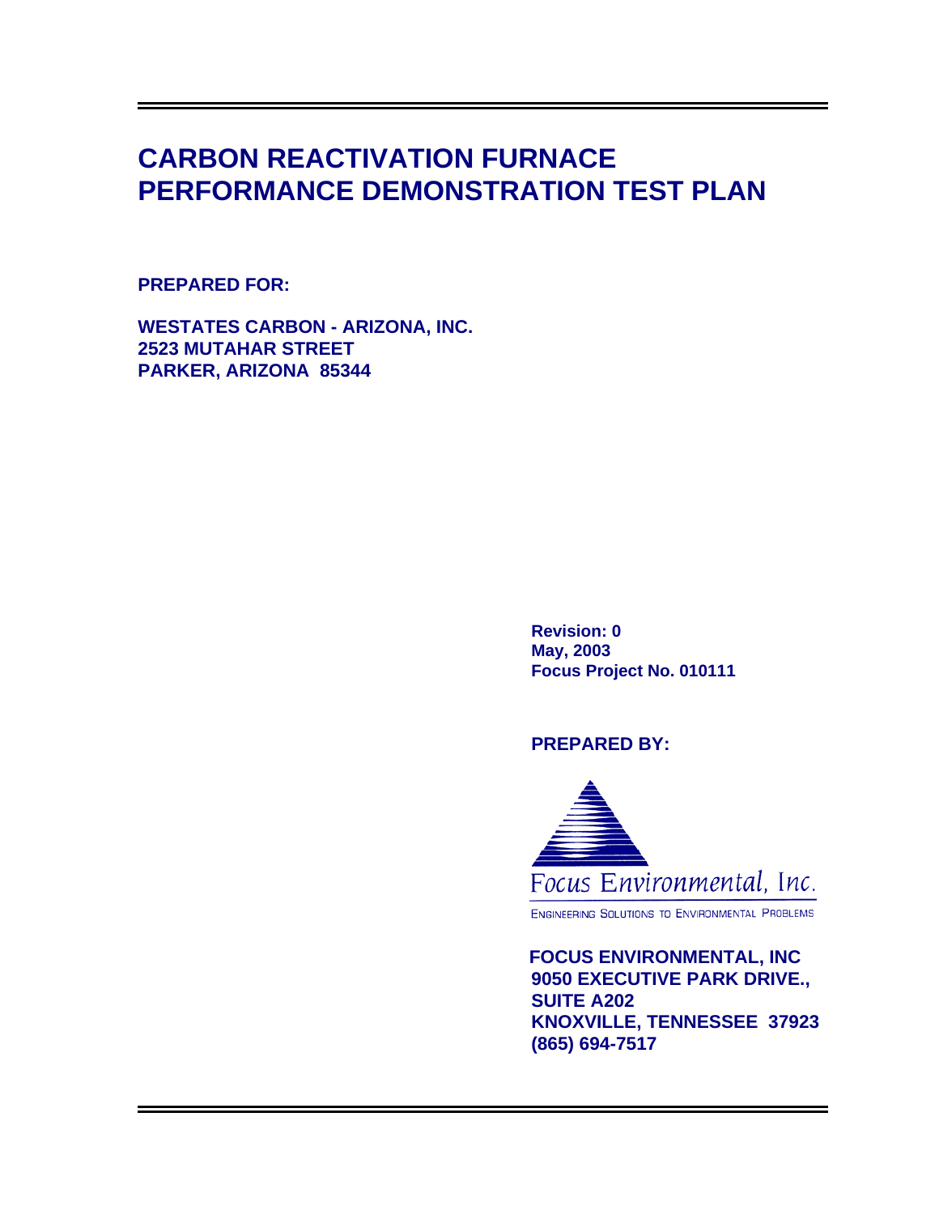# CARBON REACTIVATION FURNACE PERFORMANCE DEMONSTRATION TEST PLAN

**PREPARED FOR:**

**WESTATES CARBON - ARIZONA, INC.**
**2523 MUTAHAR STREET**
**PARKER, ARIZONA 85344**

**Revision: 0**
**May, 2003**
**Focus Project No. 010111**

**PREPARED BY:**

Focus Environmental, Inc.

ENGINEERING SOLUTIONS TO ENVIRONMENTAL PROBLEMS

**FOCUS ENVIRONMENTAL, INC**
**9050 EXECUTIVE PARK DRIVE.,**
**SUITE A202**
**KNOXVILLE, TENNESSEE 37923**
**(865) 694-7517**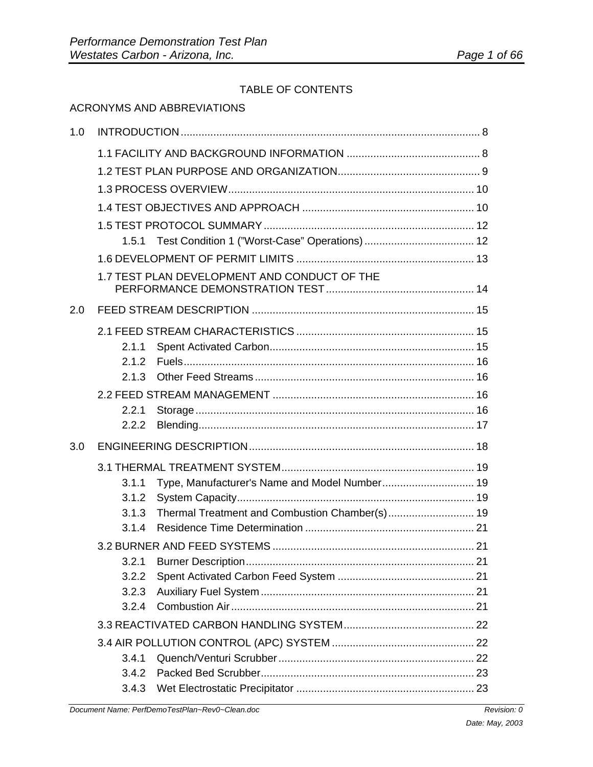TABLE OF CONTENTS

ACRONYMS AND ABBREVIATIONS

1.0 INTRODUCTION .................................................................................................... 8

- 1.1 FACILITY AND BACKGROUND INFORMATION ............................................ 8
- 1.2 TEST PLAN PURPOSE AND ORGANIZATION............................................... 9
- 1.3 PROCESS OVERVIEW.................................................................................. 10
- 1.4 TEST OBJECTIVES AND APPROACH ......................................................... 10
- 1.5 TEST PROTOCOL SUMMARY ...................................................................... 12
  - 1.5.1 Test Condition 1 ("Worst-Case" Operations) ..................................... 12
- 1.6 DEVELOPMENT OF PERMIT LIMITS ........................................................... 13
- 1.7 TEST PLAN DEVELOPMENT AND CONDUCT OF THE PERFORMANCE DEMONSTRATION TEST ................................................. 14

2.0 FEED STREAM DESCRIPTION .......................................................................... 15

- 2.1 FEED STREAM CHARACTERISTICS ........................................................... 15
  - 2.1.1 Spent Activated Carbon.................................................................... 15
  - 2.1.2 Fuels................................................................................................. 16
  - 2.1.3 Other Feed Streams ......................................................................... 16
- 2.2 FEED STREAM MANAGEMENT ................................................................... 16
  - 2.2.1 Storage ............................................................................................. 16
  - 2.2.2 Blending............................................................................................ 17

3.0 ENGINEERING DESCRIPTION........................................................................... 18

- 3.1 THERMAL TREATMENT SYSTEM................................................................ 19
  - 3.1.1 Type, Manufacturer's Name and Model Number............................... 19
  - 3.1.2 System Capacity............................................................................... 19
  - 3.1.3 Thermal Treatment and Combustion Chamber(s)............................. 19
  - 3.1.4 Residence Time Determination ......................................................... 21
- 3.2 BURNER AND FEED SYSTEMS ................................................................... 21
  - 3.2.1 Burner Description............................................................................ 21
  - 3.2.2 Spent Activated Carbon Feed System .............................................. 21
  - 3.2.3 Auxiliary Fuel System ....................................................................... 21
  - 3.2.4 Combustion Air ................................................................................. 21
- 3.3 REACTIVATED CARBON HANDLING SYSTEM............................................ 22
- 3.4 AIR POLLUTION CONTROL (APC) SYSTEM ............................................... 22
  - 3.4.1 Quench/Venturi Scrubber ................................................................. 22
  - 3.4.2 Packed Bed Scrubber....................................................................... 23
  - 3.4.3 Wet Electrostatic Precipitator ............................................................ 23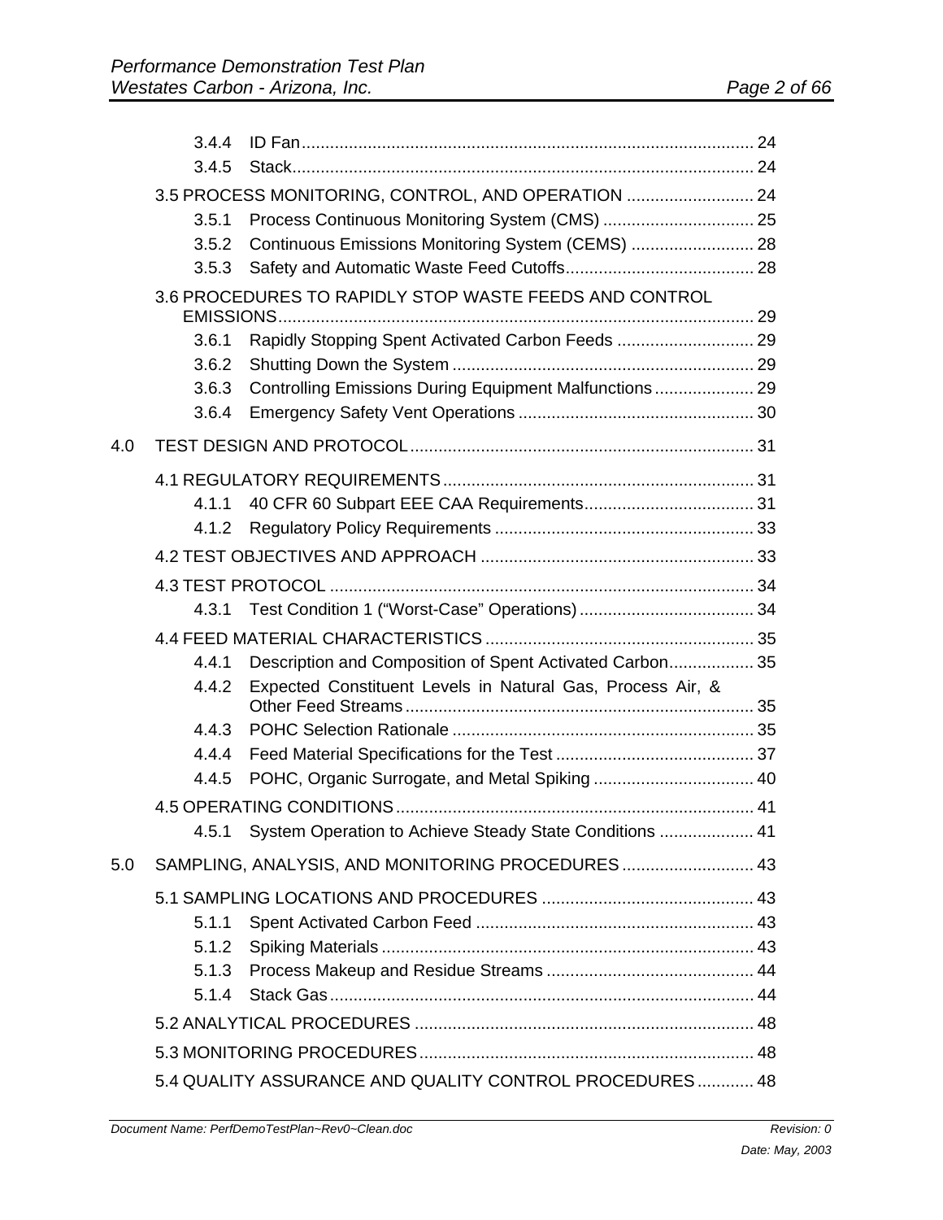- 3.4.4 ID Fan ..... 24
- 3.4.5 Stack ..... 24

3.5 PROCESS MONITORING, CONTROL, AND OPERATION ..... 24

- 3.5.1 Process Continuous Monitoring System (CMS) ..... 25
- 3.5.2 Continuous Emissions Monitoring System (CEMS) ..... 28
- 3.5.3 Safety and Automatic Waste Feed Cutoffs ..... 28

3.6 PROCEDURES TO RAPIDLY STOP WASTE FEEDS AND CONTROL EMISSIONS ..... 29

- 3.6.1 Rapidly Stopping Spent Activated Carbon Feeds ..... 29
- 3.6.2 Shutting Down the System ..... 29
- 3.6.3 Controlling Emissions During Equipment Malfunctions ..... 29
- 3.6.4 Emergency Safety Vent Operations ..... 30

4.0 TEST DESIGN AND PROTOCOL ..... 31

4.1 REGULATORY REQUIREMENTS ..... 31

- 4.1.1 40 CFR 60 Subpart EEE CAA Requirements ..... 31
- 4.1.2 Regulatory Policy Requirements ..... 33

4.2 TEST OBJECTIVES AND APPROACH ..... 33

4.3 TEST PROTOCOL ..... 34

- 4.3.1 Test Condition 1 (“Worst-Case” Operations) ..... 34

4.4 FEED MATERIAL CHARACTERISTICS ..... 35

- 4.4.1 Description and Composition of Spent Activated Carbon ..... 35
- 4.4.2 Expected Constituent Levels in Natural Gas, Process Air, & Other Feed Streams ..... 35
- 4.4.3 POHC Selection Rationale ..... 35
- 4.4.4 Feed Material Specifications for the Test ..... 37
- 4.4.5 POHC, Organic Surrogate, and Metal Spiking ..... 40

4.5 OPERATING CONDITIONS ..... 41

- 4.5.1 System Operation to Achieve Steady State Conditions ..... 41

5.0 SAMPLING, ANALYSIS, AND MONITORING PROCEDURES ..... 43

5.1 SAMPLING LOCATIONS AND PROCEDURES ..... 43

- 5.1.1 Spent Activated Carbon Feed ..... 43
- 5.1.2 Spiking Materials ..... 43
- 5.1.3 Process Makeup and Residue Streams ..... 44
- 5.1.4 Stack Gas ..... 44

5.2 ANALYTICAL PROCEDURES ..... 48

5.3 MONITORING PROCEDURES ..... 48

5.4 QUALITY ASSURANCE AND QUALITY CONTROL PROCEDURES ..... 48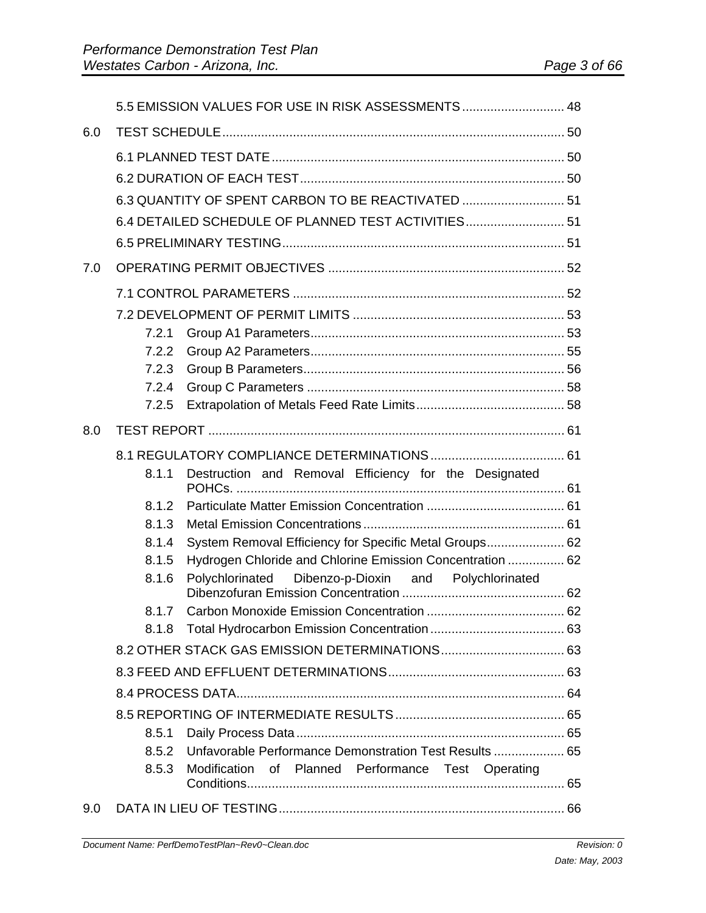5.5 EMISSION VALUES FOR USE IN RISK ASSESSMENTS ............................ 48

6.0 TEST SCHEDULE ................................................................................................ 50

6.1 PLANNED TEST DATE .................................................................................. 50

6.2 DURATION OF EACH TEST .......................................................................... 50

6.3 QUANTITY OF SPENT CARBON TO BE REACTIVATED ............................ 51

6.4 DETAILED SCHEDULE OF PLANNED TEST ACTIVITIES ........................... 51

6.5 PRELIMINARY TESTING ............................................................................... 51

7.0 OPERATING PERMIT OBJECTIVES .................................................................. 52

7.1 CONTROL PARAMETERS ............................................................................ 52

7.2 DEVELOPMENT OF PERMIT LIMITS ........................................................... 53

7.2.1 Group A1 Parameters ........................................................................ 53

7.2.2 Group A2 Parameters ........................................................................ 55

7.2.3 Group B Parameters .......................................................................... 56

7.2.4 Group C Parameters ......................................................................... 58

7.2.5 Extrapolation of Metals Feed Rate Limits .......................................... 58

8.0 TEST REPORT .................................................................................................... 61

8.1 REGULATORY COMPLIANCE DETERMINATIONS ...................................... 61

8.1.1 Destruction and Removal Efficiency for the Designated POHCs. ............................................................................................ 61

8.1.2 Particulate Matter Emission Concentration ....................................... 61

8.1.3 Metal Emission Concentrations ......................................................... 61

8.1.4 System Removal Efficiency for Specific Metal Groups ...................... 62

8.1.5 Hydrogen Chloride and Chlorine Emission Concentration ................ 62

8.1.6 Polychlorinated Dibenzo-p-Dioxin and Polychlorinated Dibenzofuran Emission Concentration .............................................. 62

8.1.7 Carbon Monoxide Emission Concentration ....................................... 62

8.1.8 Total Hydrocarbon Emission Concentration ...................................... 63

8.2 OTHER STACK GAS EMISSION DETERMINATIONS ................................... 63

8.3 FEED AND EFFLUENT DETERMINATIONS .................................................. 63

8.4 PROCESS DATA ............................................................................................ 64

8.5 REPORTING OF INTERMEDIATE RESULTS ................................................ 65

8.5.1 Daily Process Data ............................................................................ 65

8.5.2 Unfavorable Performance Demonstration Test Results .................... 65

8.5.3 Modification of Planned Performance Test Operating Conditions .......................................................................................... 65

9.0 DATA IN LIEU OF TESTING ................................................................................ 66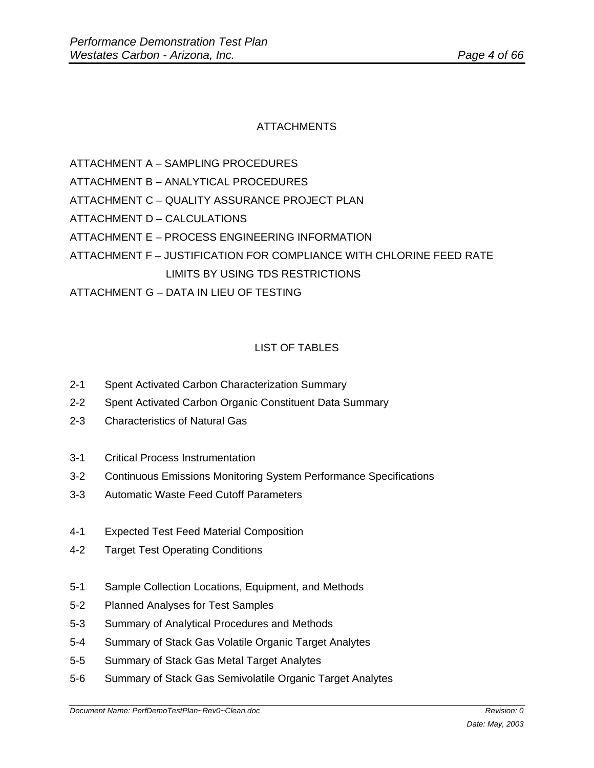## ATTACHMENTS

ATTACHMENT A – SAMPLING PROCEDURES

ATTACHMENT B – ANALYTICAL PROCEDURES

ATTACHMENT C – QUALITY ASSURANCE PROJECT PLAN

ATTACHMENT D – CALCULATIONS

ATTACHMENT E – PROCESS ENGINEERING INFORMATION

ATTACHMENT F – JUSTIFICATION FOR COMPLIANCE WITH CHLORINE FEED RATE LIMITS BY USING TDS RESTRICTIONS

ATTACHMENT G – DATA IN LIEU OF TESTING

## LIST OF TABLES

2-1 Spent Activated Carbon Characterization Summary

2-2 Spent Activated Carbon Organic Constituent Data Summary

2-3 Characteristics of Natural Gas

3-1 Critical Process Instrumentation

3-2 Continuous Emissions Monitoring System Performance Specifications

3-3 Automatic Waste Feed Cutoff Parameters

4-1 Expected Test Feed Material Composition

4-2 Target Test Operating Conditions

5-1 Sample Collection Locations, Equipment, and Methods

5-2 Planned Analyses for Test Samples

5-3 Summary of Analytical Procedures and Methods

5-4 Summary of Stack Gas Volatile Organic Target Analytes

5-5 Summary of Stack Gas Metal Target Analytes

5-6 Summary of Stack Gas Semivolatile Organic Target Analytes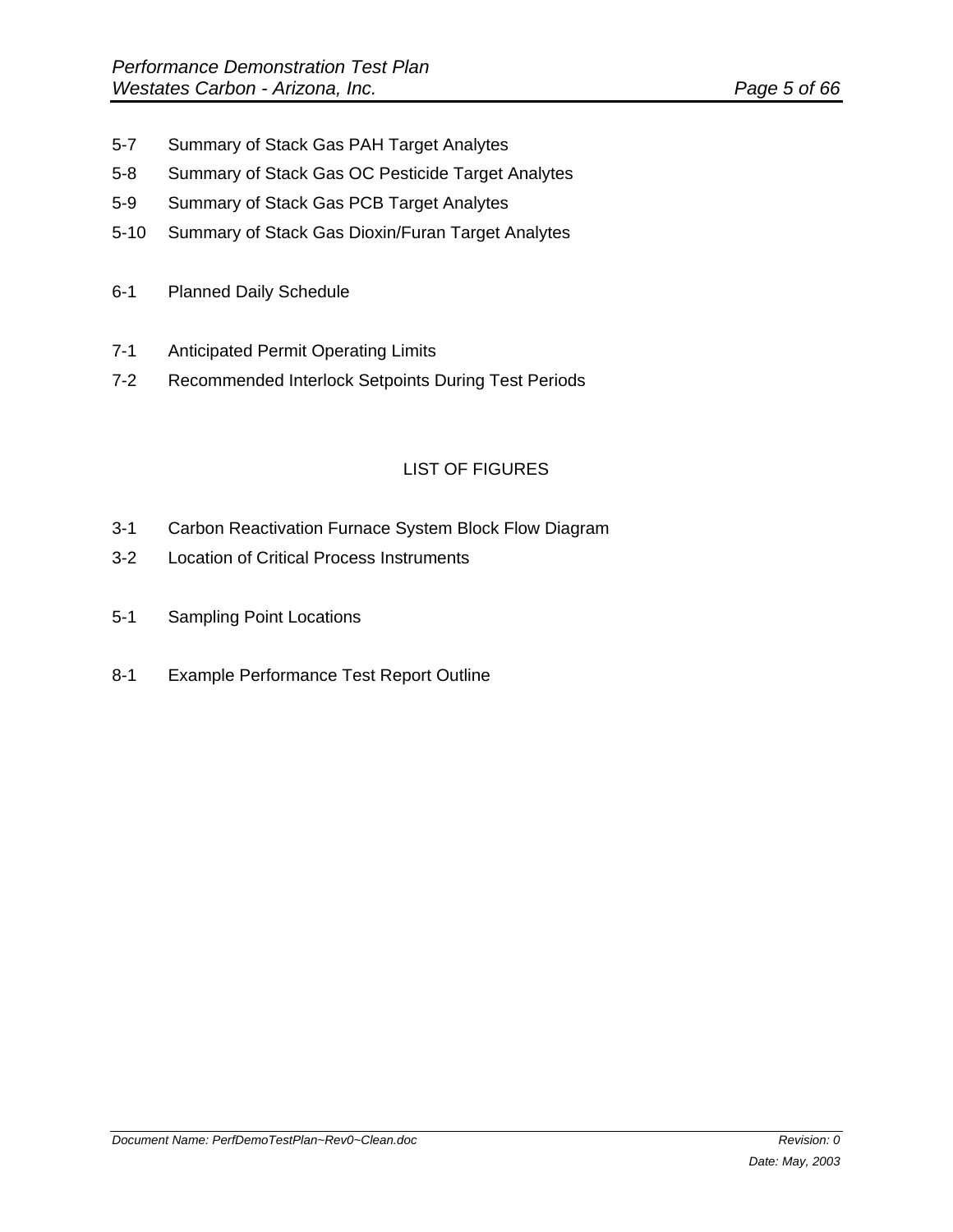5-7 Summary of Stack Gas PAH Target Analytes

5-8 Summary of Stack Gas OC Pesticide Target Analytes

5-9 Summary of Stack Gas PCB Target Analytes

5-10 Summary of Stack Gas Dioxin/Furan Target Analytes

6-1 Planned Daily Schedule

7-1 Anticipated Permit Operating Limits

7-2 Recommended Interlock Setpoints During Test Periods

## LIST OF FIGURES

3-1 Carbon Reactivation Furnace System Block Flow Diagram

3-2 Location of Critical Process Instruments

5-1 Sampling Point Locations

8-1 Example Performance Test Report Outline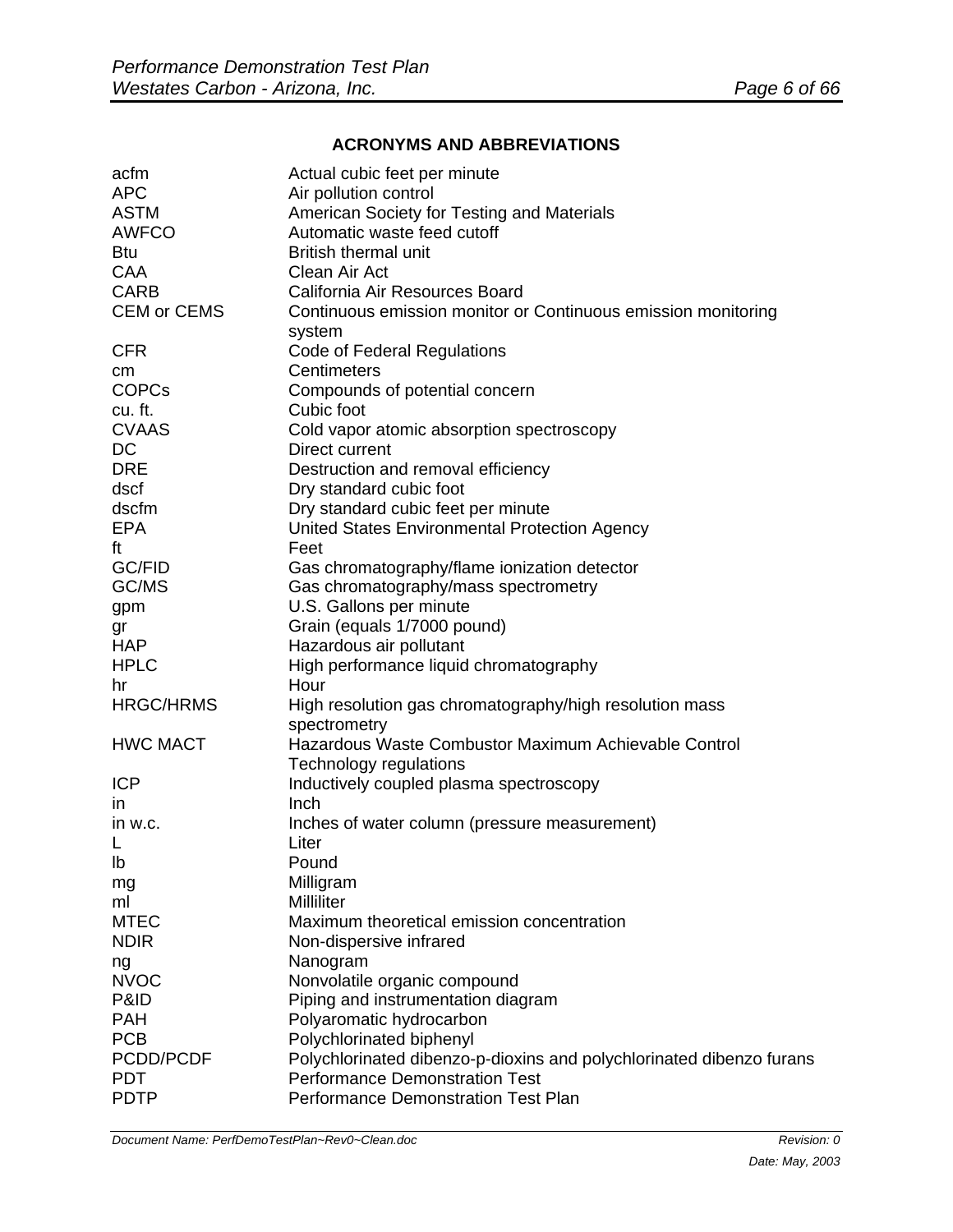## ACRONYMS AND ABBREVIATIONS

| | |
|---|---|
| acfm | Actual cubic feet per minute |
| APC | Air pollution control |
| ASTM | American Society for Testing and Materials |
| AWFCO | Automatic waste feed cutoff |
| Btu | British thermal unit |
| CAA | Clean Air Act |
| CARB | California Air Resources Board |
| CEM or CEMS | Continuous emission monitor or Continuous emission monitoring system |
| CFR | Code of Federal Regulations |
| cm | Centimeters |
| COPCs | Compounds of potential concern |
| cu. ft. | Cubic foot |
| CVAAS | Cold vapor atomic absorption spectroscopy |
| DC | Direct current |
| DRE | Destruction and removal efficiency |
| dscf | Dry standard cubic foot |
| dscfm | Dry standard cubic feet per minute |
| EPA | United States Environmental Protection Agency |
| ft | Feet |
| GC/FID | Gas chromatography/flame ionization detector |
| GC/MS | Gas chromatography/mass spectrometry |
| gpm | U.S. Gallons per minute |
| gr | Grain (equals 1/7000 pound) |
| HAP | Hazardous air pollutant |
| HPLC | High performance liquid chromatography |
| hr | Hour |
| HRGC/HRMS | High resolution gas chromatography/high resolution mass spectrometry |
| HWC MACT | Hazardous Waste Combustor Maximum Achievable Control Technology regulations |
| ICP | Inductively coupled plasma spectroscopy |
| in | Inch |
| in w.c. | Inches of water column (pressure measurement) |
| L | Liter |
| lb | Pound |
| mg | Milligram |
| ml | Milliliter |
| MTEC | Maximum theoretical emission concentration |
| NDIR | Non-dispersive infrared |
| ng | Nanogram |
| NVOC | Nonvolatile organic compound |
| P&ID | Piping and instrumentation diagram |
| PAH | Polyaromatic hydrocarbon |
| PCB | Polychlorinated biphenyl |
| PCDD/PCDF | Polychlorinated dibenzo-p-dioxins and polychlorinated dibenzo furans |
| PDT | Performance Demonstration Test |
| PDTP | Performance Demonstration Test Plan |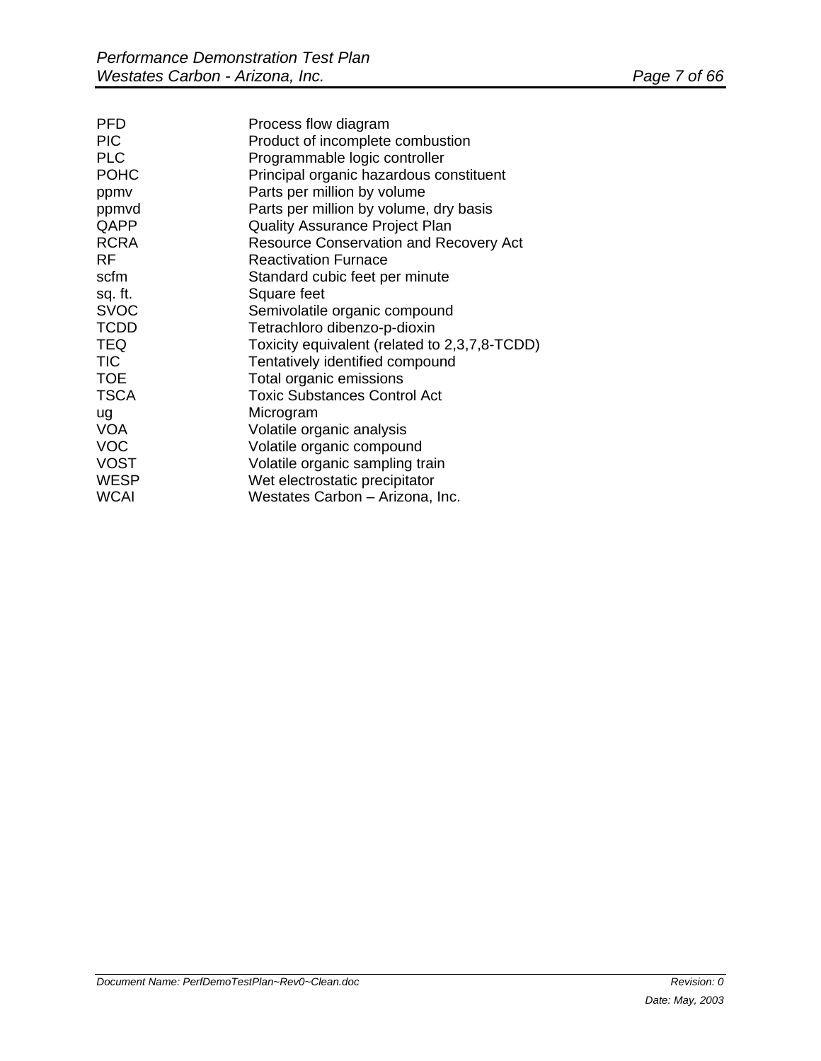| | |
|---|---|
| PFD | Process flow diagram |
| PIC | Product of incomplete combustion |
| PLC | Programmable logic controller |
| POHC | Principal organic hazardous constituent |
| ppmv | Parts per million by volume |
| ppmvd | Parts per million by volume, dry basis |
| QAPP | Quality Assurance Project Plan |
| RCRA | Resource Conservation and Recovery Act |
| RF | Reactivation Furnace |
| scfm | Standard cubic feet per minute |
| sq. ft. | Square feet |
| SVOC | Semivolatile organic compound |
| TCDD | Tetrachloro dibenzo-p-dioxin |
| TEQ | Toxicity equivalent (related to 2,3,7,8-TCDD) |
| TIC | Tentatively identified compound |
| TOE | Total organic emissions |
| TSCA | Toxic Substances Control Act |
| ug | Microgram |
| VOA | Volatile organic analysis |
| VOC | Volatile organic compound |
| VOST | Volatile organic sampling train |
| WESP | Wet electrostatic precipitator |
| WCAI | Westates Carbon – Arizona, Inc. |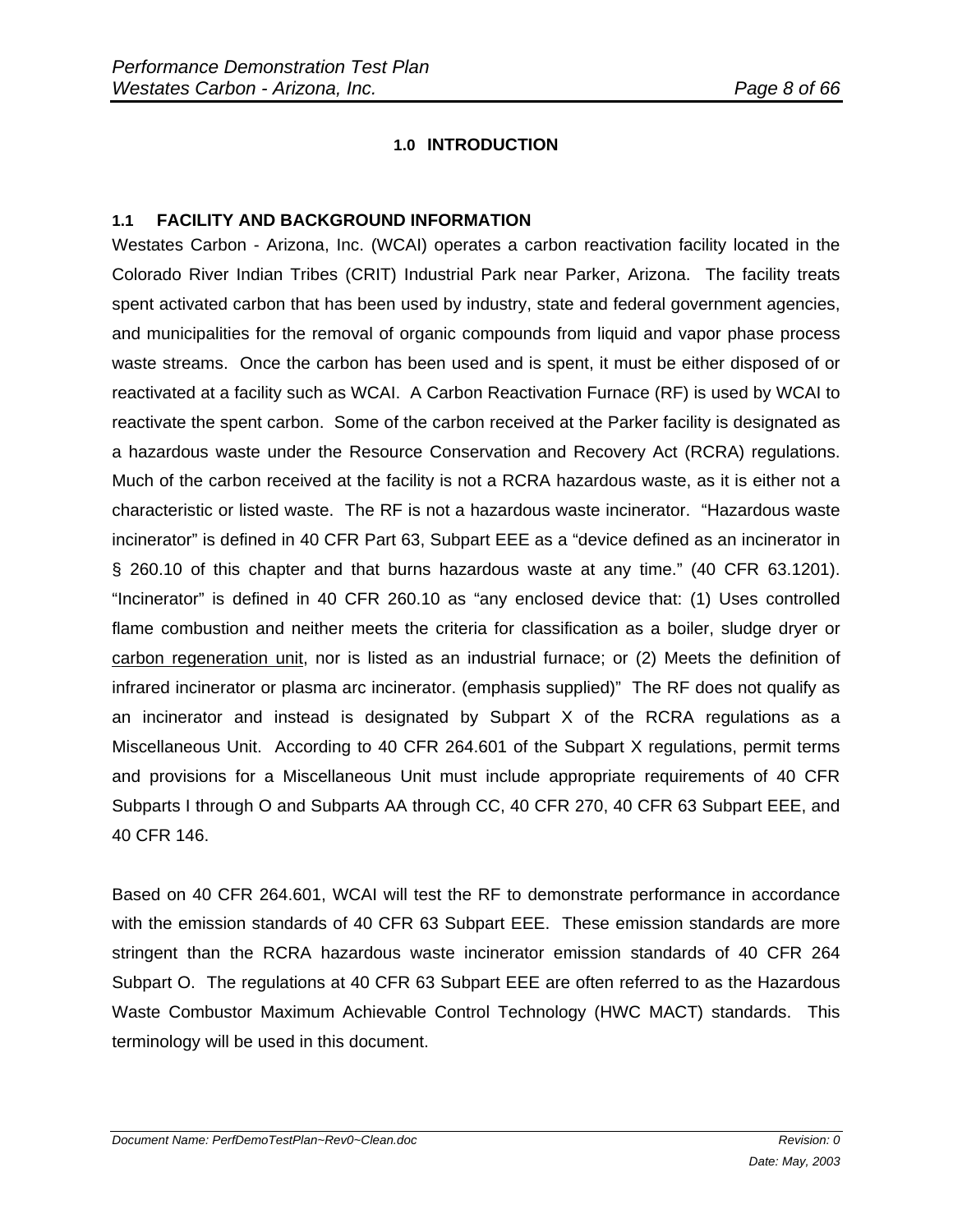# 1.0 INTRODUCTION

## 1.1 FACILITY AND BACKGROUND INFORMATION

Westates Carbon - Arizona, Inc. (WCAI) operates a carbon reactivation facility located in the Colorado River Indian Tribes (CRIT) Industrial Park near Parker, Arizona. The facility treats spent activated carbon that has been used by industry, state and federal government agencies, and municipalities for the removal of organic compounds from liquid and vapor phase process waste streams. Once the carbon has been used and is spent, it must be either disposed of or reactivated at a facility such as WCAI. A Carbon Reactivation Furnace (RF) is used by WCAI to reactivate the spent carbon. Some of the carbon received at the Parker facility is designated as a hazardous waste under the Resource Conservation and Recovery Act (RCRA) regulations. Much of the carbon received at the facility is not a RCRA hazardous waste, as it is either not a characteristic or listed waste. The RF is not a hazardous waste incinerator. "Hazardous waste incinerator" is defined in 40 CFR Part 63, Subpart EEE as a "device defined as an incinerator in § 260.10 of this chapter and that burns hazardous waste at any time." (40 CFR 63.1201). "Incinerator" is defined in 40 CFR 260.10 as "any enclosed device that: (1) Uses controlled flame combustion and neither meets the criteria for classification as a boiler, sludge dryer or <u>carbon regeneration unit</u>, nor is listed as an industrial furnace; or (2) Meets the definition of infrared incinerator or plasma arc incinerator. (emphasis supplied)" The RF does not qualify as an incinerator and instead is designated by Subpart X of the RCRA regulations as a Miscellaneous Unit. According to 40 CFR 264.601 of the Subpart X regulations, permit terms and provisions for a Miscellaneous Unit must include appropriate requirements of 40 CFR Subparts I through O and Subparts AA through CC, 40 CFR 270, 40 CFR 63 Subpart EEE, and 40 CFR 146.

Based on 40 CFR 264.601, WCAI will test the RF to demonstrate performance in accordance with the emission standards of 40 CFR 63 Subpart EEE. These emission standards are more stringent than the RCRA hazardous waste incinerator emission standards of 40 CFR 264 Subpart O. The regulations at 40 CFR 63 Subpart EEE are often referred to as the Hazardous Waste Combustor Maximum Achievable Control Technology (HWC MACT) standards. This terminology will be used in this document.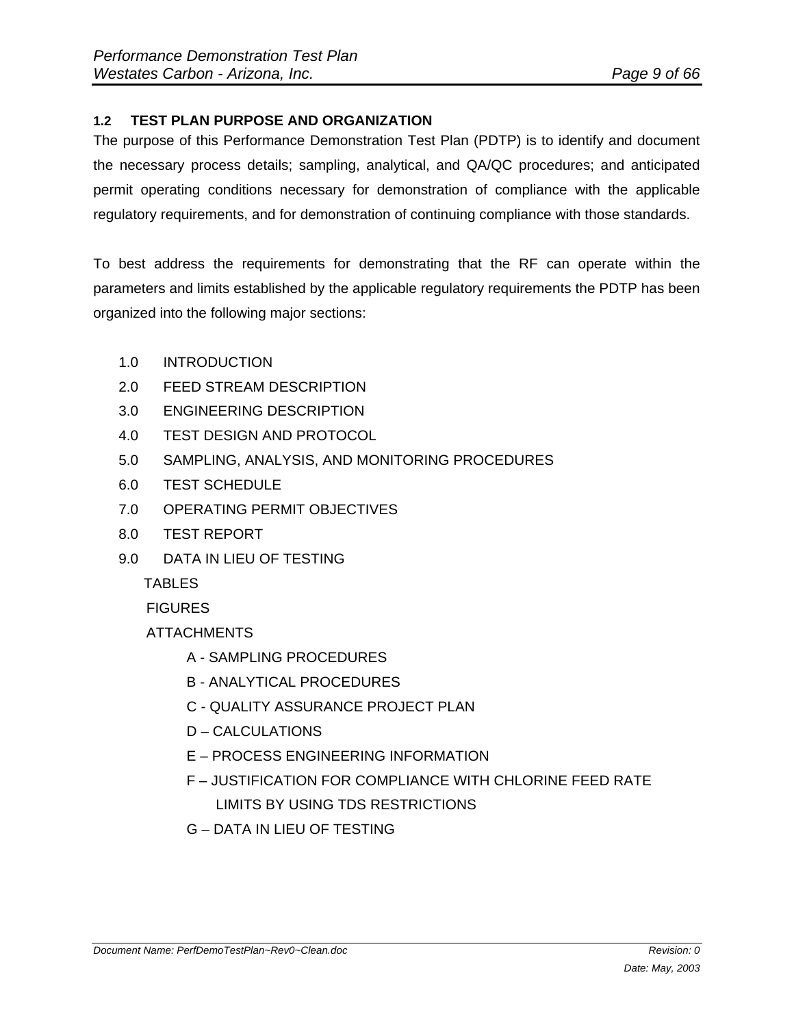### 1.2 TEST PLAN PURPOSE AND ORGANIZATION

The purpose of this Performance Demonstration Test Plan (PDTP) is to identify and document the necessary process details; sampling, analytical, and QA/QC procedures; and anticipated permit operating conditions necessary for demonstration of compliance with the applicable regulatory requirements, and for demonstration of continuing compliance with those standards.

To best address the requirements for demonstrating that the RF can operate within the parameters and limits established by the applicable regulatory requirements the PDTP has been organized into the following major sections:

- 1.0 INTRODUCTION
- 2.0 FEED STREAM DESCRIPTION
- 3.0 ENGINEERING DESCRIPTION
- 4.0 TEST DESIGN AND PROTOCOL
- 5.0 SAMPLING, ANALYSIS, AND MONITORING PROCEDURES
- 6.0 TEST SCHEDULE
- 7.0 OPERATING PERMIT OBJECTIVES
- 8.0 TEST REPORT
- 9.0 DATA IN LIEU OF TESTING
- TABLES
- FIGURES
- ATTACHMENTS
  - A - SAMPLING PROCEDURES
  - B - ANALYTICAL PROCEDURES
  - C - QUALITY ASSURANCE PROJECT PLAN
  - D – CALCULATIONS
  - E – PROCESS ENGINEERING INFORMATION
  - F – JUSTIFICATION FOR COMPLIANCE WITH CHLORINE FEED RATE LIMITS BY USING TDS RESTRICTIONS
  - G – DATA IN LIEU OF TESTING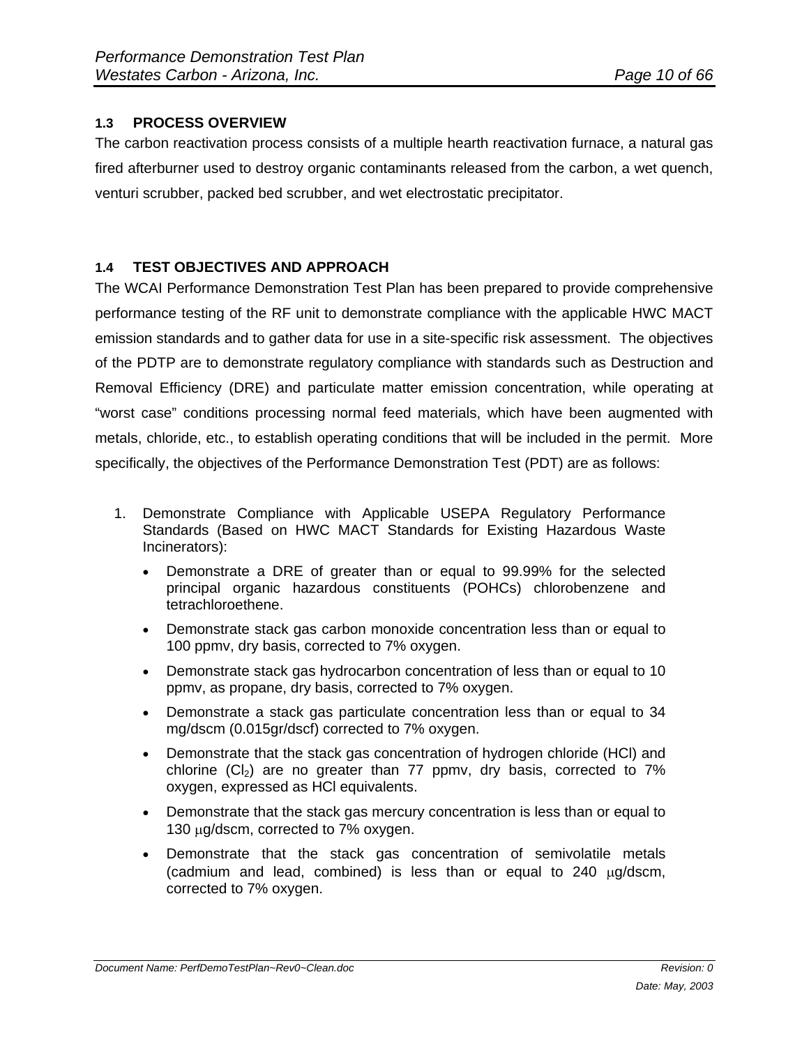### 1.3 PROCESS OVERVIEW

The carbon reactivation process consists of a multiple hearth reactivation furnace, a natural gas fired afterburner used to destroy organic contaminants released from the carbon, a wet quench, venturi scrubber, packed bed scrubber, and wet electrostatic precipitator.

### 1.4 TEST OBJECTIVES AND APPROACH

The WCAI Performance Demonstration Test Plan has been prepared to provide comprehensive performance testing of the RF unit to demonstrate compliance with the applicable HWC MACT emission standards and to gather data for use in a site-specific risk assessment. The objectives of the PDTP are to demonstrate regulatory compliance with standards such as Destruction and Removal Efficiency (DRE) and particulate matter emission concentration, while operating at "worst case" conditions processing normal feed materials, which have been augmented with metals, chloride, etc., to establish operating conditions that will be included in the permit. More specifically, the objectives of the Performance Demonstration Test (PDT) are as follows:

1. Demonstrate Compliance with Applicable USEPA Regulatory Performance Standards (Based on HWC MACT Standards for Existing Hazardous Waste Incinerators):
   - Demonstrate a DRE of greater than or equal to 99.99% for the selected principal organic hazardous constituents (POHCs) chlorobenzene and tetrachloroethene.
   - Demonstrate stack gas carbon monoxide concentration less than or equal to 100 ppmv, dry basis, corrected to 7% oxygen.
   - Demonstrate stack gas hydrocarbon concentration of less than or equal to 10 ppmv, as propane, dry basis, corrected to 7% oxygen.
   - Demonstrate a stack gas particulate concentration less than or equal to 34 mg/dscm (0.015gr/dscf) corrected to 7% oxygen.
   - Demonstrate that the stack gas concentration of hydrogen chloride (HCl) and chlorine ($Cl_2$) are no greater than 77 ppmv, dry basis, corrected to 7% oxygen, expressed as HCl equivalents.
   - Demonstrate that the stack gas mercury concentration is less than or equal to 130 $\mu$g/dscm, corrected to 7% oxygen.
   - Demonstrate that the stack gas concentration of semivolatile metals (cadmium and lead, combined) is less than or equal to 240 $\mu$g/dscm, corrected to 7% oxygen.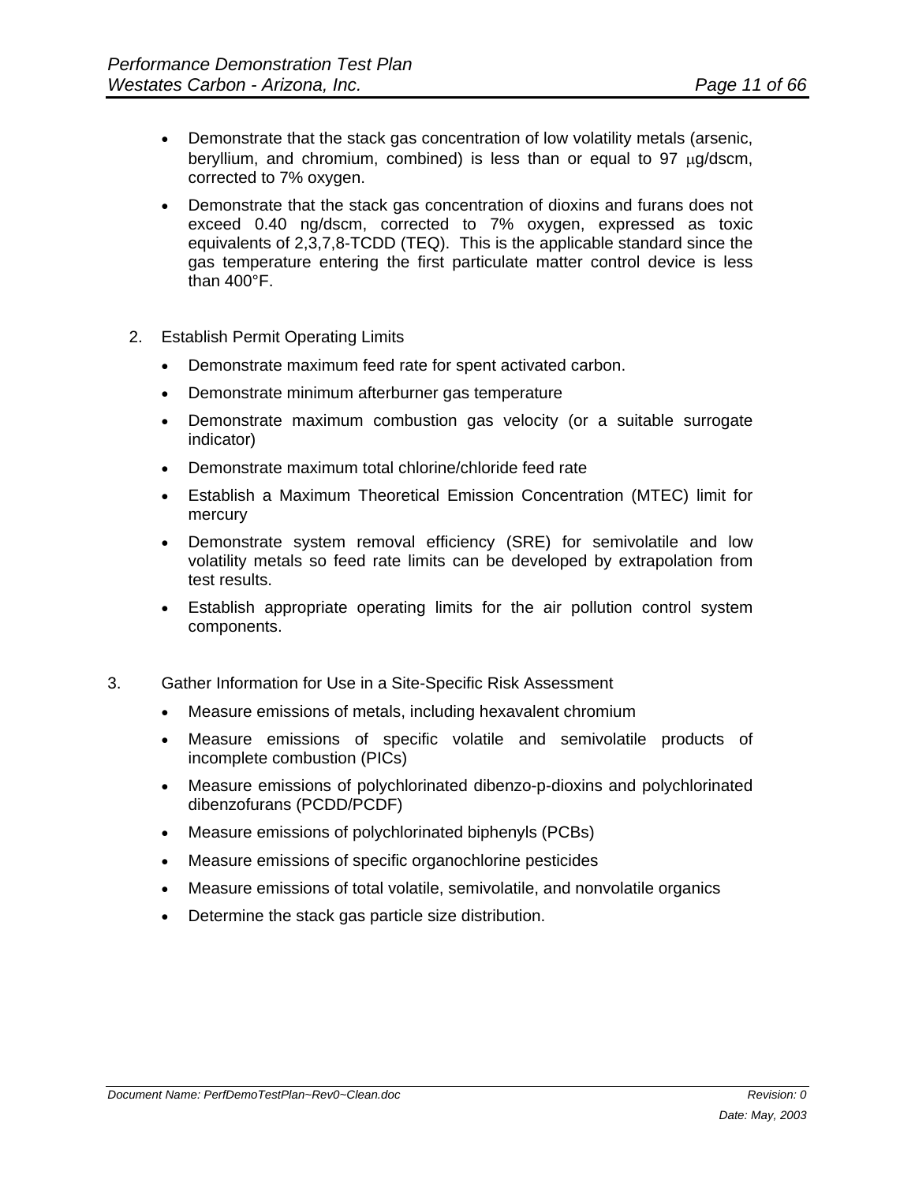- Demonstrate that the stack gas concentration of low volatility metals (arsenic, beryllium, and chromium, combined) is less than or equal to 97 μg/dscm, corrected to 7% oxygen.
- Demonstrate that the stack gas concentration of dioxins and furans does not exceed 0.40 ng/dscm, corrected to 7% oxygen, expressed as toxic equivalents of 2,3,7,8-TCDD (TEQ). This is the applicable standard since the gas temperature entering the first particulate matter control device is less than 400°F.

2. Establish Permit Operating Limits

   - Demonstrate maximum feed rate for spent activated carbon.
   - Demonstrate minimum afterburner gas temperature
   - Demonstrate maximum combustion gas velocity (or a suitable surrogate indicator)
   - Demonstrate maximum total chlorine/chloride feed rate
   - Establish a Maximum Theoretical Emission Concentration (MTEC) limit for mercury
   - Demonstrate system removal efficiency (SRE) for semivolatile and low volatility metals so feed rate limits can be developed by extrapolation from test results.
   - Establish appropriate operating limits for the air pollution control system components.

3. Gather Information for Use in a Site-Specific Risk Assessment

   - Measure emissions of metals, including hexavalent chromium
   - Measure emissions of specific volatile and semivolatile products of incomplete combustion (PICs)
   - Measure emissions of polychlorinated dibenzo-p-dioxins and polychlorinated dibenzofurans (PCDD/PCDF)
   - Measure emissions of polychlorinated biphenyls (PCBs)
   - Measure emissions of specific organochlorine pesticides
   - Measure emissions of total volatile, semivolatile, and nonvolatile organics
   - Determine the stack gas particle size distribution.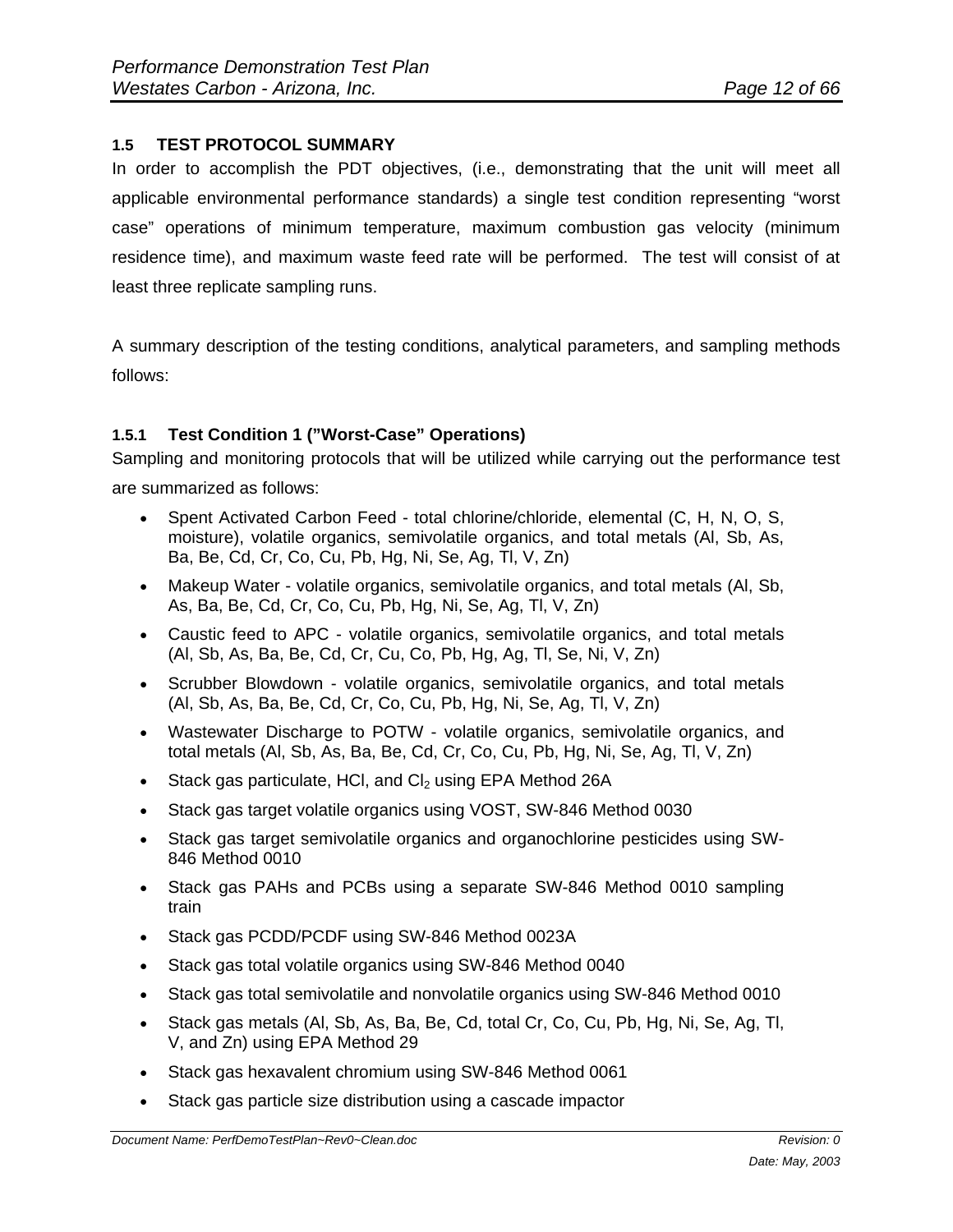### 1.5 TEST PROTOCOL SUMMARY

In order to accomplish the PDT objectives, (i.e., demonstrating that the unit will meet all applicable environmental performance standards) a single test condition representing “worst case” operations of minimum temperature, maximum combustion gas velocity (minimum residence time), and maximum waste feed rate will be performed. The test will consist of at least three replicate sampling runs.

A summary description of the testing conditions, analytical parameters, and sampling methods follows:

#### 1.5.1 Test Condition 1 (”Worst-Case” Operations)

Sampling and monitoring protocols that will be utilized while carrying out the performance test are summarized as follows:

- Spent Activated Carbon Feed - total chlorine/chloride, elemental (C, H, N, O, S, moisture), volatile organics, semivolatile organics, and total metals (Al, Sb, As, Ba, Be, Cd, Cr, Co, Cu, Pb, Hg, Ni, Se, Ag, Tl, V, Zn)
- Makeup Water - volatile organics, semivolatile organics, and total metals (Al, Sb, As, Ba, Be, Cd, Cr, Co, Cu, Pb, Hg, Ni, Se, Ag, Tl, V, Zn)
- Caustic feed to APC - volatile organics, semivolatile organics, and total metals (Al, Sb, As, Ba, Be, Cd, Cr, Cu, Co, Pb, Hg, Ag, Tl, Se, Ni, V, Zn)
- Scrubber Blowdown - volatile organics, semivolatile organics, and total metals (Al, Sb, As, Ba, Be, Cd, Cr, Co, Cu, Pb, Hg, Ni, Se, Ag, Tl, V, Zn)
- Wastewater Discharge to POTW - volatile organics, semivolatile organics, and total metals (Al, Sb, As, Ba, Be, Cd, Cr, Co, Cu, Pb, Hg, Ni, Se, Ag, Tl, V, Zn)
- Stack gas particulate, HCl, and $Cl_2$ using EPA Method 26A
- Stack gas target volatile organics using VOST, SW-846 Method 0030
- Stack gas target semivolatile organics and organochlorine pesticides using SW-846 Method 0010
- Stack gas PAHs and PCBs using a separate SW-846 Method 0010 sampling train
- Stack gas PCDD/PCDF using SW-846 Method 0023A
- Stack gas total volatile organics using SW-846 Method 0040
- Stack gas total semivolatile and nonvolatile organics using SW-846 Method 0010
- Stack gas metals (Al, Sb, As, Ba, Be, Cd, total Cr, Co, Cu, Pb, Hg, Ni, Se, Ag, Tl, V, and Zn) using EPA Method 29
- Stack gas hexavalent chromium using SW-846 Method 0061
- Stack gas particle size distribution using a cascade impactor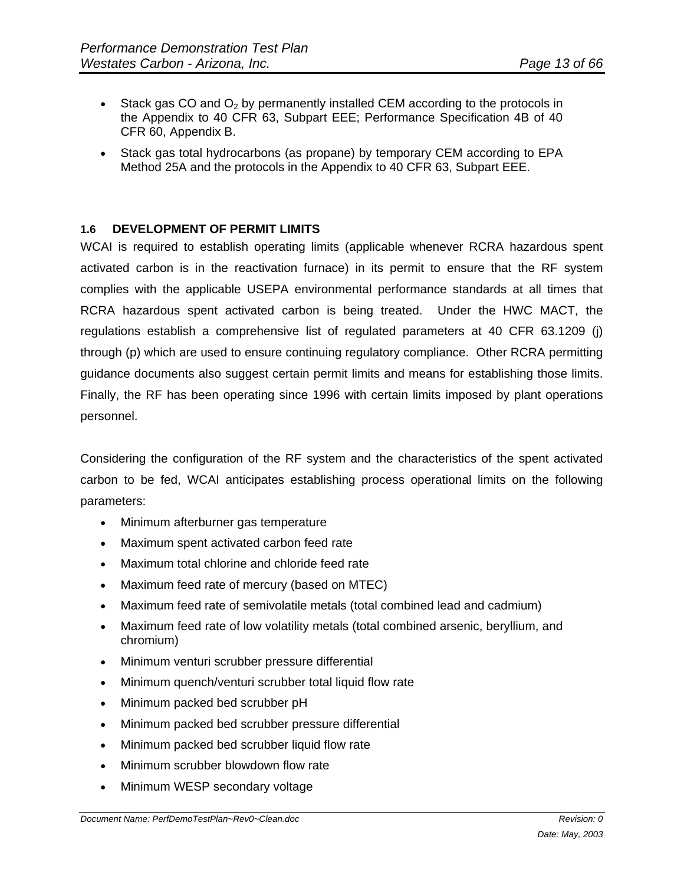- Stack gas CO and $O_2$ by permanently installed CEM according to the protocols in the Appendix to 40 CFR 63, Subpart EEE; Performance Specification 4B of 40 CFR 60, Appendix B.
- Stack gas total hydrocarbons (as propane) by temporary CEM according to EPA Method 25A and the protocols in the Appendix to 40 CFR 63, Subpart EEE.

### 1.6 DEVELOPMENT OF PERMIT LIMITS

WCAI is required to establish operating limits (applicable whenever RCRA hazardous spent activated carbon is in the reactivation furnace) in its permit to ensure that the RF system complies with the applicable USEPA environmental performance standards at all times that RCRA hazardous spent activated carbon is being treated. Under the HWC MACT, the regulations establish a comprehensive list of regulated parameters at 40 CFR 63.1209 (j) through (p) which are used to ensure continuing regulatory compliance. Other RCRA permitting guidance documents also suggest certain permit limits and means for establishing those limits. Finally, the RF has been operating since 1996 with certain limits imposed by plant operations personnel.

Considering the configuration of the RF system and the characteristics of the spent activated carbon to be fed, WCAI anticipates establishing process operational limits on the following parameters:

- Minimum afterburner gas temperature
- Maximum spent activated carbon feed rate
- Maximum total chlorine and chloride feed rate
- Maximum feed rate of mercury (based on MTEC)
- Maximum feed rate of semivolatile metals (total combined lead and cadmium)
- Maximum feed rate of low volatility metals (total combined arsenic, beryllium, and chromium)
- Minimum venturi scrubber pressure differential
- Minimum quench/venturi scrubber total liquid flow rate
- Minimum packed bed scrubber pH
- Minimum packed bed scrubber pressure differential
- Minimum packed bed scrubber liquid flow rate
- Minimum scrubber blowdown flow rate
- Minimum WESP secondary voltage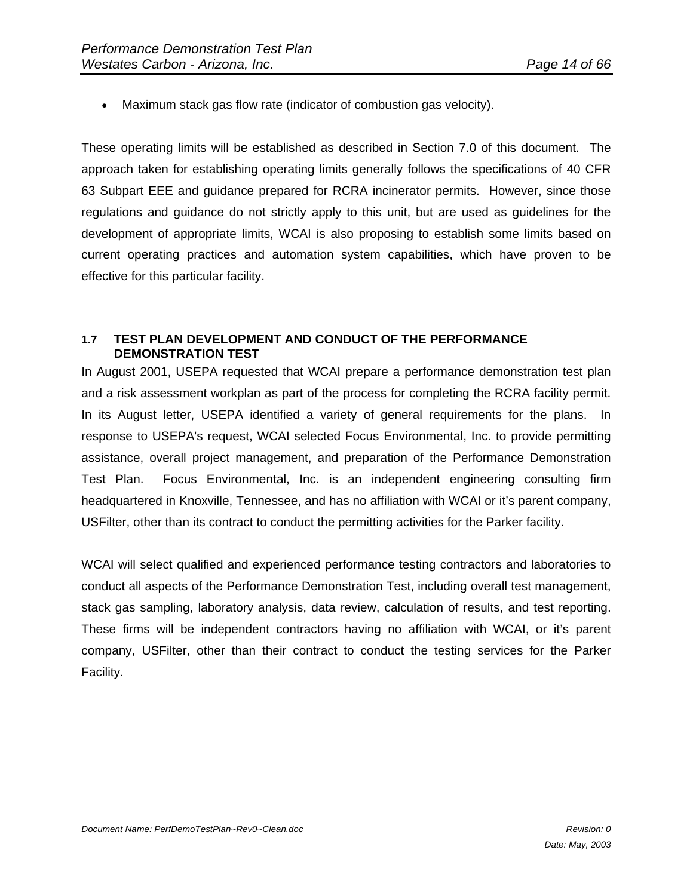- Maximum stack gas flow rate (indicator of combustion gas velocity).

These operating limits will be established as described in Section 7.0 of this document. The approach taken for establishing operating limits generally follows the specifications of 40 CFR 63 Subpart EEE and guidance prepared for RCRA incinerator permits. However, since those regulations and guidance do not strictly apply to this unit, but are used as guidelines for the development of appropriate limits, WCAI is also proposing to establish some limits based on current operating practices and automation system capabilities, which have proven to be effective for this particular facility.

### 1.7 TEST PLAN DEVELOPMENT AND CONDUCT OF THE PERFORMANCE DEMONSTRATION TEST

In August 2001, USEPA requested that WCAI prepare a performance demonstration test plan and a risk assessment workplan as part of the process for completing the RCRA facility permit. In its August letter, USEPA identified a variety of general requirements for the plans. In response to USEPA's request, WCAI selected Focus Environmental, Inc. to provide permitting assistance, overall project management, and preparation of the Performance Demonstration Test Plan. Focus Environmental, Inc. is an independent engineering consulting firm headquartered in Knoxville, Tennessee, and has no affiliation with WCAI or it's parent company, USFilter, other than its contract to conduct the permitting activities for the Parker facility.

WCAI will select qualified and experienced performance testing contractors and laboratories to conduct all aspects of the Performance Demonstration Test, including overall test management, stack gas sampling, laboratory analysis, data review, calculation of results, and test reporting. These firms will be independent contractors having no affiliation with WCAI, or it's parent company, USFilter, other than their contract to conduct the testing services for the Parker Facility.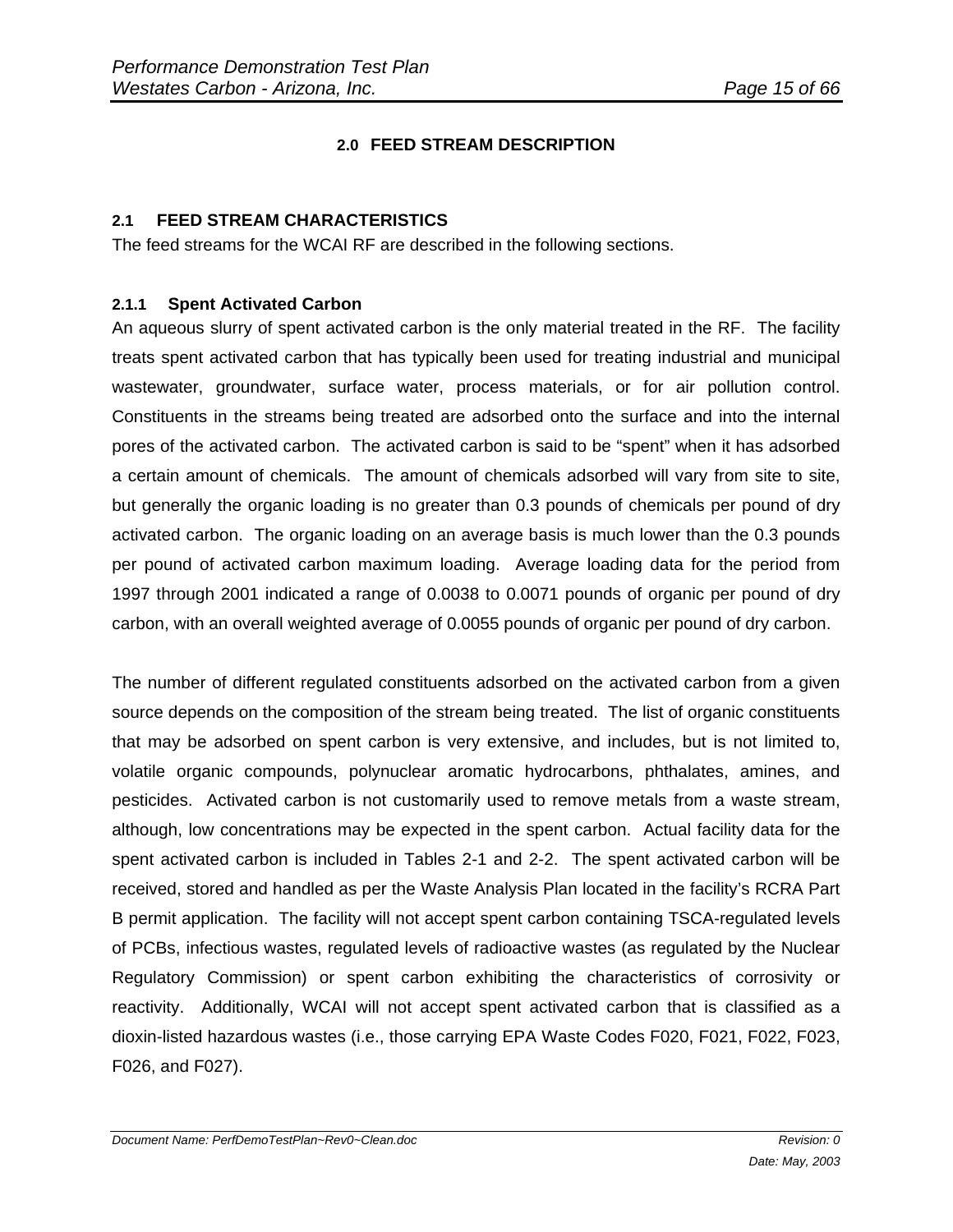# 2.0 FEED STREAM DESCRIPTION

## 2.1 FEED STREAM CHARACTERISTICS

The feed streams for the WCAI RF are described in the following sections.

### 2.1.1 Spent Activated Carbon

An aqueous slurry of spent activated carbon is the only material treated in the RF. The facility treats spent activated carbon that has typically been used for treating industrial and municipal wastewater, groundwater, surface water, process materials, or for air pollution control. Constituents in the streams being treated are adsorbed onto the surface and into the internal pores of the activated carbon. The activated carbon is said to be "spent" when it has adsorbed a certain amount of chemicals. The amount of chemicals adsorbed will vary from site to site, but generally the organic loading is no greater than 0.3 pounds of chemicals per pound of dry activated carbon. The organic loading on an average basis is much lower than the 0.3 pounds per pound of activated carbon maximum loading. Average loading data for the period from 1997 through 2001 indicated a range of 0.0038 to 0.0071 pounds of organic per pound of dry carbon, with an overall weighted average of 0.0055 pounds of organic per pound of dry carbon.

The number of different regulated constituents adsorbed on the activated carbon from a given source depends on the composition of the stream being treated. The list of organic constituents that may be adsorbed on spent carbon is very extensive, and includes, but is not limited to, volatile organic compounds, polynuclear aromatic hydrocarbons, phthalates, amines, and pesticides. Activated carbon is not customarily used to remove metals from a waste stream, although, low concentrations may be expected in the spent carbon. Actual facility data for the spent activated carbon is included in Tables 2-1 and 2-2. The spent activated carbon will be received, stored and handled as per the Waste Analysis Plan located in the facility's RCRA Part B permit application. The facility will not accept spent carbon containing TSCA-regulated levels of PCBs, infectious wastes, regulated levels of radioactive wastes (as regulated by the Nuclear Regulatory Commission) or spent carbon exhibiting the characteristics of corrosivity or reactivity. Additionally, WCAI will not accept spent activated carbon that is classified as a dioxin-listed hazardous wastes (i.e., those carrying EPA Waste Codes F020, F021, F022, F023, F026, and F027).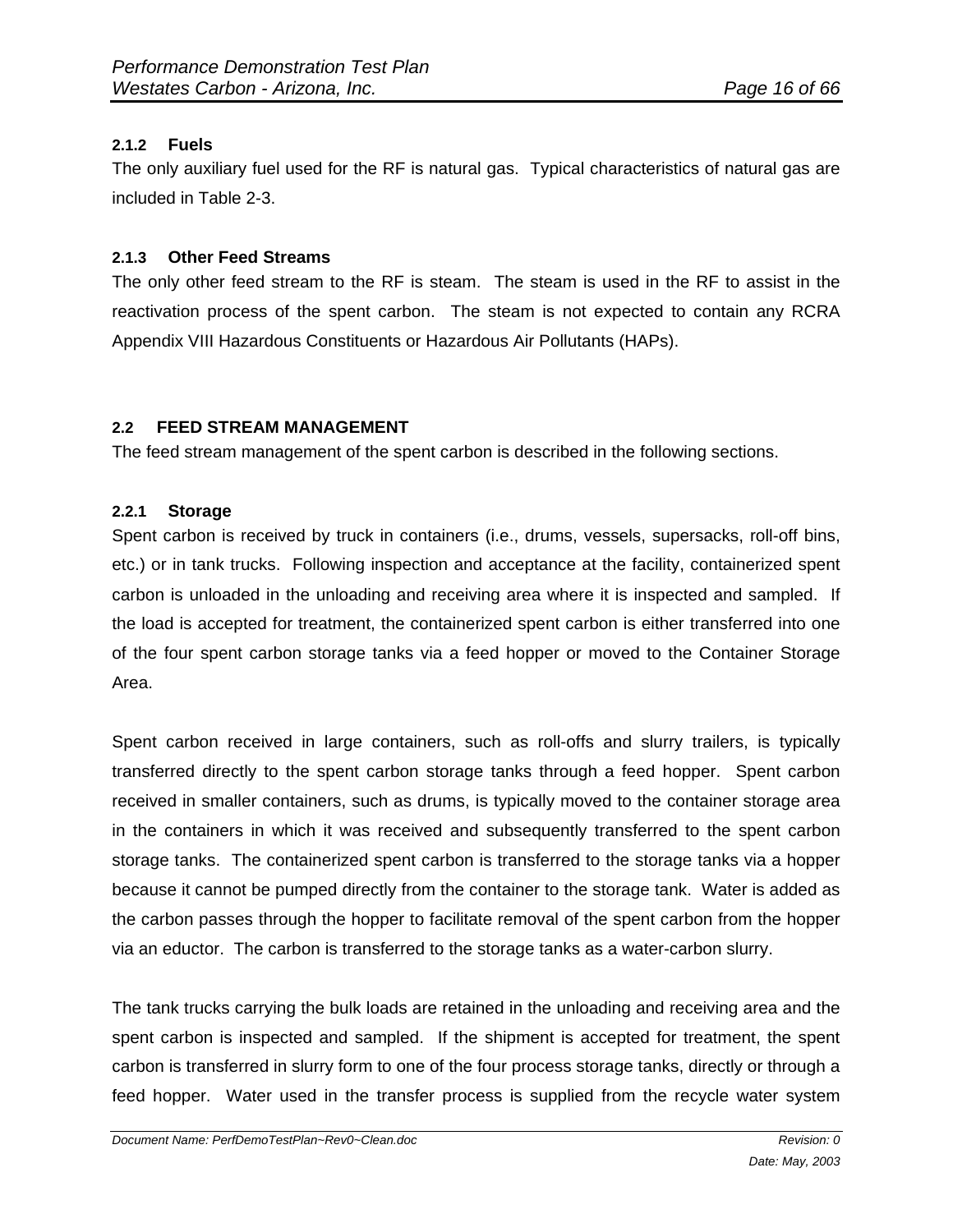#### 2.1.2 Fuels

The only auxiliary fuel used for the RF is natural gas. Typical characteristics of natural gas are included in Table 2-3.

#### 2.1.3 Other Feed Streams

The only other feed stream to the RF is steam. The steam is used in the RF to assist in the reactivation process of the spent carbon. The steam is not expected to contain any RCRA Appendix VIII Hazardous Constituents or Hazardous Air Pollutants (HAPs).

### 2.2 FEED STREAM MANAGEMENT

The feed stream management of the spent carbon is described in the following sections.

#### 2.2.1 Storage

Spent carbon is received by truck in containers (i.e., drums, vessels, supersacks, roll-off bins, etc.) or in tank trucks. Following inspection and acceptance at the facility, containerized spent carbon is unloaded in the unloading and receiving area where it is inspected and sampled. If the load is accepted for treatment, the containerized spent carbon is either transferred into one of the four spent carbon storage tanks via a feed hopper or moved to the Container Storage Area.

Spent carbon received in large containers, such as roll-offs and slurry trailers, is typically transferred directly to the spent carbon storage tanks through a feed hopper. Spent carbon received in smaller containers, such as drums, is typically moved to the container storage area in the containers in which it was received and subsequently transferred to the spent carbon storage tanks. The containerized spent carbon is transferred to the storage tanks via a hopper because it cannot be pumped directly from the container to the storage tank. Water is added as the carbon passes through the hopper to facilitate removal of the spent carbon from the hopper via an eductor. The carbon is transferred to the storage tanks as a water-carbon slurry.

The tank trucks carrying the bulk loads are retained in the unloading and receiving area and the spent carbon is inspected and sampled. If the shipment is accepted for treatment, the spent carbon is transferred in slurry form to one of the four process storage tanks, directly or through a feed hopper. Water used in the transfer process is supplied from the recycle water system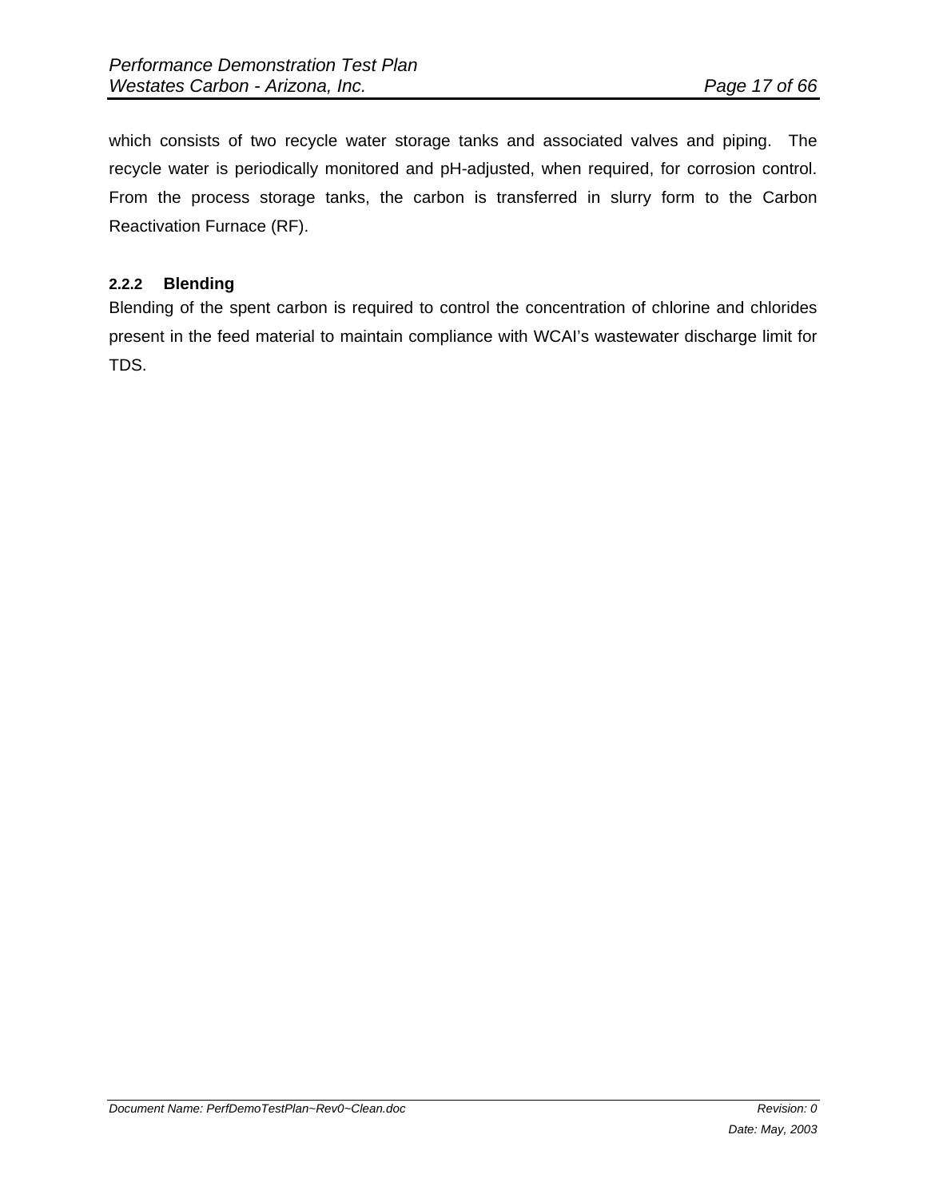which consists of two recycle water storage tanks and associated valves and piping. The recycle water is periodically monitored and pH-adjusted, when required, for corrosion control. From the process storage tanks, the carbon is transferred in slurry form to the Carbon Reactivation Furnace (RF).

#### 2.2.2 Blending

Blending of the spent carbon is required to control the concentration of chlorine and chlorides present in the feed material to maintain compliance with WCAI's wastewater discharge limit for TDS.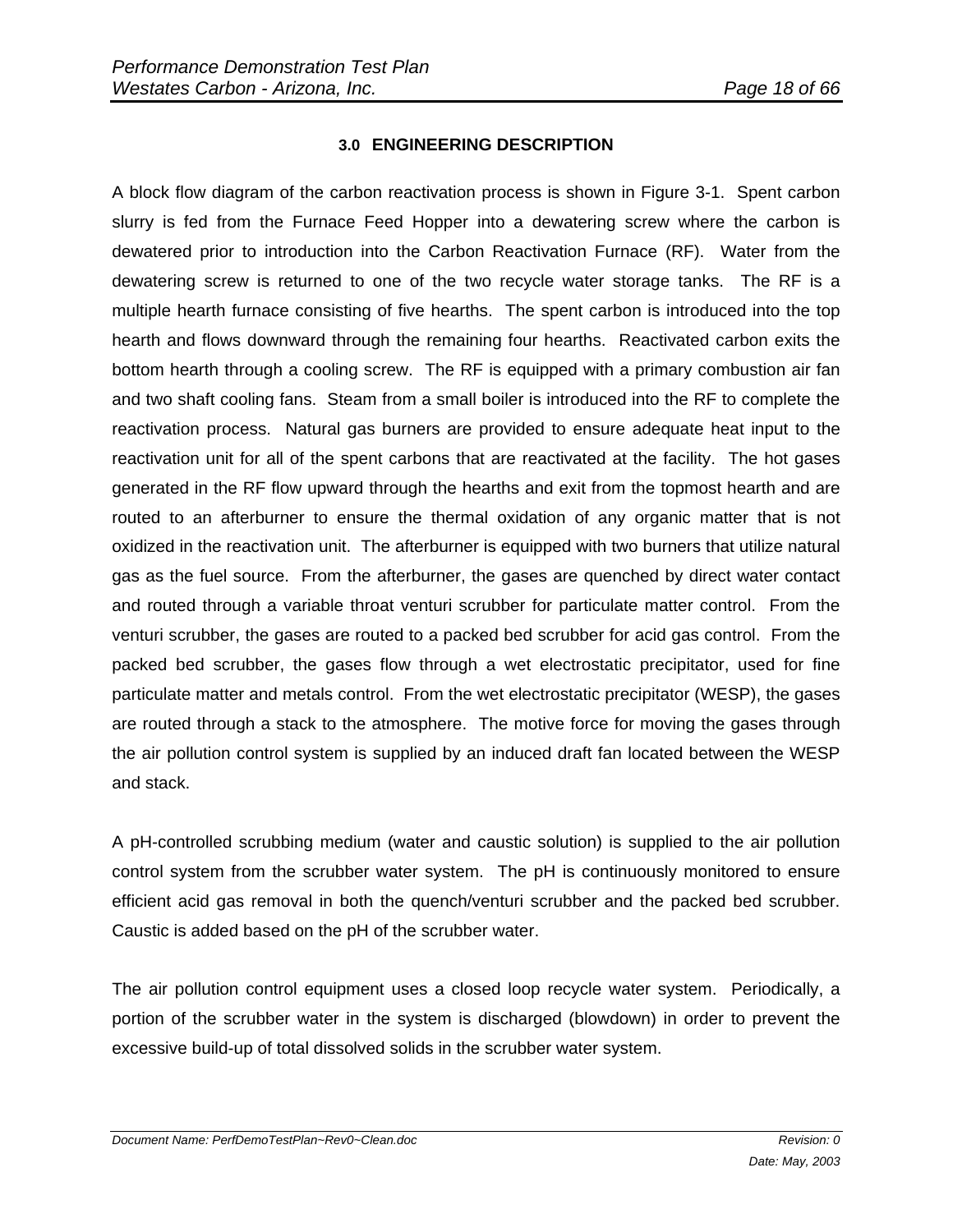# 3.0 ENGINEERING DESCRIPTION

A block flow diagram of the carbon reactivation process is shown in Figure 3-1. Spent carbon slurry is fed from the Furnace Feed Hopper into a dewatering screw where the carbon is dewatered prior to introduction into the Carbon Reactivation Furnace (RF). Water from the dewatering screw is returned to one of the two recycle water storage tanks. The RF is a multiple hearth furnace consisting of five hearths. The spent carbon is introduced into the top hearth and flows downward through the remaining four hearths. Reactivated carbon exits the bottom hearth through a cooling screw. The RF is equipped with a primary combustion air fan and two shaft cooling fans. Steam from a small boiler is introduced into the RF to complete the reactivation process. Natural gas burners are provided to ensure adequate heat input to the reactivation unit for all of the spent carbons that are reactivated at the facility. The hot gases generated in the RF flow upward through the hearths and exit from the topmost hearth and are routed to an afterburner to ensure the thermal oxidation of any organic matter that is not oxidized in the reactivation unit. The afterburner is equipped with two burners that utilize natural gas as the fuel source. From the afterburner, the gases are quenched by direct water contact and routed through a variable throat venturi scrubber for particulate matter control. From the venturi scrubber, the gases are routed to a packed bed scrubber for acid gas control. From the packed bed scrubber, the gases flow through a wet electrostatic precipitator, used for fine particulate matter and metals control. From the wet electrostatic precipitator (WESP), the gases are routed through a stack to the atmosphere. The motive force for moving the gases through the air pollution control system is supplied by an induced draft fan located between the WESP and stack.

A pH-controlled scrubbing medium (water and caustic solution) is supplied to the air pollution control system from the scrubber water system. The pH is continuously monitored to ensure efficient acid gas removal in both the quench/venturi scrubber and the packed bed scrubber. Caustic is added based on the pH of the scrubber water.

The air pollution control equipment uses a closed loop recycle water system. Periodically, a portion of the scrubber water in the system is discharged (blowdown) in order to prevent the excessive build-up of total dissolved solids in the scrubber water system.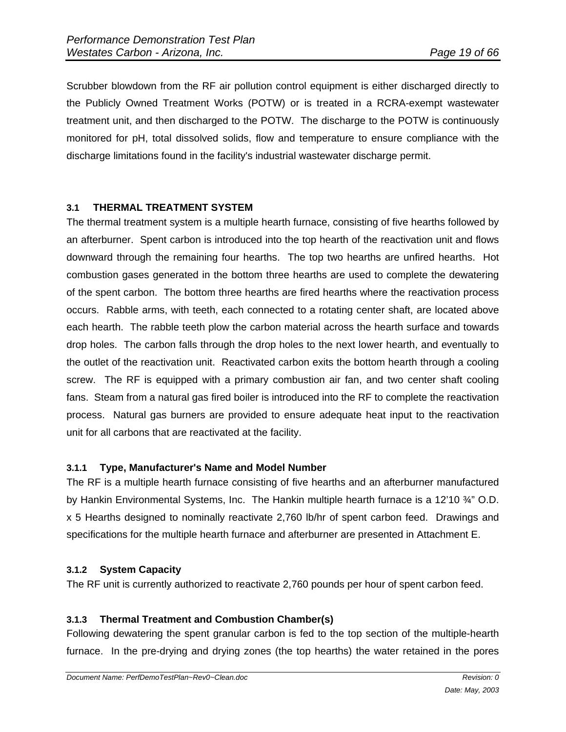Scrubber blowdown from the RF air pollution control equipment is either discharged directly to the Publicly Owned Treatment Works (POTW) or is treated in a RCRA-exempt wastewater treatment unit, and then discharged to the POTW. The discharge to the POTW is continuously monitored for pH, total dissolved solids, flow and temperature to ensure compliance with the discharge limitations found in the facility's industrial wastewater discharge permit.

### 3.1 THERMAL TREATMENT SYSTEM

The thermal treatment system is a multiple hearth furnace, consisting of five hearths followed by an afterburner. Spent carbon is introduced into the top hearth of the reactivation unit and flows downward through the remaining four hearths. The top two hearths are unfired hearths. Hot combustion gases generated in the bottom three hearths are used to complete the dewatering of the spent carbon. The bottom three hearths are fired hearths where the reactivation process occurs. Rabble arms, with teeth, each connected to a rotating center shaft, are located above each hearth. The rabble teeth plow the carbon material across the hearth surface and towards drop holes. The carbon falls through the drop holes to the next lower hearth, and eventually to the outlet of the reactivation unit. Reactivated carbon exits the bottom hearth through a cooling screw. The RF is equipped with a primary combustion air fan, and two center shaft cooling fans. Steam from a natural gas fired boiler is introduced into the RF to complete the reactivation process. Natural gas burners are provided to ensure adequate heat input to the reactivation unit for all carbons that are reactivated at the facility.

#### 3.1.1 Type, Manufacturer's Name and Model Number

The RF is a multiple hearth furnace consisting of five hearths and an afterburner manufactured by Hankin Environmental Systems, Inc. The Hankin multiple hearth furnace is a 12'10 ¾" O.D. x 5 Hearths designed to nominally reactivate 2,760 lb/hr of spent carbon feed. Drawings and specifications for the multiple hearth furnace and afterburner are presented in Attachment E.

#### 3.1.2 System Capacity

The RF unit is currently authorized to reactivate 2,760 pounds per hour of spent carbon feed.

#### 3.1.3 Thermal Treatment and Combustion Chamber(s)

Following dewatering the spent granular carbon is fed to the top section of the multiple-hearth furnace. In the pre-drying and drying zones (the top hearths) the water retained in the pores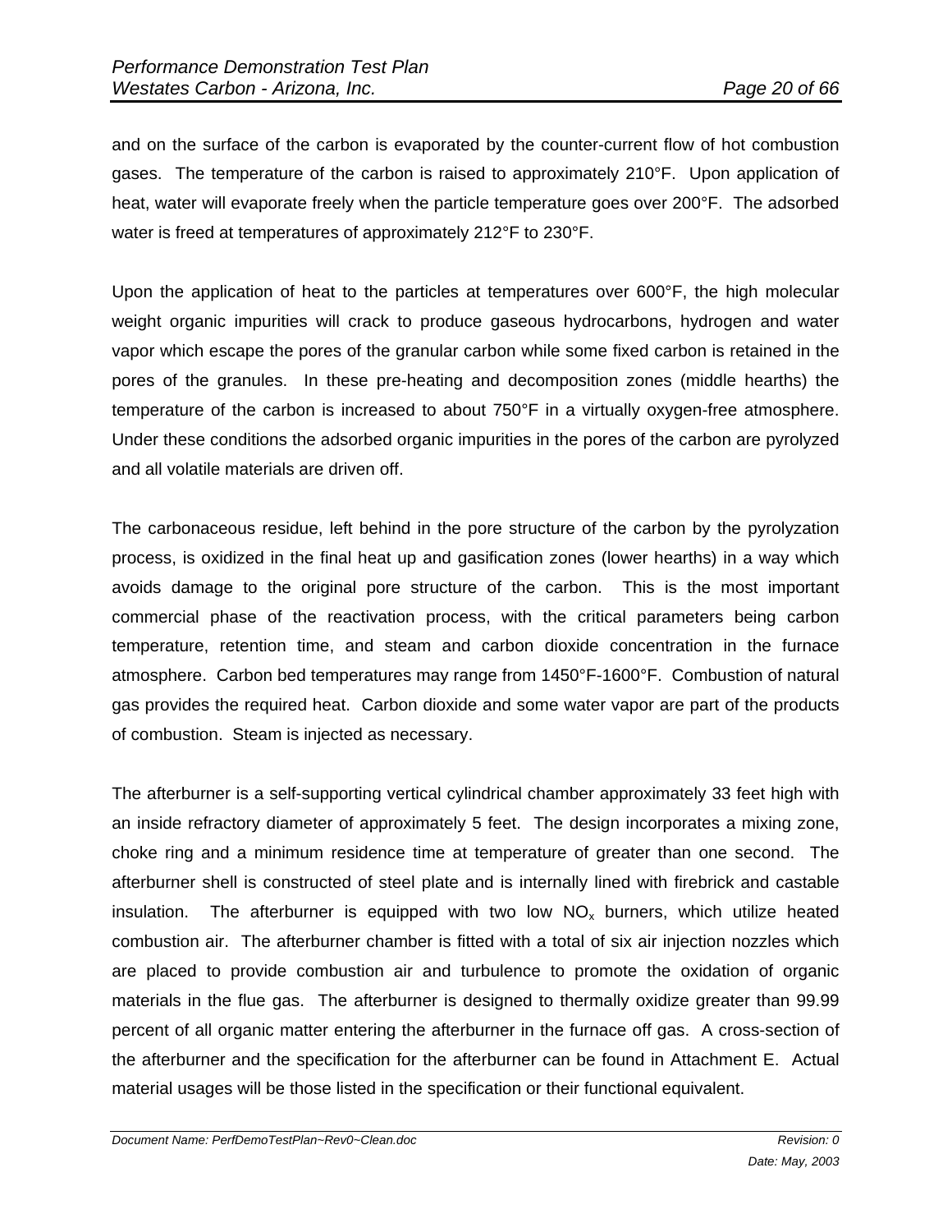and on the surface of the carbon is evaporated by the counter-current flow of hot combustion gases. The temperature of the carbon is raised to approximately 210°F. Upon application of heat, water will evaporate freely when the particle temperature goes over 200°F. The adsorbed water is freed at temperatures of approximately 212°F to 230°F.

Upon the application of heat to the particles at temperatures over 600°F, the high molecular weight organic impurities will crack to produce gaseous hydrocarbons, hydrogen and water vapor which escape the pores of the granular carbon while some fixed carbon is retained in the pores of the granules. In these pre-heating and decomposition zones (middle hearths) the temperature of the carbon is increased to about 750°F in a virtually oxygen-free atmosphere. Under these conditions the adsorbed organic impurities in the pores of the carbon are pyrolyzed and all volatile materials are driven off.

The carbonaceous residue, left behind in the pore structure of the carbon by the pyrolyzation process, is oxidized in the final heat up and gasification zones (lower hearths) in a way which avoids damage to the original pore structure of the carbon. This is the most important commercial phase of the reactivation process, with the critical parameters being carbon temperature, retention time, and steam and carbon dioxide concentration in the furnace atmosphere. Carbon bed temperatures may range from 1450°F-1600°F. Combustion of natural gas provides the required heat. Carbon dioxide and some water vapor are part of the products of combustion. Steam is injected as necessary.

The afterburner is a self-supporting vertical cylindrical chamber approximately 33 feet high with an inside refractory diameter of approximately 5 feet. The design incorporates a mixing zone, choke ring and a minimum residence time at temperature of greater than one second. The afterburner shell is constructed of steel plate and is internally lined with firebrick and castable insulation. The afterburner is equipped with two low $NO_x$ burners, which utilize heated combustion air. The afterburner chamber is fitted with a total of six air injection nozzles which are placed to provide combustion air and turbulence to promote the oxidation of organic materials in the flue gas. The afterburner is designed to thermally oxidize greater than 99.99 percent of all organic matter entering the afterburner in the furnace off gas. A cross-section of the afterburner and the specification for the afterburner can be found in Attachment E. Actual material usages will be those listed in the specification or their functional equivalent.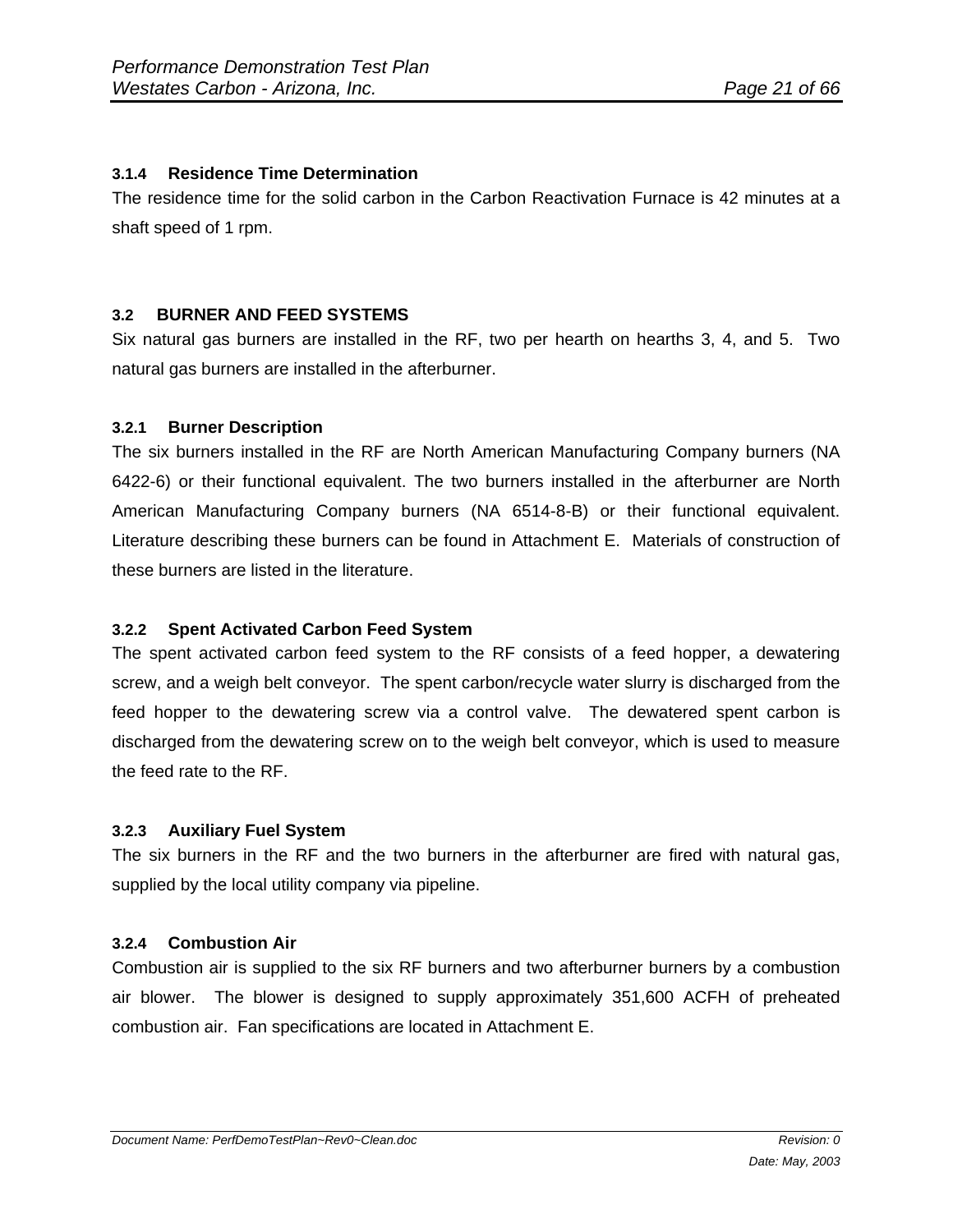#### 3.1.4 Residence Time Determination

The residence time for the solid carbon in the Carbon Reactivation Furnace is 42 minutes at a shaft speed of 1 rpm.

### 3.2 BURNER AND FEED SYSTEMS

Six natural gas burners are installed in the RF, two per hearth on hearths 3, 4, and 5. Two natural gas burners are installed in the afterburner.

#### 3.2.1 Burner Description

The six burners installed in the RF are North American Manufacturing Company burners (NA 6422-6) or their functional equivalent. The two burners installed in the afterburner are North American Manufacturing Company burners (NA 6514-8-B) or their functional equivalent. Literature describing these burners can be found in Attachment E. Materials of construction of these burners are listed in the literature.

#### 3.2.2 Spent Activated Carbon Feed System

The spent activated carbon feed system to the RF consists of a feed hopper, a dewatering screw, and a weigh belt conveyor. The spent carbon/recycle water slurry is discharged from the feed hopper to the dewatering screw via a control valve. The dewatered spent carbon is discharged from the dewatering screw on to the weigh belt conveyor, which is used to measure the feed rate to the RF.

#### 3.2.3 Auxiliary Fuel System

The six burners in the RF and the two burners in the afterburner are fired with natural gas, supplied by the local utility company via pipeline.

#### 3.2.4 Combustion Air

Combustion air is supplied to the six RF burners and two afterburner burners by a combustion air blower. The blower is designed to supply approximately 351,600 ACFH of preheated combustion air. Fan specifications are located in Attachment E.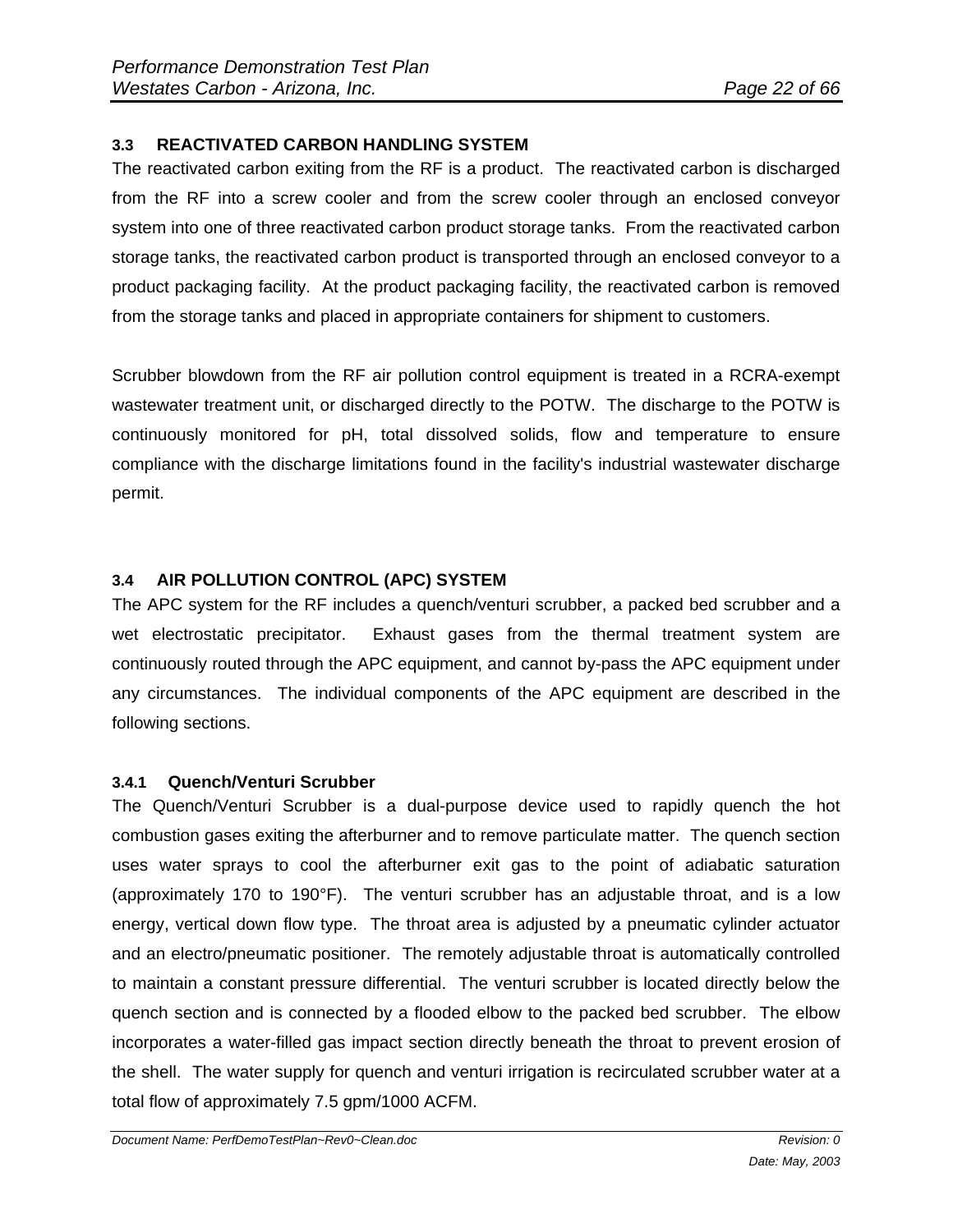## 3.3 REACTIVATED CARBON HANDLING SYSTEM

The reactivated carbon exiting from the RF is a product. The reactivated carbon is discharged from the RF into a screw cooler and from the screw cooler through an enclosed conveyor system into one of three reactivated carbon product storage tanks. From the reactivated carbon storage tanks, the reactivated carbon product is transported through an enclosed conveyor to a product packaging facility. At the product packaging facility, the reactivated carbon is removed from the storage tanks and placed in appropriate containers for shipment to customers.

Scrubber blowdown from the RF air pollution control equipment is treated in a RCRA-exempt wastewater treatment unit, or discharged directly to the POTW. The discharge to the POTW is continuously monitored for pH, total dissolved solids, flow and temperature to ensure compliance with the discharge limitations found in the facility's industrial wastewater discharge permit.

## 3.4 AIR POLLUTION CONTROL (APC) SYSTEM

The APC system for the RF includes a quench/venturi scrubber, a packed bed scrubber and a wet electrostatic precipitator. Exhaust gases from the thermal treatment system are continuously routed through the APC equipment, and cannot by-pass the APC equipment under any circumstances. The individual components of the APC equipment are described in the following sections.

### 3.4.1 Quench/Venturi Scrubber

The Quench/Venturi Scrubber is a dual-purpose device used to rapidly quench the hot combustion gases exiting the afterburner and to remove particulate matter. The quench section uses water sprays to cool the afterburner exit gas to the point of adiabatic saturation (approximately 170 to 190°F). The venturi scrubber has an adjustable throat, and is a low energy, vertical down flow type. The throat area is adjusted by a pneumatic cylinder actuator and an electro/pneumatic positioner. The remotely adjustable throat is automatically controlled to maintain a constant pressure differential. The venturi scrubber is located directly below the quench section and is connected by a flooded elbow to the packed bed scrubber. The elbow incorporates a water-filled gas impact section directly beneath the throat to prevent erosion of the shell. The water supply for quench and venturi irrigation is recirculated scrubber water at a total flow of approximately 7.5 gpm/1000 ACFM.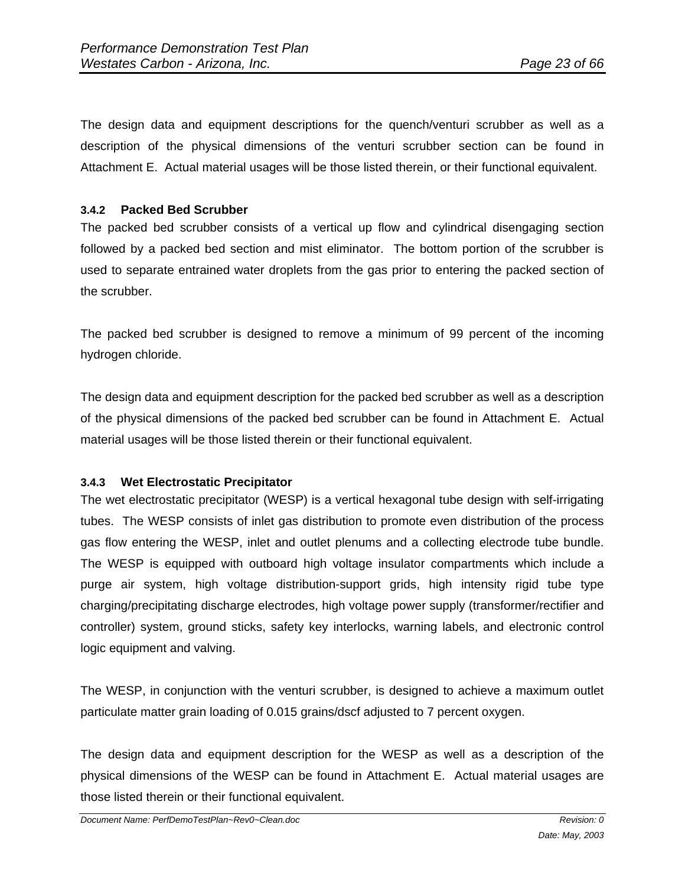The design data and equipment descriptions for the quench/venturi scrubber as well as a description of the physical dimensions of the venturi scrubber section can be found in Attachment E. Actual material usages will be those listed therein, or their functional equivalent.

### 3.4.2 Packed Bed Scrubber

The packed bed scrubber consists of a vertical up flow and cylindrical disengaging section followed by a packed bed section and mist eliminator. The bottom portion of the scrubber is used to separate entrained water droplets from the gas prior to entering the packed section of the scrubber.

The packed bed scrubber is designed to remove a minimum of 99 percent of the incoming hydrogen chloride.

The design data and equipment description for the packed bed scrubber as well as a description of the physical dimensions of the packed bed scrubber can be found in Attachment E. Actual material usages will be those listed therein or their functional equivalent.

### 3.4.3 Wet Electrostatic Precipitator

The wet electrostatic precipitator (WESP) is a vertical hexagonal tube design with self-irrigating tubes. The WESP consists of inlet gas distribution to promote even distribution of the process gas flow entering the WESP, inlet and outlet plenums and a collecting electrode tube bundle. The WESP is equipped with outboard high voltage insulator compartments which include a purge air system, high voltage distribution-support grids, high intensity rigid tube type charging/precipitating discharge electrodes, high voltage power supply (transformer/rectifier and controller) system, ground sticks, safety key interlocks, warning labels, and electronic control logic equipment and valving.

The WESP, in conjunction with the venturi scrubber, is designed to achieve a maximum outlet particulate matter grain loading of 0.015 grains/dscf adjusted to 7 percent oxygen.

The design data and equipment description for the WESP as well as a description of the physical dimensions of the WESP can be found in Attachment E. Actual material usages are those listed therein or their functional equivalent.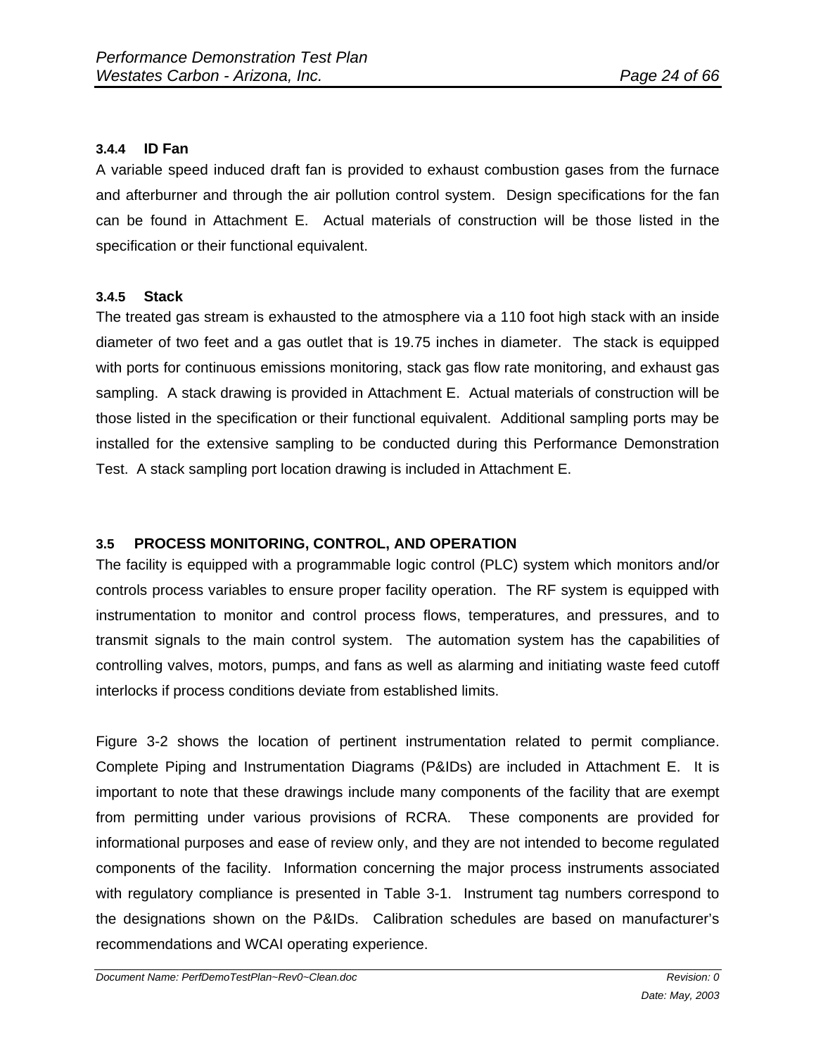#### 3.4.4 ID Fan

A variable speed induced draft fan is provided to exhaust combustion gases from the furnace and afterburner and through the air pollution control system. Design specifications for the fan can be found in Attachment E. Actual materials of construction will be those listed in the specification or their functional equivalent.

#### 3.4.5 Stack

The treated gas stream is exhausted to the atmosphere via a 110 foot high stack with an inside diameter of two feet and a gas outlet that is 19.75 inches in diameter. The stack is equipped with ports for continuous emissions monitoring, stack gas flow rate monitoring, and exhaust gas sampling. A stack drawing is provided in Attachment E. Actual materials of construction will be those listed in the specification or their functional equivalent. Additional sampling ports may be installed for the extensive sampling to be conducted during this Performance Demonstration Test. A stack sampling port location drawing is included in Attachment E.

### 3.5 PROCESS MONITORING, CONTROL, AND OPERATION

The facility is equipped with a programmable logic control (PLC) system which monitors and/or controls process variables to ensure proper facility operation. The RF system is equipped with instrumentation to monitor and control process flows, temperatures, and pressures, and to transmit signals to the main control system. The automation system has the capabilities of controlling valves, motors, pumps, and fans as well as alarming and initiating waste feed cutoff interlocks if process conditions deviate from established limits.

Figure 3-2 shows the location of pertinent instrumentation related to permit compliance. Complete Piping and Instrumentation Diagrams (P&IDs) are included in Attachment E. It is important to note that these drawings include many components of the facility that are exempt from permitting under various provisions of RCRA. These components are provided for informational purposes and ease of review only, and they are not intended to become regulated components of the facility. Information concerning the major process instruments associated with regulatory compliance is presented in Table 3-1. Instrument tag numbers correspond to the designations shown on the P&IDs. Calibration schedules are based on manufacturer's recommendations and WCAI operating experience.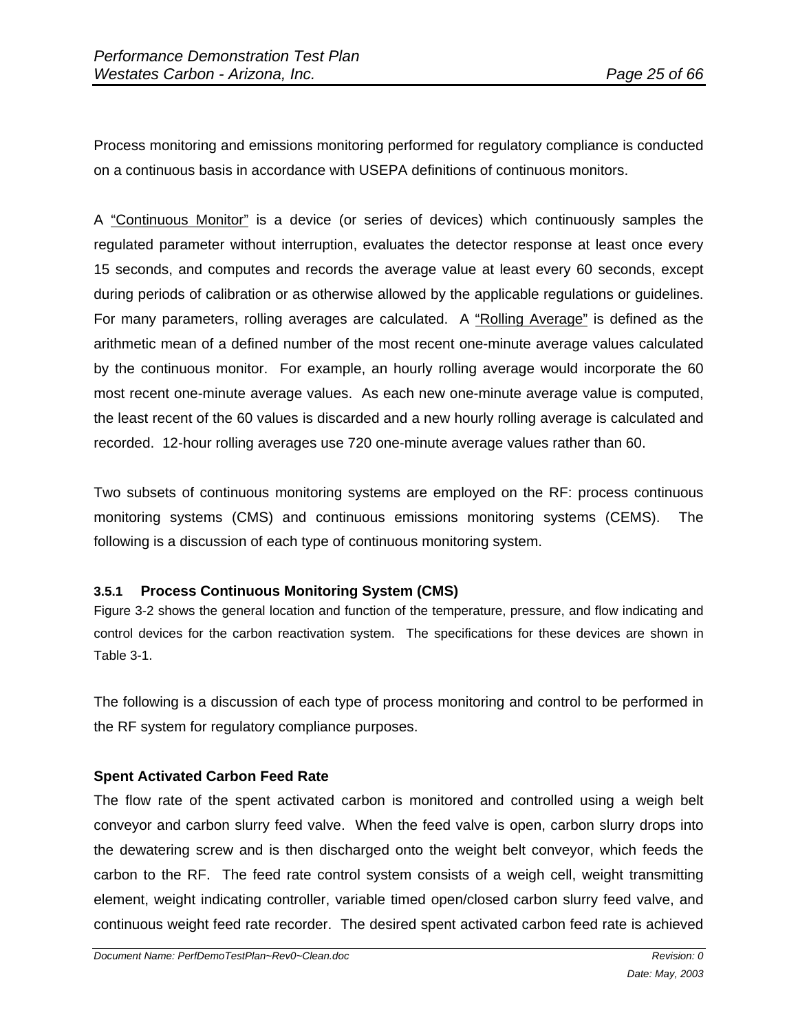Process monitoring and emissions monitoring performed for regulatory compliance is conducted on a continuous basis in accordance with USEPA definitions of continuous monitors.

A "Continuous Monitor" is a device (or series of devices) which continuously samples the regulated parameter without interruption, evaluates the detector response at least once every 15 seconds, and computes and records the average value at least every 60 seconds, except during periods of calibration or as otherwise allowed by the applicable regulations or guidelines. For many parameters, rolling averages are calculated. A "Rolling Average" is defined as the arithmetic mean of a defined number of the most recent one-minute average values calculated by the continuous monitor. For example, an hourly rolling average would incorporate the 60 most recent one-minute average values. As each new one-minute average value is computed, the least recent of the 60 values is discarded and a new hourly rolling average is calculated and recorded. 12-hour rolling averages use 720 one-minute average values rather than 60.

Two subsets of continuous monitoring systems are employed on the RF: process continuous monitoring systems (CMS) and continuous emissions monitoring systems (CEMS). The following is a discussion of each type of continuous monitoring system.

### 3.5.1 Process Continuous Monitoring System (CMS)

Figure 3-2 shows the general location and function of the temperature, pressure, and flow indicating and control devices for the carbon reactivation system. The specifications for these devices are shown in Table 3-1.

The following is a discussion of each type of process monitoring and control to be performed in the RF system for regulatory compliance purposes.

**Spent Activated Carbon Feed Rate**

The flow rate of the spent activated carbon is monitored and controlled using a weigh belt conveyor and carbon slurry feed valve. When the feed valve is open, carbon slurry drops into the dewatering screw and is then discharged onto the weight belt conveyor, which feeds the carbon to the RF. The feed rate control system consists of a weigh cell, weight transmitting element, weight indicating controller, variable timed open/closed carbon slurry feed valve, and continuous weight feed rate recorder. The desired spent activated carbon feed rate is achieved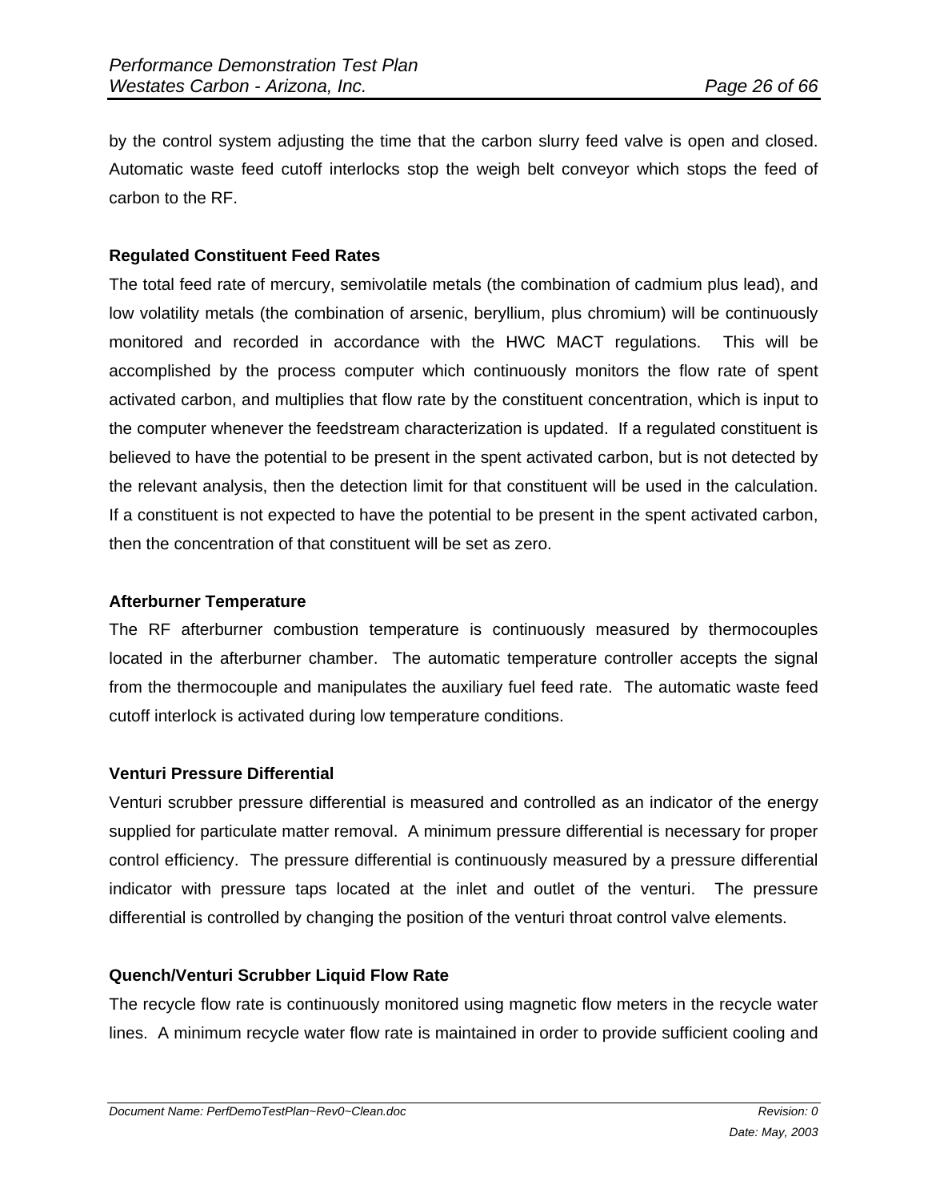by the control system adjusting the time that the carbon slurry feed valve is open and closed. Automatic waste feed cutoff interlocks stop the weigh belt conveyor which stops the feed of carbon to the RF.

**Regulated Constituent Feed Rates**

The total feed rate of mercury, semivolatile metals (the combination of cadmium plus lead), and low volatility metals (the combination of arsenic, beryllium, plus chromium) will be continuously monitored and recorded in accordance with the HWC MACT regulations. This will be accomplished by the process computer which continuously monitors the flow rate of spent activated carbon, and multiplies that flow rate by the constituent concentration, which is input to the computer whenever the feedstream characterization is updated. If a regulated constituent is believed to have the potential to be present in the spent activated carbon, but is not detected by the relevant analysis, then the detection limit for that constituent will be used in the calculation. If a constituent is not expected to have the potential to be present in the spent activated carbon, then the concentration of that constituent will be set as zero.

**Afterburner Temperature**

The RF afterburner combustion temperature is continuously measured by thermocouples located in the afterburner chamber. The automatic temperature controller accepts the signal from the thermocouple and manipulates the auxiliary fuel feed rate. The automatic waste feed cutoff interlock is activated during low temperature conditions.

**Venturi Pressure Differential**

Venturi scrubber pressure differential is measured and controlled as an indicator of the energy supplied for particulate matter removal. A minimum pressure differential is necessary for proper control efficiency. The pressure differential is continuously measured by a pressure differential indicator with pressure taps located at the inlet and outlet of the venturi. The pressure differential is controlled by changing the position of the venturi throat control valve elements.

**Quench/Venturi Scrubber Liquid Flow Rate**

The recycle flow rate is continuously monitored using magnetic flow meters in the recycle water lines. A minimum recycle water flow rate is maintained in order to provide sufficient cooling and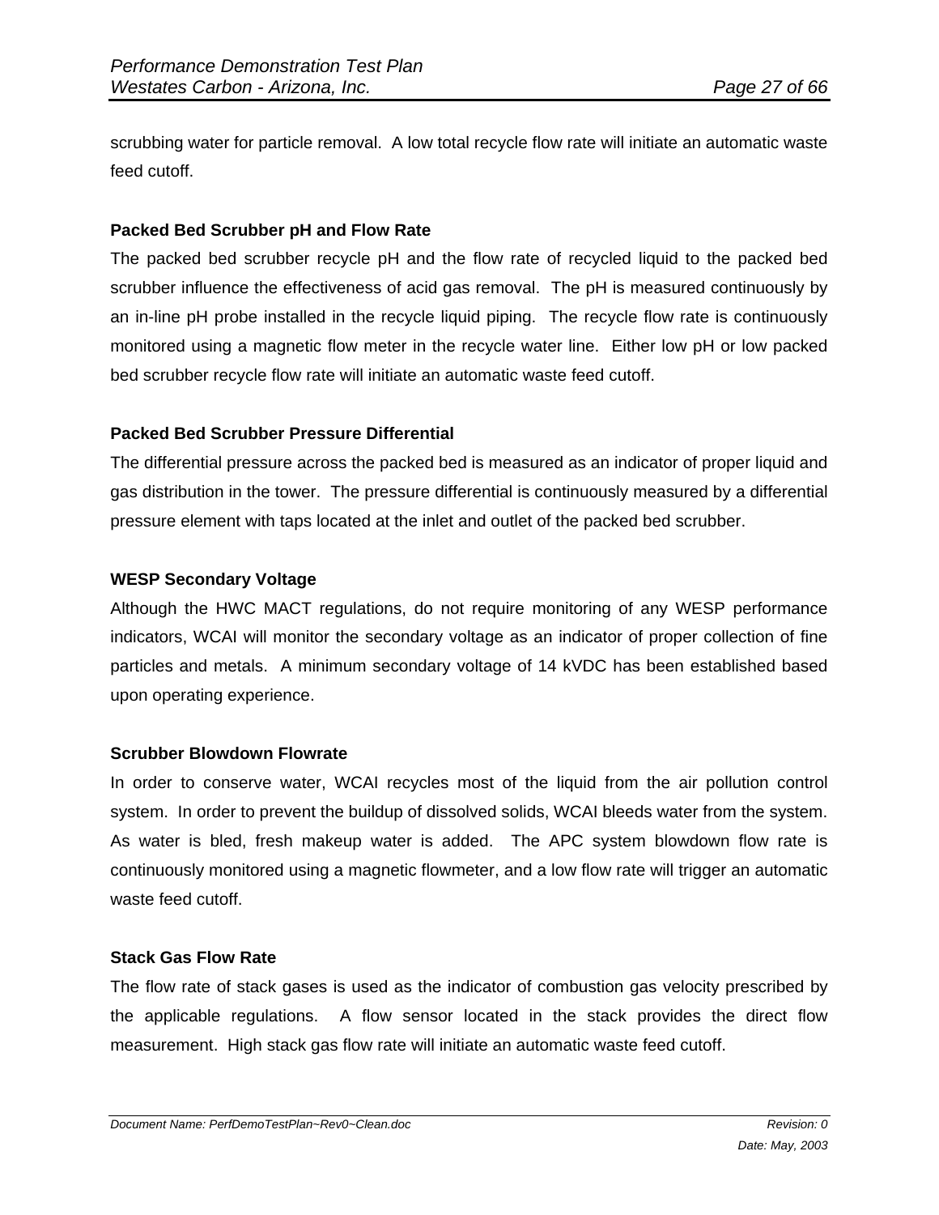scrubbing water for particle removal. A low total recycle flow rate will initiate an automatic waste feed cutoff.

**Packed Bed Scrubber pH and Flow Rate**

The packed bed scrubber recycle pH and the flow rate of recycled liquid to the packed bed scrubber influence the effectiveness of acid gas removal. The pH is measured continuously by an in-line pH probe installed in the recycle liquid piping. The recycle flow rate is continuously monitored using a magnetic flow meter in the recycle water line. Either low pH or low packed bed scrubber recycle flow rate will initiate an automatic waste feed cutoff.

**Packed Bed Scrubber Pressure Differential**

The differential pressure across the packed bed is measured as an indicator of proper liquid and gas distribution in the tower. The pressure differential is continuously measured by a differential pressure element with taps located at the inlet and outlet of the packed bed scrubber.

**WESP Secondary Voltage**

Although the HWC MACT regulations, do not require monitoring of any WESP performance indicators, WCAI will monitor the secondary voltage as an indicator of proper collection of fine particles and metals. A minimum secondary voltage of 14 kVDC has been established based upon operating experience.

**Scrubber Blowdown Flowrate**

In order to conserve water, WCAI recycles most of the liquid from the air pollution control system. In order to prevent the buildup of dissolved solids, WCAI bleeds water from the system. As water is bled, fresh makeup water is added. The APC system blowdown flow rate is continuously monitored using a magnetic flowmeter, and a low flow rate will trigger an automatic waste feed cutoff.

**Stack Gas Flow Rate**

The flow rate of stack gases is used as the indicator of combustion gas velocity prescribed by the applicable regulations. A flow sensor located in the stack provides the direct flow measurement. High stack gas flow rate will initiate an automatic waste feed cutoff.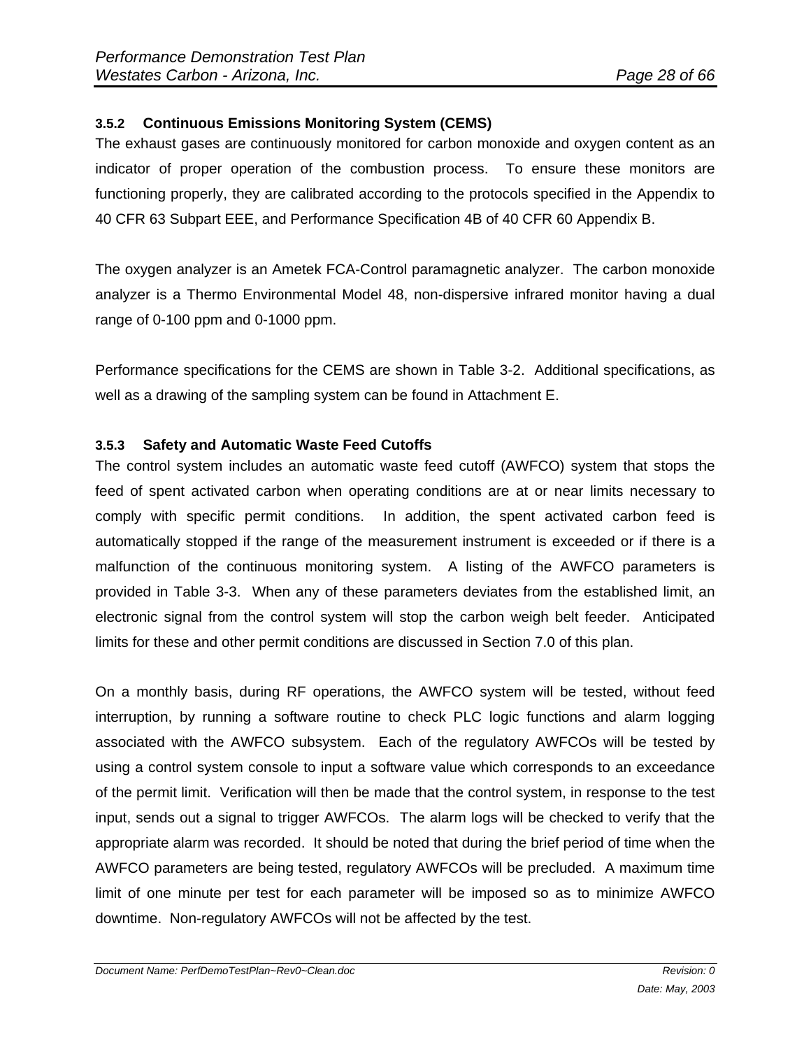### 3.5.2 Continuous Emissions Monitoring System (CEMS)

The exhaust gases are continuously monitored for carbon monoxide and oxygen content as an indicator of proper operation of the combustion process. To ensure these monitors are functioning properly, they are calibrated according to the protocols specified in the Appendix to 40 CFR 63 Subpart EEE, and Performance Specification 4B of 40 CFR 60 Appendix B.

The oxygen analyzer is an Ametek FCA-Control paramagnetic analyzer. The carbon monoxide analyzer is a Thermo Environmental Model 48, non-dispersive infrared monitor having a dual range of 0-100 ppm and 0-1000 ppm.

Performance specifications for the CEMS are shown in Table 3-2. Additional specifications, as well as a drawing of the sampling system can be found in Attachment E.

### 3.5.3 Safety and Automatic Waste Feed Cutoffs

The control system includes an automatic waste feed cutoff (AWFCO) system that stops the feed of spent activated carbon when operating conditions are at or near limits necessary to comply with specific permit conditions. In addition, the spent activated carbon feed is automatically stopped if the range of the measurement instrument is exceeded or if there is a malfunction of the continuous monitoring system. A listing of the AWFCO parameters is provided in Table 3-3. When any of these parameters deviates from the established limit, an electronic signal from the control system will stop the carbon weigh belt feeder. Anticipated limits for these and other permit conditions are discussed in Section 7.0 of this plan.

On a monthly basis, during RF operations, the AWFCO system will be tested, without feed interruption, by running a software routine to check PLC logic functions and alarm logging associated with the AWFCO subsystem. Each of the regulatory AWFCOs will be tested by using a control system console to input a software value which corresponds to an exceedance of the permit limit. Verification will then be made that the control system, in response to the test input, sends out a signal to trigger AWFCOs. The alarm logs will be checked to verify that the appropriate alarm was recorded. It should be noted that during the brief period of time when the AWFCO parameters are being tested, regulatory AWFCOs will be precluded. A maximum time limit of one minute per test for each parameter will be imposed so as to minimize AWFCO downtime. Non-regulatory AWFCOs will not be affected by the test.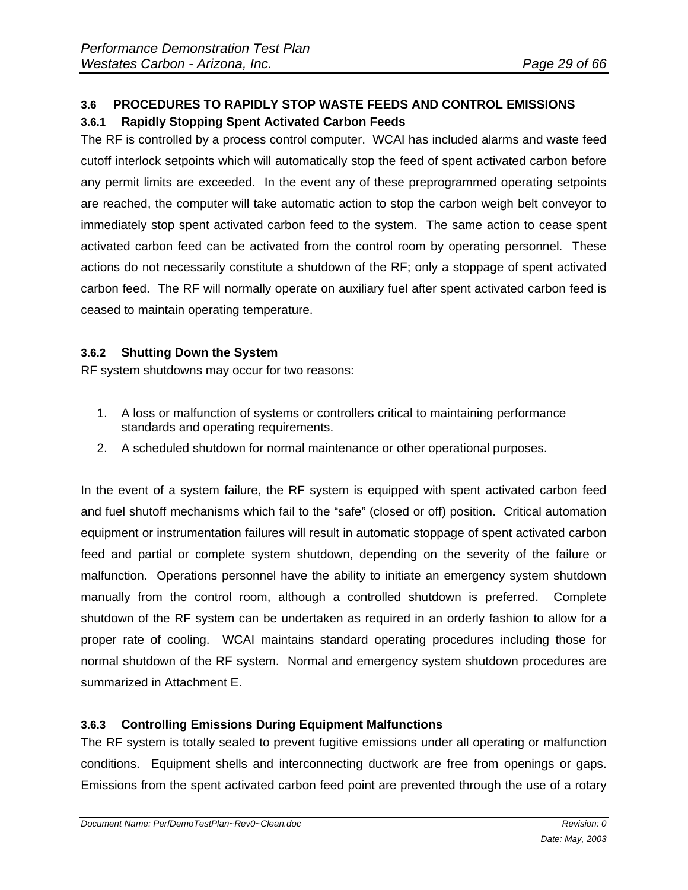### 3.6 PROCEDURES TO RAPIDLY STOP WASTE FEEDS AND CONTROL EMISSIONS

#### 3.6.1 Rapidly Stopping Spent Activated Carbon Feeds

The RF is controlled by a process control computer. WCAI has included alarms and waste feed cutoff interlock setpoints which will automatically stop the feed of spent activated carbon before any permit limits are exceeded. In the event any of these preprogrammed operating setpoints are reached, the computer will take automatic action to stop the carbon weigh belt conveyor to immediately stop spent activated carbon feed to the system. The same action to cease spent activated carbon feed can be activated from the control room by operating personnel. These actions do not necessarily constitute a shutdown of the RF; only a stoppage of spent activated carbon feed. The RF will normally operate on auxiliary fuel after spent activated carbon feed is ceased to maintain operating temperature.

#### 3.6.2 Shutting Down the System

RF system shutdowns may occur for two reasons:

1. A loss or malfunction of systems or controllers critical to maintaining performance standards and operating requirements.
2. A scheduled shutdown for normal maintenance or other operational purposes.

In the event of a system failure, the RF system is equipped with spent activated carbon feed and fuel shutoff mechanisms which fail to the "safe" (closed or off) position. Critical automation equipment or instrumentation failures will result in automatic stoppage of spent activated carbon feed and partial or complete system shutdown, depending on the severity of the failure or malfunction. Operations personnel have the ability to initiate an emergency system shutdown manually from the control room, although a controlled shutdown is preferred. Complete shutdown of the RF system can be undertaken as required in an orderly fashion to allow for a proper rate of cooling. WCAI maintains standard operating procedures including those for normal shutdown of the RF system. Normal and emergency system shutdown procedures are summarized in Attachment E.

#### 3.6.3 Controlling Emissions During Equipment Malfunctions

The RF system is totally sealed to prevent fugitive emissions under all operating or malfunction conditions. Equipment shells and interconnecting ductwork are free from openings or gaps. Emissions from the spent activated carbon feed point are prevented through the use of a rotary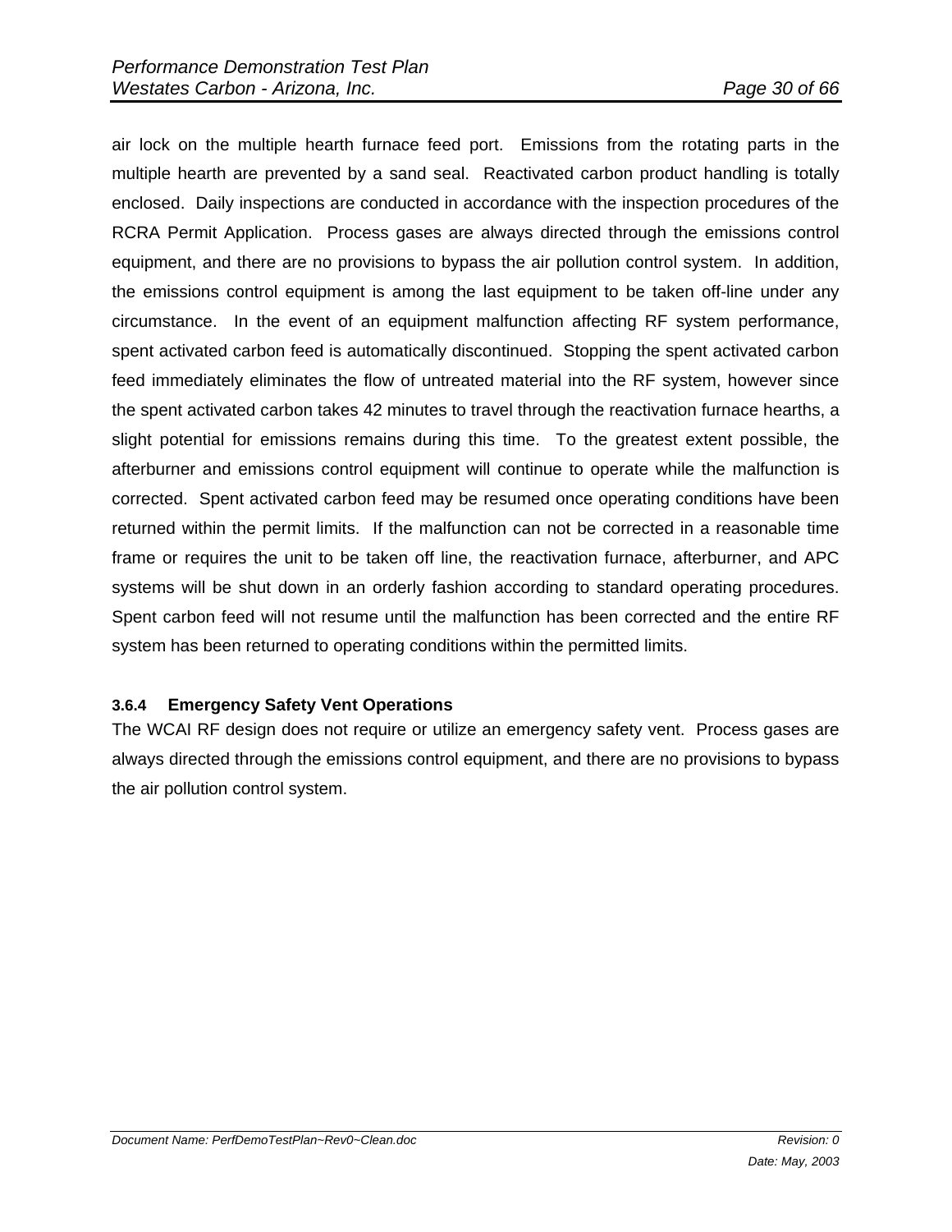air lock on the multiple hearth furnace feed port. Emissions from the rotating parts in the multiple hearth are prevented by a sand seal. Reactivated carbon product handling is totally enclosed. Daily inspections are conducted in accordance with the inspection procedures of the RCRA Permit Application. Process gases are always directed through the emissions control equipment, and there are no provisions to bypass the air pollution control system. In addition, the emissions control equipment is among the last equipment to be taken off-line under any circumstance. In the event of an equipment malfunction affecting RF system performance, spent activated carbon feed is automatically discontinued. Stopping the spent activated carbon feed immediately eliminates the flow of untreated material into the RF system, however since the spent activated carbon takes 42 minutes to travel through the reactivation furnace hearths, a slight potential for emissions remains during this time. To the greatest extent possible, the afterburner and emissions control equipment will continue to operate while the malfunction is corrected. Spent activated carbon feed may be resumed once operating conditions have been returned within the permit limits. If the malfunction can not be corrected in a reasonable time frame or requires the unit to be taken off line, the reactivation furnace, afterburner, and APC systems will be shut down in an orderly fashion according to standard operating procedures. Spent carbon feed will not resume until the malfunction has been corrected and the entire RF system has been returned to operating conditions within the permitted limits.

#### 3.6.4 Emergency Safety Vent Operations

The WCAI RF design does not require or utilize an emergency safety vent. Process gases are always directed through the emissions control equipment, and there are no provisions to bypass the air pollution control system.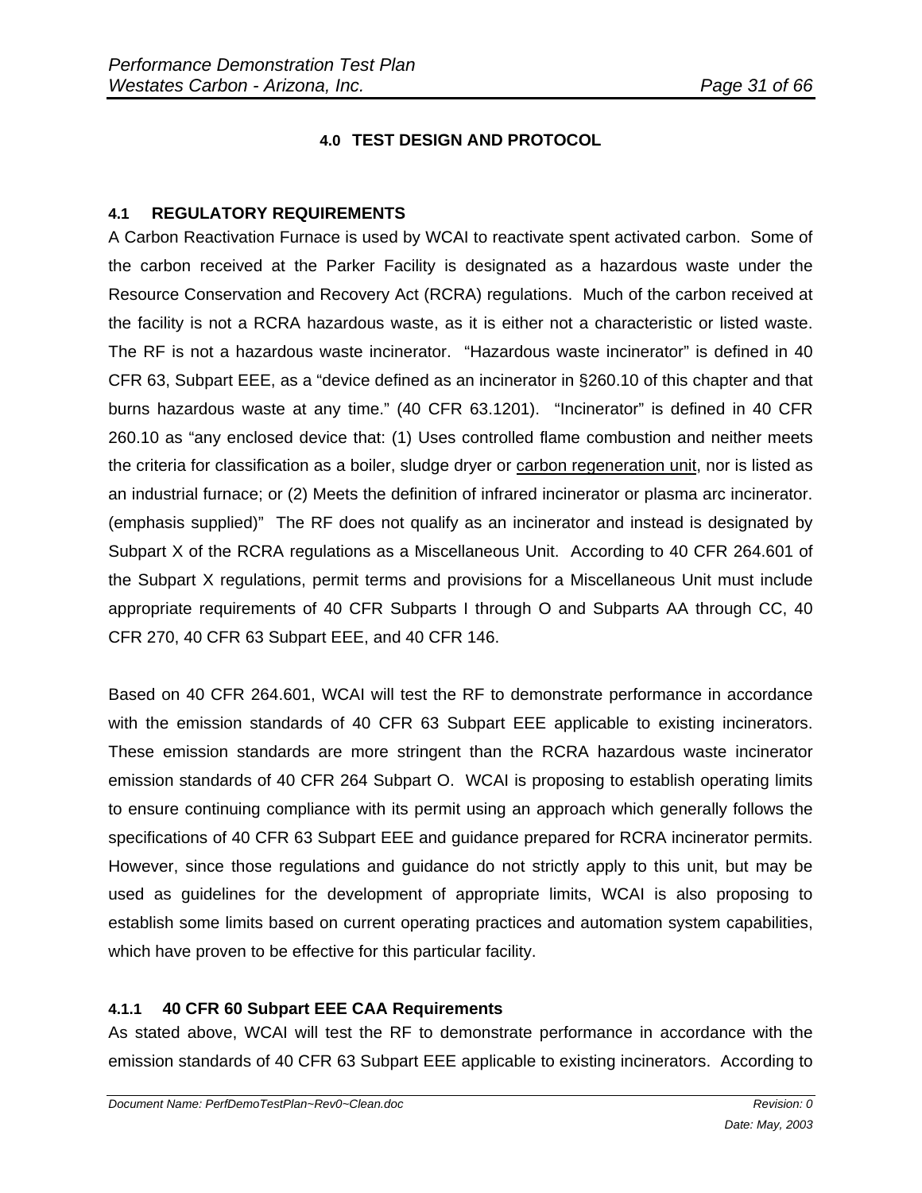## 4.0 TEST DESIGN AND PROTOCOL

### 4.1 REGULATORY REQUIREMENTS

A Carbon Reactivation Furnace is used by WCAI to reactivate spent activated carbon. Some of the carbon received at the Parker Facility is designated as a hazardous waste under the Resource Conservation and Recovery Act (RCRA) regulations. Much of the carbon received at the facility is not a RCRA hazardous waste, as it is either not a characteristic or listed waste. The RF is not a hazardous waste incinerator. "Hazardous waste incinerator" is defined in 40 CFR 63, Subpart EEE, as a "device defined as an incinerator in §260.10 of this chapter and that burns hazardous waste at any time." (40 CFR 63.1201). "Incinerator" is defined in 40 CFR 260.10 as "any enclosed device that: (1) Uses controlled flame combustion and neither meets the criteria for classification as a boiler, sludge dryer or <u>carbon regeneration unit</u>, nor is listed as an industrial furnace; or (2) Meets the definition of infrared incinerator or plasma arc incinerator. (emphasis supplied)" The RF does not qualify as an incinerator and instead is designated by Subpart X of the RCRA regulations as a Miscellaneous Unit. According to 40 CFR 264.601 of the Subpart X regulations, permit terms and provisions for a Miscellaneous Unit must include appropriate requirements of 40 CFR Subparts I through O and Subparts AA through CC, 40 CFR 270, 40 CFR 63 Subpart EEE, and 40 CFR 146.

Based on 40 CFR 264.601, WCAI will test the RF to demonstrate performance in accordance with the emission standards of 40 CFR 63 Subpart EEE applicable to existing incinerators. These emission standards are more stringent than the RCRA hazardous waste incinerator emission standards of 40 CFR 264 Subpart O. WCAI is proposing to establish operating limits to ensure continuing compliance with its permit using an approach which generally follows the specifications of 40 CFR 63 Subpart EEE and guidance prepared for RCRA incinerator permits. However, since those regulations and guidance do not strictly apply to this unit, but may be used as guidelines for the development of appropriate limits, WCAI is also proposing to establish some limits based on current operating practices and automation system capabilities, which have proven to be effective for this particular facility.

#### 4.1.1 40 CFR 60 Subpart EEE CAA Requirements

As stated above, WCAI will test the RF to demonstrate performance in accordance with the emission standards of 40 CFR 63 Subpart EEE applicable to existing incinerators. According to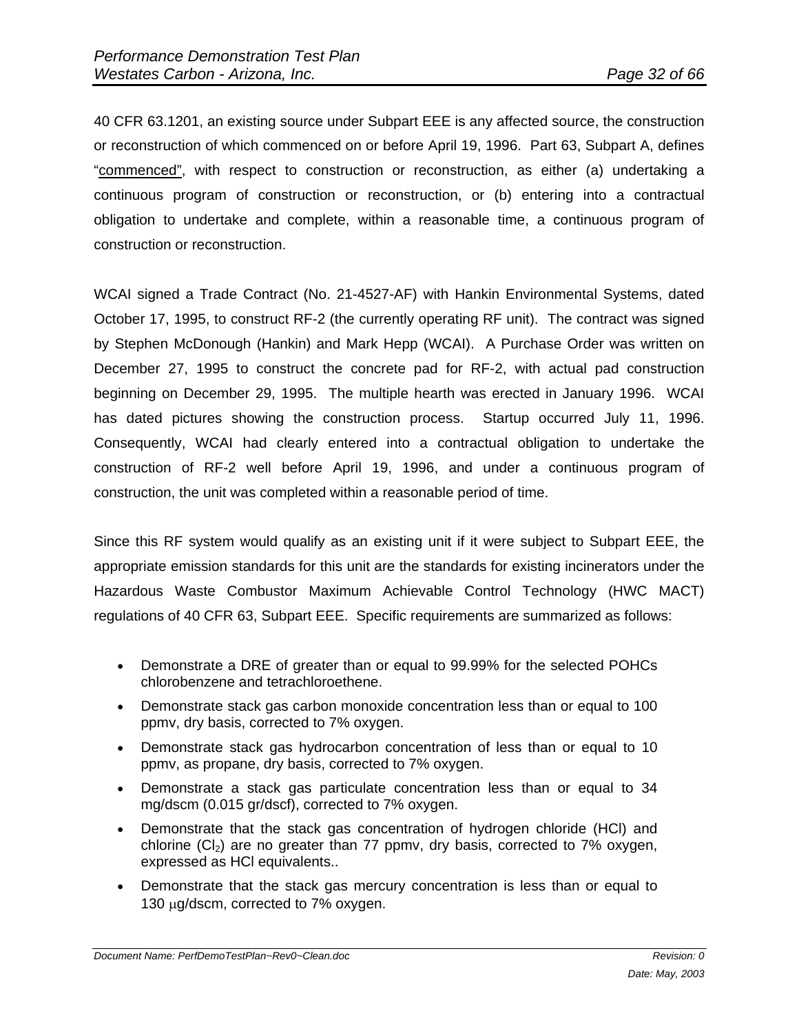40 CFR 63.1201, an existing source under Subpart EEE is any affected source, the construction or reconstruction of which commenced on or before April 19, 1996. Part 63, Subpart A, defines "commenced", with respect to construction or reconstruction, as either (a) undertaking a continuous program of construction or reconstruction, or (b) entering into a contractual obligation to undertake and complete, within a reasonable time, a continuous program of construction or reconstruction.

WCAI signed a Trade Contract (No. 21-4527-AF) with Hankin Environmental Systems, dated October 17, 1995, to construct RF-2 (the currently operating RF unit). The contract was signed by Stephen McDonough (Hankin) and Mark Hepp (WCAI). A Purchase Order was written on December 27, 1995 to construct the concrete pad for RF-2, with actual pad construction beginning on December 29, 1995. The multiple hearth was erected in January 1996. WCAI has dated pictures showing the construction process. Startup occurred July 11, 1996. Consequently, WCAI had clearly entered into a contractual obligation to undertake the construction of RF-2 well before April 19, 1996, and under a continuous program of construction, the unit was completed within a reasonable period of time.

Since this RF system would qualify as an existing unit if it were subject to Subpart EEE, the appropriate emission standards for this unit are the standards for existing incinerators under the Hazardous Waste Combustor Maximum Achievable Control Technology (HWC MACT) regulations of 40 CFR 63, Subpart EEE. Specific requirements are summarized as follows:

- Demonstrate a DRE of greater than or equal to 99.99% for the selected POHCs chlorobenzene and tetrachloroethene.
- Demonstrate stack gas carbon monoxide concentration less than or equal to 100 ppmv, dry basis, corrected to 7% oxygen.
- Demonstrate stack gas hydrocarbon concentration of less than or equal to 10 ppmv, as propane, dry basis, corrected to 7% oxygen.
- Demonstrate a stack gas particulate concentration less than or equal to 34 mg/dscm (0.015 gr/dscf), corrected to 7% oxygen.
- Demonstrate that the stack gas concentration of hydrogen chloride (HCl) and chlorine ($Cl_2$) are no greater than 77 ppmv, dry basis, corrected to 7% oxygen, expressed as HCl equivalents..
- Demonstrate that the stack gas mercury concentration is less than or equal to 130 $\mu$g/dscm, corrected to 7% oxygen.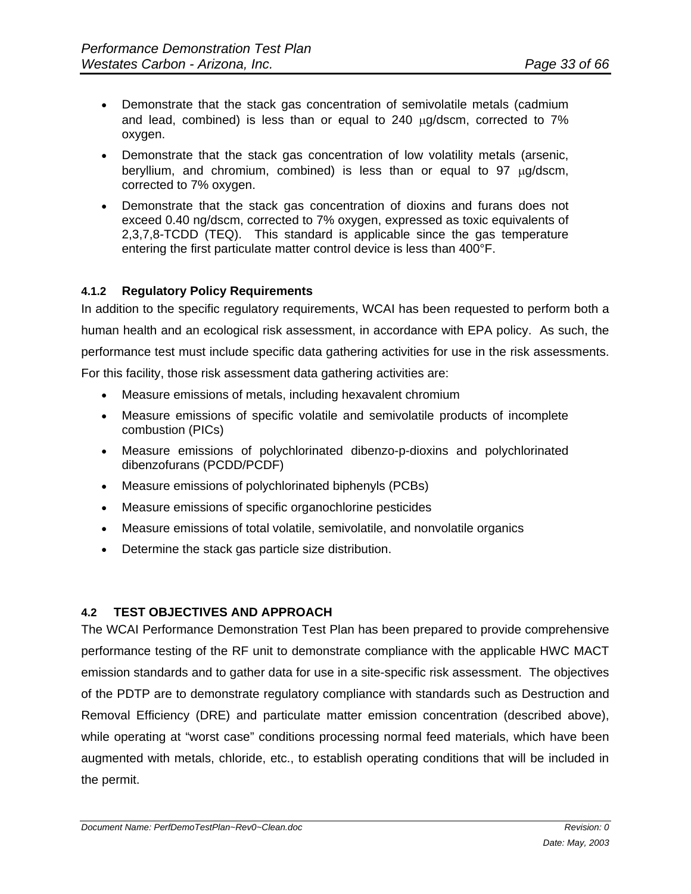- Demonstrate that the stack gas concentration of semivolatile metals (cadmium and lead, combined) is less than or equal to 240 μg/dscm, corrected to 7% oxygen.
- Demonstrate that the stack gas concentration of low volatility metals (arsenic, beryllium, and chromium, combined) is less than or equal to 97 μg/dscm, corrected to 7% oxygen.
- Demonstrate that the stack gas concentration of dioxins and furans does not exceed 0.40 ng/dscm, corrected to 7% oxygen, expressed as toxic equivalents of 2,3,7,8-TCDD (TEQ). This standard is applicable since the gas temperature entering the first particulate matter control device is less than 400°F.

#### 4.1.2 Regulatory Policy Requirements

In addition to the specific regulatory requirements, WCAI has been requested to perform both a human health and an ecological risk assessment, in accordance with EPA policy. As such, the performance test must include specific data gathering activities for use in the risk assessments. For this facility, those risk assessment data gathering activities are:

- Measure emissions of metals, including hexavalent chromium
- Measure emissions of specific volatile and semivolatile products of incomplete combustion (PICs)
- Measure emissions of polychlorinated dibenzo-p-dioxins and polychlorinated dibenzofurans (PCDD/PCDF)
- Measure emissions of polychlorinated biphenyls (PCBs)
- Measure emissions of specific organochlorine pesticides
- Measure emissions of total volatile, semivolatile, and nonvolatile organics
- Determine the stack gas particle size distribution.

### 4.2 TEST OBJECTIVES AND APPROACH

The WCAI Performance Demonstration Test Plan has been prepared to provide comprehensive performance testing of the RF unit to demonstrate compliance with the applicable HWC MACT emission standards and to gather data for use in a site-specific risk assessment. The objectives of the PDTP are to demonstrate regulatory compliance with standards such as Destruction and Removal Efficiency (DRE) and particulate matter emission concentration (described above), while operating at "worst case" conditions processing normal feed materials, which have been augmented with metals, chloride, etc., to establish operating conditions that will be included in the permit.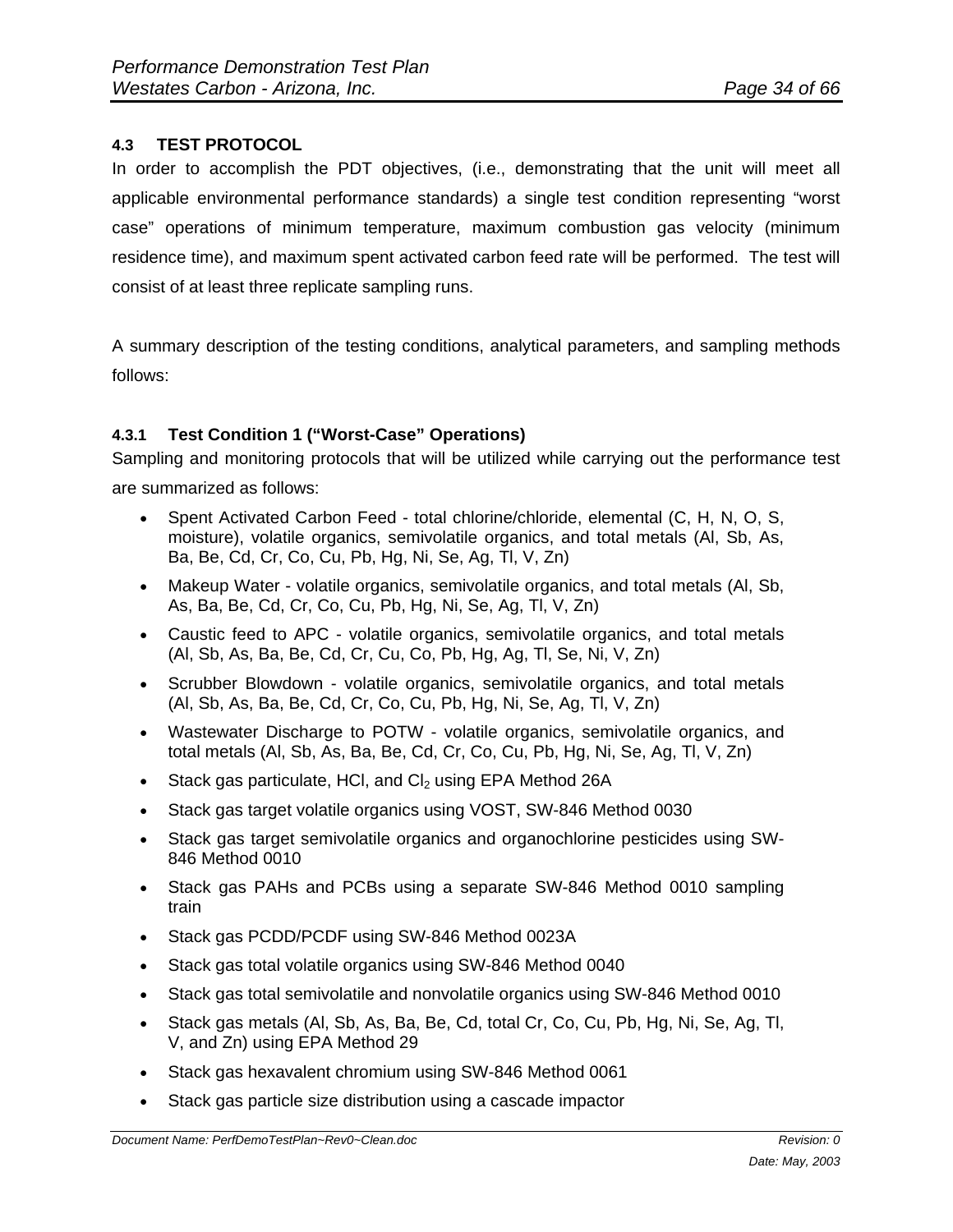### 4.3 TEST PROTOCOL

In order to accomplish the PDT objectives, (i.e., demonstrating that the unit will meet all applicable environmental performance standards) a single test condition representing "worst case" operations of minimum temperature, maximum combustion gas velocity (minimum residence time), and maximum spent activated carbon feed rate will be performed. The test will consist of at least three replicate sampling runs.

A summary description of the testing conditions, analytical parameters, and sampling methods follows:

#### 4.3.1 Test Condition 1 ("Worst-Case" Operations)

Sampling and monitoring protocols that will be utilized while carrying out the performance test are summarized as follows:

- Spent Activated Carbon Feed - total chlorine/chloride, elemental (C, H, N, O, S, moisture), volatile organics, semivolatile organics, and total metals (Al, Sb, As, Ba, Be, Cd, Cr, Co, Cu, Pb, Hg, Ni, Se, Ag, Tl, V, Zn)
- Makeup Water - volatile organics, semivolatile organics, and total metals (Al, Sb, As, Ba, Be, Cd, Cr, Co, Cu, Pb, Hg, Ni, Se, Ag, Tl, V, Zn)
- Caustic feed to APC - volatile organics, semivolatile organics, and total metals (Al, Sb, As, Ba, Be, Cd, Cr, Cu, Co, Pb, Hg, Ag, Tl, Se, Ni, V, Zn)
- Scrubber Blowdown - volatile organics, semivolatile organics, and total metals (Al, Sb, As, Ba, Be, Cd, Cr, Co, Cu, Pb, Hg, Ni, Se, Ag, Tl, V, Zn)
- Wastewater Discharge to POTW - volatile organics, semivolatile organics, and total metals (Al, Sb, As, Ba, Be, Cd, Cr, Co, Cu, Pb, Hg, Ni, Se, Ag, Tl, V, Zn)
- Stack gas particulate, HCl, and $Cl_2$ using EPA Method 26A
- Stack gas target volatile organics using VOST, SW-846 Method 0030
- Stack gas target semivolatile organics and organochlorine pesticides using SW-846 Method 0010
- Stack gas PAHs and PCBs using a separate SW-846 Method 0010 sampling train
- Stack gas PCDD/PCDF using SW-846 Method 0023A
- Stack gas total volatile organics using SW-846 Method 0040
- Stack gas total semivolatile and nonvolatile organics using SW-846 Method 0010
- Stack gas metals (Al, Sb, As, Ba, Be, Cd, total Cr, Co, Cu, Pb, Hg, Ni, Se, Ag, Tl, V, and Zn) using EPA Method 29
- Stack gas hexavalent chromium using SW-846 Method 0061
- Stack gas particle size distribution using a cascade impactor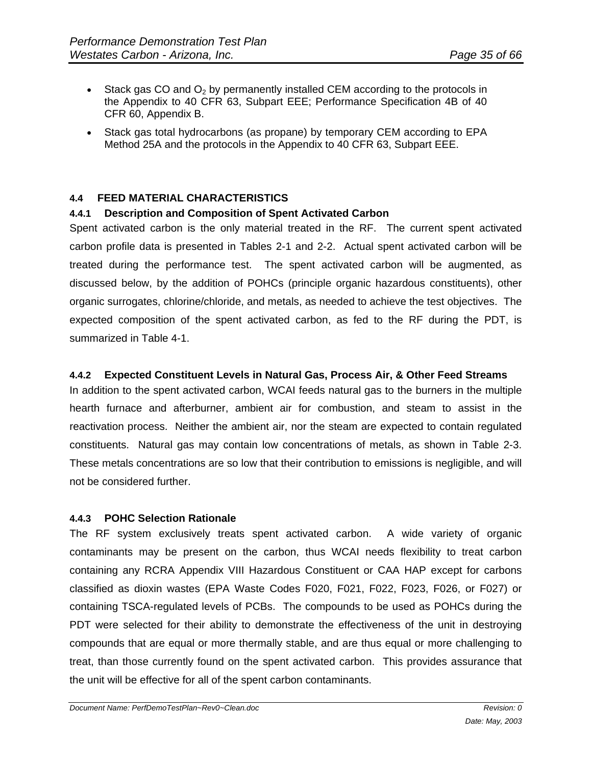- Stack gas CO and $O_2$ by permanently installed CEM according to the protocols in the Appendix to 40 CFR 63, Subpart EEE; Performance Specification 4B of 40 CFR 60, Appendix B.
- Stack gas total hydrocarbons (as propane) by temporary CEM according to EPA Method 25A and the protocols in the Appendix to 40 CFR 63, Subpart EEE.

## 4.4 FEED MATERIAL CHARACTERISTICS

### 4.4.1 Description and Composition of Spent Activated Carbon

Spent activated carbon is the only material treated in the RF. The current spent activated carbon profile data is presented in Tables 2-1 and 2-2. Actual spent activated carbon will be treated during the performance test. The spent activated carbon will be augmented, as discussed below, by the addition of POHCs (principle organic hazardous constituents), other organic surrogates, chlorine/chloride, and metals, as needed to achieve the test objectives. The expected composition of the spent activated carbon, as fed to the RF during the PDT, is summarized in Table 4-1.

### 4.4.2 Expected Constituent Levels in Natural Gas, Process Air, & Other Feed Streams

In addition to the spent activated carbon, WCAI feeds natural gas to the burners in the multiple hearth furnace and afterburner, ambient air for combustion, and steam to assist in the reactivation process. Neither the ambient air, nor the steam are expected to contain regulated constituents. Natural gas may contain low concentrations of metals, as shown in Table 2-3. These metals concentrations are so low that their contribution to emissions is negligible, and will not be considered further.

### 4.4.3 POHC Selection Rationale

The RF system exclusively treats spent activated carbon. A wide variety of organic contaminants may be present on the carbon, thus WCAI needs flexibility to treat carbon containing any RCRA Appendix VIII Hazardous Constituent or CAA HAP except for carbons classified as dioxin wastes (EPA Waste Codes F020, F021, F022, F023, F026, or F027) or containing TSCA-regulated levels of PCBs. The compounds to be used as POHCs during the PDT were selected for their ability to demonstrate the effectiveness of the unit in destroying compounds that are equal or more thermally stable, and are thus equal or more challenging to treat, than those currently found on the spent activated carbon. This provides assurance that the unit will be effective for all of the spent carbon contaminants.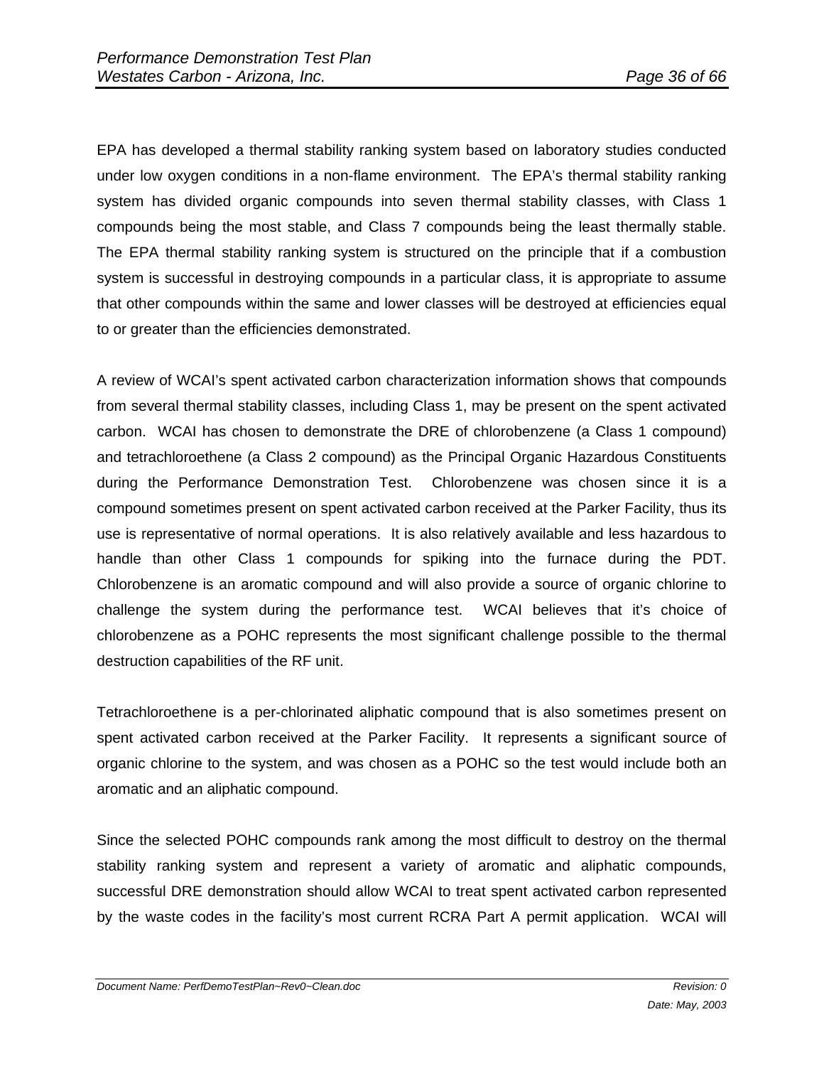EPA has developed a thermal stability ranking system based on laboratory studies conducted under low oxygen conditions in a non-flame environment. The EPA's thermal stability ranking system has divided organic compounds into seven thermal stability classes, with Class 1 compounds being the most stable, and Class 7 compounds being the least thermally stable. The EPA thermal stability ranking system is structured on the principle that if a combustion system is successful in destroying compounds in a particular class, it is appropriate to assume that other compounds within the same and lower classes will be destroyed at efficiencies equal to or greater than the efficiencies demonstrated.

A review of WCAI's spent activated carbon characterization information shows that compounds from several thermal stability classes, including Class 1, may be present on the spent activated carbon. WCAI has chosen to demonstrate the DRE of chlorobenzene (a Class 1 compound) and tetrachloroethene (a Class 2 compound) as the Principal Organic Hazardous Constituents during the Performance Demonstration Test. Chlorobenzene was chosen since it is a compound sometimes present on spent activated carbon received at the Parker Facility, thus its use is representative of normal operations. It is also relatively available and less hazardous to handle than other Class 1 compounds for spiking into the furnace during the PDT. Chlorobenzene is an aromatic compound and will also provide a source of organic chlorine to challenge the system during the performance test. WCAI believes that it's choice of chlorobenzene as a POHC represents the most significant challenge possible to the thermal destruction capabilities of the RF unit.

Tetrachloroethene is a per-chlorinated aliphatic compound that is also sometimes present on spent activated carbon received at the Parker Facility. It represents a significant source of organic chlorine to the system, and was chosen as a POHC so the test would include both an aromatic and an aliphatic compound.

Since the selected POHC compounds rank among the most difficult to destroy on the thermal stability ranking system and represent a variety of aromatic and aliphatic compounds, successful DRE demonstration should allow WCAI to treat spent activated carbon represented by the waste codes in the facility's most current RCRA Part A permit application. WCAI will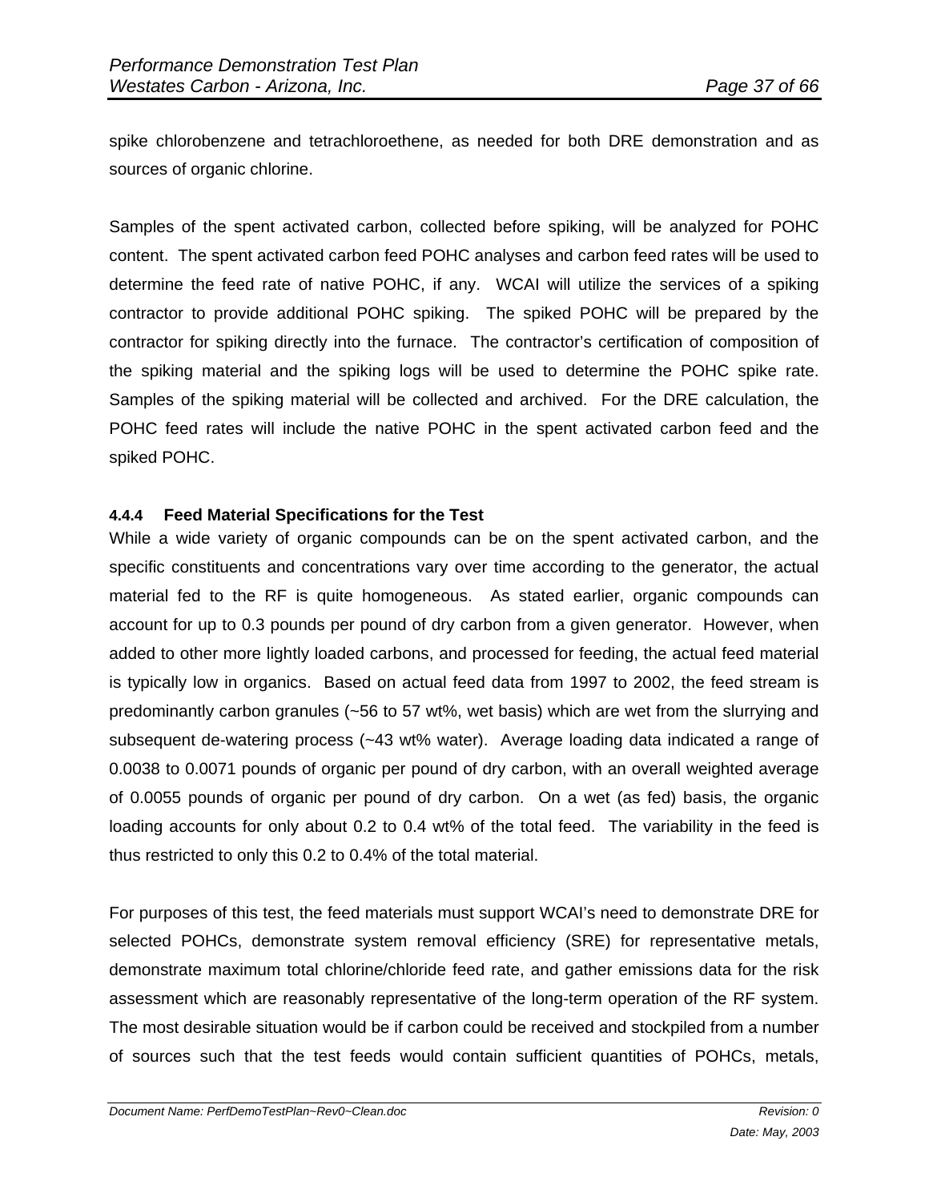spike chlorobenzene and tetrachloroethene, as needed for both DRE demonstration and as sources of organic chlorine.

Samples of the spent activated carbon, collected before spiking, will be analyzed for POHC content. The spent activated carbon feed POHC analyses and carbon feed rates will be used to determine the feed rate of native POHC, if any. WCAI will utilize the services of a spiking contractor to provide additional POHC spiking. The spiked POHC will be prepared by the contractor for spiking directly into the furnace. The contractor's certification of composition of the spiking material and the spiking logs will be used to determine the POHC spike rate. Samples of the spiking material will be collected and archived. For the DRE calculation, the POHC feed rates will include the native POHC in the spent activated carbon feed and the spiked POHC.

#### 4.4.4 Feed Material Specifications for the Test

While a wide variety of organic compounds can be on the spent activated carbon, and the specific constituents and concentrations vary over time according to the generator, the actual material fed to the RF is quite homogeneous. As stated earlier, organic compounds can account for up to 0.3 pounds per pound of dry carbon from a given generator. However, when added to other more lightly loaded carbons, and processed for feeding, the actual feed material is typically low in organics. Based on actual feed data from 1997 to 2002, the feed stream is predominantly carbon granules (~56 to 57 wt%, wet basis) which are wet from the slurrying and subsequent de-watering process (~43 wt% water). Average loading data indicated a range of 0.0038 to 0.0071 pounds of organic per pound of dry carbon, with an overall weighted average of 0.0055 pounds of organic per pound of dry carbon. On a wet (as fed) basis, the organic loading accounts for only about 0.2 to 0.4 wt% of the total feed. The variability in the feed is thus restricted to only this 0.2 to 0.4% of the total material.

For purposes of this test, the feed materials must support WCAI's need to demonstrate DRE for selected POHCs, demonstrate system removal efficiency (SRE) for representative metals, demonstrate maximum total chlorine/chloride feed rate, and gather emissions data for the risk assessment which are reasonably representative of the long-term operation of the RF system. The most desirable situation would be if carbon could be received and stockpiled from a number of sources such that the test feeds would contain sufficient quantities of POHCs, metals,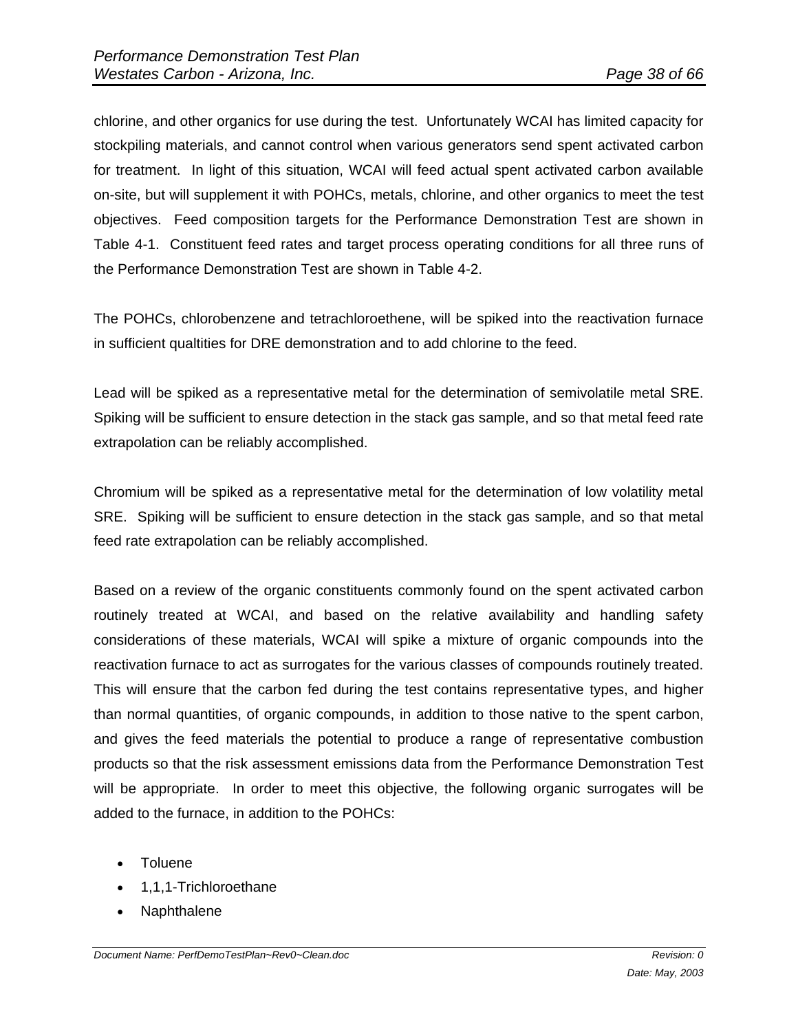chlorine, and other organics for use during the test. Unfortunately WCAI has limited capacity for stockpiling materials, and cannot control when various generators send spent activated carbon for treatment. In light of this situation, WCAI will feed actual spent activated carbon available on-site, but will supplement it with POHCs, metals, chlorine, and other organics to meet the test objectives. Feed composition targets for the Performance Demonstration Test are shown in Table 4-1. Constituent feed rates and target process operating conditions for all three runs of the Performance Demonstration Test are shown in Table 4-2.

The POHCs, chlorobenzene and tetrachloroethene, will be spiked into the reactivation furnace in sufficient qualtities for DRE demonstration and to add chlorine to the feed.

Lead will be spiked as a representative metal for the determination of semivolatile metal SRE. Spiking will be sufficient to ensure detection in the stack gas sample, and so that metal feed rate extrapolation can be reliably accomplished.

Chromium will be spiked as a representative metal for the determination of low volatility metal SRE. Spiking will be sufficient to ensure detection in the stack gas sample, and so that metal feed rate extrapolation can be reliably accomplished.

Based on a review of the organic constituents commonly found on the spent activated carbon routinely treated at WCAI, and based on the relative availability and handling safety considerations of these materials, WCAI will spike a mixture of organic compounds into the reactivation furnace to act as surrogates for the various classes of compounds routinely treated. This will ensure that the carbon fed during the test contains representative types, and higher than normal quantities, of organic compounds, in addition to those native to the spent carbon, and gives the feed materials the potential to produce a range of representative combustion products so that the risk assessment emissions data from the Performance Demonstration Test will be appropriate. In order to meet this objective, the following organic surrogates will be added to the furnace, in addition to the POHCs:

- Toluene
- 1,1,1-Trichloroethane
- Naphthalene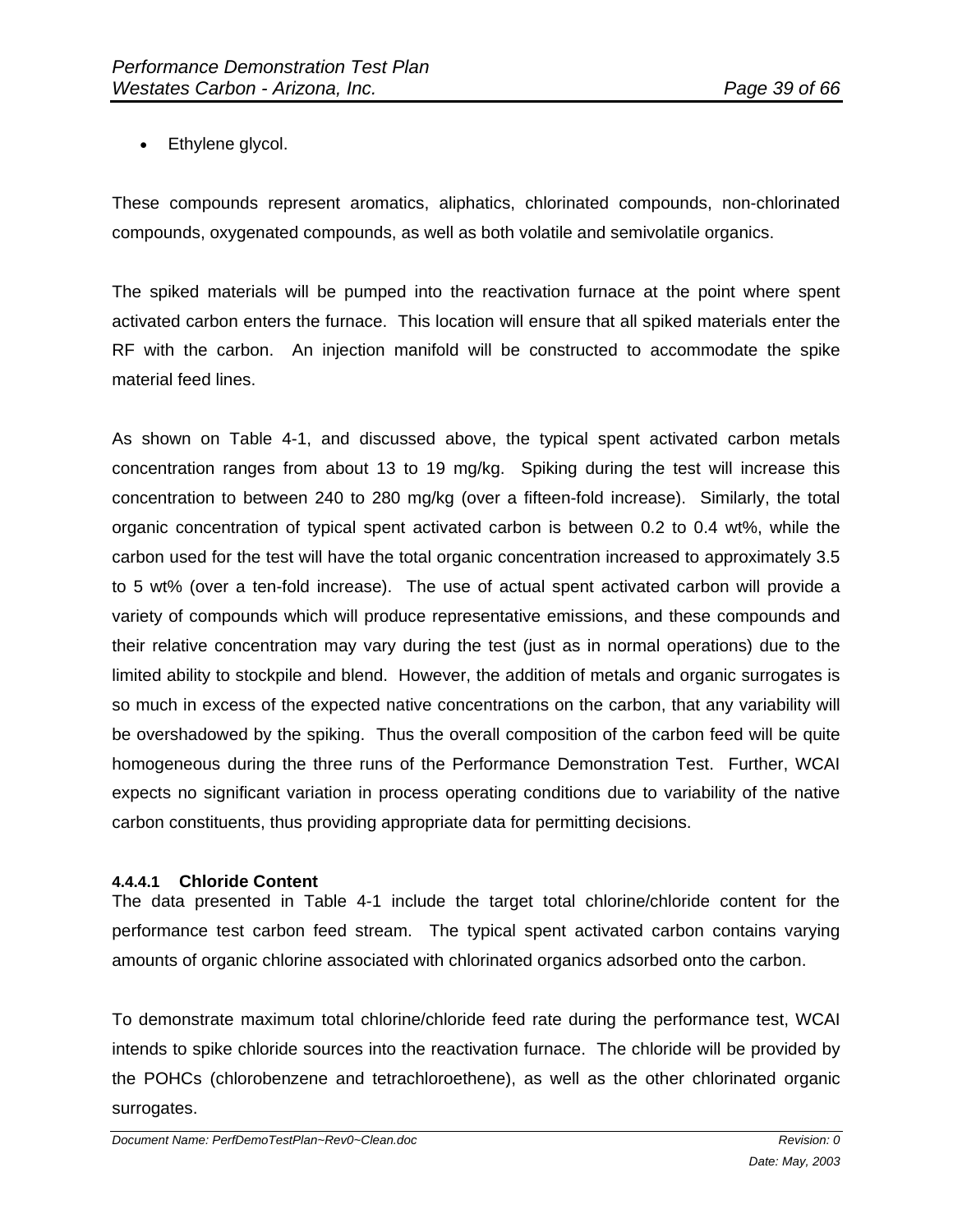- Ethylene glycol.

These compounds represent aromatics, aliphatics, chlorinated compounds, non-chlorinated compounds, oxygenated compounds, as well as both volatile and semivolatile organics.

The spiked materials will be pumped into the reactivation furnace at the point where spent activated carbon enters the furnace. This location will ensure that all spiked materials enter the RF with the carbon. An injection manifold will be constructed to accommodate the spike material feed lines.

As shown on Table 4-1, and discussed above, the typical spent activated carbon metals concentration ranges from about 13 to 19 mg/kg. Spiking during the test will increase this concentration to between 240 to 280 mg/kg (over a fifteen-fold increase). Similarly, the total organic concentration of typical spent activated carbon is between 0.2 to 0.4 wt%, while the carbon used for the test will have the total organic concentration increased to approximately 3.5 to 5 wt% (over a ten-fold increase). The use of actual spent activated carbon will provide a variety of compounds which will produce representative emissions, and these compounds and their relative concentration may vary during the test (just as in normal operations) due to the limited ability to stockpile and blend. However, the addition of metals and organic surrogates is so much in excess of the expected native concentrations on the carbon, that any variability will be overshadowed by the spiking. Thus the overall composition of the carbon feed will be quite homogeneous during the three runs of the Performance Demonstration Test. Further, WCAI expects no significant variation in process operating conditions due to variability of the native carbon constituents, thus providing appropriate data for permitting decisions.

#### 4.4.4.1 Chloride Content

The data presented in Table 4-1 include the target total chlorine/chloride content for the performance test carbon feed stream. The typical spent activated carbon contains varying amounts of organic chlorine associated with chlorinated organics adsorbed onto the carbon.

To demonstrate maximum total chlorine/chloride feed rate during the performance test, WCAI intends to spike chloride sources into the reactivation furnace. The chloride will be provided by the POHCs (chlorobenzene and tetrachloroethene), as well as the other chlorinated organic surrogates.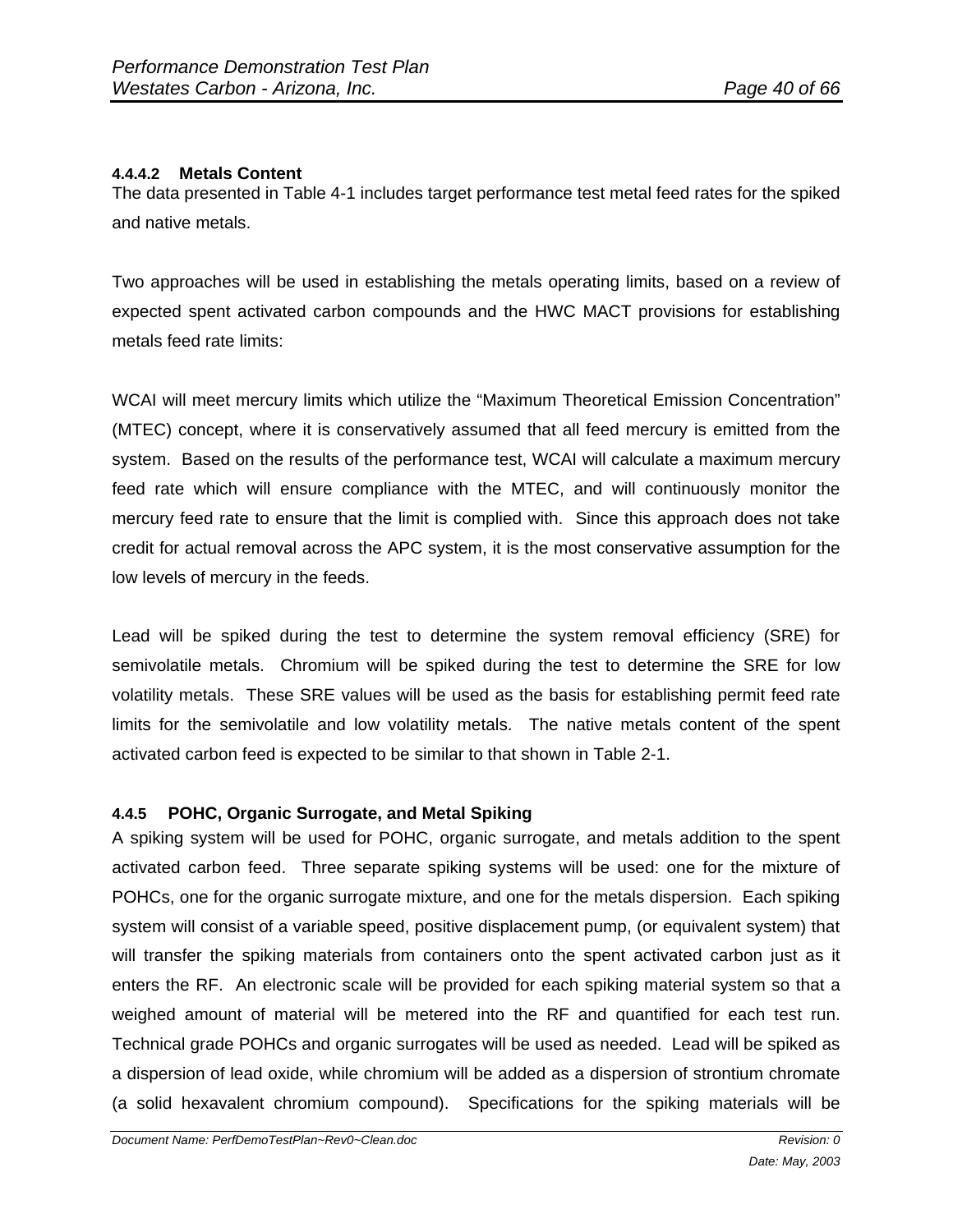#### 4.4.4.2 Metals Content

The data presented in Table 4-1 includes target performance test metal feed rates for the spiked and native metals.

Two approaches will be used in establishing the metals operating limits, based on a review of expected spent activated carbon compounds and the HWC MACT provisions for establishing metals feed rate limits:

WCAI will meet mercury limits which utilize the "Maximum Theoretical Emission Concentration" (MTEC) concept, where it is conservatively assumed that all feed mercury is emitted from the system. Based on the results of the performance test, WCAI will calculate a maximum mercury feed rate which will ensure compliance with the MTEC, and will continuously monitor the mercury feed rate to ensure that the limit is complied with. Since this approach does not take credit for actual removal across the APC system, it is the most conservative assumption for the low levels of mercury in the feeds.

Lead will be spiked during the test to determine the system removal efficiency (SRE) for semivolatile metals. Chromium will be spiked during the test to determine the SRE for low volatility metals. These SRE values will be used as the basis for establishing permit feed rate limits for the semivolatile and low volatility metals. The native metals content of the spent activated carbon feed is expected to be similar to that shown in Table 2-1.

### 4.4.5 POHC, Organic Surrogate, and Metal Spiking

A spiking system will be used for POHC, organic surrogate, and metals addition to the spent activated carbon feed. Three separate spiking systems will be used: one for the mixture of POHCs, one for the organic surrogate mixture, and one for the metals dispersion. Each spiking system will consist of a variable speed, positive displacement pump, (or equivalent system) that will transfer the spiking materials from containers onto the spent activated carbon just as it enters the RF. An electronic scale will be provided for each spiking material system so that a weighed amount of material will be metered into the RF and quantified for each test run. Technical grade POHCs and organic surrogates will be used as needed. Lead will be spiked as a dispersion of lead oxide, while chromium will be added as a dispersion of strontium chromate (a solid hexavalent chromium compound). Specifications for the spiking materials will be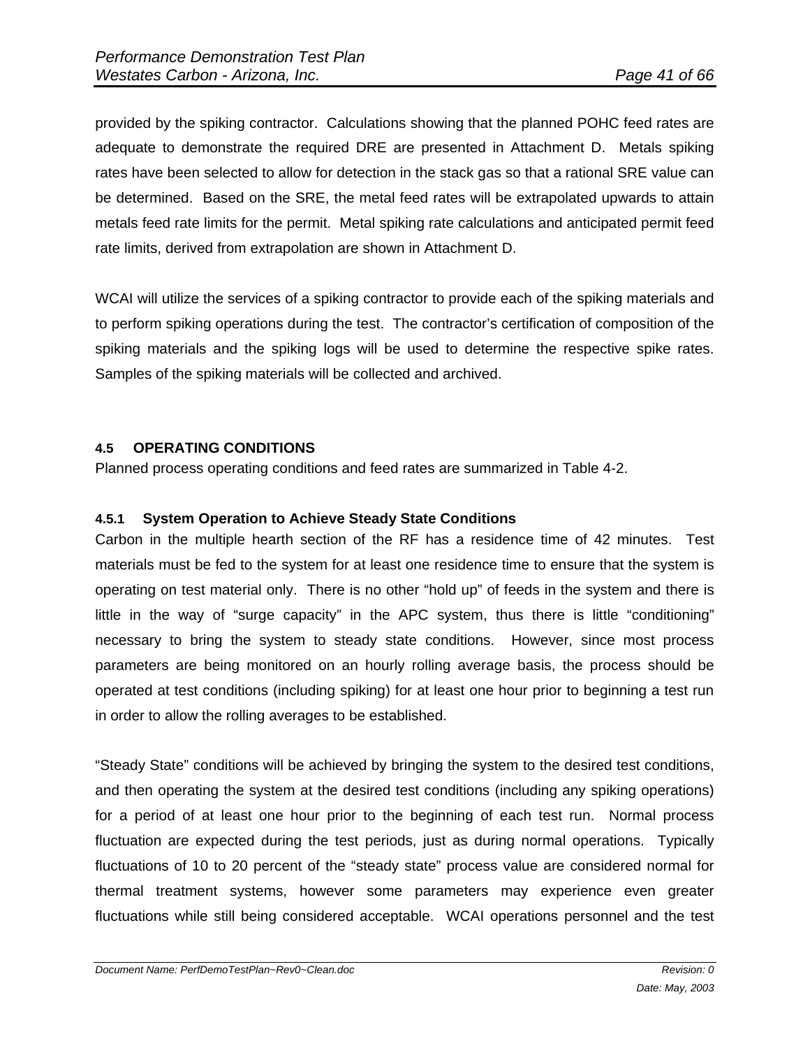provided by the spiking contractor. Calculations showing that the planned POHC feed rates are adequate to demonstrate the required DRE are presented in Attachment D. Metals spiking rates have been selected to allow for detection in the stack gas so that a rational SRE value can be determined. Based on the SRE, the metal feed rates will be extrapolated upwards to attain metals feed rate limits for the permit. Metal spiking rate calculations and anticipated permit feed rate limits, derived from extrapolation are shown in Attachment D.

WCAI will utilize the services of a spiking contractor to provide each of the spiking materials and to perform spiking operations during the test. The contractor's certification of composition of the spiking materials and the spiking logs will be used to determine the respective spike rates. Samples of the spiking materials will be collected and archived.

## 4.5 OPERATING CONDITIONS

Planned process operating conditions and feed rates are summarized in Table 4-2.

### 4.5.1 System Operation to Achieve Steady State Conditions

Carbon in the multiple hearth section of the RF has a residence time of 42 minutes. Test materials must be fed to the system for at least one residence time to ensure that the system is operating on test material only. There is no other "hold up" of feeds in the system and there is little in the way of "surge capacity" in the APC system, thus there is little "conditioning" necessary to bring the system to steady state conditions. However, since most process parameters are being monitored on an hourly rolling average basis, the process should be operated at test conditions (including spiking) for at least one hour prior to beginning a test run in order to allow the rolling averages to be established.

"Steady State" conditions will be achieved by bringing the system to the desired test conditions, and then operating the system at the desired test conditions (including any spiking operations) for a period of at least one hour prior to the beginning of each test run. Normal process fluctuation are expected during the test periods, just as during normal operations. Typically fluctuations of 10 to 20 percent of the "steady state" process value are considered normal for thermal treatment systems, however some parameters may experience even greater fluctuations while still being considered acceptable. WCAI operations personnel and the test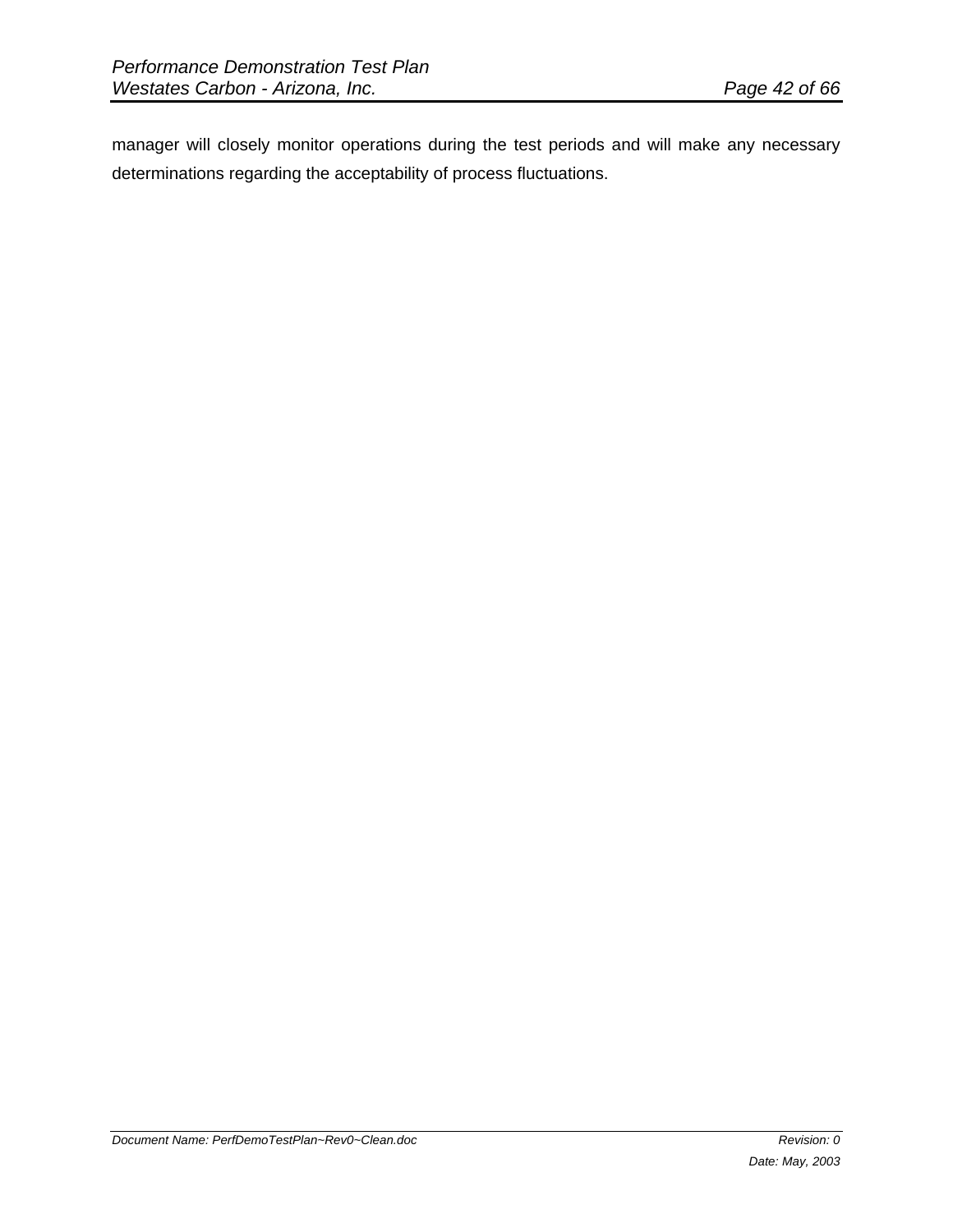manager will closely monitor operations during the test periods and will make any necessary determinations regarding the acceptability of process fluctuations.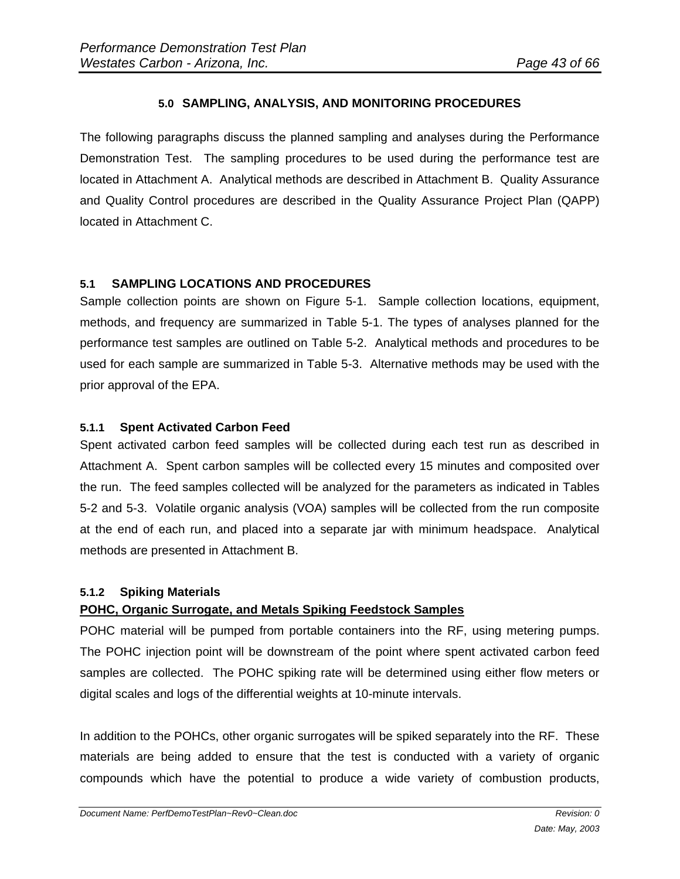# 5.0 SAMPLING, ANALYSIS, AND MONITORING PROCEDURES

The following paragraphs discuss the planned sampling and analyses during the Performance Demonstration Test. The sampling procedures to be used during the performance test are located in Attachment A. Analytical methods are described in Attachment B. Quality Assurance and Quality Control procedures are described in the Quality Assurance Project Plan (QAPP) located in Attachment C.

## 5.1 SAMPLING LOCATIONS AND PROCEDURES

Sample collection points are shown on Figure 5-1. Sample collection locations, equipment, methods, and frequency are summarized in Table 5-1. The types of analyses planned for the performance test samples are outlined on Table 5-2. Analytical methods and procedures to be used for each sample are summarized in Table 5-3. Alternative methods may be used with the prior approval of the EPA.

### 5.1.1 Spent Activated Carbon Feed

Spent activated carbon feed samples will be collected during each test run as described in Attachment A. Spent carbon samples will be collected every 15 minutes and composited over the run. The feed samples collected will be analyzed for the parameters as indicated in Tables 5-2 and 5-3. Volatile organic analysis (VOA) samples will be collected from the run composite at the end of each run, and placed into a separate jar with minimum headspace. Analytical methods are presented in Attachment B.

### 5.1.2 Spiking Materials

**POHC, Organic Surrogate, and Metals Spiking Feedstock Samples**

POHC material will be pumped from portable containers into the RF, using metering pumps. The POHC injection point will be downstream of the point where spent activated carbon feed samples are collected. The POHC spiking rate will be determined using either flow meters or digital scales and logs of the differential weights at 10-minute intervals.

In addition to the POHCs, other organic surrogates will be spiked separately into the RF. These materials are being added to ensure that the test is conducted with a variety of organic compounds which have the potential to produce a wide variety of combustion products,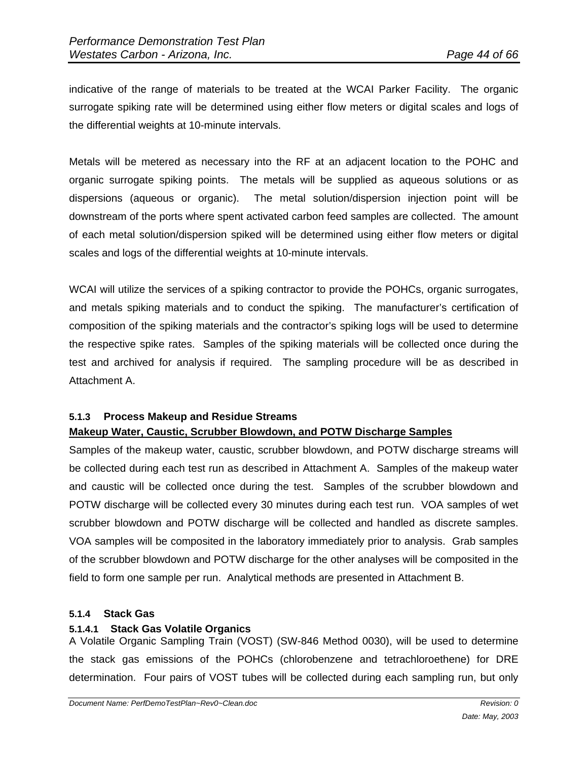indicative of the range of materials to be treated at the WCAI Parker Facility. The organic surrogate spiking rate will be determined using either flow meters or digital scales and logs of the differential weights at 10-minute intervals.

Metals will be metered as necessary into the RF at an adjacent location to the POHC and organic surrogate spiking points. The metals will be supplied as aqueous solutions or as dispersions (aqueous or organic). The metal solution/dispersion injection point will be downstream of the ports where spent activated carbon feed samples are collected. The amount of each metal solution/dispersion spiked will be determined using either flow meters or digital scales and logs of the differential weights at 10-minute intervals.

WCAI will utilize the services of a spiking contractor to provide the POHCs, organic surrogates, and metals spiking materials and to conduct the spiking. The manufacturer's certification of composition of the spiking materials and the contractor's spiking logs will be used to determine the respective spike rates. Samples of the spiking materials will be collected once during the test and archived for analysis if required. The sampling procedure will be as described in Attachment A.

#### 5.1.3 Process Makeup and Residue Streams

**Makeup Water, Caustic, Scrubber Blowdown, and POTW Discharge Samples**

Samples of the makeup water, caustic, scrubber blowdown, and POTW discharge streams will be collected during each test run as described in Attachment A. Samples of the makeup water and caustic will be collected once during the test. Samples of the scrubber blowdown and POTW discharge will be collected every 30 minutes during each test run. VOA samples of wet scrubber blowdown and POTW discharge will be collected and handled as discrete samples. VOA samples will be composited in the laboratory immediately prior to analysis. Grab samples of the scrubber blowdown and POTW discharge for the other analyses will be composited in the field to form one sample per run. Analytical methods are presented in Attachment B.

#### 5.1.4 Stack Gas

##### 5.1.4.1 Stack Gas Volatile Organics

A Volatile Organic Sampling Train (VOST) (SW-846 Method 0030), will be used to determine the stack gas emissions of the POHCs (chlorobenzene and tetrachloroethene) for DRE determination. Four pairs of VOST tubes will be collected during each sampling run, but only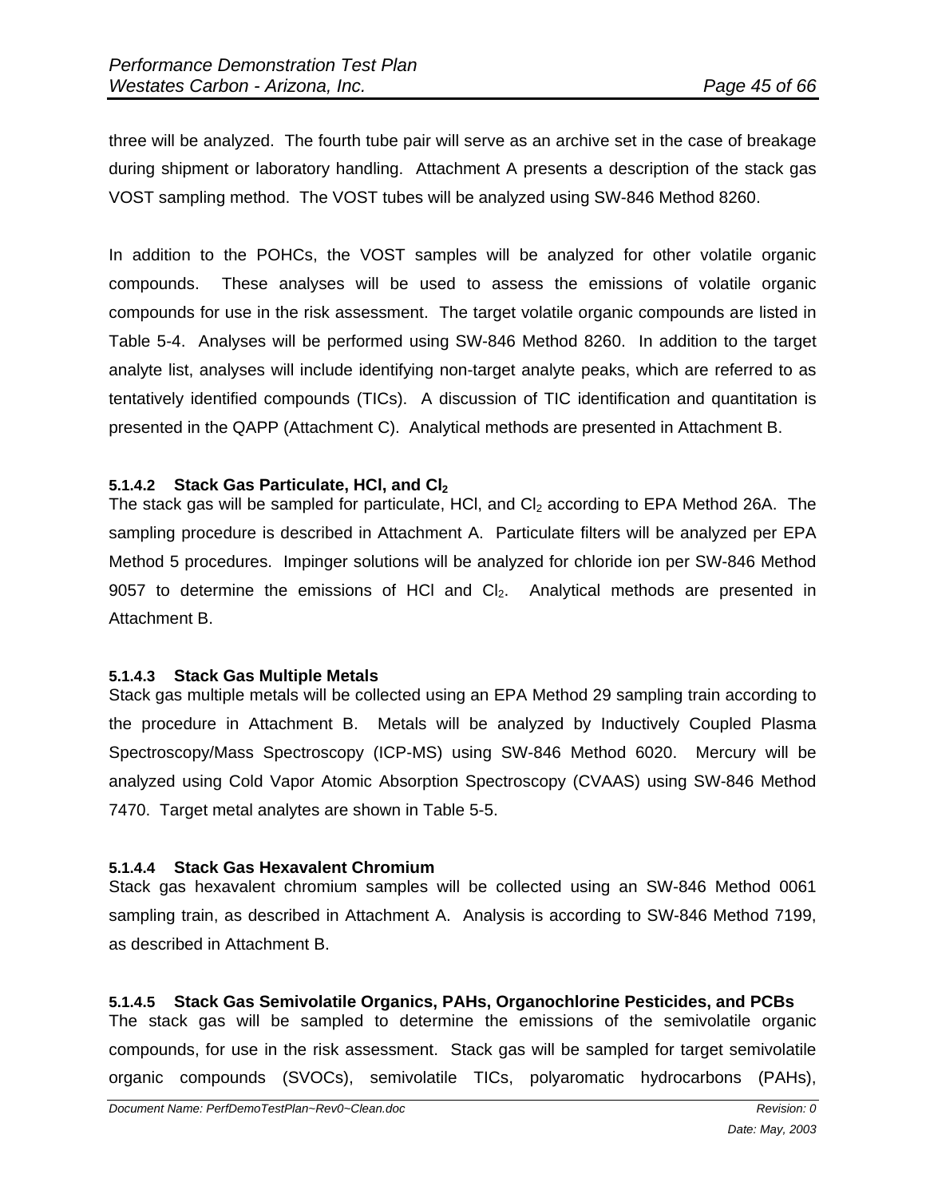three will be analyzed. The fourth tube pair will serve as an archive set in the case of breakage during shipment or laboratory handling. Attachment A presents a description of the stack gas VOST sampling method. The VOST tubes will be analyzed using SW-846 Method 8260.

In addition to the POHCs, the VOST samples will be analyzed for other volatile organic compounds. These analyses will be used to assess the emissions of volatile organic compounds for use in the risk assessment. The target volatile organic compounds are listed in Table 5-4. Analyses will be performed using SW-846 Method 8260. In addition to the target analyte list, analyses will include identifying non-target analyte peaks, which are referred to as tentatively identified compounds (TICs). A discussion of TIC identification and quantitation is presented in the QAPP (Attachment C). Analytical methods are presented in Attachment B.

#### 5.1.4.2 Stack Gas Particulate, HCl, and $Cl_2$

The stack gas will be sampled for particulate, HCl, and $Cl_2$ according to EPA Method 26A. The sampling procedure is described in Attachment A. Particulate filters will be analyzed per EPA Method 5 procedures. Impinger solutions will be analyzed for chloride ion per SW-846 Method 9057 to determine the emissions of HCl and $Cl_2$. Analytical methods are presented in Attachment B.

#### 5.1.4.3 Stack Gas Multiple Metals

Stack gas multiple metals will be collected using an EPA Method 29 sampling train according to the procedure in Attachment B. Metals will be analyzed by Inductively Coupled Plasma Spectroscopy/Mass Spectroscopy (ICP-MS) using SW-846 Method 6020. Mercury will be analyzed using Cold Vapor Atomic Absorption Spectroscopy (CVAAS) using SW-846 Method 7470. Target metal analytes are shown in Table 5-5.

#### 5.1.4.4 Stack Gas Hexavalent Chromium

Stack gas hexavalent chromium samples will be collected using an SW-846 Method 0061 sampling train, as described in Attachment A. Analysis is according to SW-846 Method 7199, as described in Attachment B.

#### 5.1.4.5 Stack Gas Semivolatile Organics, PAHs, Organochlorine Pesticides, and PCBs

The stack gas will be sampled to determine the emissions of the semivolatile organic compounds, for use in the risk assessment. Stack gas will be sampled for target semivolatile organic compounds (SVOCs), semivolatile TICs, polyaromatic hydrocarbons (PAHs),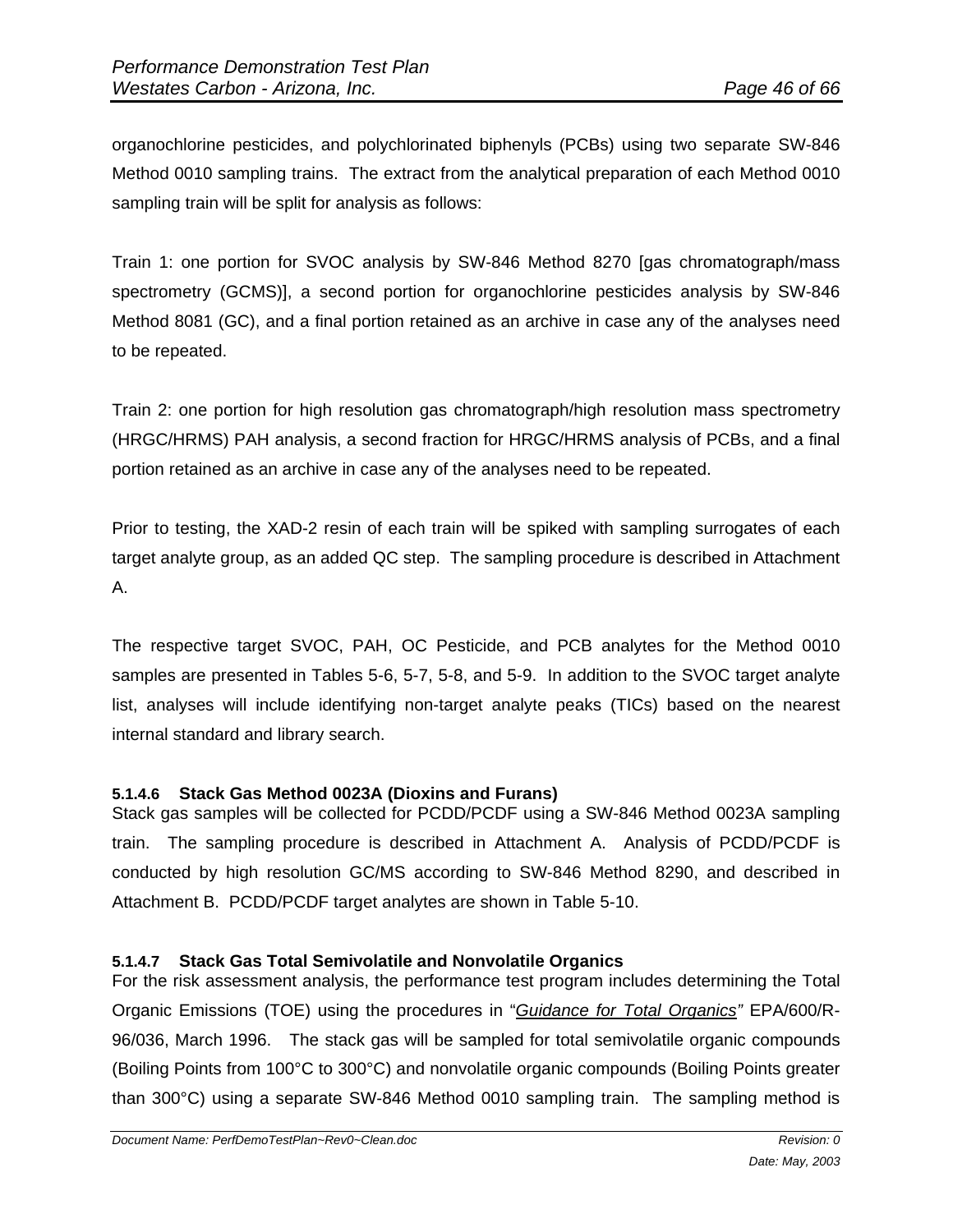organochlorine pesticides, and polychlorinated biphenyls (PCBs) using two separate SW-846 Method 0010 sampling trains. The extract from the analytical preparation of each Method 0010 sampling train will be split for analysis as follows:

Train 1: one portion for SVOC analysis by SW-846 Method 8270 [gas chromatograph/mass spectrometry (GCMS)], a second portion for organochlorine pesticides analysis by SW-846 Method 8081 (GC), and a final portion retained as an archive in case any of the analyses need to be repeated.

Train 2: one portion for high resolution gas chromatograph/high resolution mass spectrometry (HRGC/HRMS) PAH analysis, a second fraction for HRGC/HRMS analysis of PCBs, and a final portion retained as an archive in case any of the analyses need to be repeated.

Prior to testing, the XAD-2 resin of each train will be spiked with sampling surrogates of each target analyte group, as an added QC step. The sampling procedure is described in Attachment A.

The respective target SVOC, PAH, OC Pesticide, and PCB analytes for the Method 0010 samples are presented in Tables 5-6, 5-7, 5-8, and 5-9. In addition to the SVOC target analyte list, analyses will include identifying non-target analyte peaks (TICs) based on the nearest internal standard and library search.

#### 5.1.4.6 Stack Gas Method 0023A (Dioxins and Furans)

Stack gas samples will be collected for PCDD/PCDF using a SW-846 Method 0023A sampling train. The sampling procedure is described in Attachment A. Analysis of PCDD/PCDF is conducted by high resolution GC/MS according to SW-846 Method 8290, and described in Attachment B. PCDD/PCDF target analytes are shown in Table 5-10.

#### 5.1.4.7 Stack Gas Total Semivolatile and Nonvolatile Organics

For the risk assessment analysis, the performance test program includes determining the Total Organic Emissions (TOE) using the procedures in "*Guidance for Total Organics*" EPA/600/R-96/036, March 1996. The stack gas will be sampled for total semivolatile organic compounds (Boiling Points from 100°C to 300°C) and nonvolatile organic compounds (Boiling Points greater than 300°C) using a separate SW-846 Method 0010 sampling train. The sampling method is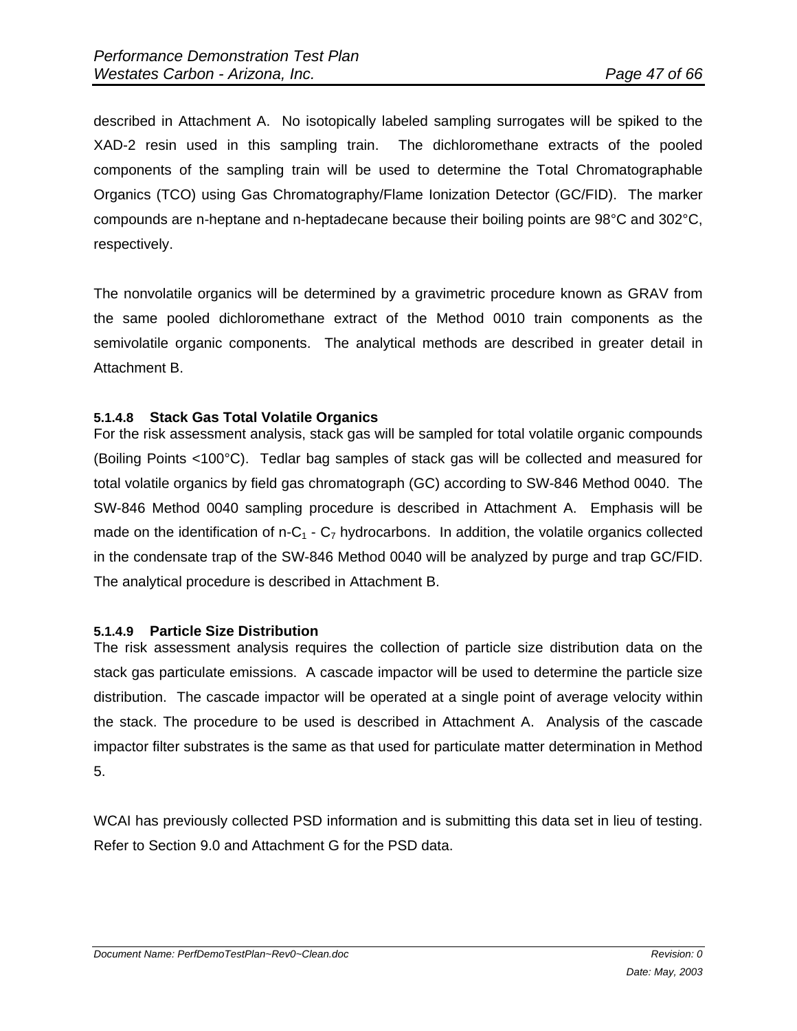described in Attachment A. No isotopically labeled sampling surrogates will be spiked to the XAD-2 resin used in this sampling train. The dichloromethane extracts of the pooled components of the sampling train will be used to determine the Total Chromatographable Organics (TCO) using Gas Chromatography/Flame Ionization Detector (GC/FID). The marker compounds are n-heptane and n-heptadecane because their boiling points are 98°C and 302°C, respectively.

The nonvolatile organics will be determined by a gravimetric procedure known as GRAV from the same pooled dichloromethane extract of the Method 0010 train components as the semivolatile organic components. The analytical methods are described in greater detail in Attachment B.

#### 5.1.4.8 Stack Gas Total Volatile Organics

For the risk assessment analysis, stack gas will be sampled for total volatile organic compounds (Boiling Points <100°C). Tedlar bag samples of stack gas will be collected and measured for total volatile organics by field gas chromatograph (GC) according to SW-846 Method 0040. The SW-846 Method 0040 sampling procedure is described in Attachment A. Emphasis will be made on the identification of n-$C_1$ - $C_7$ hydrocarbons. In addition, the volatile organics collected in the condensate trap of the SW-846 Method 0040 will be analyzed by purge and trap GC/FID. The analytical procedure is described in Attachment B.

#### 5.1.4.9 Particle Size Distribution

The risk assessment analysis requires the collection of particle size distribution data on the stack gas particulate emissions. A cascade impactor will be used to determine the particle size distribution. The cascade impactor will be operated at a single point of average velocity within the stack. The procedure to be used is described in Attachment A. Analysis of the cascade impactor filter substrates is the same as that used for particulate matter determination in Method 5.

WCAI has previously collected PSD information and is submitting this data set in lieu of testing. Refer to Section 9.0 and Attachment G for the PSD data.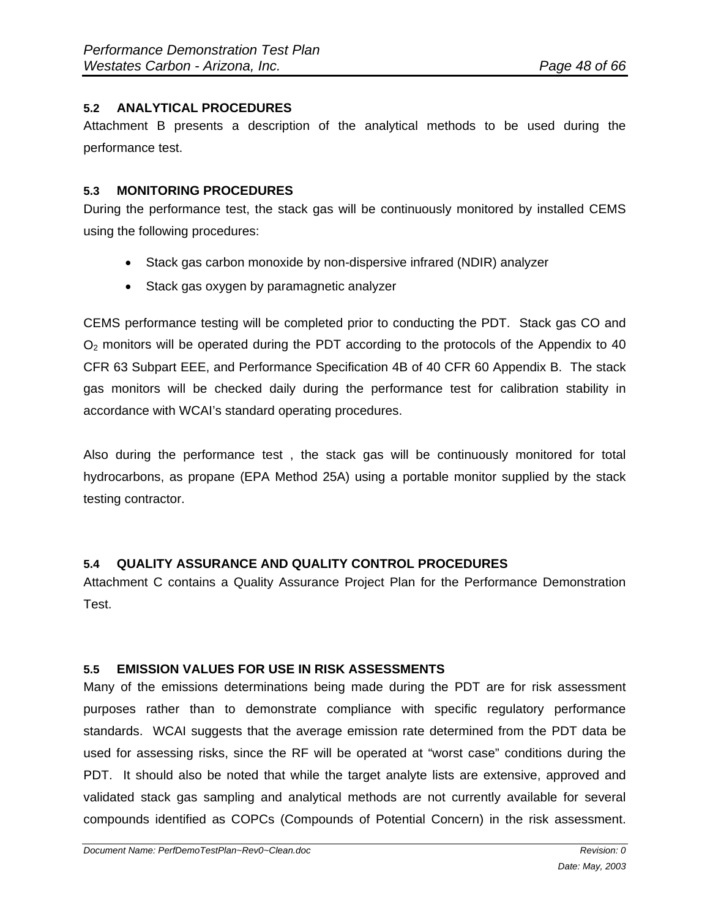### 5.2 ANALYTICAL PROCEDURES

Attachment B presents a description of the analytical methods to be used during the performance test.

### 5.3 MONITORING PROCEDURES

During the performance test, the stack gas will be continuously monitored by installed CEMS using the following procedures:

- Stack gas carbon monoxide by non-dispersive infrared (NDIR) analyzer
- Stack gas oxygen by paramagnetic analyzer

CEMS performance testing will be completed prior to conducting the PDT. Stack gas CO and $O_2$ monitors will be operated during the PDT according to the protocols of the Appendix to 40 CFR 63 Subpart EEE, and Performance Specification 4B of 40 CFR 60 Appendix B. The stack gas monitors will be checked daily during the performance test for calibration stability in accordance with WCAI's standard operating procedures.

Also during the performance test , the stack gas will be continuously monitored for total hydrocarbons, as propane (EPA Method 25A) using a portable monitor supplied by the stack testing contractor.

### 5.4 QUALITY ASSURANCE AND QUALITY CONTROL PROCEDURES

Attachment C contains a Quality Assurance Project Plan for the Performance Demonstration Test.

### 5.5 EMISSION VALUES FOR USE IN RISK ASSESSMENTS

Many of the emissions determinations being made during the PDT are for risk assessment purposes rather than to demonstrate compliance with specific regulatory performance standards. WCAI suggests that the average emission rate determined from the PDT data be used for assessing risks, since the RF will be operated at "worst case" conditions during the PDT. It should also be noted that while the target analyte lists are extensive, approved and validated stack gas sampling and analytical methods are not currently available for several compounds identified as COPCs (Compounds of Potential Concern) in the risk assessment.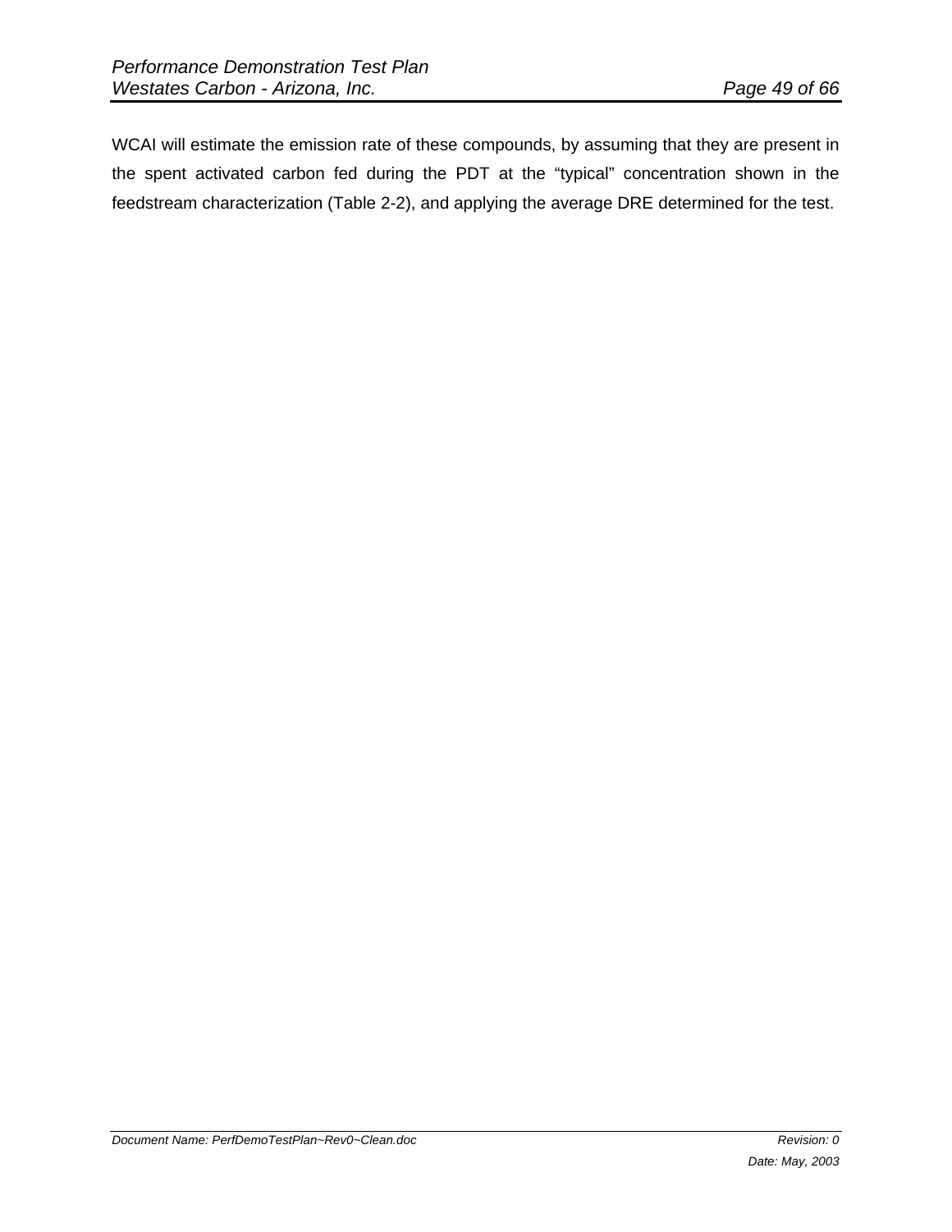WCAI will estimate the emission rate of these compounds, by assuming that they are present in the spent activated carbon fed during the PDT at the "typical" concentration shown in the feedstream characterization (Table 2-2), and applying the average DRE determined for the test.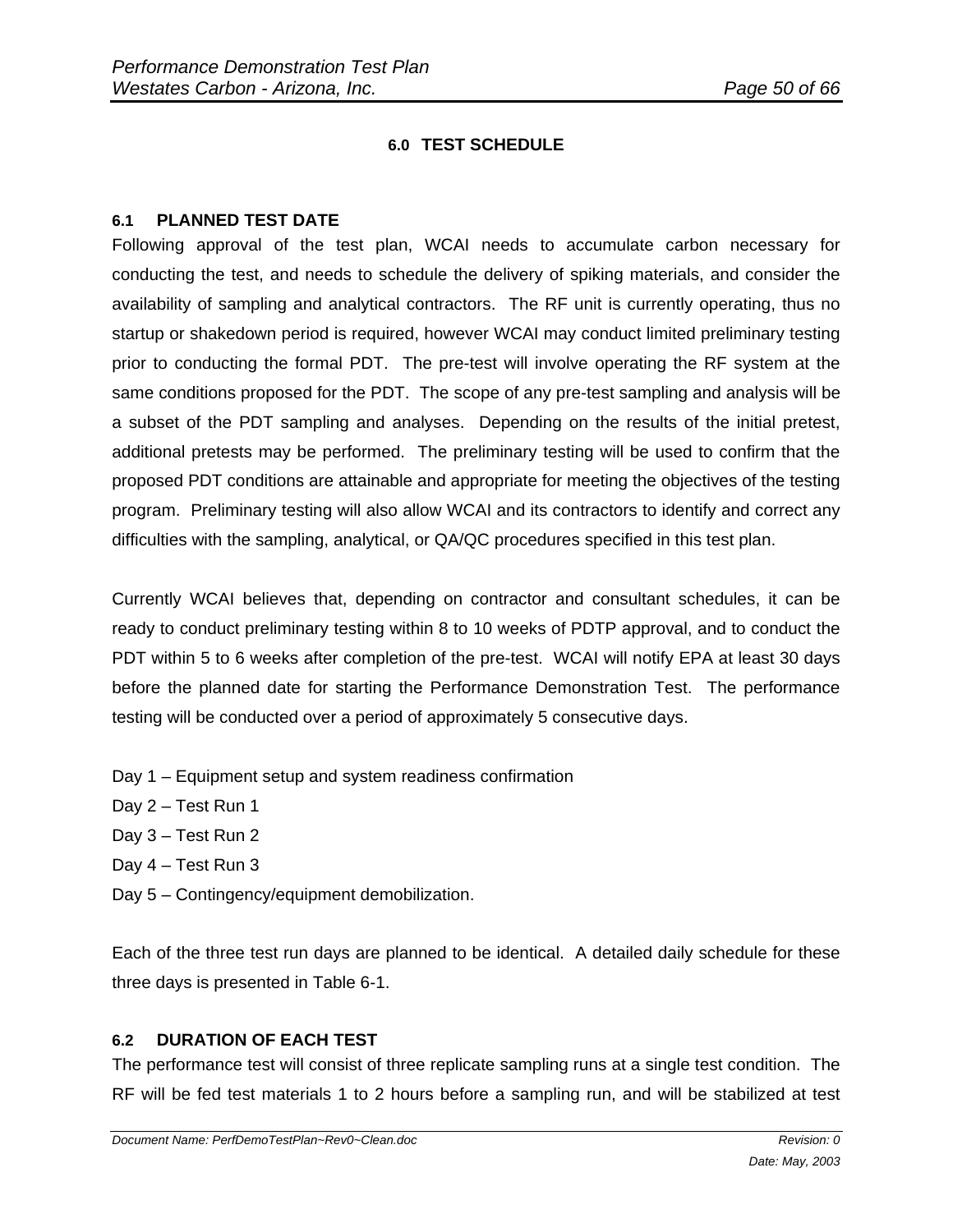# 6.0 TEST SCHEDULE

## 6.1 PLANNED TEST DATE

Following approval of the test plan, WCAI needs to accumulate carbon necessary for conducting the test, and needs to schedule the delivery of spiking materials, and consider the availability of sampling and analytical contractors. The RF unit is currently operating, thus no startup or shakedown period is required, however WCAI may conduct limited preliminary testing prior to conducting the formal PDT. The pre-test will involve operating the RF system at the same conditions proposed for the PDT. The scope of any pre-test sampling and analysis will be a subset of the PDT sampling and analyses. Depending on the results of the initial pretest, additional pretests may be performed. The preliminary testing will be used to confirm that the proposed PDT conditions are attainable and appropriate for meeting the objectives of the testing program. Preliminary testing will also allow WCAI and its contractors to identify and correct any difficulties with the sampling, analytical, or QA/QC procedures specified in this test plan.

Currently WCAI believes that, depending on contractor and consultant schedules, it can be ready to conduct preliminary testing within 8 to 10 weeks of PDTP approval, and to conduct the PDT within 5 to 6 weeks after completion of the pre-test. WCAI will notify EPA at least 30 days before the planned date for starting the Performance Demonstration Test. The performance testing will be conducted over a period of approximately 5 consecutive days.

Day 1 – Equipment setup and system readiness confirmation

Day 2 – Test Run 1

Day 3 – Test Run 2

Day 4 – Test Run 3

Day 5 – Contingency/equipment demobilization.

Each of the three test run days are planned to be identical. A detailed daily schedule for these three days is presented in Table 6-1.

## 6.2 DURATION OF EACH TEST

The performance test will consist of three replicate sampling runs at a single test condition. The RF will be fed test materials 1 to 2 hours before a sampling run, and will be stabilized at test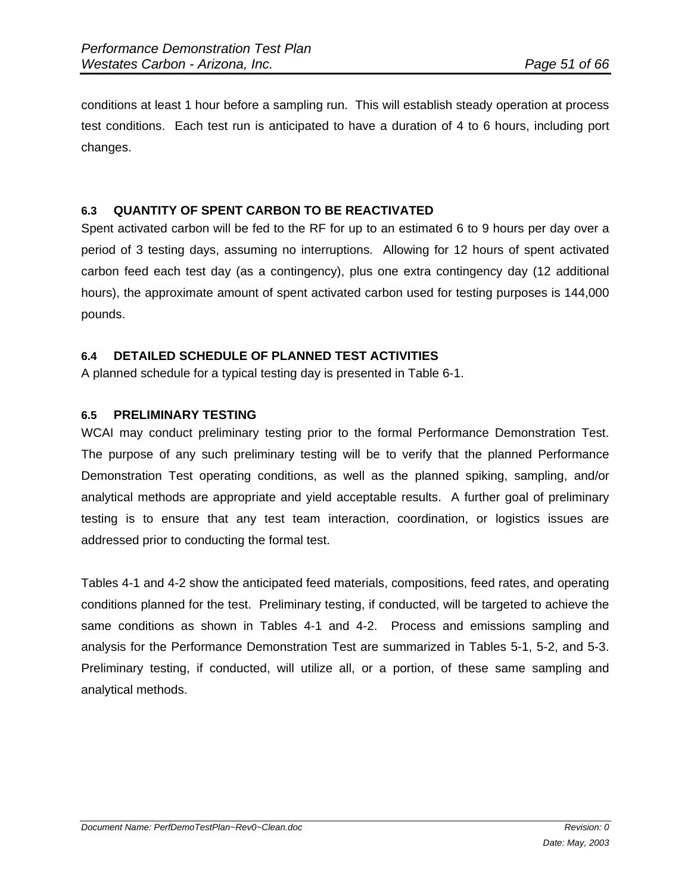conditions at least 1 hour before a sampling run. This will establish steady operation at process test conditions. Each test run is anticipated to have a duration of 4 to 6 hours, including port changes.

### 6.3 QUANTITY OF SPENT CARBON TO BE REACTIVATED

Spent activated carbon will be fed to the RF for up to an estimated 6 to 9 hours per day over a period of 3 testing days, assuming no interruptions. Allowing for 12 hours of spent activated carbon feed each test day (as a contingency), plus one extra contingency day (12 additional hours), the approximate amount of spent activated carbon used for testing purposes is 144,000 pounds.

### 6.4 DETAILED SCHEDULE OF PLANNED TEST ACTIVITIES

A planned schedule for a typical testing day is presented in Table 6-1.

### 6.5 PRELIMINARY TESTING

WCAI may conduct preliminary testing prior to the formal Performance Demonstration Test. The purpose of any such preliminary testing will be to verify that the planned Performance Demonstration Test operating conditions, as well as the planned spiking, sampling, and/or analytical methods are appropriate and yield acceptable results. A further goal of preliminary testing is to ensure that any test team interaction, coordination, or logistics issues are addressed prior to conducting the formal test.

Tables 4-1 and 4-2 show the anticipated feed materials, compositions, feed rates, and operating conditions planned for the test. Preliminary testing, if conducted, will be targeted to achieve the same conditions as shown in Tables 4-1 and 4-2. Process and emissions sampling and analysis for the Performance Demonstration Test are summarized in Tables 5-1, 5-2, and 5-3. Preliminary testing, if conducted, will utilize all, or a portion, of these same sampling and analytical methods.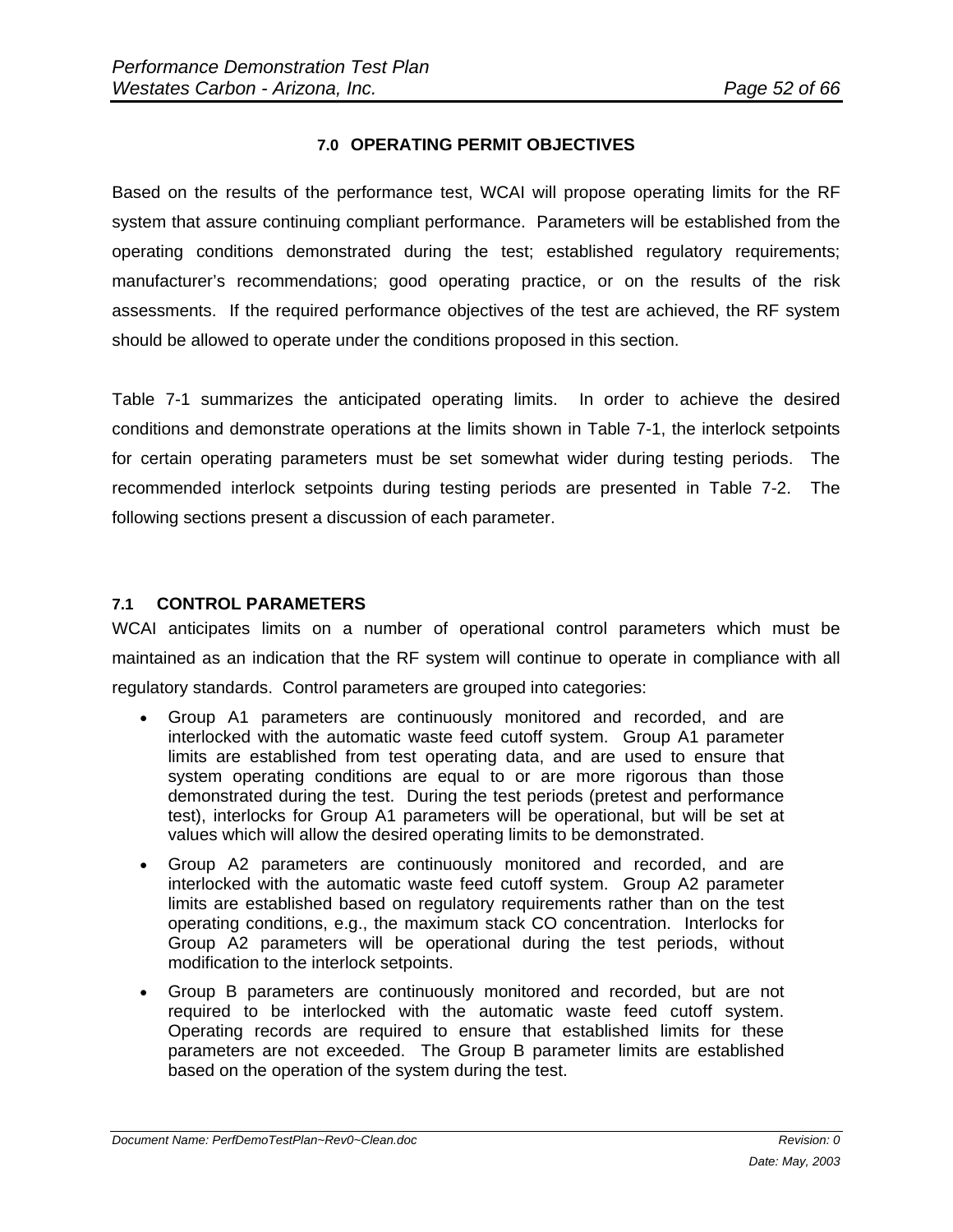## 7.0 OPERATING PERMIT OBJECTIVES

Based on the results of the performance test, WCAI will propose operating limits for the RF system that assure continuing compliant performance. Parameters will be established from the operating conditions demonstrated during the test; established regulatory requirements; manufacturer's recommendations; good operating practice, or on the results of the risk assessments. If the required performance objectives of the test are achieved, the RF system should be allowed to operate under the conditions proposed in this section.

Table 7-1 summarizes the anticipated operating limits. In order to achieve the desired conditions and demonstrate operations at the limits shown in Table 7-1, the interlock setpoints for certain operating parameters must be set somewhat wider during testing periods. The recommended interlock setpoints during testing periods are presented in Table 7-2. The following sections present a discussion of each parameter.

### 7.1 CONTROL PARAMETERS

WCAI anticipates limits on a number of operational control parameters which must be maintained as an indication that the RF system will continue to operate in compliance with all regulatory standards. Control parameters are grouped into categories:

- Group A1 parameters are continuously monitored and recorded, and are interlocked with the automatic waste feed cutoff system. Group A1 parameter limits are established from test operating data, and are used to ensure that system operating conditions are equal to or are more rigorous than those demonstrated during the test. During the test periods (pretest and performance test), interlocks for Group A1 parameters will be operational, but will be set at values which will allow the desired operating limits to be demonstrated.
- Group A2 parameters are continuously monitored and recorded, and are interlocked with the automatic waste feed cutoff system. Group A2 parameter limits are established based on regulatory requirements rather than on the test operating conditions, e.g., the maximum stack CO concentration. Interlocks for Group A2 parameters will be operational during the test periods, without modification to the interlock setpoints.
- Group B parameters are continuously monitored and recorded, but are not required to be interlocked with the automatic waste feed cutoff system. Operating records are required to ensure that established limits for these parameters are not exceeded. The Group B parameter limits are established based on the operation of the system during the test.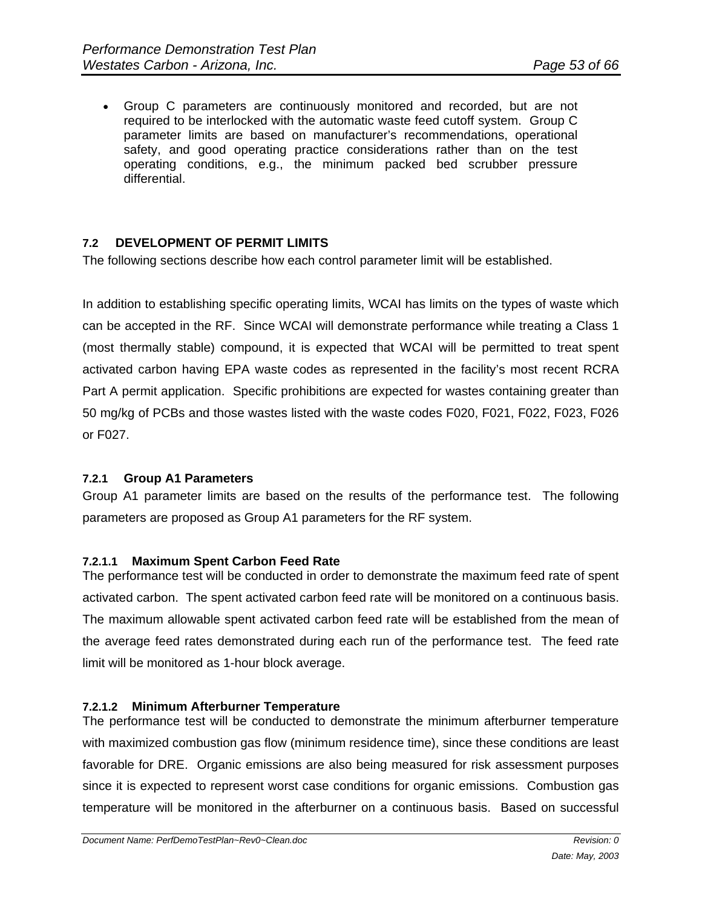- Group C parameters are continuously monitored and recorded, but are not required to be interlocked with the automatic waste feed cutoff system. Group C parameter limits are based on manufacturer's recommendations, operational safety, and good operating practice considerations rather than on the test operating conditions, e.g., the minimum packed bed scrubber pressure differential.

## 7.2 DEVELOPMENT OF PERMIT LIMITS

The following sections describe how each control parameter limit will be established.

In addition to establishing specific operating limits, WCAI has limits on the types of waste which can be accepted in the RF. Since WCAI will demonstrate performance while treating a Class 1 (most thermally stable) compound, it is expected that WCAI will be permitted to treat spent activated carbon having EPA waste codes as represented in the facility's most recent RCRA Part A permit application. Specific prohibitions are expected for wastes containing greater than 50 mg/kg of PCBs and those wastes listed with the waste codes F020, F021, F022, F023, F026 or F027.

### 7.2.1 Group A1 Parameters

Group A1 parameter limits are based on the results of the performance test. The following parameters are proposed as Group A1 parameters for the RF system.

#### 7.2.1.1 Maximum Spent Carbon Feed Rate

The performance test will be conducted in order to demonstrate the maximum feed rate of spent activated carbon. The spent activated carbon feed rate will be monitored on a continuous basis. The maximum allowable spent activated carbon feed rate will be established from the mean of the average feed rates demonstrated during each run of the performance test. The feed rate limit will be monitored as 1-hour block average.

#### 7.2.1.2 Minimum Afterburner Temperature

The performance test will be conducted to demonstrate the minimum afterburner temperature with maximized combustion gas flow (minimum residence time), since these conditions are least favorable for DRE. Organic emissions are also being measured for risk assessment purposes since it is expected to represent worst case conditions for organic emissions. Combustion gas temperature will be monitored in the afterburner on a continuous basis. Based on successful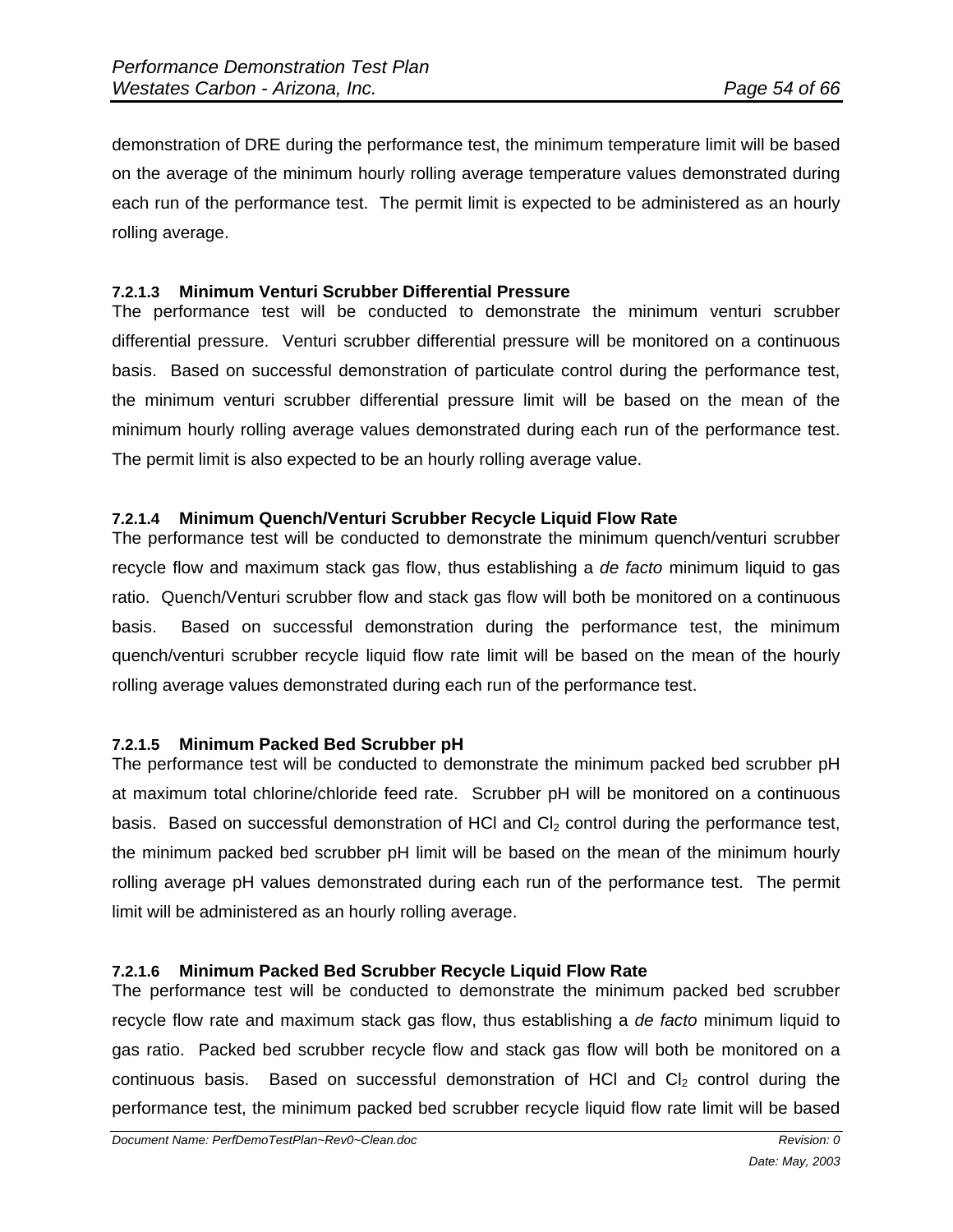demonstration of DRE during the performance test, the minimum temperature limit will be based on the average of the minimum hourly rolling average temperature values demonstrated during each run of the performance test. The permit limit is expected to be administered as an hourly rolling average.

#### 7.2.1.3 Minimum Venturi Scrubber Differential Pressure

The performance test will be conducted to demonstrate the minimum venturi scrubber differential pressure. Venturi scrubber differential pressure will be monitored on a continuous basis. Based on successful demonstration of particulate control during the performance test, the minimum venturi scrubber differential pressure limit will be based on the mean of the minimum hourly rolling average values demonstrated during each run of the performance test. The permit limit is also expected to be an hourly rolling average value.

#### 7.2.1.4 Minimum Quench/Venturi Scrubber Recycle Liquid Flow Rate

The performance test will be conducted to demonstrate the minimum quench/venturi scrubber recycle flow and maximum stack gas flow, thus establishing a *de facto* minimum liquid to gas ratio. Quench/Venturi scrubber flow and stack gas flow will both be monitored on a continuous basis. Based on successful demonstration during the performance test, the minimum quench/venturi scrubber recycle liquid flow rate limit will be based on the mean of the hourly rolling average values demonstrated during each run of the performance test.

#### 7.2.1.5 Minimum Packed Bed Scrubber pH

The performance test will be conducted to demonstrate the minimum packed bed scrubber pH at maximum total chlorine/chloride feed rate. Scrubber pH will be monitored on a continuous basis. Based on successful demonstration of HCl and $Cl_2$ control during the performance test, the minimum packed bed scrubber pH limit will be based on the mean of the minimum hourly rolling average pH values demonstrated during each run of the performance test. The permit limit will be administered as an hourly rolling average.

#### 7.2.1.6 Minimum Packed Bed Scrubber Recycle Liquid Flow Rate

The performance test will be conducted to demonstrate the minimum packed bed scrubber recycle flow rate and maximum stack gas flow, thus establishing a *de facto* minimum liquid to gas ratio. Packed bed scrubber recycle flow and stack gas flow will both be monitored on a continuous basis. Based on successful demonstration of HCl and $Cl_2$ control during the performance test, the minimum packed bed scrubber recycle liquid flow rate limit will be based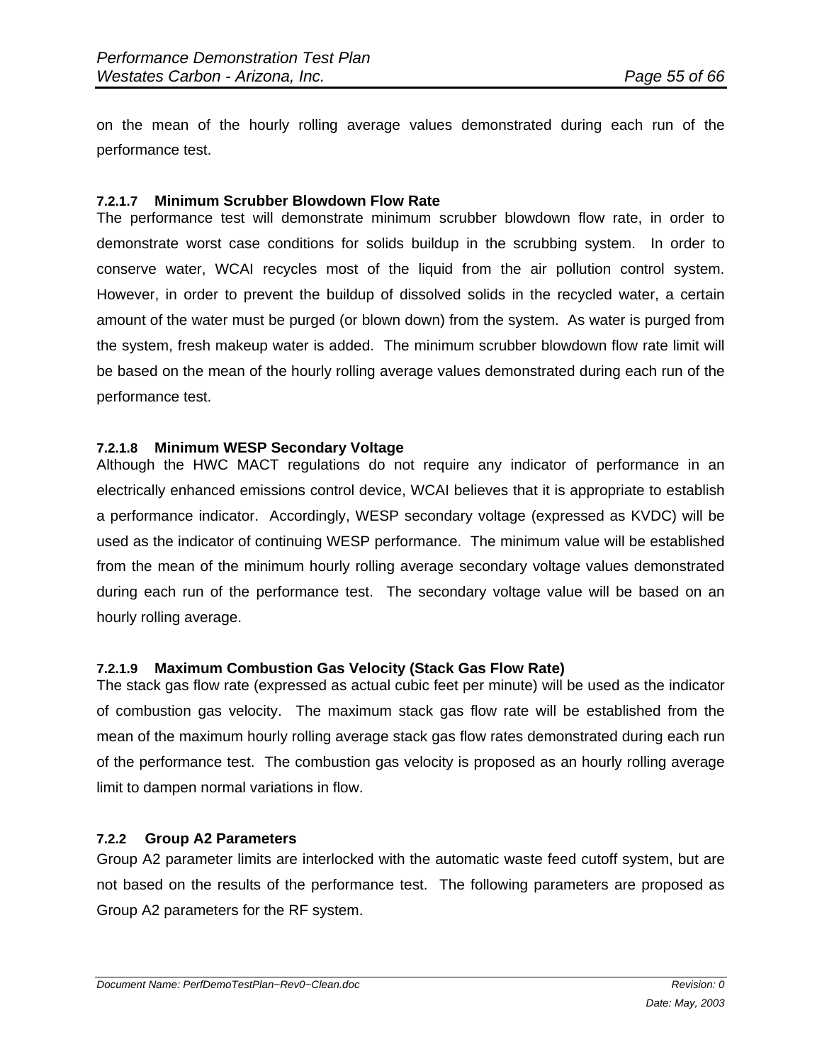on the mean of the hourly rolling average values demonstrated during each run of the performance test.

#### 7.2.1.7 Minimum Scrubber Blowdown Flow Rate

The performance test will demonstrate minimum scrubber blowdown flow rate, in order to demonstrate worst case conditions for solids buildup in the scrubbing system. In order to conserve water, WCAI recycles most of the liquid from the air pollution control system. However, in order to prevent the buildup of dissolved solids in the recycled water, a certain amount of the water must be purged (or blown down) from the system. As water is purged from the system, fresh makeup water is added. The minimum scrubber blowdown flow rate limit will be based on the mean of the hourly rolling average values demonstrated during each run of the performance test.

#### 7.2.1.8 Minimum WESP Secondary Voltage

Although the HWC MACT regulations do not require any indicator of performance in an electrically enhanced emissions control device, WCAI believes that it is appropriate to establish a performance indicator. Accordingly, WESP secondary voltage (expressed as KVDC) will be used as the indicator of continuing WESP performance. The minimum value will be established from the mean of the minimum hourly rolling average secondary voltage values demonstrated during each run of the performance test. The secondary voltage value will be based on an hourly rolling average.

#### 7.2.1.9 Maximum Combustion Gas Velocity (Stack Gas Flow Rate)

The stack gas flow rate (expressed as actual cubic feet per minute) will be used as the indicator of combustion gas velocity. The maximum stack gas flow rate will be established from the mean of the maximum hourly rolling average stack gas flow rates demonstrated during each run of the performance test. The combustion gas velocity is proposed as an hourly rolling average limit to dampen normal variations in flow.

### 7.2.2 Group A2 Parameters

Group A2 parameter limits are interlocked with the automatic waste feed cutoff system, but are not based on the results of the performance test. The following parameters are proposed as Group A2 parameters for the RF system.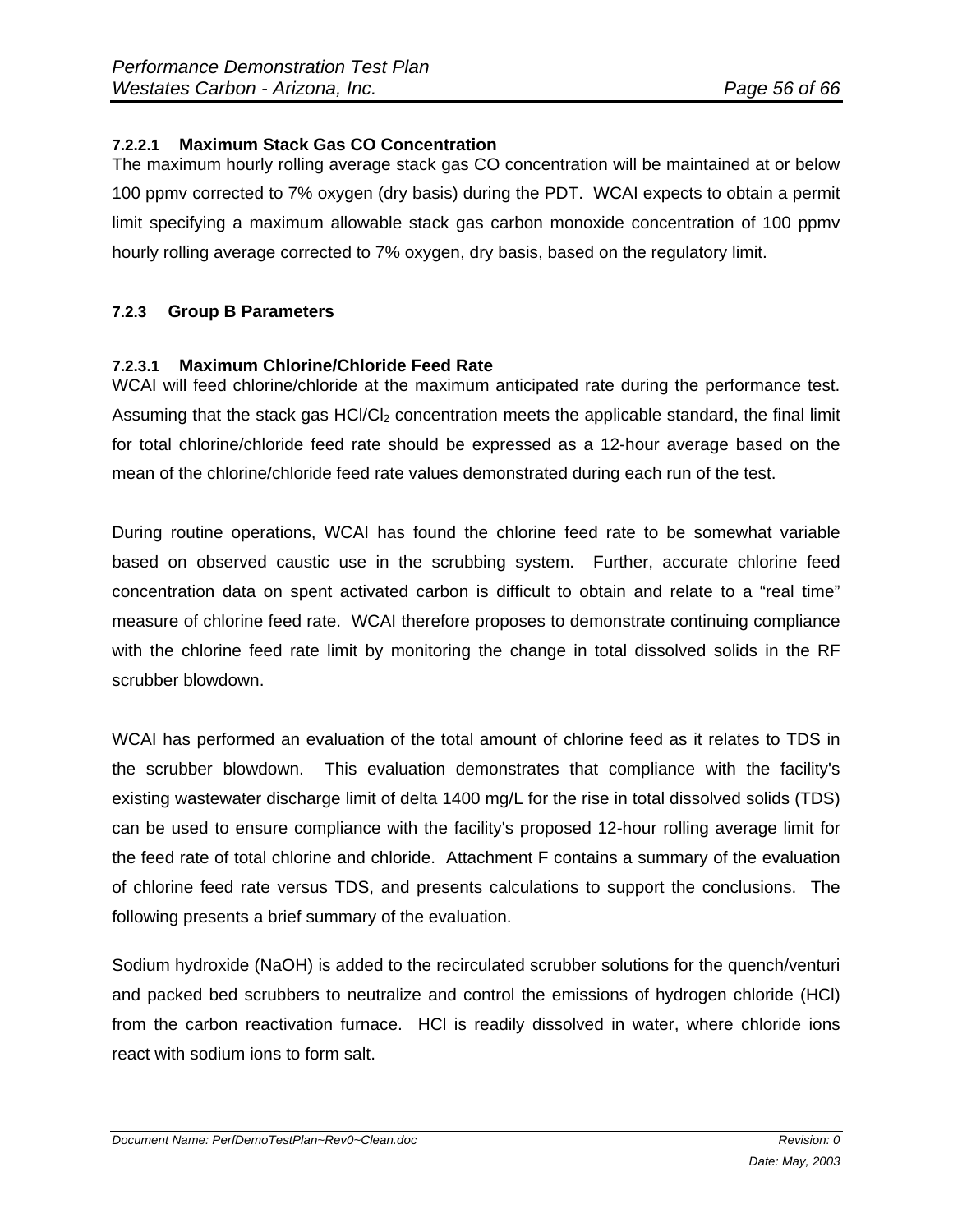#### 7.2.2.1 Maximum Stack Gas CO Concentration

The maximum hourly rolling average stack gas CO concentration will be maintained at or below 100 ppmv corrected to 7% oxygen (dry basis) during the PDT. WCAI expects to obtain a permit limit specifying a maximum allowable stack gas carbon monoxide concentration of 100 ppmv hourly rolling average corrected to 7% oxygen, dry basis, based on the regulatory limit.

### 7.2.3 Group B Parameters

#### 7.2.3.1 Maximum Chlorine/Chloride Feed Rate

WCAI will feed chlorine/chloride at the maximum anticipated rate during the performance test. Assuming that the stack gas $HCl/Cl_2$ concentration meets the applicable standard, the final limit for total chlorine/chloride feed rate should be expressed as a 12-hour average based on the mean of the chlorine/chloride feed rate values demonstrated during each run of the test.

During routine operations, WCAI has found the chlorine feed rate to be somewhat variable based on observed caustic use in the scrubbing system. Further, accurate chlorine feed concentration data on spent activated carbon is difficult to obtain and relate to a "real time" measure of chlorine feed rate. WCAI therefore proposes to demonstrate continuing compliance with the chlorine feed rate limit by monitoring the change in total dissolved solids in the RF scrubber blowdown.

WCAI has performed an evaluation of the total amount of chlorine feed as it relates to TDS in the scrubber blowdown. This evaluation demonstrates that compliance with the facility's existing wastewater discharge limit of delta 1400 mg/L for the rise in total dissolved solids (TDS) can be used to ensure compliance with the facility's proposed 12-hour rolling average limit for the feed rate of total chlorine and chloride. Attachment F contains a summary of the evaluation of chlorine feed rate versus TDS, and presents calculations to support the conclusions. The following presents a brief summary of the evaluation.

Sodium hydroxide (NaOH) is added to the recirculated scrubber solutions for the quench/venturi and packed bed scrubbers to neutralize and control the emissions of hydrogen chloride (HCl) from the carbon reactivation furnace. HCl is readily dissolved in water, where chloride ions react with sodium ions to form salt.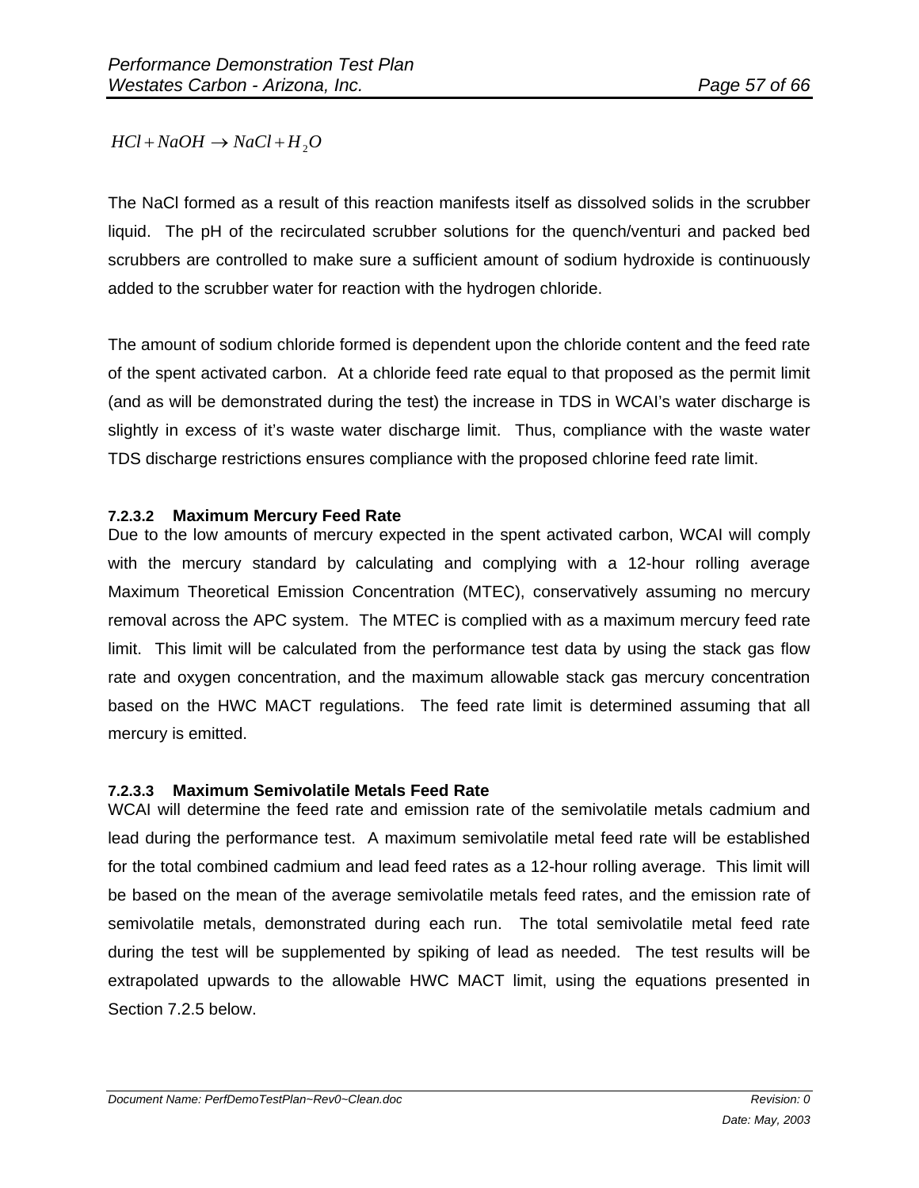$$HCl + NaOH \rightarrow NaCl + H_2O$$

The NaCl formed as a result of this reaction manifests itself as dissolved solids in the scrubber liquid. The pH of the recirculated scrubber solutions for the quench/venturi and packed bed scrubbers are controlled to make sure a sufficient amount of sodium hydroxide is continuously added to the scrubber water for reaction with the hydrogen chloride.

The amount of sodium chloride formed is dependent upon the chloride content and the feed rate of the spent activated carbon. At a chloride feed rate equal to that proposed as the permit limit (and as will be demonstrated during the test) the increase in TDS in WCAI's water discharge is slightly in excess of it's waste water discharge limit. Thus, compliance with the waste water TDS discharge restrictions ensures compliance with the proposed chlorine feed rate limit.

#### 7.2.3.2 Maximum Mercury Feed Rate

Due to the low amounts of mercury expected in the spent activated carbon, WCAI will comply with the mercury standard by calculating and complying with a 12-hour rolling average Maximum Theoretical Emission Concentration (MTEC), conservatively assuming no mercury removal across the APC system. The MTEC is complied with as a maximum mercury feed rate limit. This limit will be calculated from the performance test data by using the stack gas flow rate and oxygen concentration, and the maximum allowable stack gas mercury concentration based on the HWC MACT regulations. The feed rate limit is determined assuming that all mercury is emitted.

#### 7.2.3.3 Maximum Semivolatile Metals Feed Rate

WCAI will determine the feed rate and emission rate of the semivolatile metals cadmium and lead during the performance test. A maximum semivolatile metal feed rate will be established for the total combined cadmium and lead feed rates as a 12-hour rolling average. This limit will be based on the mean of the average semivolatile metals feed rates, and the emission rate of semivolatile metals, demonstrated during each run. The total semivolatile metal feed rate during the test will be supplemented by spiking of lead as needed. The test results will be extrapolated upwards to the allowable HWC MACT limit, using the equations presented in Section 7.2.5 below.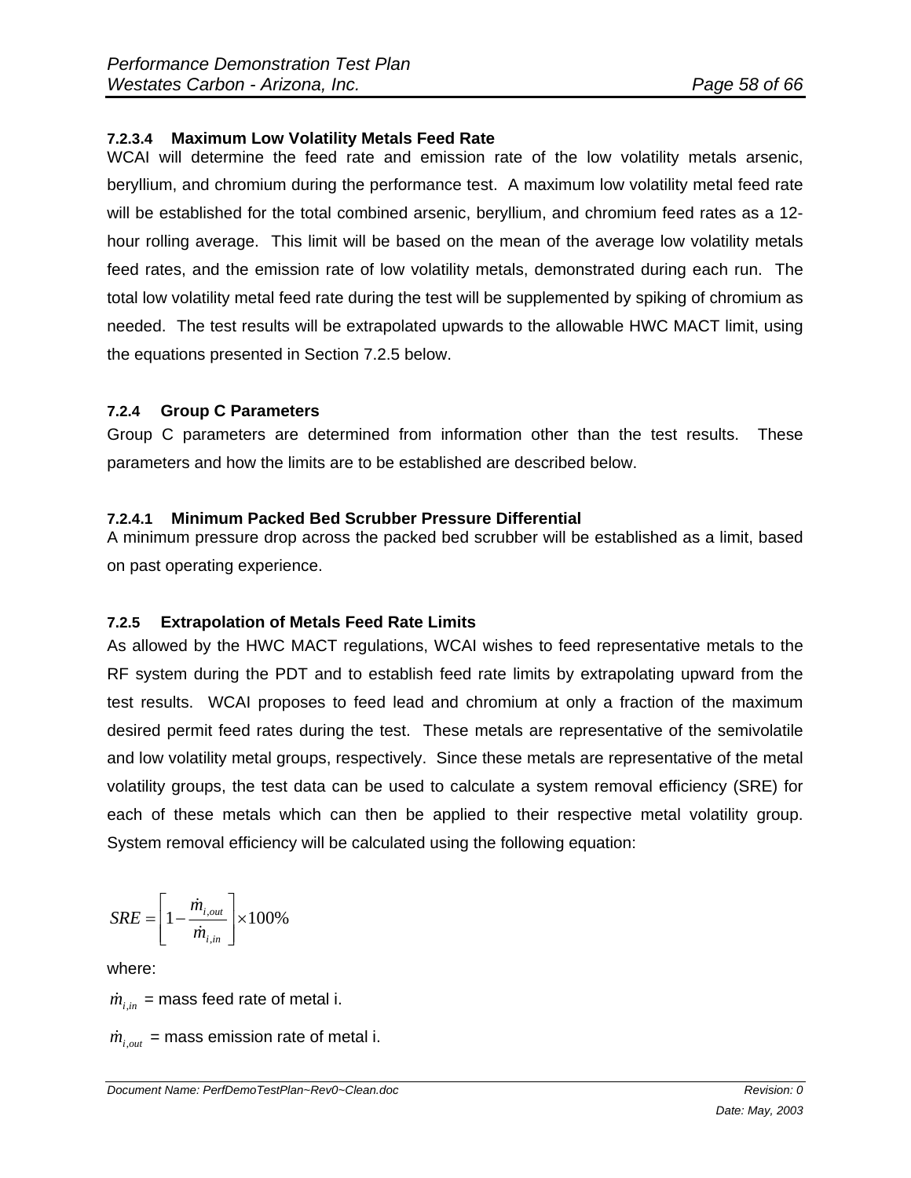#### 7.2.3.4 Maximum Low Volatility Metals Feed Rate

WCAI will determine the feed rate and emission rate of the low volatility metals arsenic, beryllium, and chromium during the performance test. A maximum low volatility metal feed rate will be established for the total combined arsenic, beryllium, and chromium feed rates as a 12-hour rolling average. This limit will be based on the mean of the average low volatility metals feed rates, and the emission rate of low volatility metals, demonstrated during each run. The total low volatility metal feed rate during the test will be supplemented by spiking of chromium as needed. The test results will be extrapolated upwards to the allowable HWC MACT limit, using the equations presented in Section 7.2.5 below.

### 7.2.4 Group C Parameters

Group C parameters are determined from information other than the test results. These parameters and how the limits are to be established are described below.

#### 7.2.4.1 Minimum Packed Bed Scrubber Pressure Differential

A minimum pressure drop across the packed bed scrubber will be established as a limit, based on past operating experience.

### 7.2.5 Extrapolation of Metals Feed Rate Limits

As allowed by the HWC MACT regulations, WCAI wishes to feed representative metals to the RF system during the PDT and to establish feed rate limits by extrapolating upward from the test results. WCAI proposes to feed lead and chromium at only a fraction of the maximum desired permit feed rates during the test. These metals are representative of the semivolatile and low volatility metal groups, respectively. Since these metals are representative of the metal volatility groups, the test data can be used to calculate a system removal efficiency (SRE) for each of these metals which can then be applied to their respective metal volatility group. System removal efficiency will be calculated using the following equation:

$$SRE = \left[1 - \frac{\dot{m}_{i,out}}{\dot{m}_{i,in}}\right] \times 100\%$$

where:

$\dot{m}_{i,in}$ = mass feed rate of metal i.

$\dot{m}_{i,out}$ = mass emission rate of metal i.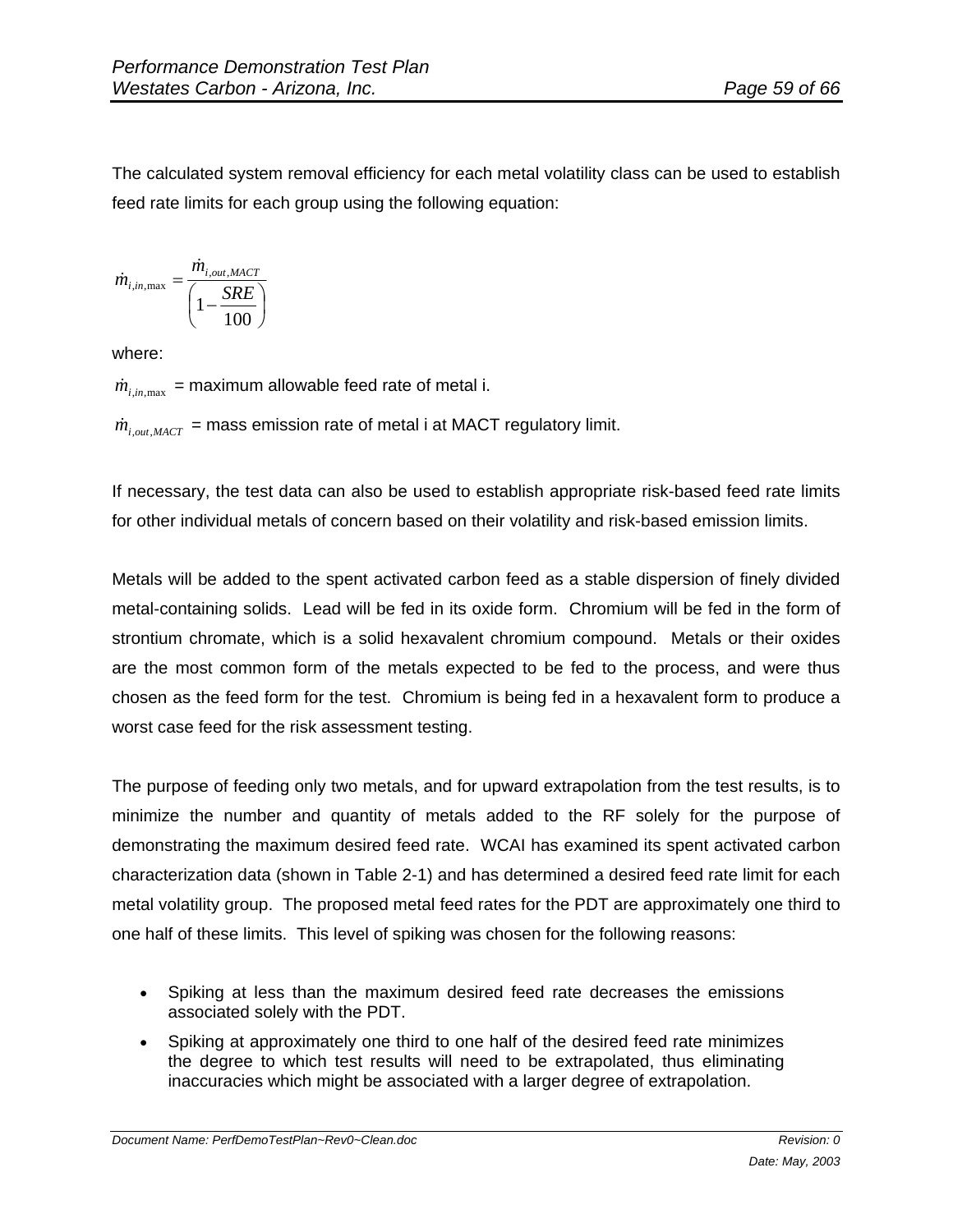The calculated system removal efficiency for each metal volatility class can be used to establish feed rate limits for each group using the following equation:

$$\dot{m}_{i,in,\max} = \frac{\dot{m}_{i,out,MACT}}{\left(1 - \frac{SRE}{100}\right)}$$

where:

$\dot{m}_{i,in,\max}$ = maximum allowable feed rate of metal i.

$\dot{m}_{i,out,MACT}$ = mass emission rate of metal i at MACT regulatory limit.

If necessary, the test data can also be used to establish appropriate risk-based feed rate limits for other individual metals of concern based on their volatility and risk-based emission limits.

Metals will be added to the spent activated carbon feed as a stable dispersion of finely divided metal-containing solids. Lead will be fed in its oxide form. Chromium will be fed in the form of strontium chromate, which is a solid hexavalent chromium compound. Metals or their oxides are the most common form of the metals expected to be fed to the process, and were thus chosen as the feed form for the test. Chromium is being fed in a hexavalent form to produce a worst case feed for the risk assessment testing.

The purpose of feeding only two metals, and for upward extrapolation from the test results, is to minimize the number and quantity of metals added to the RF solely for the purpose of demonstrating the maximum desired feed rate. WCAI has examined its spent activated carbon characterization data (shown in Table 2-1) and has determined a desired feed rate limit for each metal volatility group. The proposed metal feed rates for the PDT are approximately one third to one half of these limits. This level of spiking was chosen for the following reasons:

- Spiking at less than the maximum desired feed rate decreases the emissions associated solely with the PDT.
- Spiking at approximately one third to one half of the desired feed rate minimizes the degree to which test results will need to be extrapolated, thus eliminating inaccuracies which might be associated with a larger degree of extrapolation.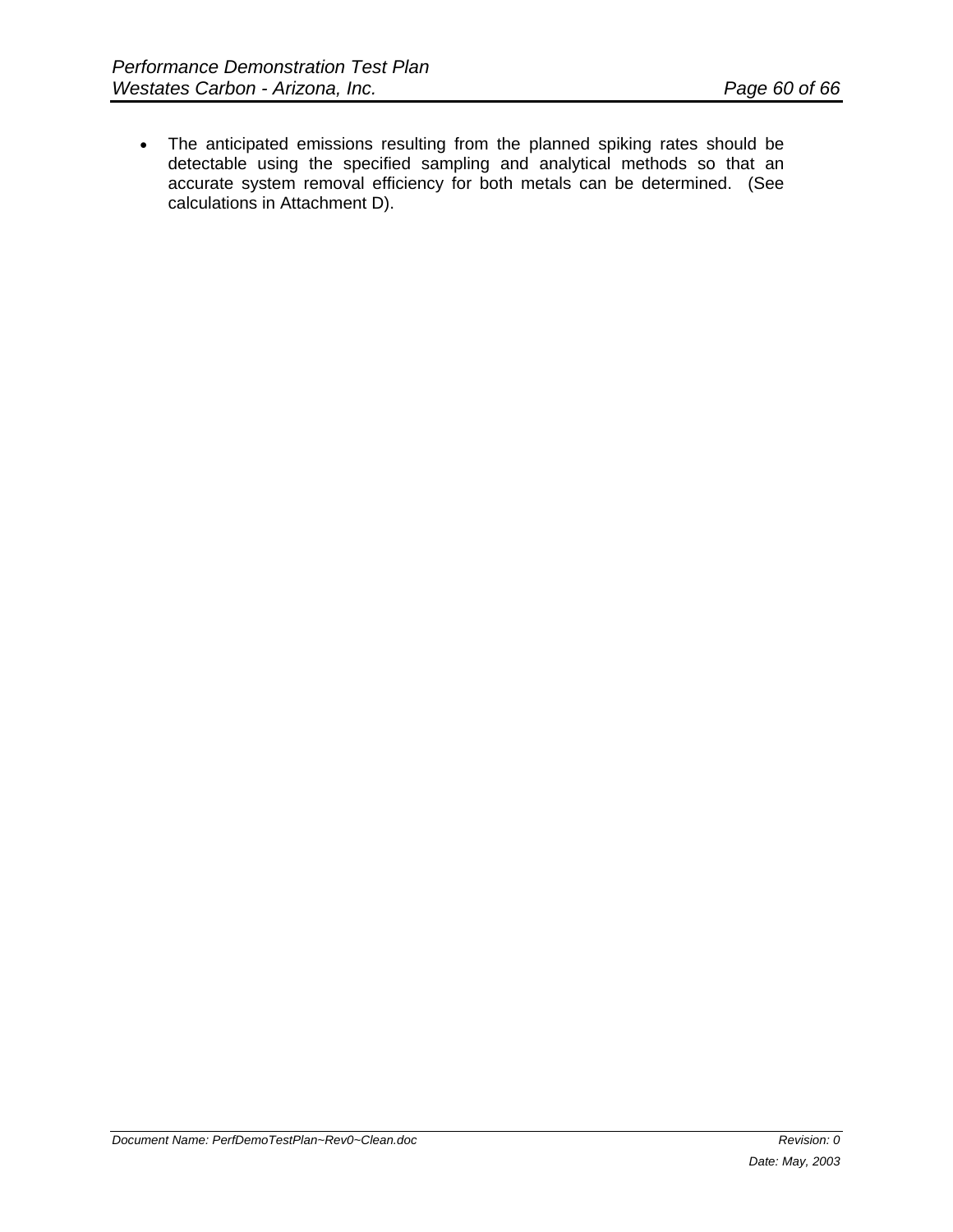- The anticipated emissions resulting from the planned spiking rates should be detectable using the specified sampling and analytical methods so that an accurate system removal efficiency for both metals can be determined. (See calculations in Attachment D).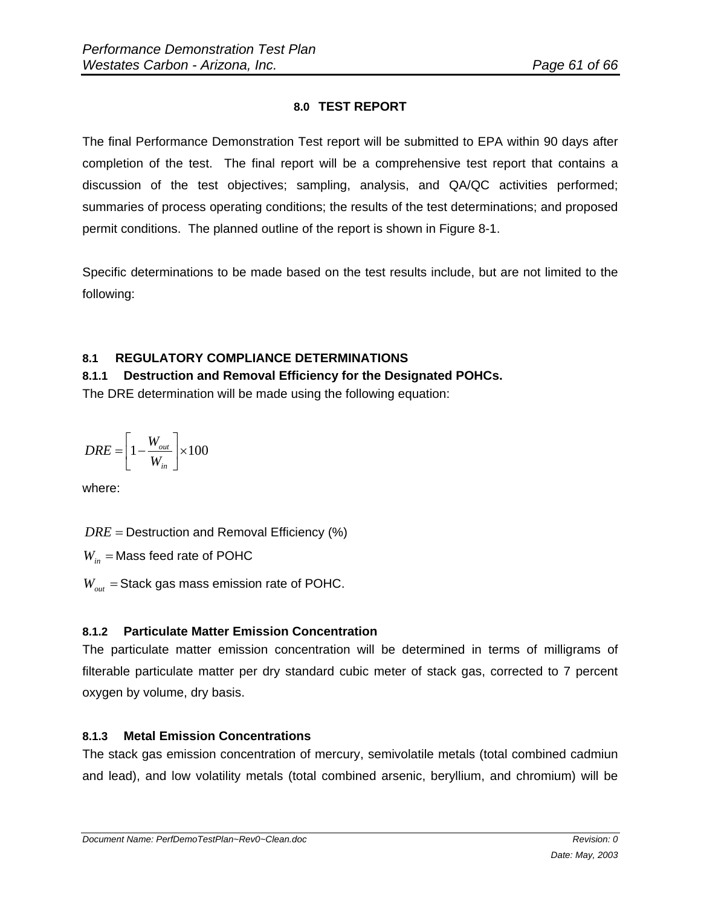# 8.0 TEST REPORT

The final Performance Demonstration Test report will be submitted to EPA within 90 days after completion of the test. The final report will be a comprehensive test report that contains a discussion of the test objectives; sampling, analysis, and QA/QC activities performed; summaries of process operating conditions; the results of the test determinations; and proposed permit conditions. The planned outline of the report is shown in Figure 8-1.

Specific determinations to be made based on the test results include, but are not limited to the following:

## 8.1 REGULATORY COMPLIANCE DETERMINATIONS

### 8.1.1 Destruction and Removal Efficiency for the Designated POHCs.

The DRE determination will be made using the following equation:

$$DRE = \left[1 - \frac{W_{out}}{W_{in}}\right] \times 100$$

where:

$DRE =$ Destruction and Removal Efficiency (%)

$W_{in} =$ Mass feed rate of POHC

$W_{out} =$ Stack gas mass emission rate of POHC.

### 8.1.2 Particulate Matter Emission Concentration

The particulate matter emission concentration will be determined in terms of milligrams of filterable particulate matter per dry standard cubic meter of stack gas, corrected to 7 percent oxygen by volume, dry basis.

### 8.1.3 Metal Emission Concentrations

The stack gas emission concentration of mercury, semivolatile metals (total combined cadmiun and lead), and low volatility metals (total combined arsenic, beryllium, and chromium) will be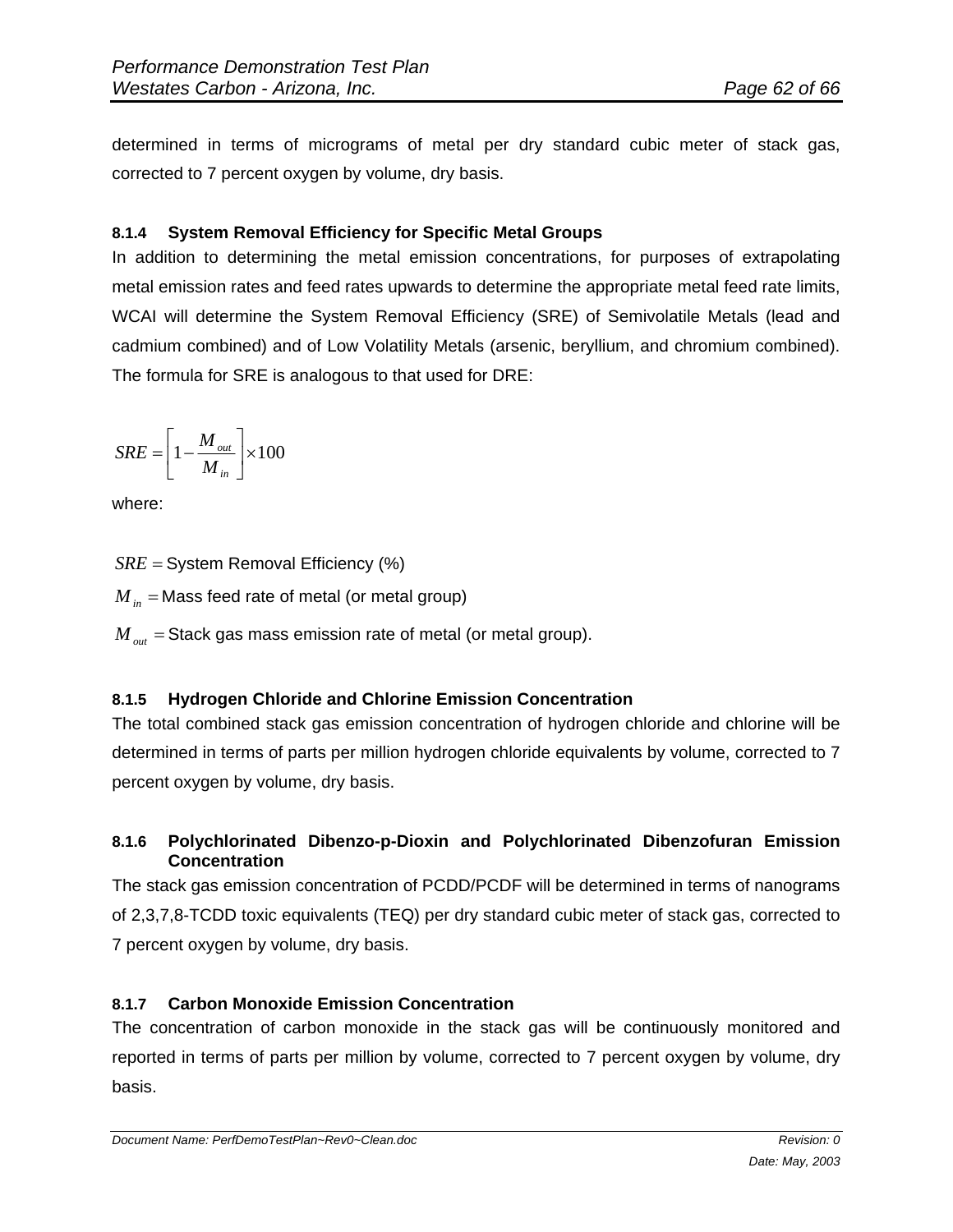determined in terms of micrograms of metal per dry standard cubic meter of stack gas, corrected to 7 percent oxygen by volume, dry basis.

### 8.1.4 System Removal Efficiency for Specific Metal Groups

In addition to determining the metal emission concentrations, for purposes of extrapolating metal emission rates and feed rates upwards to determine the appropriate metal feed rate limits, WCAI will determine the System Removal Efficiency (SRE) of Semivolatile Metals (lead and cadmium combined) and of Low Volatility Metals (arsenic, beryllium, and chromium combined). The formula for SRE is analogous to that used for DRE:

$$SRE = \left[ 1 - \frac{M_{out}}{M_{in}} \right] \times 100$$

where:

$SRE =$ System Removal Efficiency (%)

$M_{in} =$ Mass feed rate of metal (or metal group)

$M_{out} =$ Stack gas mass emission rate of metal (or metal group).

### 8.1.5 Hydrogen Chloride and Chlorine Emission Concentration

The total combined stack gas emission concentration of hydrogen chloride and chlorine will be determined in terms of parts per million hydrogen chloride equivalents by volume, corrected to 7 percent oxygen by volume, dry basis.

### 8.1.6 Polychlorinated Dibenzo-p-Dioxin and Polychlorinated Dibenzofuran Emission Concentration

The stack gas emission concentration of PCDD/PCDF will be determined in terms of nanograms of 2,3,7,8-TCDD toxic equivalents (TEQ) per dry standard cubic meter of stack gas, corrected to 7 percent oxygen by volume, dry basis.

### 8.1.7 Carbon Monoxide Emission Concentration

The concentration of carbon monoxide in the stack gas will be continuously monitored and reported in terms of parts per million by volume, corrected to 7 percent oxygen by volume, dry basis.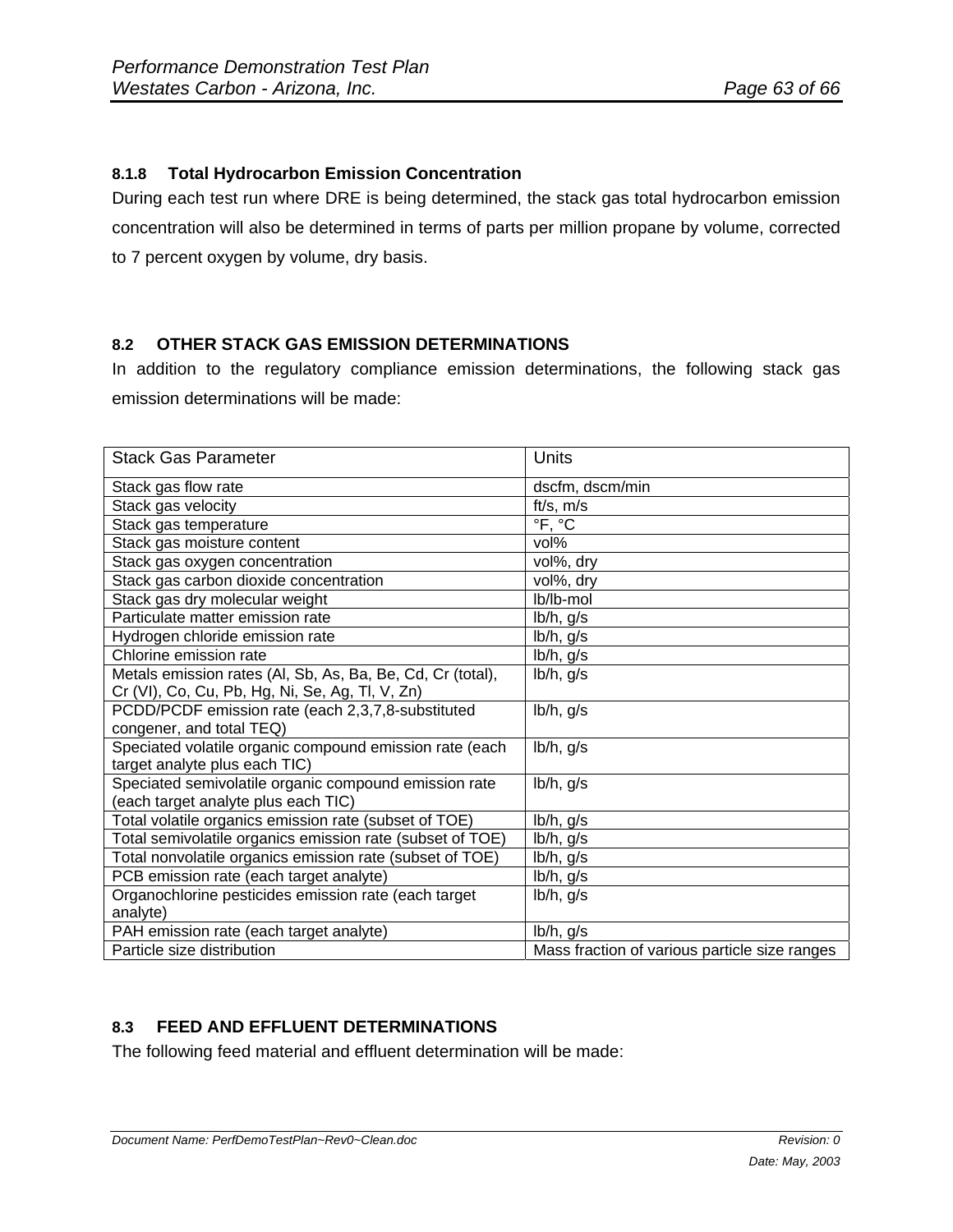### 8.1.8 Total Hydrocarbon Emission Concentration

During each test run where DRE is being determined, the stack gas total hydrocarbon emission concentration will also be determined in terms of parts per million propane by volume, corrected to 7 percent oxygen by volume, dry basis.

## 8.2 OTHER STACK GAS EMISSION DETERMINATIONS

In addition to the regulatory compliance emission determinations, the following stack gas emission determinations will be made:

| Stack Gas Parameter | Units |
|---|---|
| Stack gas flow rate | dscfm, dscm/min |
| Stack gas velocity | ft/s, m/s |
| Stack gas temperature | °F, °C |
| Stack gas moisture content | vol% |
| Stack gas oxygen concentration | vol%, dry |
| Stack gas carbon dioxide concentration | vol%, dry |
| Stack gas dry molecular weight | lb/lb-mol |
| Particulate matter emission rate | lb/h, g/s |
| Hydrogen chloride emission rate | lb/h, g/s |
| Chlorine emission rate | lb/h, g/s |
| Metals emission rates (Al, Sb, As, Ba, Be, Cd, Cr (total), Cr (VI), Co, Cu, Pb, Hg, Ni, Se, Ag, Tl, V, Zn) | lb/h, g/s |
| PCDD/PCDF emission rate (each 2,3,7,8-substituted congener, and total TEQ) | lb/h, g/s |
| Speciated volatile organic compound emission rate (each target analyte plus each TIC) | lb/h, g/s |
| Speciated semivolatile organic compound emission rate (each target analyte plus each TIC) | lb/h, g/s |
| Total volatile organics emission rate (subset of TOE) | lb/h, g/s |
| Total semivolatile organics emission rate (subset of TOE) | lb/h, g/s |
| Total nonvolatile organics emission rate (subset of TOE) | lb/h, g/s |
| PCB emission rate (each target analyte) | lb/h, g/s |
| Organochlorine pesticides emission rate (each target analyte) | lb/h, g/s |
| PAH emission rate (each target analyte) | lb/h, g/s |
| Particle size distribution | Mass fraction of various particle size ranges |

## 8.3 FEED AND EFFLUENT DETERMINATIONS

The following feed material and effluent determination will be made: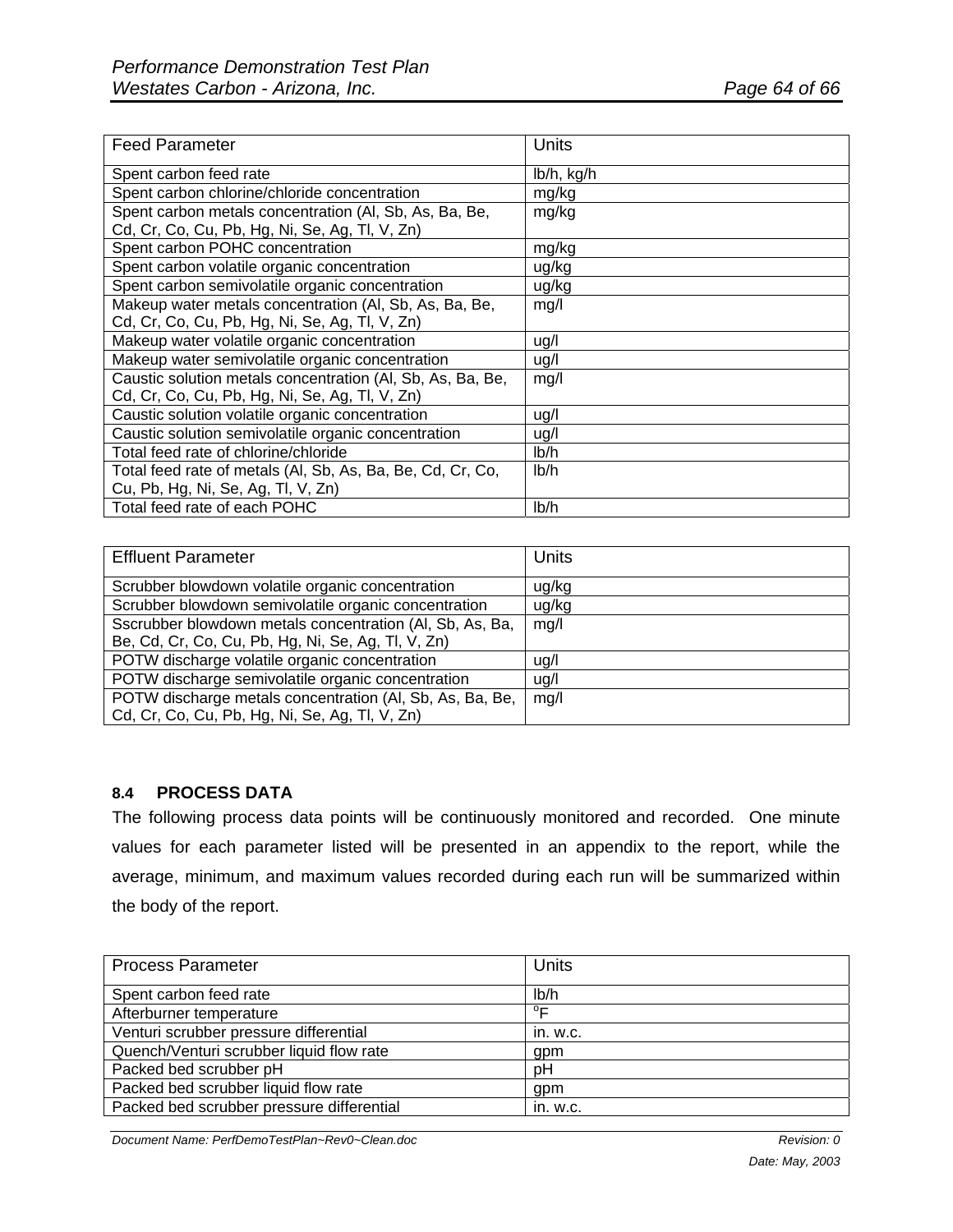| Feed Parameter | Units |
|---|---|
| Spent carbon feed rate | lb/h, kg/h |
| Spent carbon chlorine/chloride concentration | mg/kg |
| Spent carbon metals concentration (Al, Sb, As, Ba, Be, Cd, Cr, Co, Cu, Pb, Hg, Ni, Se, Ag, Tl, V, Zn) | mg/kg |
| Spent carbon POHC concentration | mg/kg |
| Spent carbon volatile organic concentration | ug/kg |
| Spent carbon semivolatile organic concentration | ug/kg |
| Makeup water metals concentration (Al, Sb, As, Ba, Be, Cd, Cr, Co, Cu, Pb, Hg, Ni, Se, Ag, Tl, V, Zn) | mg/l |
| Makeup water volatile organic concentration | ug/l |
| Makeup water semivolatile organic concentration | ug/l |
| Caustic solution metals concentration (Al, Sb, As, Ba, Be, Cd, Cr, Co, Cu, Pb, Hg, Ni, Se, Ag, Tl, V, Zn) | mg/l |
| Caustic solution volatile organic concentration | ug/l |
| Caustic solution semivolatile organic concentration | ug/l |
| Total feed rate of chlorine/chloride | lb/h |
| Total feed rate of metals (Al, Sb, As, Ba, Be, Cd, Cr, Co, Cu, Pb, Hg, Ni, Se, Ag, Tl, V, Zn) | lb/h |
| Total feed rate of each POHC | lb/h |

| Effluent Parameter | Units |
|---|---|
| Scrubber blowdown volatile organic concentration | ug/kg |
| Scrubber blowdown semivolatile organic concentration | ug/kg |
| Sscrubber blowdown metals concentration (Al, Sb, As, Ba, Be, Cd, Cr, Co, Cu, Pb, Hg, Ni, Se, Ag, Tl, V, Zn) | mg/l |
| POTW discharge volatile organic concentration | ug/l |
| POTW discharge semivolatile organic concentration | ug/l |
| POTW discharge metals concentration (Al, Sb, As, Ba, Be, Cd, Cr, Co, Cu, Pb, Hg, Ni, Se, Ag, Tl, V, Zn) | mg/l |

### 8.4 PROCESS DATA

The following process data points will be continuously monitored and recorded. One minute values for each parameter listed will be presented in an appendix to the report, while the average, minimum, and maximum values recorded during each run will be summarized within the body of the report.

| Process Parameter | Units |
|---|---|
| Spent carbon feed rate | lb/h |
| Afterburner temperature | $^{o}F$ |
| Venturi scrubber pressure differential | in. w.c. |
| Quench/Venturi scrubber liquid flow rate | gpm |
| Packed bed scrubber pH | pH |
| Packed bed scrubber liquid flow rate | gpm |
| Packed bed scrubber pressure differential | in. w.c. |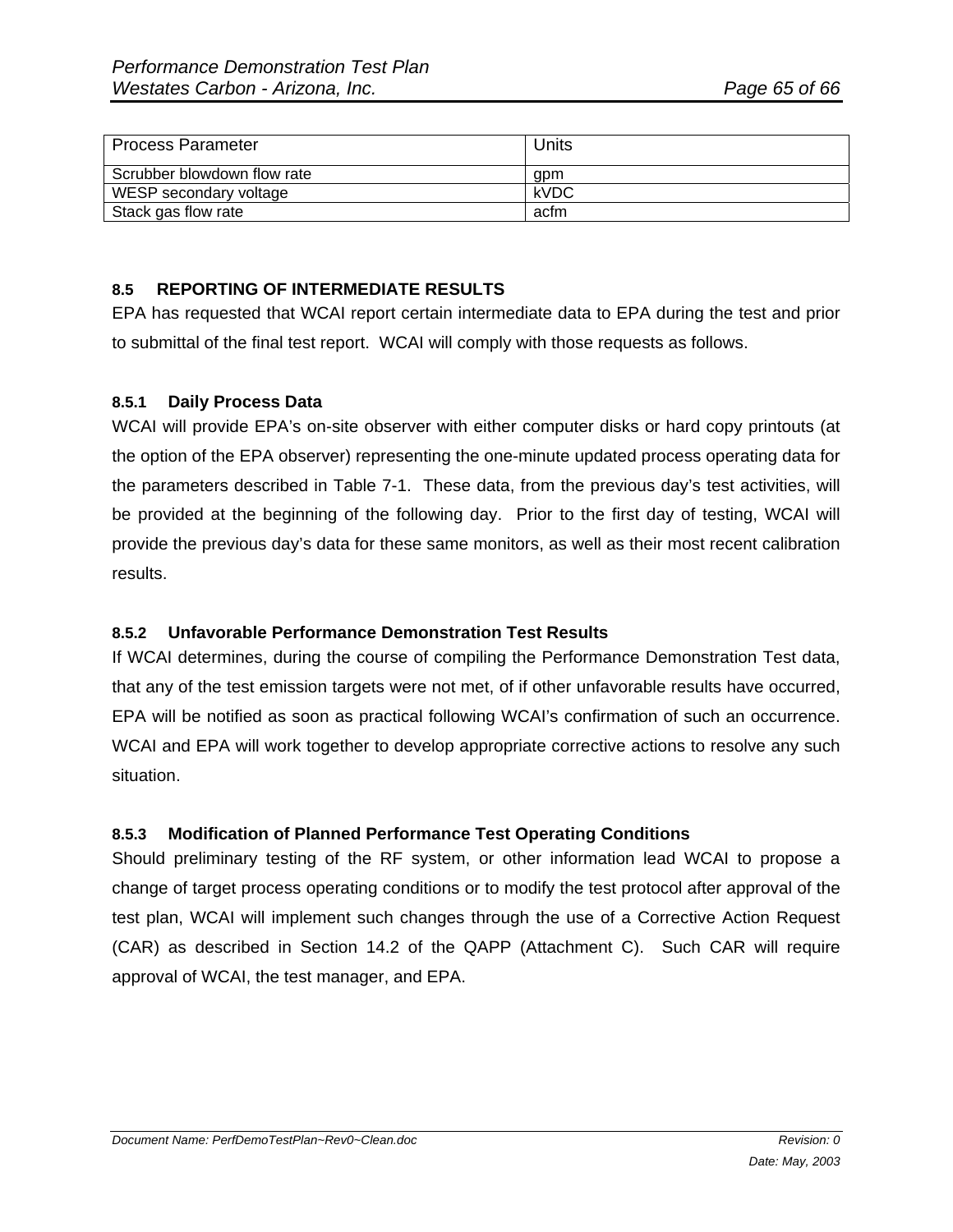| Process Parameter | Units |
|---|---|
| Scrubber blowdown flow rate | gpm |
| WESP secondary voltage | kVDC |
| Stack gas flow rate | acfm |

## 8.5 REPORTING OF INTERMEDIATE RESULTS

EPA has requested that WCAI report certain intermediate data to EPA during the test and prior to submittal of the final test report. WCAI will comply with those requests as follows.

### 8.5.1 Daily Process Data

WCAI will provide EPA's on-site observer with either computer disks or hard copy printouts (at the option of the EPA observer) representing the one-minute updated process operating data for the parameters described in Table 7-1. These data, from the previous day's test activities, will be provided at the beginning of the following day. Prior to the first day of testing, WCAI will provide the previous day's data for these same monitors, as well as their most recent calibration results.

### 8.5.2 Unfavorable Performance Demonstration Test Results

If WCAI determines, during the course of compiling the Performance Demonstration Test data, that any of the test emission targets were not met, of if other unfavorable results have occurred, EPA will be notified as soon as practical following WCAI's confirmation of such an occurrence. WCAI and EPA will work together to develop appropriate corrective actions to resolve any such situation.

### 8.5.3 Modification of Planned Performance Test Operating Conditions

Should preliminary testing of the RF system, or other information lead WCAI to propose a change of target process operating conditions or to modify the test protocol after approval of the test plan, WCAI will implement such changes through the use of a Corrective Action Request (CAR) as described in Section 14.2 of the QAPP (Attachment C). Such CAR will require approval of WCAI, the test manager, and EPA.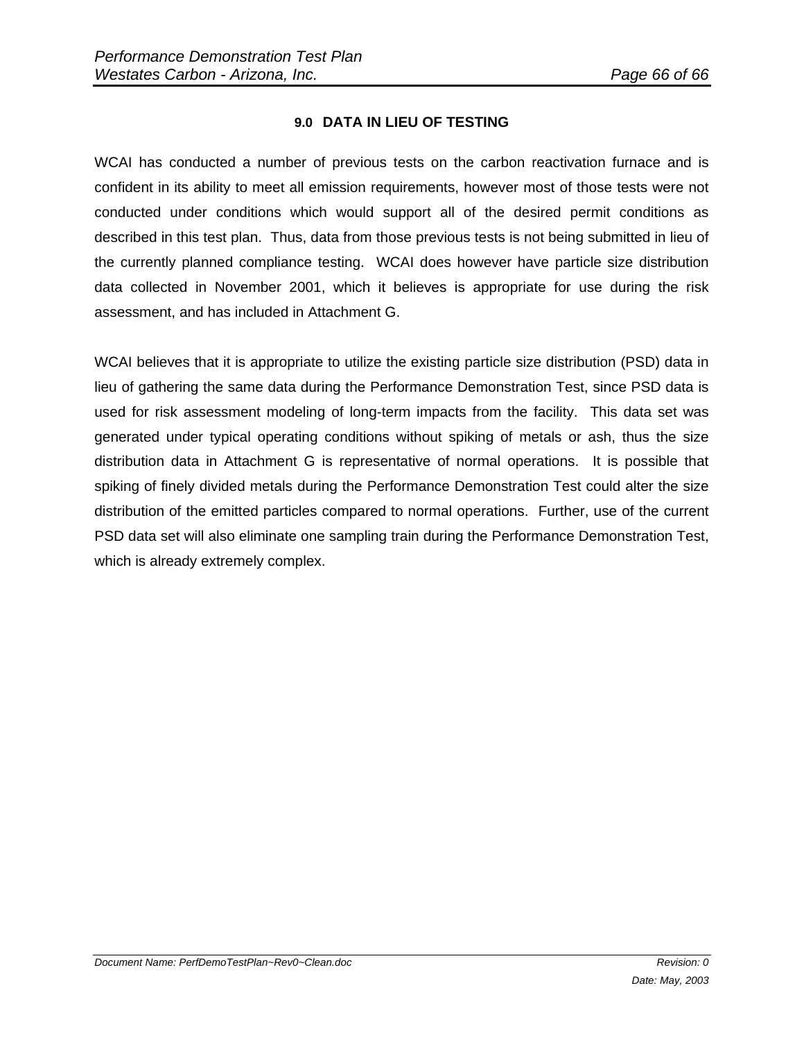## 9.0 DATA IN LIEU OF TESTING

WCAI has conducted a number of previous tests on the carbon reactivation furnace and is confident in its ability to meet all emission requirements, however most of those tests were not conducted under conditions which would support all of the desired permit conditions as described in this test plan. Thus, data from those previous tests is not being submitted in lieu of the currently planned compliance testing. WCAI does however have particle size distribution data collected in November 2001, which it believes is appropriate for use during the risk assessment, and has included in Attachment G.

WCAI believes that it is appropriate to utilize the existing particle size distribution (PSD) data in lieu of gathering the same data during the Performance Demonstration Test, since PSD data is used for risk assessment modeling of long-term impacts from the facility. This data set was generated under typical operating conditions without spiking of metals or ash, thus the size distribution data in Attachment G is representative of normal operations. It is possible that spiking of finely divided metals during the Performance Demonstration Test could alter the size distribution of the emitted particles compared to normal operations. Further, use of the current PSD data set will also eliminate one sampling train during the Performance Demonstration Test, which is already extremely complex.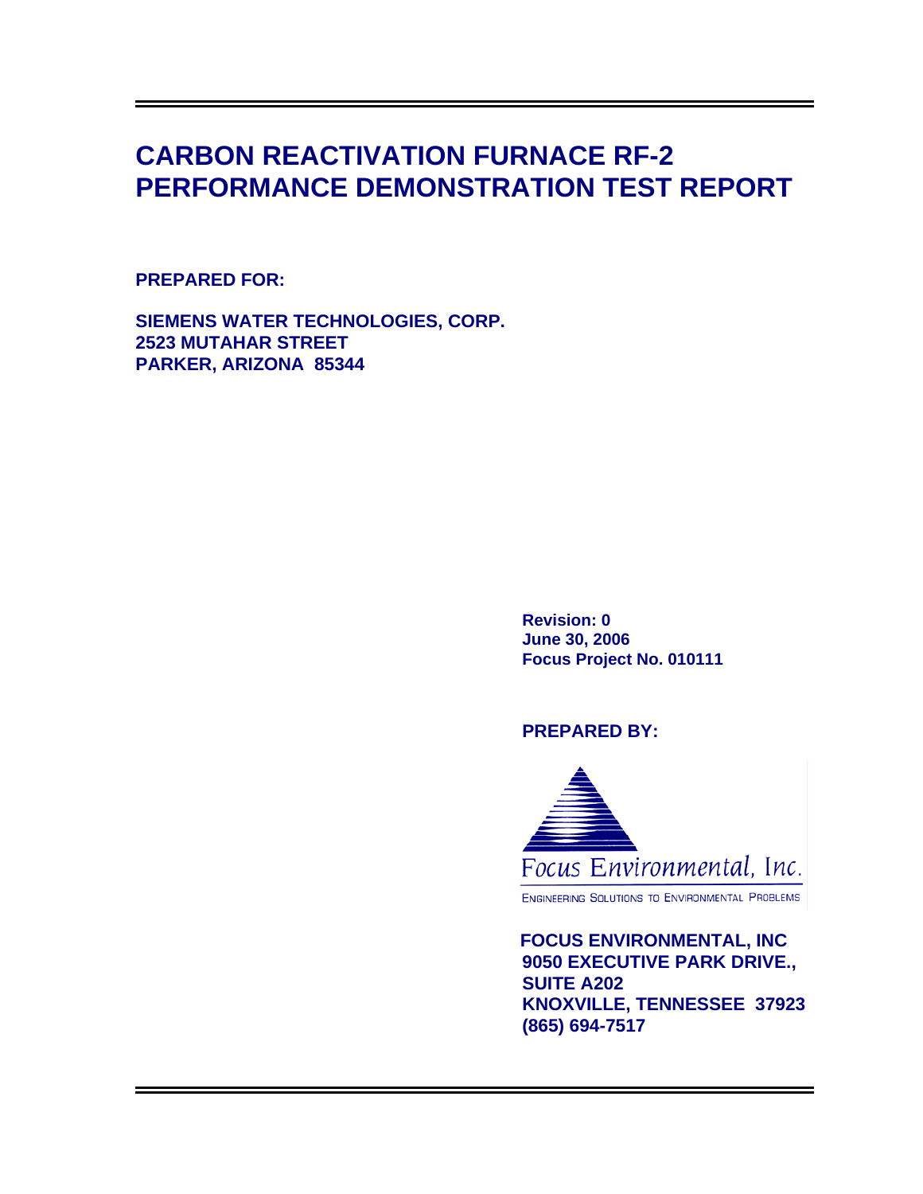# CARBON REACTIVATION FURNACE RF-2 PERFORMANCE DEMONSTRATION TEST REPORT

**PREPARED FOR:**

**SIEMENS WATER TECHNOLOGIES, CORP.**
**2523 MUTAHAR STREET**
**PARKER, ARIZONA 85344**

**Revision: 0**
**June 30, 2006**
**Focus Project No. 010111**

**PREPARED BY:**

Focus Environmental, Inc.
ENGINEERING SOLUTIONS TO ENVIRONMENTAL PROBLEMS

**FOCUS ENVIRONMENTAL, INC**
**9050 EXECUTIVE PARK DRIVE.,**
**SUITE A202**
**KNOXVILLE, TENNESSEE 37923**
**(865) 694-7517**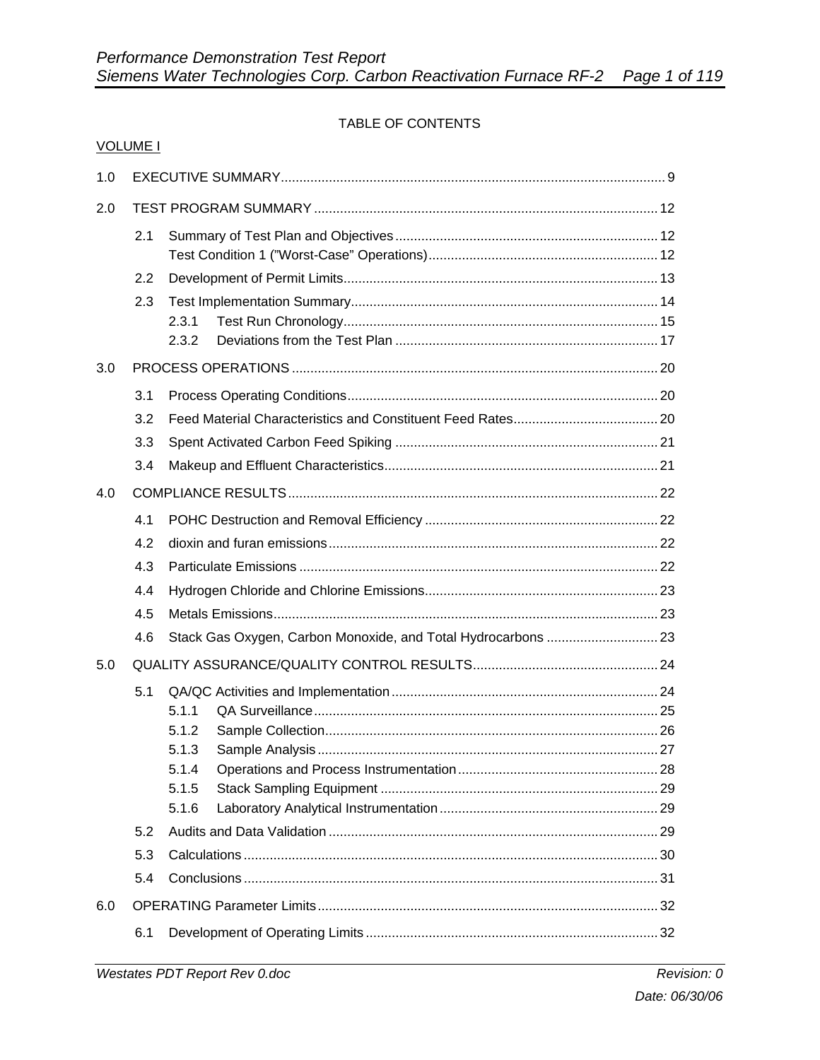TABLE OF CONTENTS

VOLUME I

1.0 EXECUTIVE SUMMARY ..... 9

2.0 TEST PROGRAM SUMMARY ..... 12

- 2.1 Summary of Test Plan and Objectives ..... 12
  - Test Condition 1 ("Worst-Case" Operations) ..... 12
- 2.2 Development of Permit Limits ..... 13
- 2.3 Test Implementation Summary ..... 14
  - 2.3.1 Test Run Chronology ..... 15
  - 2.3.2 Deviations from the Test Plan ..... 17

3.0 PROCESS OPERATIONS ..... 20

- 3.1 Process Operating Conditions ..... 20
- 3.2 Feed Material Characteristics and Constituent Feed Rates ..... 20
- 3.3 Spent Activated Carbon Feed Spiking ..... 21
- 3.4 Makeup and Effluent Characteristics ..... 21

4.0 COMPLIANCE RESULTS ..... 22

- 4.1 POHC Destruction and Removal Efficiency ..... 22
- 4.2 dioxin and furan emissions ..... 22
- 4.3 Particulate Emissions ..... 22
- 4.4 Hydrogen Chloride and Chlorine Emissions ..... 23
- 4.5 Metals Emissions ..... 23
- 4.6 Stack Gas Oxygen, Carbon Monoxide, and Total Hydrocarbons ..... 23

5.0 QUALITY ASSURANCE/QUALITY CONTROL RESULTS ..... 24

- 5.1 QA/QC Activities and Implementation ..... 24
  - 5.1.1 QA Surveillance ..... 25
  - 5.1.2 Sample Collection ..... 26
  - 5.1.3 Sample Analysis ..... 27
  - 5.1.4 Operations and Process Instrumentation ..... 28
  - 5.1.5 Stack Sampling Equipment ..... 29
  - 5.1.6 Laboratory Analytical Instrumentation ..... 29
- 5.2 Audits and Data Validation ..... 29
- 5.3 Calculations ..... 30
- 5.4 Conclusions ..... 31

6.0 OPERATING Parameter Limits ..... 32

- 6.1 Development of Operating Limits ..... 32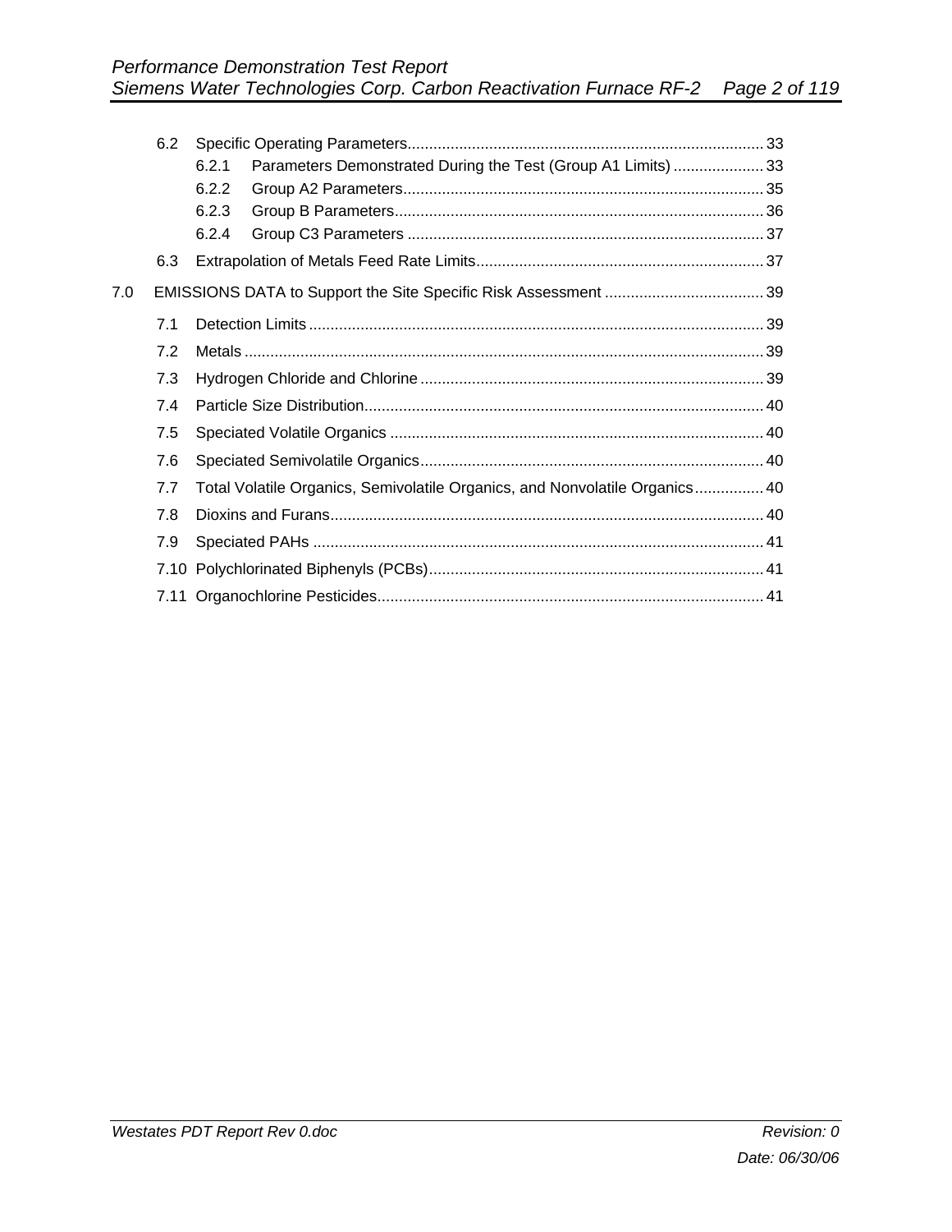6.2 Specific Operating Parameters .......... 33

6.2.1 Parameters Demonstrated During the Test (Group A1 Limits) .......... 33

6.2.2 Group A2 Parameters .......... 35

6.2.3 Group B Parameters .......... 36

6.2.4 Group C3 Parameters .......... 37

6.3 Extrapolation of Metals Feed Rate Limits .......... 37

7.0 EMISSIONS DATA to Support the Site Specific Risk Assessment .......... 39

7.1 Detection Limits .......... 39

7.2 Metals .......... 39

7.3 Hydrogen Chloride and Chlorine .......... 39

7.4 Particle Size Distribution .......... 40

7.5 Speciated Volatile Organics .......... 40

7.6 Speciated Semivolatile Organics .......... 40

7.7 Total Volatile Organics, Semivolatile Organics, and Nonvolatile Organics .......... 40

7.8 Dioxins and Furans .......... 40

7.9 Speciated PAHs .......... 41

7.10 Polychlorinated Biphenyls (PCBs) .......... 41

7.11 Organochlorine Pesticides .......... 41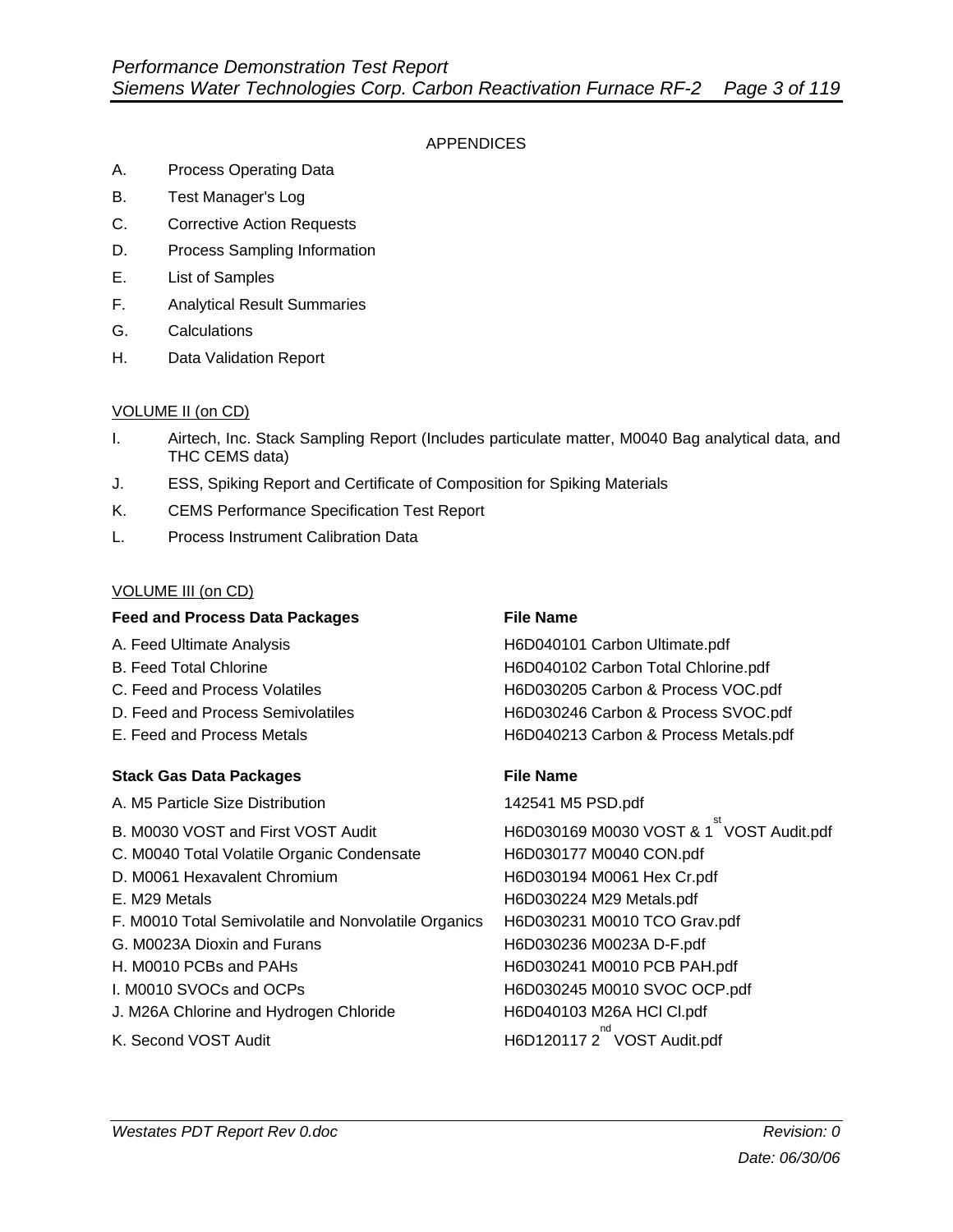## APPENDICES

A. Process Operating Data

B. Test Manager's Log

C. Corrective Action Requests

D. Process Sampling Information

E. List of Samples

F. Analytical Result Summaries

G. Calculations

H. Data Validation Report

### VOLUME II (on CD)

I. Airtech, Inc. Stack Sampling Report (Includes particulate matter, M0040 Bag analytical data, and THC CEMS data)

J. ESS, Spiking Report and Certificate of Composition for Spiking Materials

K. CEMS Performance Specification Test Report

L. Process Instrument Calibration Data

### VOLUME III (on CD)

| **Feed and Process Data Packages** | **File Name** |
|---|---|
| A. Feed Ultimate Analysis | H6D040101 Carbon Ultimate.pdf |
| B. Feed Total Chlorine | H6D040102 Carbon Total Chlorine.pdf |
| C. Feed and Process Volatiles | H6D030205 Carbon & Process VOC.pdf |
| D. Feed and Process Semivolatiles | H6D030246 Carbon & Process SVOC.pdf |
| E. Feed and Process Metals | H6D040213 Carbon & Process Metals.pdf |

| **Stack Gas Data Packages** | **File Name** |
|---|---|
| A. M5 Particle Size Distribution | 142541 M5 PSD.pdf |
| B. M0030 VOST and First VOST Audit | H6D030169 M0030 VOST & 1st VOST Audit.pdf |
| C. M0040 Total Volatile Organic Condensate | H6D030177 M0040 CON.pdf |
| D. M0061 Hexavalent Chromium | H6D030194 M0061 Hex Cr.pdf |
| E. M29 Metals | H6D030224 M29 Metals.pdf |
| F. M0010 Total Semivolatile and Nonvolatile Organics | H6D030231 M0010 TCO Grav.pdf |
| G. M0023A Dioxin and Furans | H6D030236 M0023A D-F.pdf |
| H. M0010 PCBs and PAHs | H6D030241 M0010 PCB PAH.pdf |
| I. M0010 SVOCs and OCPs | H6D030245 M0010 SVOC OCP.pdf |
| J. M26A Chlorine and Hydrogen Chloride | H6D040103 M26A HCl Cl.pdf |
| K. Second VOST Audit | H6D120117 2nd VOST Audit.pdf |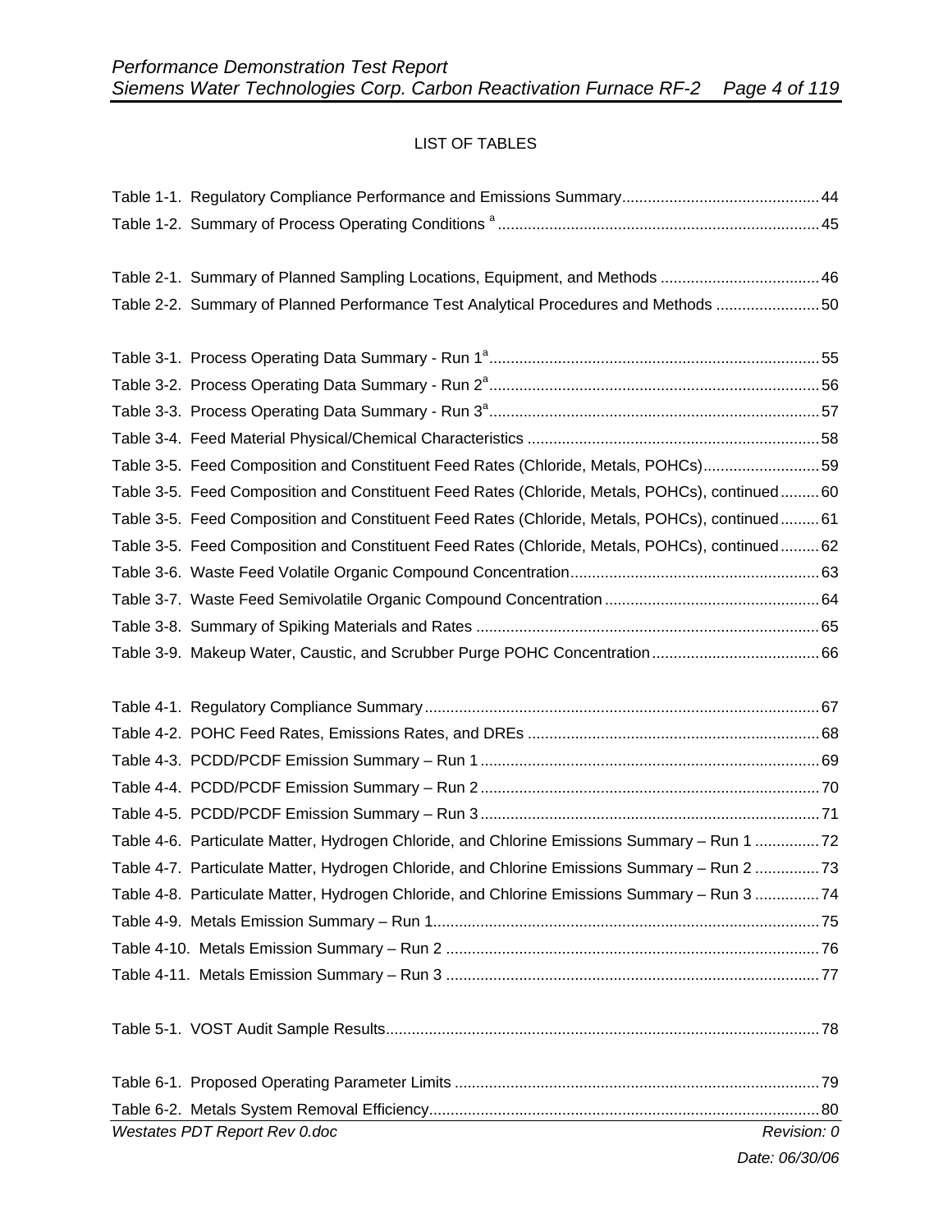LIST OF TABLES

Table 1-1. Regulatory Compliance Performance and Emissions Summary .......... 44
Table 1-2. Summary of Process Operating Conditions [a] .......... 45

Table 2-1. Summary of Planned Sampling Locations, Equipment, and Methods .......... 46
Table 2-2. Summary of Planned Performance Test Analytical Procedures and Methods .......... 50

Table 3-1. Process Operating Data Summary - Run 1[a] .......... 55
Table 3-2. Process Operating Data Summary - Run 2[a] .......... 56
Table 3-3. Process Operating Data Summary - Run 3[a] .......... 57
Table 3-4. Feed Material Physical/Chemical Characteristics .......... 58
Table 3-5. Feed Composition and Constituent Feed Rates (Chloride, Metals, POHCs) .......... 59
Table 3-5. Feed Composition and Constituent Feed Rates (Chloride, Metals, POHCs), continued .......... 60
Table 3-5. Feed Composition and Constituent Feed Rates (Chloride, Metals, POHCs), continued .......... 61
Table 3-5. Feed Composition and Constituent Feed Rates (Chloride, Metals, POHCs), continued .......... 62
Table 3-6. Waste Feed Volatile Organic Compound Concentration .......... 63
Table 3-7. Waste Feed Semivolatile Organic Compound Concentration .......... 64
Table 3-8. Summary of Spiking Materials and Rates .......... 65
Table 3-9. Makeup Water, Caustic, and Scrubber Purge POHC Concentration .......... 66

Table 4-1. Regulatory Compliance Summary .......... 67
Table 4-2. POHC Feed Rates, Emissions Rates, and DREs .......... 68
Table 4-3. PCDD/PCDF Emission Summary – Run 1 .......... 69
Table 4-4. PCDD/PCDF Emission Summary – Run 2 .......... 70
Table 4-5. PCDD/PCDF Emission Summary – Run 3 .......... 71
Table 4-6. Particulate Matter, Hydrogen Chloride, and Chlorine Emissions Summary – Run 1 .......... 72
Table 4-7. Particulate Matter, Hydrogen Chloride, and Chlorine Emissions Summary – Run 2 .......... 73
Table 4-8. Particulate Matter, Hydrogen Chloride, and Chlorine Emissions Summary – Run 3 .......... 74
Table 4-9. Metals Emission Summary – Run 1 .......... 75
Table 4-10. Metals Emission Summary – Run 2 .......... 76
Table 4-11. Metals Emission Summary – Run 3 .......... 77

Table 5-1. VOST Audit Sample Results .......... 78

Table 6-1. Proposed Operating Parameter Limits .......... 79
Table 6-2. Metals System Removal Efficiency .......... 80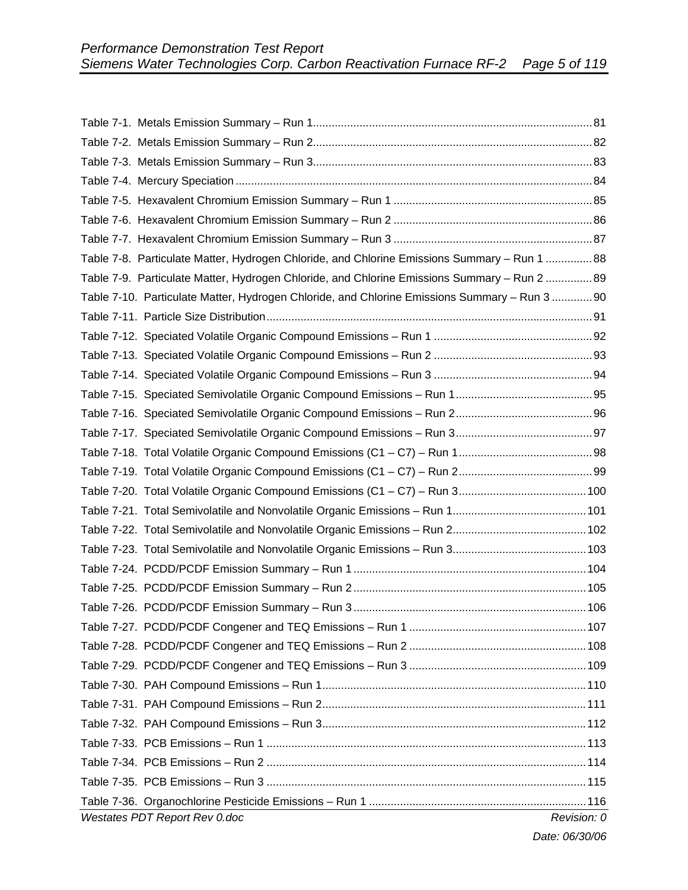Table 7-1. Metals Emission Summary – Run 1 ............................................................................................. 81
Table 7-2. Metals Emission Summary – Run 2 ............................................................................................. 82
Table 7-3. Metals Emission Summary – Run 3 ............................................................................................. 83
Table 7-4. Mercury Speciation ..................................................................................................................... 84
Table 7-5. Hexavalent Chromium Emission Summary – Run 1 ................................................................. 85
Table 7-6. Hexavalent Chromium Emission Summary – Run 2 ................................................................. 86
Table 7-7. Hexavalent Chromium Emission Summary – Run 3 ................................................................. 87
Table 7-8. Particulate Matter, Hydrogen Chloride, and Chlorine Emissions Summary – Run 1 ............... 88
Table 7-9. Particulate Matter, Hydrogen Chloride, and Chlorine Emissions Summary – Run 2 ............... 89
Table 7-10. Particulate Matter, Hydrogen Chloride, and Chlorine Emissions Summary – Run 3 ............. 90
Table 7-11. Particle Size Distribution ........................................................................................................... 91
Table 7-12. Speciated Volatile Organic Compound Emissions – Run 1 ................................................... 92
Table 7-13. Speciated Volatile Organic Compound Emissions – Run 2 ................................................... 93
Table 7-14. Speciated Volatile Organic Compound Emissions – Run 3 ................................................... 94
Table 7-15. Speciated Semivolatile Organic Compound Emissions – Run 1 ............................................ 95
Table 7-16. Speciated Semivolatile Organic Compound Emissions – Run 2 ............................................ 96
Table 7-17. Speciated Semivolatile Organic Compound Emissions – Run 3 ............................................ 97
Table 7-18. Total Volatile Organic Compound Emissions (C1 – C7) – Run 1 ........................................... 98
Table 7-19. Total Volatile Organic Compound Emissions (C1 – C7) – Run 2 ........................................... 99
Table 7-20. Total Volatile Organic Compound Emissions (C1 – C7) – Run 3 ......................................... 100
Table 7-21. Total Semivolatile and Nonvolatile Organic Emissions – Run 1 ........................................... 101
Table 7-22. Total Semivolatile and Nonvolatile Organic Emissions – Run 2 ........................................... 102
Table 7-23. Total Semivolatile and Nonvolatile Organic Emissions – Run 3 ........................................... 103
Table 7-24. PCDD/PCDF Emission Summary – Run 1 ........................................................................... 104
Table 7-25. PCDD/PCDF Emission Summary – Run 2 ........................................................................... 105
Table 7-26. PCDD/PCDF Emission Summary – Run 3 ........................................................................... 106
Table 7-27. PCDD/PCDF Congener and TEQ Emissions – Run 1 ......................................................... 107
Table 7-28. PCDD/PCDF Congener and TEQ Emissions – Run 2 ......................................................... 108
Table 7-29. PCDD/PCDF Congener and TEQ Emissions – Run 3 ......................................................... 109
Table 7-30. PAH Compound Emissions – Run 1 ..................................................................................... 110
Table 7-31. PAH Compound Emissions – Run 2 ..................................................................................... 111
Table 7-32. PAH Compound Emissions – Run 3 ..................................................................................... 112
Table 7-33. PCB Emissions – Run 1 ....................................................................................................... 113
Table 7-34. PCB Emissions – Run 2 ....................................................................................................... 114
Table 7-35. PCB Emissions – Run 3 ....................................................................................................... 115
Table 7-36. Organochlorine Pesticide Emissions – Run 1 ...................................................................... 116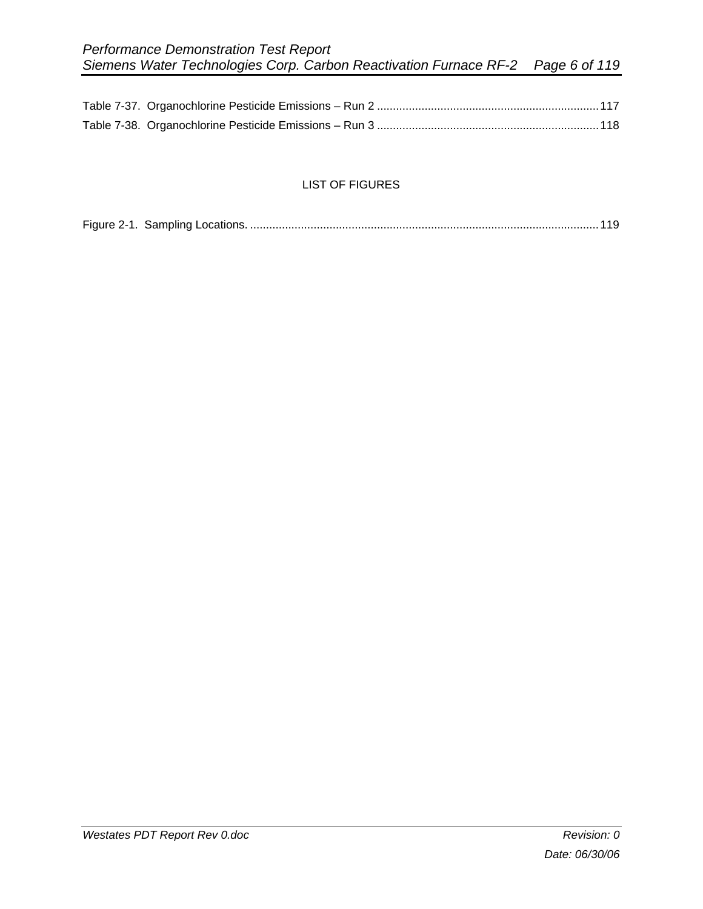Table 7-37. Organochlorine Pesticide Emissions – Run 2 .......................................................................117

Table 7-38. Organochlorine Pesticide Emissions – Run 3 .......................................................................118

LIST OF FIGURES

Figure 2-1. Sampling Locations. ..............................................................................................................119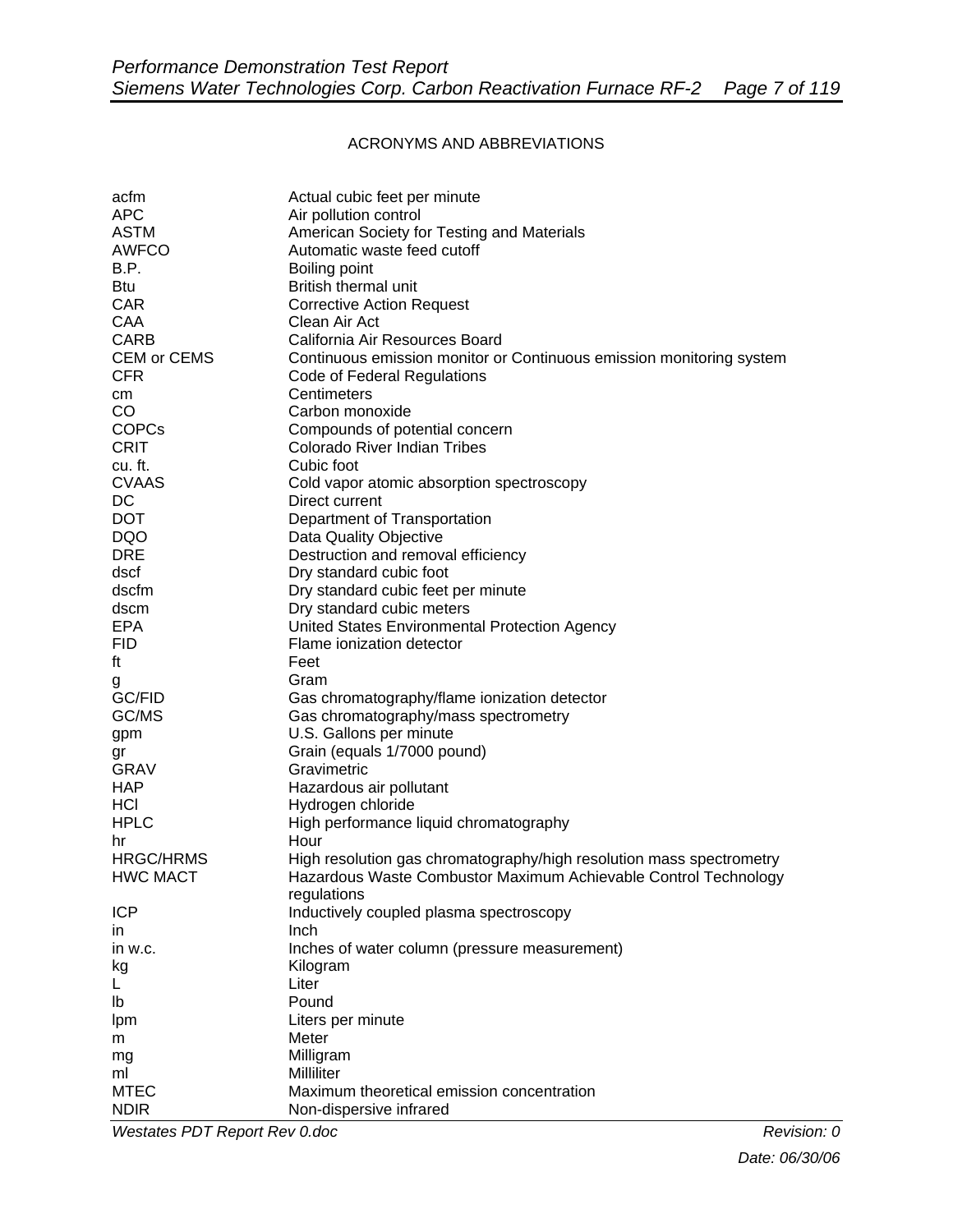ACRONYMS AND ABBREVIATIONS

| | |
|---|---|
| acfm | Actual cubic feet per minute |
| APC | Air pollution control |
| ASTM | American Society for Testing and Materials |
| AWFCO | Automatic waste feed cutoff |
| B.P. | Boiling point |
| Btu | British thermal unit |
| CAR | Corrective Action Request |
| CAA | Clean Air Act |
| CARB | California Air Resources Board |
| CEM or CEMS | Continuous emission monitor or Continuous emission monitoring system |
| CFR | Code of Federal Regulations |
| cm | Centimeters |
| CO | Carbon monoxide |
| COPCs | Compounds of potential concern |
| CRIT | Colorado River Indian Tribes |
| cu. ft. | Cubic foot |
| CVAAS | Cold vapor atomic absorption spectroscopy |
| DC | Direct current |
| DOT | Department of Transportation |
| DQO | Data Quality Objective |
| DRE | Destruction and removal efficiency |
| dscf | Dry standard cubic foot |
| dscfm | Dry standard cubic feet per minute |
| dscm | Dry standard cubic meters |
| EPA | United States Environmental Protection Agency |
| FID | Flame ionization detector |
| ft | Feet |
| g | Gram |
| GC/FID | Gas chromatography/flame ionization detector |
| GC/MS | Gas chromatography/mass spectrometry |
| gpm | U.S. Gallons per minute |
| gr | Grain (equals 1/7000 pound) |
| GRAV | Gravimetric |
| HAP | Hazardous air pollutant |
| HCl | Hydrogen chloride |
| HPLC | High performance liquid chromatography |
| hr | Hour |
| HRGC/HRMS | High resolution gas chromatography/high resolution mass spectrometry |
| HWC MACT | Hazardous Waste Combustor Maximum Achievable Control Technology regulations |
| ICP | Inductively coupled plasma spectroscopy |
| in | Inch |
| in w.c. | Inches of water column (pressure measurement) |
| kg | Kilogram |
| L | Liter |
| lb | Pound |
| lpm | Liters per minute |
| m | Meter |
| mg | Milligram |
| ml | Milliliter |
| MTEC | Maximum theoretical emission concentration |
| NDIR | Non-dispersive infrared |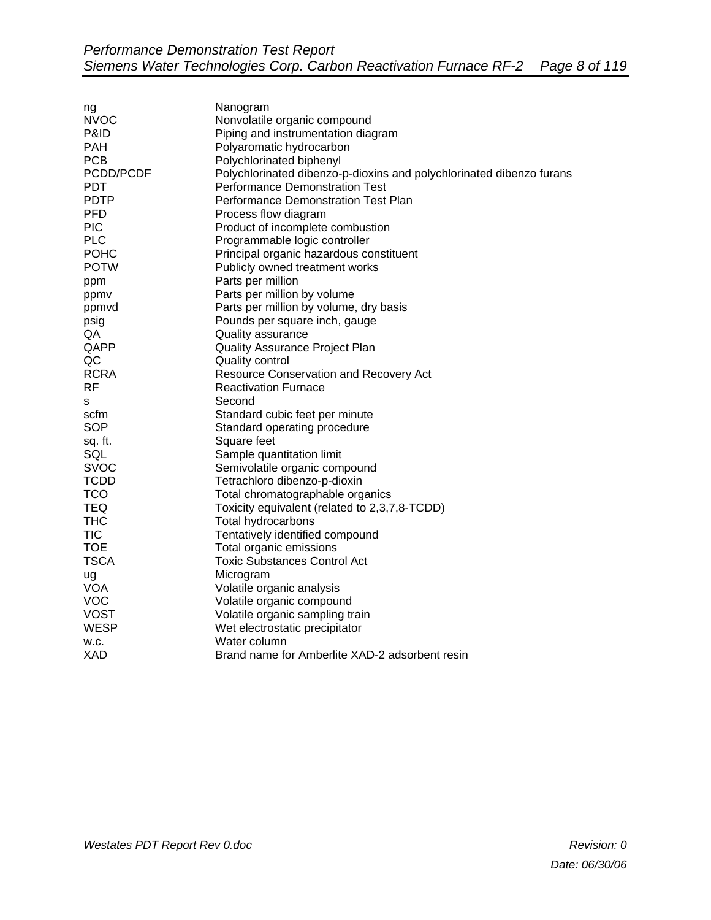| | |
|---|---|
| ng | Nanogram |
| NVOC | Nonvolatile organic compound |
| P&ID | Piping and instrumentation diagram |
| PAH | Polyaromatic hydrocarbon |
| PCB | Polychlorinated biphenyl |
| PCDD/PCDF | Polychlorinated dibenzo-p-dioxins and polychlorinated dibenzo furans |
| PDT | Performance Demonstration Test |
| PDTP | Performance Demonstration Test Plan |
| PFD | Process flow diagram |
| PIC | Product of incomplete combustion |
| PLC | Programmable logic controller |
| POHC | Principal organic hazardous constituent |
| POTW | Publicly owned treatment works |
| ppm | Parts per million |
| ppmv | Parts per million by volume |
| ppmvd | Parts per million by volume, dry basis |
| psig | Pounds per square inch, gauge |
| QA | Quality assurance |
| QAPP | Quality Assurance Project Plan |
| QC | Quality control |
| RCRA | Resource Conservation and Recovery Act |
| RF | Reactivation Furnace |
| s | Second |
| scfm | Standard cubic feet per minute |
| SOP | Standard operating procedure |
| sq. ft. | Square feet |
| SQL | Sample quantitation limit |
| SVOC | Semivolatile organic compound |
| TCDD | Tetrachloro dibenzo-p-dioxin |
| TCO | Total chromatographable organics |
| TEQ | Toxicity equivalent (related to 2,3,7,8-TCDD) |
| THC | Total hydrocarbons |
| TIC | Tentatively identified compound |
| TOE | Total organic emissions |
| TSCA | Toxic Substances Control Act |
| ug | Microgram |
| VOA | Volatile organic analysis |
| VOC | Volatile organic compound |
| VOST | Volatile organic sampling train |
| WESP | Wet electrostatic precipitator |
| w.c. | Water column |
| XAD | Brand name for Amberlite XAD-2 adsorbent resin |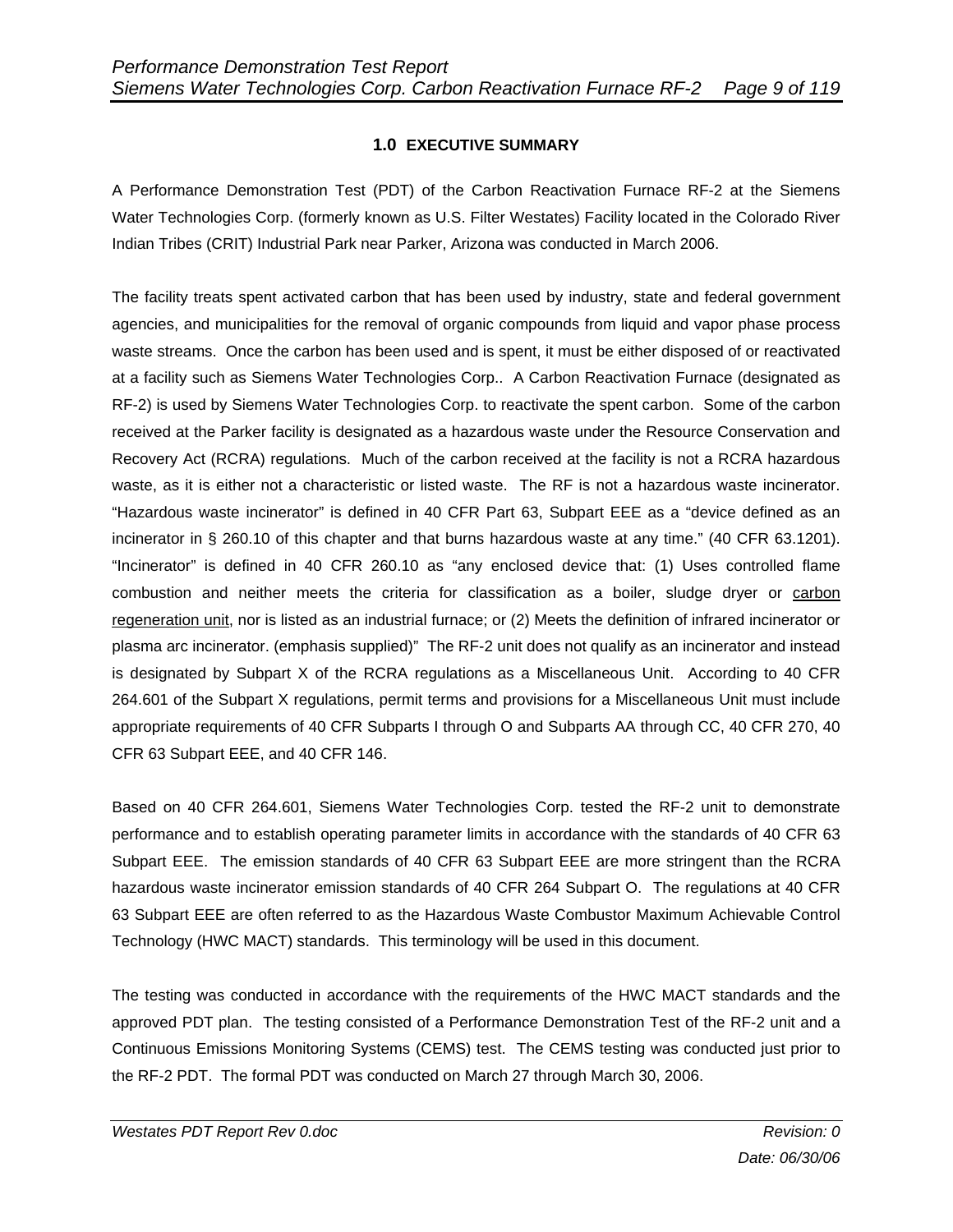# 1.0 EXECUTIVE SUMMARY

A Performance Demonstration Test (PDT) of the Carbon Reactivation Furnace RF-2 at the Siemens Water Technologies Corp. (formerly known as U.S. Filter Westates) Facility located in the Colorado River Indian Tribes (CRIT) Industrial Park near Parker, Arizona was conducted in March 2006.

The facility treats spent activated carbon that has been used by industry, state and federal government agencies, and municipalities for the removal of organic compounds from liquid and vapor phase process waste streams. Once the carbon has been used and is spent, it must be either disposed of or reactivated at a facility such as Siemens Water Technologies Corp.. A Carbon Reactivation Furnace (designated as RF-2) is used by Siemens Water Technologies Corp. to reactivate the spent carbon. Some of the carbon received at the Parker facility is designated as a hazardous waste under the Resource Conservation and Recovery Act (RCRA) regulations. Much of the carbon received at the facility is not a RCRA hazardous waste, as it is either not a characteristic or listed waste. The RF is not a hazardous waste incinerator. "Hazardous waste incinerator" is defined in 40 CFR Part 63, Subpart EEE as a "device defined as an incinerator in § 260.10 of this chapter and that burns hazardous waste at any time." (40 CFR 63.1201). "Incinerator" is defined in 40 CFR 260.10 as "any enclosed device that: (1) Uses controlled flame combustion and neither meets the criteria for classification as a boiler, sludge dryer or <u>carbon regeneration unit</u>, nor is listed as an industrial furnace; or (2) Meets the definition of infrared incinerator or plasma arc incinerator. (emphasis supplied)" The RF-2 unit does not qualify as an incinerator and instead is designated by Subpart X of the RCRA regulations as a Miscellaneous Unit. According to 40 CFR 264.601 of the Subpart X regulations, permit terms and provisions for a Miscellaneous Unit must include appropriate requirements of 40 CFR Subparts I through O and Subparts AA through CC, 40 CFR 270, 40 CFR 63 Subpart EEE, and 40 CFR 146.

Based on 40 CFR 264.601, Siemens Water Technologies Corp. tested the RF-2 unit to demonstrate performance and to establish operating parameter limits in accordance with the standards of 40 CFR 63 Subpart EEE. The emission standards of 40 CFR 63 Subpart EEE are more stringent than the RCRA hazardous waste incinerator emission standards of 40 CFR 264 Subpart O. The regulations at 40 CFR 63 Subpart EEE are often referred to as the Hazardous Waste Combustor Maximum Achievable Control Technology (HWC MACT) standards. This terminology will be used in this document.

The testing was conducted in accordance with the requirements of the HWC MACT standards and the approved PDT plan. The testing consisted of a Performance Demonstration Test of the RF-2 unit and a Continuous Emissions Monitoring Systems (CEMS) test. The CEMS testing was conducted just prior to the RF-2 PDT. The formal PDT was conducted on March 27 through March 30, 2006.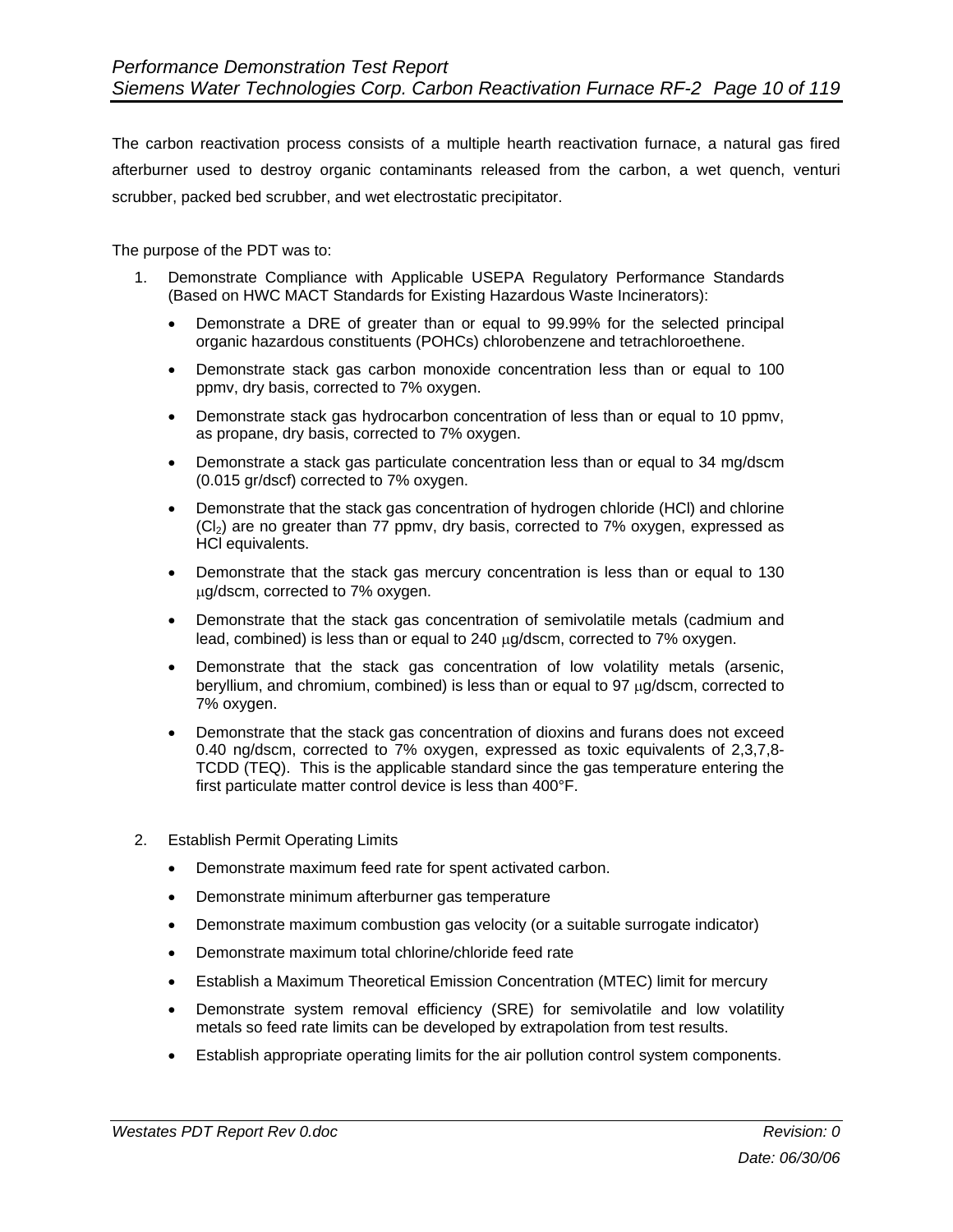The carbon reactivation process consists of a multiple hearth reactivation furnace, a natural gas fired afterburner used to destroy organic contaminants released from the carbon, a wet quench, venturi scrubber, packed bed scrubber, and wet electrostatic precipitator.

The purpose of the PDT was to:

1. Demonstrate Compliance with Applicable USEPA Regulatory Performance Standards (Based on HWC MACT Standards for Existing Hazardous Waste Incinerators):
   - Demonstrate a DRE of greater than or equal to 99.99% for the selected principal organic hazardous constituents (POHCs) chlorobenzene and tetrachloroethene.
   - Demonstrate stack gas carbon monoxide concentration less than or equal to 100 ppmv, dry basis, corrected to 7% oxygen.
   - Demonstrate stack gas hydrocarbon concentration of less than or equal to 10 ppmv, as propane, dry basis, corrected to 7% oxygen.
   - Demonstrate a stack gas particulate concentration less than or equal to 34 mg/dscm (0.015 gr/dscf) corrected to 7% oxygen.
   - Demonstrate that the stack gas concentration of hydrogen chloride (HCl) and chlorine ($Cl_2$) are no greater than 77 ppmv, dry basis, corrected to 7% oxygen, expressed as HCl equivalents.
   - Demonstrate that the stack gas mercury concentration is less than or equal to 130 $\mu$g/dscm, corrected to 7% oxygen.
   - Demonstrate that the stack gas concentration of semivolatile metals (cadmium and lead, combined) is less than or equal to 240 $\mu$g/dscm, corrected to 7% oxygen.
   - Demonstrate that the stack gas concentration of low volatility metals (arsenic, beryllium, and chromium, combined) is less than or equal to 97 $\mu$g/dscm, corrected to 7% oxygen.
   - Demonstrate that the stack gas concentration of dioxins and furans does not exceed 0.40 ng/dscm, corrected to 7% oxygen, expressed as toxic equivalents of 2,3,7,8-TCDD (TEQ). This is the applicable standard since the gas temperature entering the first particulate matter control device is less than 400°F.

2. Establish Permit Operating Limits
   - Demonstrate maximum feed rate for spent activated carbon.
   - Demonstrate minimum afterburner gas temperature
   - Demonstrate maximum combustion gas velocity (or a suitable surrogate indicator)
   - Demonstrate maximum total chlorine/chloride feed rate
   - Establish a Maximum Theoretical Emission Concentration (MTEC) limit for mercury
   - Demonstrate system removal efficiency (SRE) for semivolatile and low volatility metals so feed rate limits can be developed by extrapolation from test results.
   - Establish appropriate operating limits for the air pollution control system components.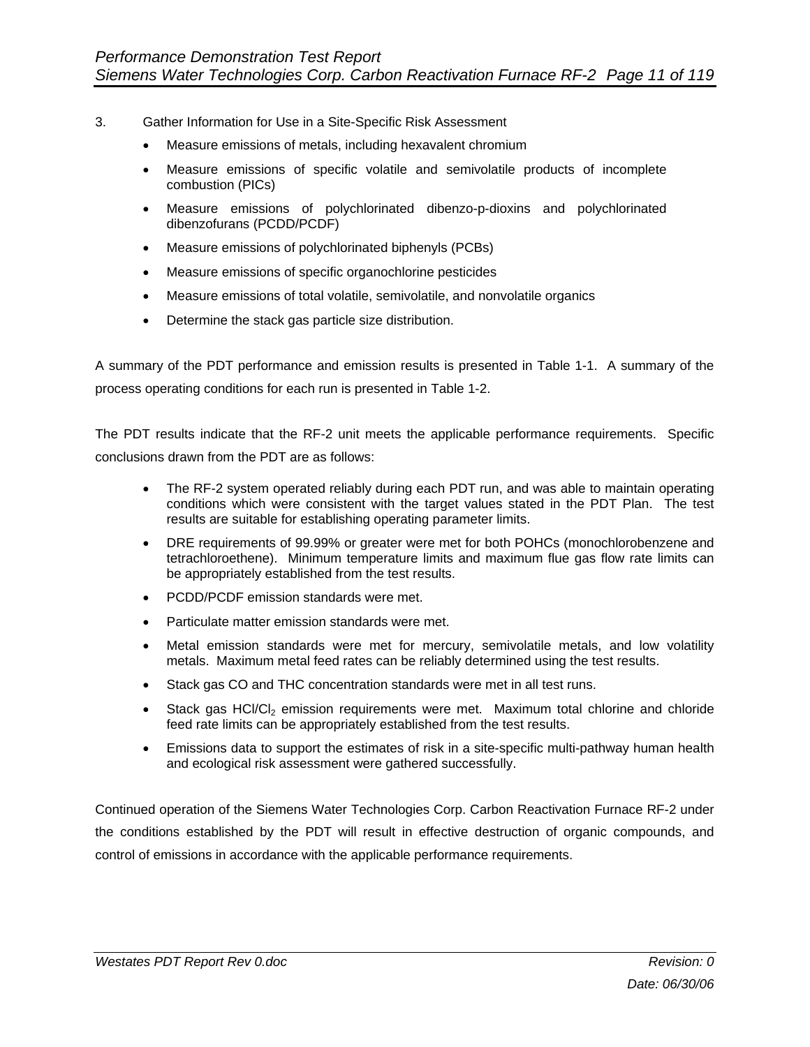3. Gather Information for Use in a Site-Specific Risk Assessment

    - Measure emissions of metals, including hexavalent chromium
    - Measure emissions of specific volatile and semivolatile products of incomplete combustion (PICs)
    - Measure emissions of polychlorinated dibenzo-p-dioxins and polychlorinated dibenzofurans (PCDD/PCDF)
    - Measure emissions of polychlorinated biphenyls (PCBs)
    - Measure emissions of specific organochlorine pesticides
    - Measure emissions of total volatile, semivolatile, and nonvolatile organics
    - Determine the stack gas particle size distribution.

A summary of the PDT performance and emission results is presented in Table 1-1. A summary of the process operating conditions for each run is presented in Table 1-2.

The PDT results indicate that the RF-2 unit meets the applicable performance requirements. Specific conclusions drawn from the PDT are as follows:

- The RF-2 system operated reliably during each PDT run, and was able to maintain operating conditions which were consistent with the target values stated in the PDT Plan. The test results are suitable for establishing operating parameter limits.
- DRE requirements of 99.99% or greater were met for both POHCs (monochlorobenzene and tetrachloroethene). Minimum temperature limits and maximum flue gas flow rate limits can be appropriately established from the test results.
- PCDD/PCDF emission standards were met.
- Particulate matter emission standards were met.
- Metal emission standards were met for mercury, semivolatile metals, and low volatility metals. Maximum metal feed rates can be reliably determined using the test results.
- Stack gas CO and THC concentration standards were met in all test runs.
- Stack gas $HCl/Cl_2$ emission requirements were met. Maximum total chlorine and chloride feed rate limits can be appropriately established from the test results.
- Emissions data to support the estimates of risk in a site-specific multi-pathway human health and ecological risk assessment were gathered successfully.

Continued operation of the Siemens Water Technologies Corp. Carbon Reactivation Furnace RF-2 under the conditions established by the PDT will result in effective destruction of organic compounds, and control of emissions in accordance with the applicable performance requirements.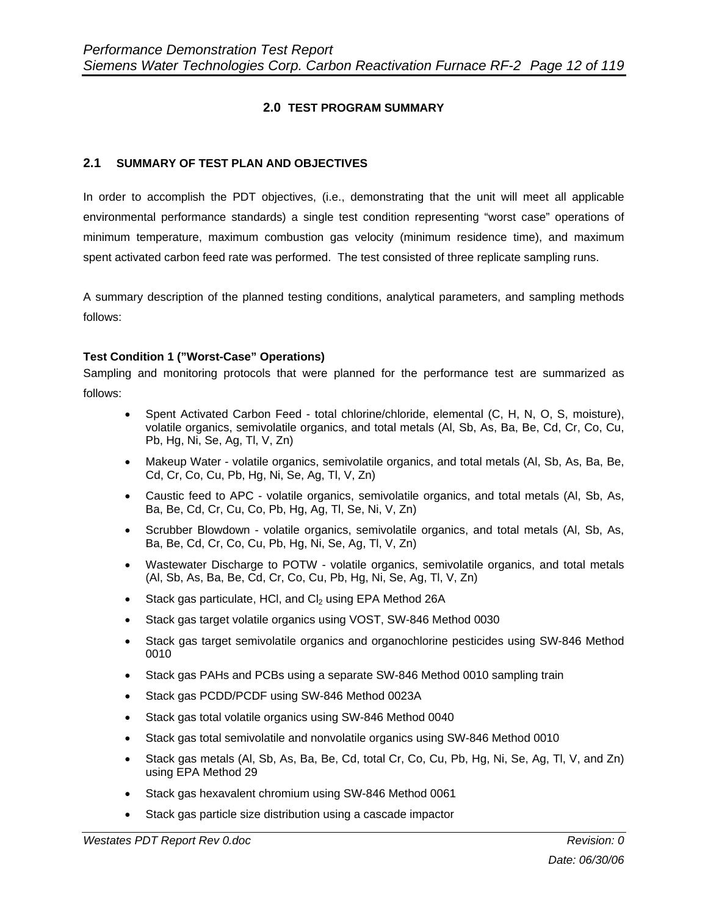## 2.0 TEST PROGRAM SUMMARY

### 2.1 SUMMARY OF TEST PLAN AND OBJECTIVES

In order to accomplish the PDT objectives, (i.e., demonstrating that the unit will meet all applicable environmental performance standards) a single test condition representing "worst case" operations of minimum temperature, maximum combustion gas velocity (minimum residence time), and maximum spent activated carbon feed rate was performed. The test consisted of three replicate sampling runs.

A summary description of the planned testing conditions, analytical parameters, and sampling methods follows:

**Test Condition 1 ("Worst-Case" Operations)**

Sampling and monitoring protocols that were planned for the performance test are summarized as follows:

- Spent Activated Carbon Feed - total chlorine/chloride, elemental (C, H, N, O, S, moisture), volatile organics, semivolatile organics, and total metals (Al, Sb, As, Ba, Be, Cd, Cr, Co, Cu, Pb, Hg, Ni, Se, Ag, Tl, V, Zn)
- Makeup Water - volatile organics, semivolatile organics, and total metals (Al, Sb, As, Ba, Be, Cd, Cr, Co, Cu, Pb, Hg, Ni, Se, Ag, Tl, V, Zn)
- Caustic feed to APC - volatile organics, semivolatile organics, and total metals (Al, Sb, As, Ba, Be, Cd, Cr, Cu, Co, Pb, Hg, Ag, Tl, Se, Ni, V, Zn)
- Scrubber Blowdown - volatile organics, semivolatile organics, and total metals (Al, Sb, As, Ba, Be, Cd, Cr, Co, Cu, Pb, Hg, Ni, Se, Ag, Tl, V, Zn)
- Wastewater Discharge to POTW - volatile organics, semivolatile organics, and total metals (Al, Sb, As, Ba, Be, Cd, Cr, Co, Cu, Pb, Hg, Ni, Se, Ag, Tl, V, Zn)
- Stack gas particulate, HCl, and $Cl_2$ using EPA Method 26A
- Stack gas target volatile organics using VOST, SW-846 Method 0030
- Stack gas target semivolatile organics and organochlorine pesticides using SW-846 Method 0010
- Stack gas PAHs and PCBs using a separate SW-846 Method 0010 sampling train
- Stack gas PCDD/PCDF using SW-846 Method 0023A
- Stack gas total volatile organics using SW-846 Method 0040
- Stack gas total semivolatile and nonvolatile organics using SW-846 Method 0010
- Stack gas metals (Al, Sb, As, Ba, Be, Cd, total Cr, Co, Cu, Pb, Hg, Ni, Se, Ag, Tl, V, and Zn) using EPA Method 29
- Stack gas hexavalent chromium using SW-846 Method 0061
- Stack gas particle size distribution using a cascade impactor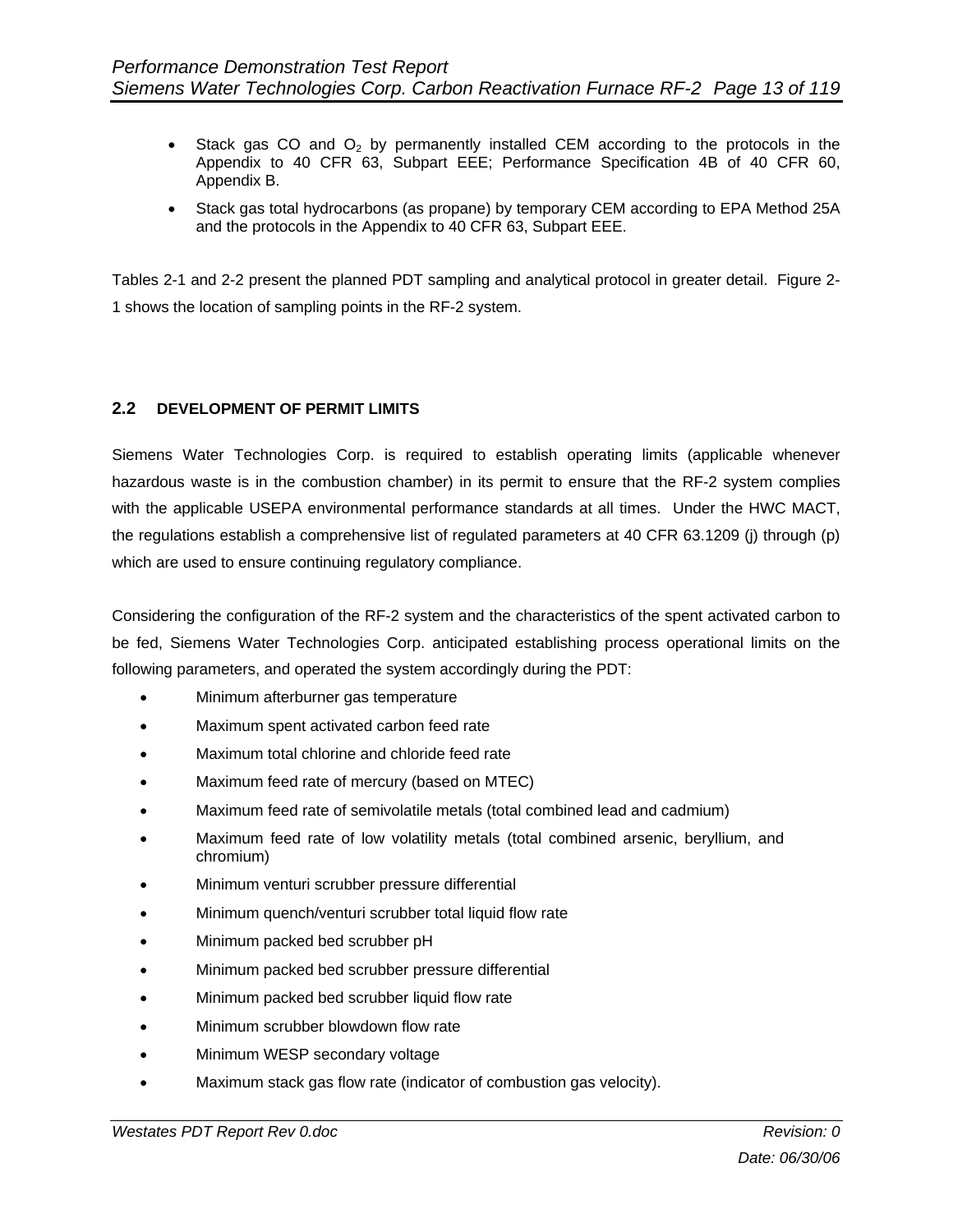- Stack gas CO and $O_2$ by permanently installed CEM according to the protocols in the Appendix to 40 CFR 63, Subpart EEE; Performance Specification 4B of 40 CFR 60, Appendix B.
- Stack gas total hydrocarbons (as propane) by temporary CEM according to EPA Method 25A and the protocols in the Appendix to 40 CFR 63, Subpart EEE.

Tables 2-1 and 2-2 present the planned PDT sampling and analytical protocol in greater detail. Figure 2-1 shows the location of sampling points in the RF-2 system.

## 2.2 DEVELOPMENT OF PERMIT LIMITS

Siemens Water Technologies Corp. is required to establish operating limits (applicable whenever hazardous waste is in the combustion chamber) in its permit to ensure that the RF-2 system complies with the applicable USEPA environmental performance standards at all times. Under the HWC MACT, the regulations establish a comprehensive list of regulated parameters at 40 CFR 63.1209 (j) through (p) which are used to ensure continuing regulatory compliance.

Considering the configuration of the RF-2 system and the characteristics of the spent activated carbon to be fed, Siemens Water Technologies Corp. anticipated establishing process operational limits on the following parameters, and operated the system accordingly during the PDT:

- Minimum afterburner gas temperature
- Maximum spent activated carbon feed rate
- Maximum total chlorine and chloride feed rate
- Maximum feed rate of mercury (based on MTEC)
- Maximum feed rate of semivolatile metals (total combined lead and cadmium)
- Maximum feed rate of low volatility metals (total combined arsenic, beryllium, and chromium)
- Minimum venturi scrubber pressure differential
- Minimum quench/venturi scrubber total liquid flow rate
- Minimum packed bed scrubber pH
- Minimum packed bed scrubber pressure differential
- Minimum packed bed scrubber liquid flow rate
- Minimum scrubber blowdown flow rate
- Minimum WESP secondary voltage
- Maximum stack gas flow rate (indicator of combustion gas velocity).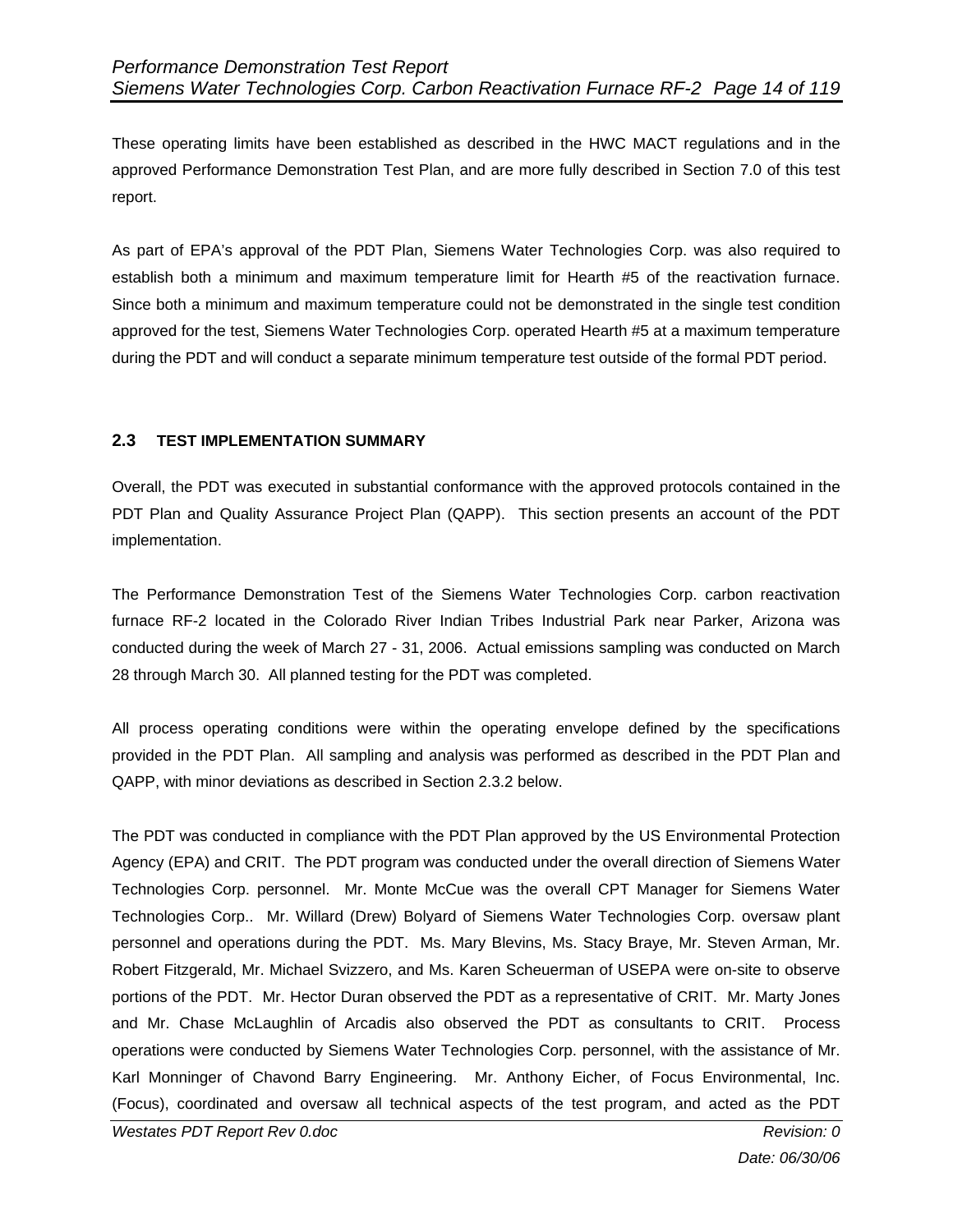These operating limits have been established as described in the HWC MACT regulations and in the approved Performance Demonstration Test Plan, and are more fully described in Section 7.0 of this test report.

As part of EPA's approval of the PDT Plan, Siemens Water Technologies Corp. was also required to establish both a minimum and maximum temperature limit for Hearth #5 of the reactivation furnace. Since both a minimum and maximum temperature could not be demonstrated in the single test condition approved for the test, Siemens Water Technologies Corp. operated Hearth #5 at a maximum temperature during the PDT and will conduct a separate minimum temperature test outside of the formal PDT period.

### 2.3 TEST IMPLEMENTATION SUMMARY

Overall, the PDT was executed in substantial conformance with the approved protocols contained in the PDT Plan and Quality Assurance Project Plan (QAPP). This section presents an account of the PDT implementation.

The Performance Demonstration Test of the Siemens Water Technologies Corp. carbon reactivation furnace RF-2 located in the Colorado River Indian Tribes Industrial Park near Parker, Arizona was conducted during the week of March 27 - 31, 2006. Actual emissions sampling was conducted on March 28 through March 30. All planned testing for the PDT was completed.

All process operating conditions were within the operating envelope defined by the specifications provided in the PDT Plan. All sampling and analysis was performed as described in the PDT Plan and QAPP, with minor deviations as described in Section 2.3.2 below.

The PDT was conducted in compliance with the PDT Plan approved by the US Environmental Protection Agency (EPA) and CRIT. The PDT program was conducted under the overall direction of Siemens Water Technologies Corp. personnel. Mr. Monte McCue was the overall CPT Manager for Siemens Water Technologies Corp.. Mr. Willard (Drew) Bolyard of Siemens Water Technologies Corp. oversaw plant personnel and operations during the PDT. Ms. Mary Blevins, Ms. Stacy Braye, Mr. Steven Arman, Mr. Robert Fitzgerald, Mr. Michael Svizzero, and Ms. Karen Scheuerman of USEPA were on-site to observe portions of the PDT. Mr. Hector Duran observed the PDT as a representative of CRIT. Mr. Marty Jones and Mr. Chase McLaughlin of Arcadis also observed the PDT as consultants to CRIT. Process operations were conducted by Siemens Water Technologies Corp. personnel, with the assistance of Mr. Karl Monninger of Chavond Barry Engineering. Mr. Anthony Eicher, of Focus Environmental, Inc. (Focus), coordinated and oversaw all technical aspects of the test program, and acted as the PDT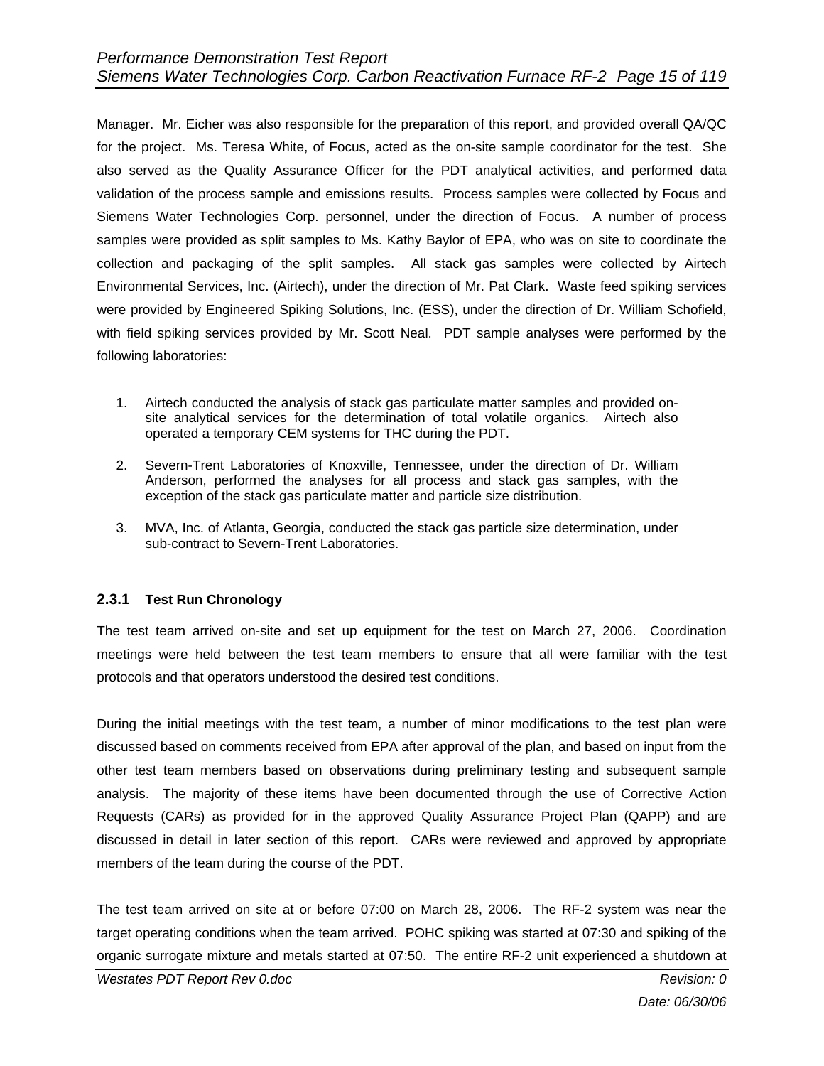Manager. Mr. Eicher was also responsible for the preparation of this report, and provided overall QA/QC for the project. Ms. Teresa White, of Focus, acted as the on-site sample coordinator for the test. She also served as the Quality Assurance Officer for the PDT analytical activities, and performed data validation of the process sample and emissions results. Process samples were collected by Focus and Siemens Water Technologies Corp. personnel, under the direction of Focus. A number of process samples were provided as split samples to Ms. Kathy Baylor of EPA, who was on site to coordinate the collection and packaging of the split samples. All stack gas samples were collected by Airtech Environmental Services, Inc. (Airtech), under the direction of Mr. Pat Clark. Waste feed spiking services were provided by Engineered Spiking Solutions, Inc. (ESS), under the direction of Dr. William Schofield, with field spiking services provided by Mr. Scott Neal. PDT sample analyses were performed by the following laboratories:

1. Airtech conducted the analysis of stack gas particulate matter samples and provided on-site analytical services for the determination of total volatile organics. Airtech also operated a temporary CEM systems for THC during the PDT.

2. Severn-Trent Laboratories of Knoxville, Tennessee, under the direction of Dr. William Anderson, performed the analyses for all process and stack gas samples, with the exception of the stack gas particulate matter and particle size distribution.

3. MVA, Inc. of Atlanta, Georgia, conducted the stack gas particle size determination, under sub-contract to Severn-Trent Laboratories.

### 2.3.1 Test Run Chronology

The test team arrived on-site and set up equipment for the test on March 27, 2006. Coordination meetings were held between the test team members to ensure that all were familiar with the test protocols and that operators understood the desired test conditions.

During the initial meetings with the test team, a number of minor modifications to the test plan were discussed based on comments received from EPA after approval of the plan, and based on input from the other test team members based on observations during preliminary testing and subsequent sample analysis. The majority of these items have been documented through the use of Corrective Action Requests (CARs) as provided for in the approved Quality Assurance Project Plan (QAPP) and are discussed in detail in later section of this report. CARs were reviewed and approved by appropriate members of the team during the course of the PDT.

The test team arrived on site at or before 07:00 on March 28, 2006. The RF-2 system was near the target operating conditions when the team arrived. POHC spiking was started at 07:30 and spiking of the organic surrogate mixture and metals started at 07:50. The entire RF-2 unit experienced a shutdown at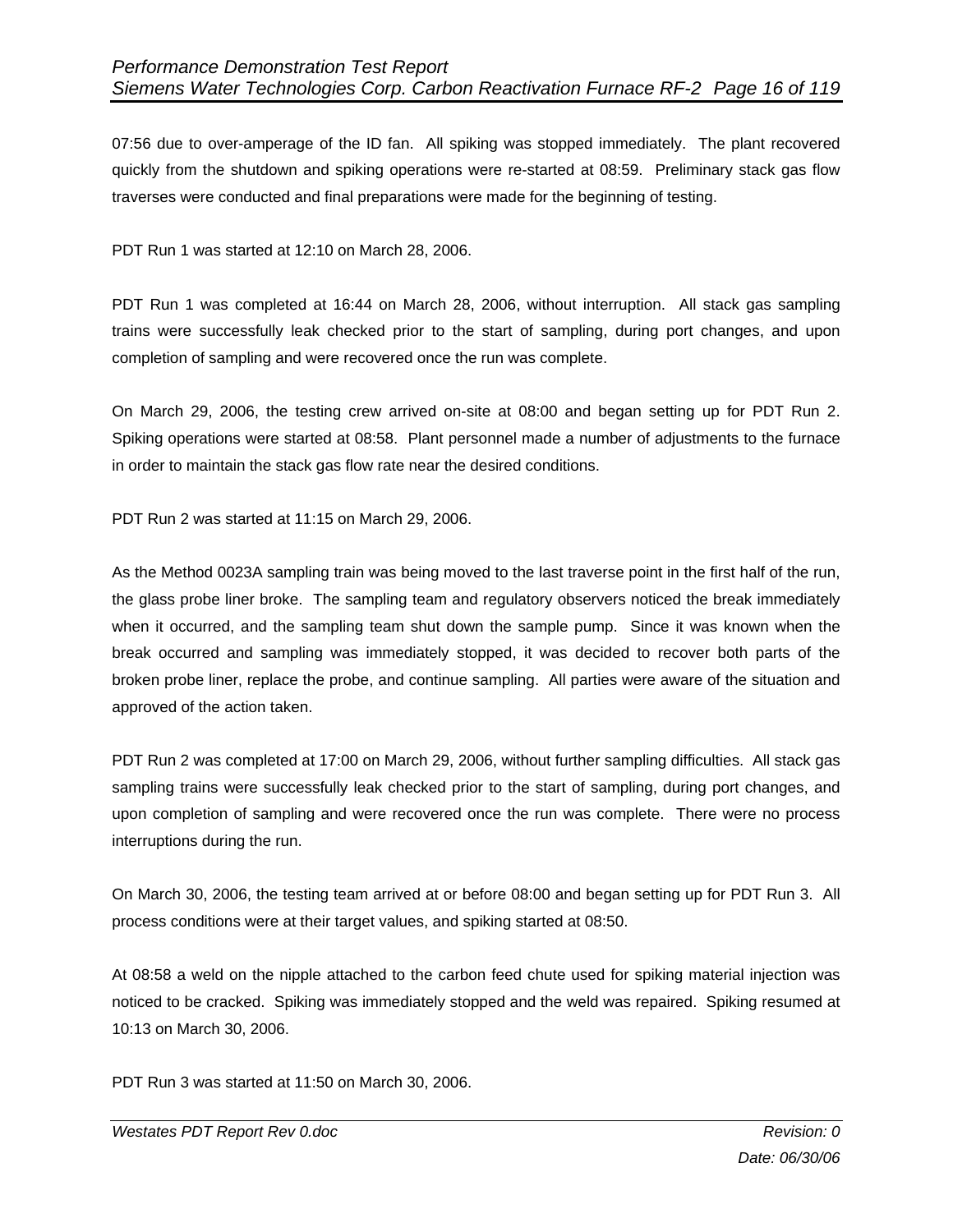07:56 due to over-amperage of the ID fan. All spiking was stopped immediately. The plant recovered quickly from the shutdown and spiking operations were re-started at 08:59. Preliminary stack gas flow traverses were conducted and final preparations were made for the beginning of testing.

PDT Run 1 was started at 12:10 on March 28, 2006.

PDT Run 1 was completed at 16:44 on March 28, 2006, without interruption. All stack gas sampling trains were successfully leak checked prior to the start of sampling, during port changes, and upon completion of sampling and were recovered once the run was complete.

On March 29, 2006, the testing crew arrived on-site at 08:00 and began setting up for PDT Run 2. Spiking operations were started at 08:58. Plant personnel made a number of adjustments to the furnace in order to maintain the stack gas flow rate near the desired conditions.

PDT Run 2 was started at 11:15 on March 29, 2006.

As the Method 0023A sampling train was being moved to the last traverse point in the first half of the run, the glass probe liner broke. The sampling team and regulatory observers noticed the break immediately when it occurred, and the sampling team shut down the sample pump. Since it was known when the break occurred and sampling was immediately stopped, it was decided to recover both parts of the broken probe liner, replace the probe, and continue sampling. All parties were aware of the situation and approved of the action taken.

PDT Run 2 was completed at 17:00 on March 29, 2006, without further sampling difficulties. All stack gas sampling trains were successfully leak checked prior to the start of sampling, during port changes, and upon completion of sampling and were recovered once the run was complete. There were no process interruptions during the run.

On March 30, 2006, the testing team arrived at or before 08:00 and began setting up for PDT Run 3. All process conditions were at their target values, and spiking started at 08:50.

At 08:58 a weld on the nipple attached to the carbon feed chute used for spiking material injection was noticed to be cracked. Spiking was immediately stopped and the weld was repaired. Spiking resumed at 10:13 on March 30, 2006.

PDT Run 3 was started at 11:50 on March 30, 2006.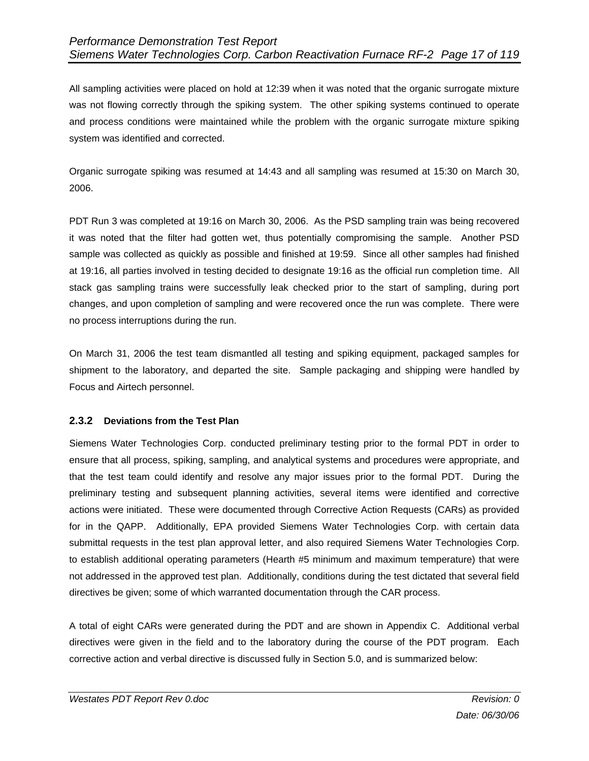All sampling activities were placed on hold at 12:39 when it was noted that the organic surrogate mixture was not flowing correctly through the spiking system. The other spiking systems continued to operate and process conditions were maintained while the problem with the organic surrogate mixture spiking system was identified and corrected.

Organic surrogate spiking was resumed at 14:43 and all sampling was resumed at 15:30 on March 30, 2006.

PDT Run 3 was completed at 19:16 on March 30, 2006. As the PSD sampling train was being recovered it was noted that the filter had gotten wet, thus potentially compromising the sample. Another PSD sample was collected as quickly as possible and finished at 19:59. Since all other samples had finished at 19:16, all parties involved in testing decided to designate 19:16 as the official run completion time. All stack gas sampling trains were successfully leak checked prior to the start of sampling, during port changes, and upon completion of sampling and were recovered once the run was complete. There were no process interruptions during the run.

On March 31, 2006 the test team dismantled all testing and spiking equipment, packaged samples for shipment to the laboratory, and departed the site. Sample packaging and shipping were handled by Focus and Airtech personnel.

### 2.3.2 Deviations from the Test Plan

Siemens Water Technologies Corp. conducted preliminary testing prior to the formal PDT in order to ensure that all process, spiking, sampling, and analytical systems and procedures were appropriate, and that the test team could identify and resolve any major issues prior to the formal PDT. During the preliminary testing and subsequent planning activities, several items were identified and corrective actions were initiated. These were documented through Corrective Action Requests (CARs) as provided for in the QAPP. Additionally, EPA provided Siemens Water Technologies Corp. with certain data submittal requests in the test plan approval letter, and also required Siemens Water Technologies Corp. to establish additional operating parameters (Hearth #5 minimum and maximum temperature) that were not addressed in the approved test plan. Additionally, conditions during the test dictated that several field directives be given; some of which warranted documentation through the CAR process.

A total of eight CARs were generated during the PDT and are shown in Appendix C. Additional verbal directives were given in the field and to the laboratory during the course of the PDT program. Each corrective action and verbal directive is discussed fully in Section 5.0, and is summarized below: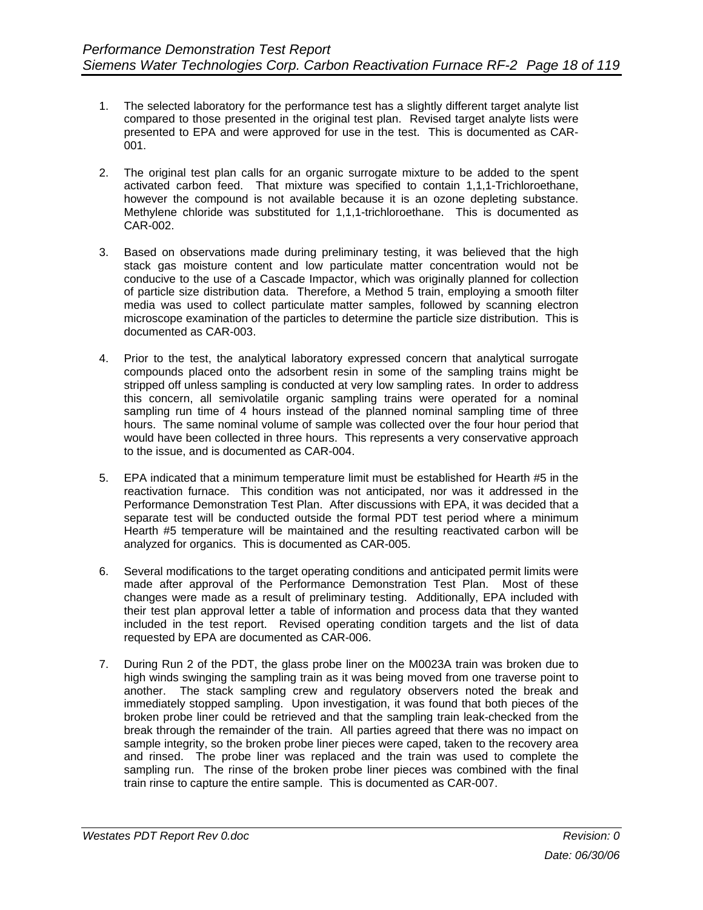1. The selected laboratory for the performance test has a slightly different target analyte list compared to those presented in the original test plan. Revised target analyte lists were presented to EPA and were approved for use in the test. This is documented as CAR-001.

2. The original test plan calls for an organic surrogate mixture to be added to the spent activated carbon feed. That mixture was specified to contain 1,1,1-Trichloroethane, however the compound is not available because it is an ozone depleting substance. Methylene chloride was substituted for 1,1,1-trichloroethane. This is documented as CAR-002.

3. Based on observations made during preliminary testing, it was believed that the high stack gas moisture content and low particulate matter concentration would not be conducive to the use of a Cascade Impactor, which was originally planned for collection of particle size distribution data. Therefore, a Method 5 train, employing a smooth filter media was used to collect particulate matter samples, followed by scanning electron microscope examination of the particles to determine the particle size distribution. This is documented as CAR-003.

4. Prior to the test, the analytical laboratory expressed concern that analytical surrogate compounds placed onto the adsorbent resin in some of the sampling trains might be stripped off unless sampling is conducted at very low sampling rates. In order to address this concern, all semivolatile organic sampling trains were operated for a nominal sampling run time of 4 hours instead of the planned nominal sampling time of three hours. The same nominal volume of sample was collected over the four hour period that would have been collected in three hours. This represents a very conservative approach to the issue, and is documented as CAR-004.

5. EPA indicated that a minimum temperature limit must be established for Hearth #5 in the reactivation furnace. This condition was not anticipated, nor was it addressed in the Performance Demonstration Test Plan. After discussions with EPA, it was decided that a separate test will be conducted outside the formal PDT test period where a minimum Hearth #5 temperature will be maintained and the resulting reactivated carbon will be analyzed for organics. This is documented as CAR-005.

6. Several modifications to the target operating conditions and anticipated permit limits were made after approval of the Performance Demonstration Test Plan. Most of these changes were made as a result of preliminary testing. Additionally, EPA included with their test plan approval letter a table of information and process data that they wanted included in the test report. Revised operating condition targets and the list of data requested by EPA are documented as CAR-006.

7. During Run 2 of the PDT, the glass probe liner on the M0023A train was broken due to high winds swinging the sampling train as it was being moved from one traverse point to another. The stack sampling crew and regulatory observers noted the break and immediately stopped sampling. Upon investigation, it was found that both pieces of the broken probe liner could be retrieved and that the sampling train leak-checked from the break through the remainder of the train. All parties agreed that there was no impact on sample integrity, so the broken probe liner pieces were caped, taken to the recovery area and rinsed. The probe liner was replaced and the train was used to complete the sampling run. The rinse of the broken probe liner pieces was combined with the final train rinse to capture the entire sample. This is documented as CAR-007.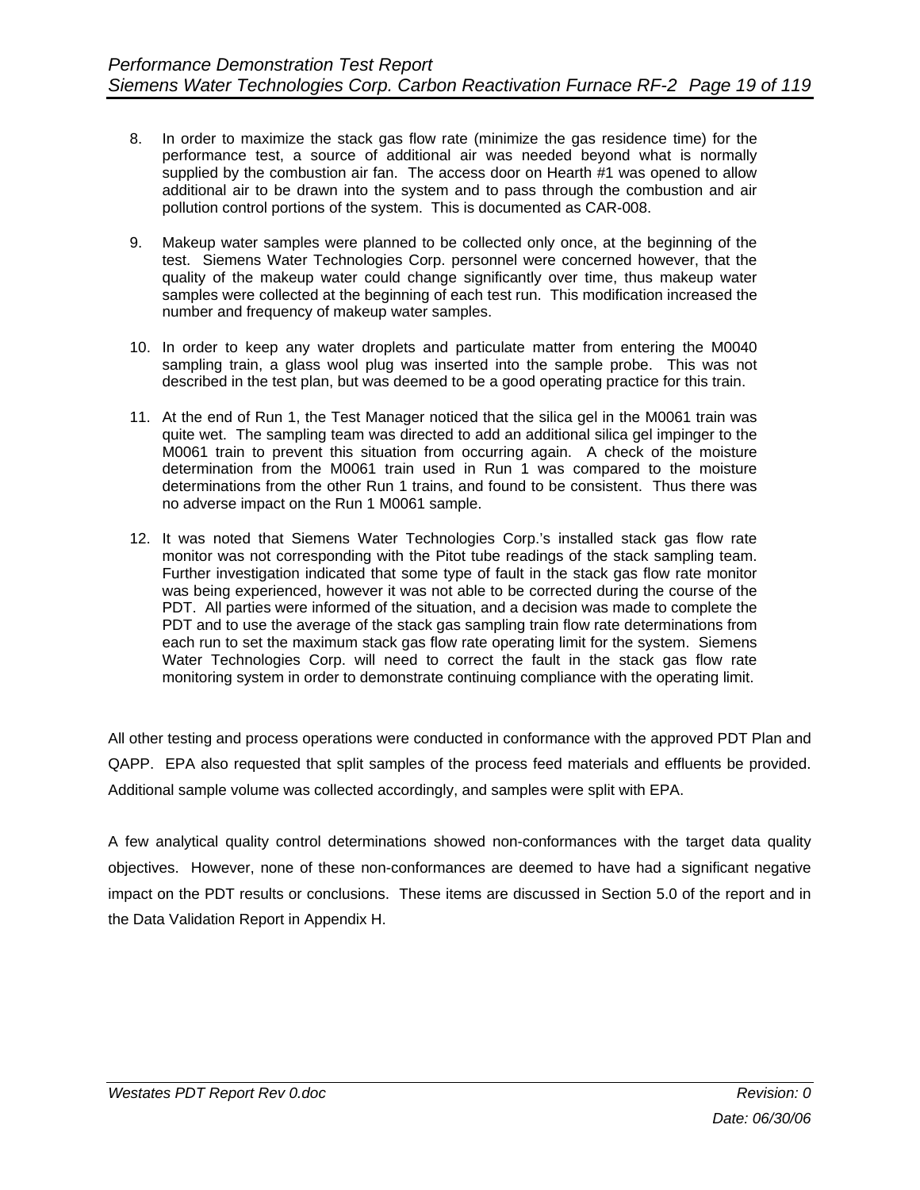8. In order to maximize the stack gas flow rate (minimize the gas residence time) for the performance test, a source of additional air was needed beyond what is normally supplied by the combustion air fan. The access door on Hearth #1 was opened to allow additional air to be drawn into the system and to pass through the combustion and air pollution control portions of the system. This is documented as CAR-008.

9. Makeup water samples were planned to be collected only once, at the beginning of the test. Siemens Water Technologies Corp. personnel were concerned however, that the quality of the makeup water could change significantly over time, thus makeup water samples were collected at the beginning of each test run. This modification increased the number and frequency of makeup water samples.

10. In order to keep any water droplets and particulate matter from entering the M0040 sampling train, a glass wool plug was inserted into the sample probe. This was not described in the test plan, but was deemed to be a good operating practice for this train.

11. At the end of Run 1, the Test Manager noticed that the silica gel in the M0061 train was quite wet. The sampling team was directed to add an additional silica gel impinger to the M0061 train to prevent this situation from occurring again. A check of the moisture determination from the M0061 train used in Run 1 was compared to the moisture determinations from the other Run 1 trains, and found to be consistent. Thus there was no adverse impact on the Run 1 M0061 sample.

12. It was noted that Siemens Water Technologies Corp.'s installed stack gas flow rate monitor was not corresponding with the Pitot tube readings of the stack sampling team. Further investigation indicated that some type of fault in the stack gas flow rate monitor was being experienced, however it was not able to be corrected during the course of the PDT. All parties were informed of the situation, and a decision was made to complete the PDT and to use the average of the stack gas sampling train flow rate determinations from each run to set the maximum stack gas flow rate operating limit for the system. Siemens Water Technologies Corp. will need to correct the fault in the stack gas flow rate monitoring system in order to demonstrate continuing compliance with the operating limit.

All other testing and process operations were conducted in conformance with the approved PDT Plan and QAPP. EPA also requested that split samples of the process feed materials and effluents be provided. Additional sample volume was collected accordingly, and samples were split with EPA.

A few analytical quality control determinations showed non-conformances with the target data quality objectives. However, none of these non-conformances are deemed to have had a significant negative impact on the PDT results or conclusions. These items are discussed in Section 5.0 of the report and in the Data Validation Report in Appendix H.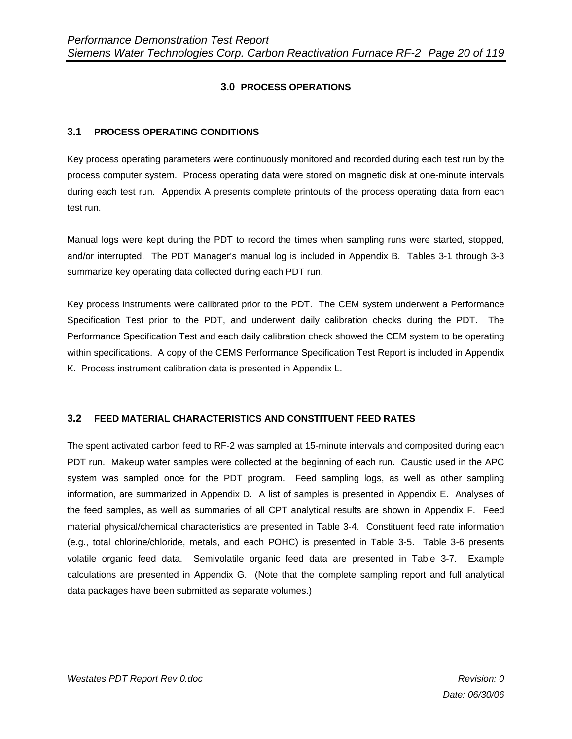# 3.0 PROCESS OPERATIONS

## 3.1 PROCESS OPERATING CONDITIONS

Key process operating parameters were continuously monitored and recorded during each test run by the process computer system. Process operating data were stored on magnetic disk at one-minute intervals during each test run. Appendix A presents complete printouts of the process operating data from each test run.

Manual logs were kept during the PDT to record the times when sampling runs were started, stopped, and/or interrupted. The PDT Manager's manual log is included in Appendix B. Tables 3-1 through 3-3 summarize key operating data collected during each PDT run.

Key process instruments were calibrated prior to the PDT. The CEM system underwent a Performance Specification Test prior to the PDT, and underwent daily calibration checks during the PDT. The Performance Specification Test and each daily calibration check showed the CEM system to be operating within specifications. A copy of the CEMS Performance Specification Test Report is included in Appendix K. Process instrument calibration data is presented in Appendix L.

## 3.2 FEED MATERIAL CHARACTERISTICS AND CONSTITUENT FEED RATES

The spent activated carbon feed to RF-2 was sampled at 15-minute intervals and composited during each PDT run. Makeup water samples were collected at the beginning of each run. Caustic used in the APC system was sampled once for the PDT program. Feed sampling logs, as well as other sampling information, are summarized in Appendix D. A list of samples is presented in Appendix E. Analyses of the feed samples, as well as summaries of all CPT analytical results are shown in Appendix F. Feed material physical/chemical characteristics are presented in Table 3-4. Constituent feed rate information (e.g., total chlorine/chloride, metals, and each POHC) is presented in Table 3-5. Table 3-6 presents volatile organic feed data. Semivolatile organic feed data are presented in Table 3-7. Example calculations are presented in Appendix G. (Note that the complete sampling report and full analytical data packages have been submitted as separate volumes.)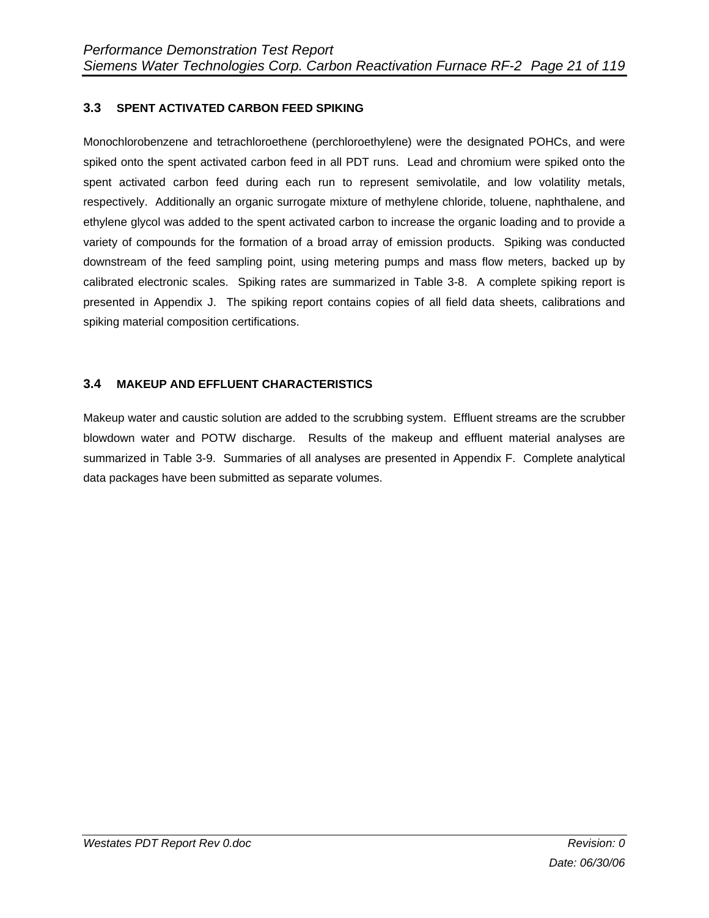### 3.3 SPENT ACTIVATED CARBON FEED SPIKING

Monochlorobenzene and tetrachloroethene (perchloroethylene) were the designated POHCs, and were spiked onto the spent activated carbon feed in all PDT runs. Lead and chromium were spiked onto the spent activated carbon feed during each run to represent semivolatile, and low volatility metals, respectively. Additionally an organic surrogate mixture of methylene chloride, toluene, naphthalene, and ethylene glycol was added to the spent activated carbon to increase the organic loading and to provide a variety of compounds for the formation of a broad array of emission products. Spiking was conducted downstream of the feed sampling point, using metering pumps and mass flow meters, backed up by calibrated electronic scales. Spiking rates are summarized in Table 3-8. A complete spiking report is presented in Appendix J. The spiking report contains copies of all field data sheets, calibrations and spiking material composition certifications.

### 3.4 MAKEUP AND EFFLUENT CHARACTERISTICS

Makeup water and caustic solution are added to the scrubbing system. Effluent streams are the scrubber blowdown water and POTW discharge. Results of the makeup and effluent material analyses are summarized in Table 3-9. Summaries of all analyses are presented in Appendix F. Complete analytical data packages have been submitted as separate volumes.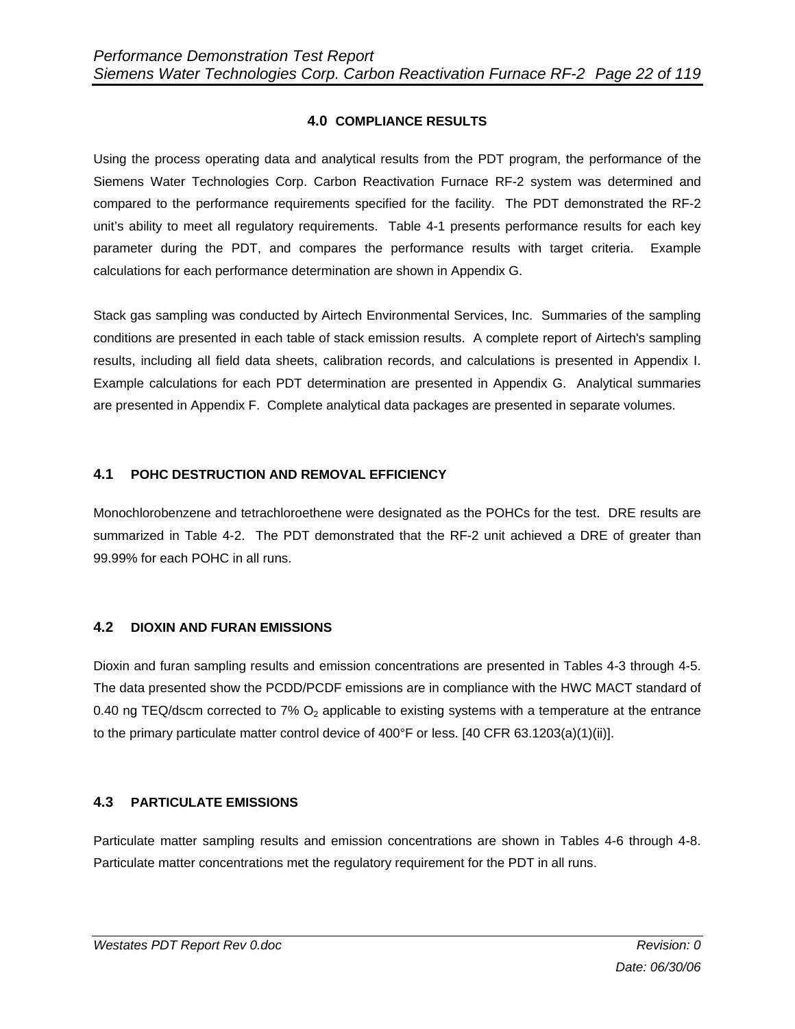## 4.0 COMPLIANCE RESULTS

Using the process operating data and analytical results from the PDT program, the performance of the Siemens Water Technologies Corp. Carbon Reactivation Furnace RF-2 system was determined and compared to the performance requirements specified for the facility. The PDT demonstrated the RF-2 unit's ability to meet all regulatory requirements. Table 4-1 presents performance results for each key parameter during the PDT, and compares the performance results with target criteria. Example calculations for each performance determination are shown in Appendix G.

Stack gas sampling was conducted by Airtech Environmental Services, Inc. Summaries of the sampling conditions are presented in each table of stack emission results. A complete report of Airtech's sampling results, including all field data sheets, calibration records, and calculations is presented in Appendix I. Example calculations for each PDT determination are presented in Appendix G. Analytical summaries are presented in Appendix F. Complete analytical data packages are presented in separate volumes.

### 4.1 POHC DESTRUCTION AND REMOVAL EFFICIENCY

Monochlorobenzene and tetrachloroethene were designated as the POHCs for the test. DRE results are summarized in Table 4-2. The PDT demonstrated that the RF-2 unit achieved a DRE of greater than 99.99% for each POHC in all runs.

### 4.2 DIOXIN AND FURAN EMISSIONS

Dioxin and furan sampling results and emission concentrations are presented in Tables 4-3 through 4-5. The data presented show the PCDD/PCDF emissions are in compliance with the HWC MACT standard of 0.40 ng TEQ/dscm corrected to 7% $O_2$ applicable to existing systems with a temperature at the entrance to the primary particulate matter control device of 400°F or less. [40 CFR 63.1203(a)(1)(ii)].

### 4.3 PARTICULATE EMISSIONS

Particulate matter sampling results and emission concentrations are shown in Tables 4-6 through 4-8. Particulate matter concentrations met the regulatory requirement for the PDT in all runs.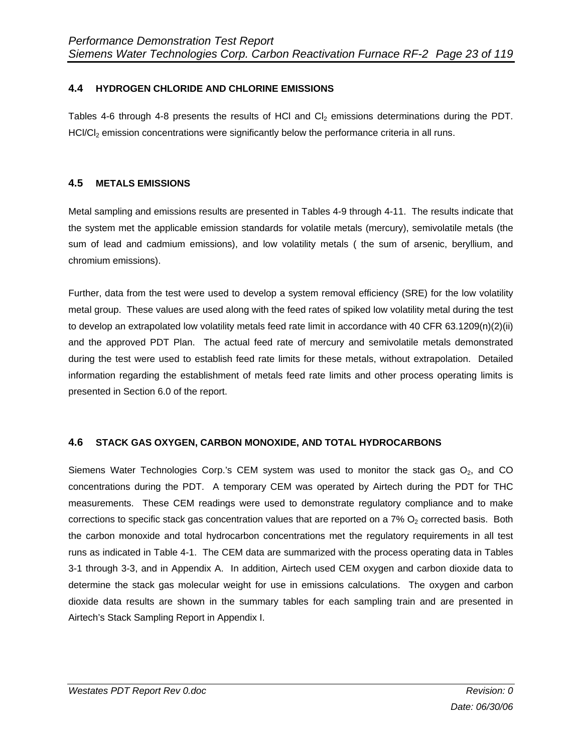## 4.4 HYDROGEN CHLORIDE AND CHLORINE EMISSIONS

Tables 4-6 through 4-8 presents the results of HCl and $Cl_2$ emissions determinations during the PDT. $HCl/Cl_2$ emission concentrations were significantly below the performance criteria in all runs.

## 4.5 METALS EMISSIONS

Metal sampling and emissions results are presented in Tables 4-9 through 4-11. The results indicate that the system met the applicable emission standards for volatile metals (mercury), semivolatile metals (the sum of lead and cadmium emissions), and low volatility metals ( the sum of arsenic, beryllium, and chromium emissions).

Further, data from the test were used to develop a system removal efficiency (SRE) for the low volatility metal group. These values are used along with the feed rates of spiked low volatility metal during the test to develop an extrapolated low volatility metals feed rate limit in accordance with 40 CFR 63.1209(n)(2)(ii) and the approved PDT Plan. The actual feed rate of mercury and semivolatile metals demonstrated during the test were used to establish feed rate limits for these metals, without extrapolation. Detailed information regarding the establishment of metals feed rate limits and other process operating limits is presented in Section 6.0 of the report.

## 4.6 STACK GAS OXYGEN, CARBON MONOXIDE, AND TOTAL HYDROCARBONS

Siemens Water Technologies Corp.'s CEM system was used to monitor the stack gas $O_2$, and CO concentrations during the PDT. A temporary CEM was operated by Airtech during the PDT for THC measurements. These CEM readings were used to demonstrate regulatory compliance and to make corrections to specific stack gas concentration values that are reported on a 7% $O_2$ corrected basis. Both the carbon monoxide and total hydrocarbon concentrations met the regulatory requirements in all test runs as indicated in Table 4-1. The CEM data are summarized with the process operating data in Tables 3-1 through 3-3, and in Appendix A. In addition, Airtech used CEM oxygen and carbon dioxide data to determine the stack gas molecular weight for use in emissions calculations. The oxygen and carbon dioxide data results are shown in the summary tables for each sampling train and are presented in Airtech's Stack Sampling Report in Appendix I.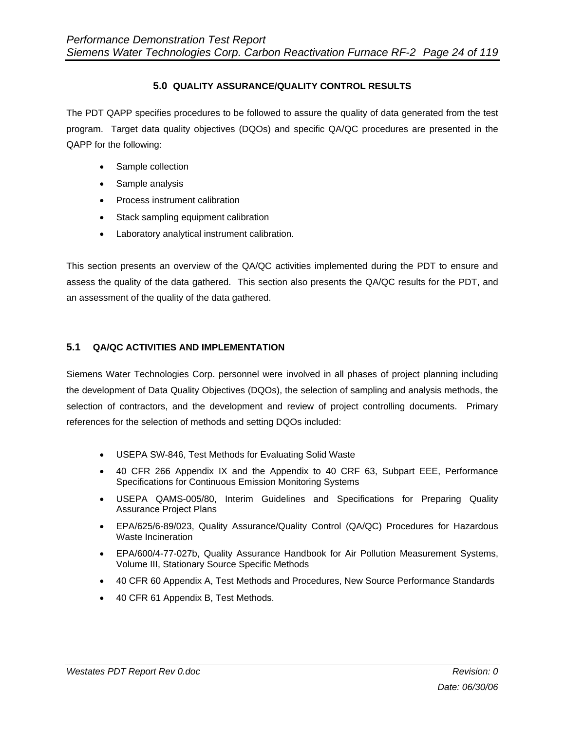## 5.0 QUALITY ASSURANCE/QUALITY CONTROL RESULTS

The PDT QAPP specifies procedures to be followed to assure the quality of data generated from the test program. Target data quality objectives (DQOs) and specific QA/QC procedures are presented in the QAPP for the following:

- Sample collection
- Sample analysis
- Process instrument calibration
- Stack sampling equipment calibration
- Laboratory analytical instrument calibration.

This section presents an overview of the QA/QC activities implemented during the PDT to ensure and assess the quality of the data gathered. This section also presents the QA/QC results for the PDT, and an assessment of the quality of the data gathered.

### 5.1 QA/QC ACTIVITIES AND IMPLEMENTATION

Siemens Water Technologies Corp. personnel were involved in all phases of project planning including the development of Data Quality Objectives (DQOs), the selection of sampling and analysis methods, the selection of contractors, and the development and review of project controlling documents. Primary references for the selection of methods and setting DQOs included:

- USEPA SW-846, Test Methods for Evaluating Solid Waste
- 40 CFR 266 Appendix IX and the Appendix to 40 CRF 63, Subpart EEE, Performance Specifications for Continuous Emission Monitoring Systems
- USEPA QAMS-005/80, Interim Guidelines and Specifications for Preparing Quality Assurance Project Plans
- EPA/625/6-89/023, Quality Assurance/Quality Control (QA/QC) Procedures for Hazardous Waste Incineration
- EPA/600/4-77-027b, Quality Assurance Handbook for Air Pollution Measurement Systems, Volume III, Stationary Source Specific Methods
- 40 CFR 60 Appendix A, Test Methods and Procedures, New Source Performance Standards
- 40 CFR 61 Appendix B, Test Methods.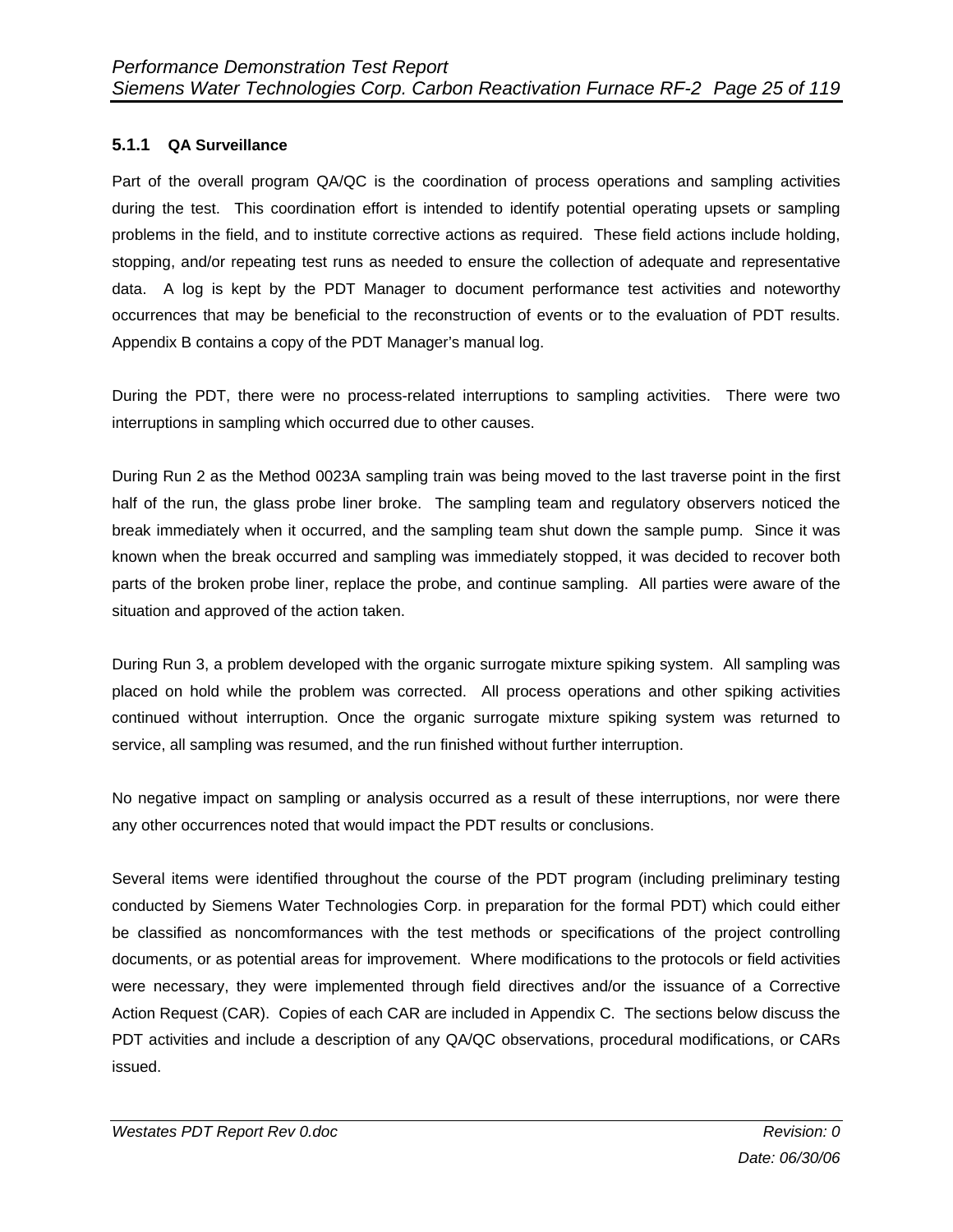#### 5.1.1 QA Surveillance

Part of the overall program QA/QC is the coordination of process operations and sampling activities during the test. This coordination effort is intended to identify potential operating upsets or sampling problems in the field, and to institute corrective actions as required. These field actions include holding, stopping, and/or repeating test runs as needed to ensure the collection of adequate and representative data. A log is kept by the PDT Manager to document performance test activities and noteworthy occurrences that may be beneficial to the reconstruction of events or to the evaluation of PDT results. Appendix B contains a copy of the PDT Manager's manual log.

During the PDT, there were no process-related interruptions to sampling activities. There were two interruptions in sampling which occurred due to other causes.

During Run 2 as the Method 0023A sampling train was being moved to the last traverse point in the first half of the run, the glass probe liner broke. The sampling team and regulatory observers noticed the break immediately when it occurred, and the sampling team shut down the sample pump. Since it was known when the break occurred and sampling was immediately stopped, it was decided to recover both parts of the broken probe liner, replace the probe, and continue sampling. All parties were aware of the situation and approved of the action taken.

During Run 3, a problem developed with the organic surrogate mixture spiking system. All sampling was placed on hold while the problem was corrected. All process operations and other spiking activities continued without interruption. Once the organic surrogate mixture spiking system was returned to service, all sampling was resumed, and the run finished without further interruption.

No negative impact on sampling or analysis occurred as a result of these interruptions, nor were there any other occurrences noted that would impact the PDT results or conclusions.

Several items were identified throughout the course of the PDT program (including preliminary testing conducted by Siemens Water Technologies Corp. in preparation for the formal PDT) which could either be classified as noncomformances with the test methods or specifications of the project controlling documents, or as potential areas for improvement. Where modifications to the protocols or field activities were necessary, they were implemented through field directives and/or the issuance of a Corrective Action Request (CAR). Copies of each CAR are included in Appendix C. The sections below discuss the PDT activities and include a description of any QA/QC observations, procedural modifications, or CARs issued.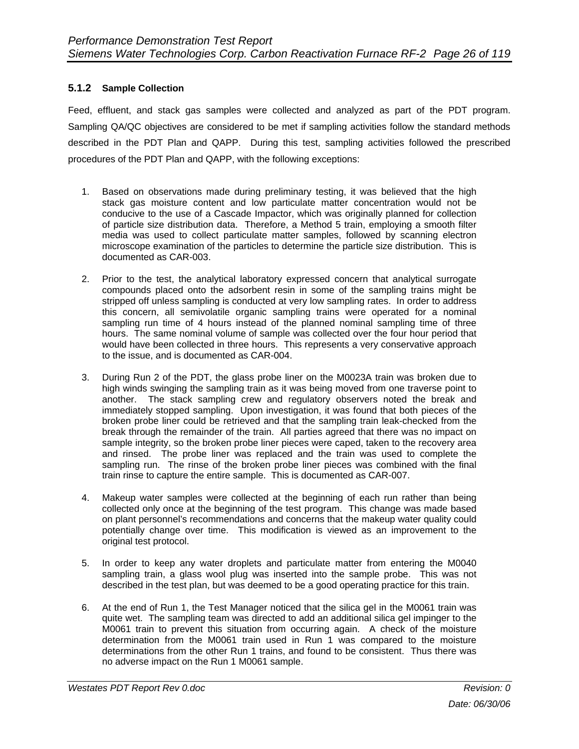### 5.1.2 Sample Collection

Feed, effluent, and stack gas samples were collected and analyzed as part of the PDT program. Sampling QA/QC objectives are considered to be met if sampling activities follow the standard methods described in the PDT Plan and QAPP. During this test, sampling activities followed the prescribed procedures of the PDT Plan and QAPP, with the following exceptions:

1. Based on observations made during preliminary testing, it was believed that the high stack gas moisture content and low particulate matter concentration would not be conducive to the use of a Cascade Impactor, which was originally planned for collection of particle size distribution data. Therefore, a Method 5 train, employing a smooth filter media was used to collect particulate matter samples, followed by scanning electron microscope examination of the particles to determine the particle size distribution. This is documented as CAR-003.

2. Prior to the test, the analytical laboratory expressed concern that analytical surrogate compounds placed onto the adsorbent resin in some of the sampling trains might be stripped off unless sampling is conducted at very low sampling rates. In order to address this concern, all semivolatile organic sampling trains were operated for a nominal sampling run time of 4 hours instead of the planned nominal sampling time of three hours. The same nominal volume of sample was collected over the four hour period that would have been collected in three hours. This represents a very conservative approach to the issue, and is documented as CAR-004.

3. During Run 2 of the PDT, the glass probe liner on the M0023A train was broken due to high winds swinging the sampling train as it was being moved from one traverse point to another. The stack sampling crew and regulatory observers noted the break and immediately stopped sampling. Upon investigation, it was found that both pieces of the broken probe liner could be retrieved and that the sampling train leak-checked from the break through the remainder of the train. All parties agreed that there was no impact on sample integrity, so the broken probe liner pieces were caped, taken to the recovery area and rinsed. The probe liner was replaced and the train was used to complete the sampling run. The rinse of the broken probe liner pieces was combined with the final train rinse to capture the entire sample. This is documented as CAR-007.

4. Makeup water samples were collected at the beginning of each run rather than being collected only once at the beginning of the test program. This change was made based on plant personnel's recommendations and concerns that the makeup water quality could potentially change over time. This modification is viewed as an improvement to the original test protocol.

5. In order to keep any water droplets and particulate matter from entering the M0040 sampling train, a glass wool plug was inserted into the sample probe. This was not described in the test plan, but was deemed to be a good operating practice for this train.

6. At the end of Run 1, the Test Manager noticed that the silica gel in the M0061 train was quite wet. The sampling team was directed to add an additional silica gel impinger to the M0061 train to prevent this situation from occurring again. A check of the moisture determination from the M0061 train used in Run 1 was compared to the moisture determinations from the other Run 1 trains, and found to be consistent. Thus there was no adverse impact on the Run 1 M0061 sample.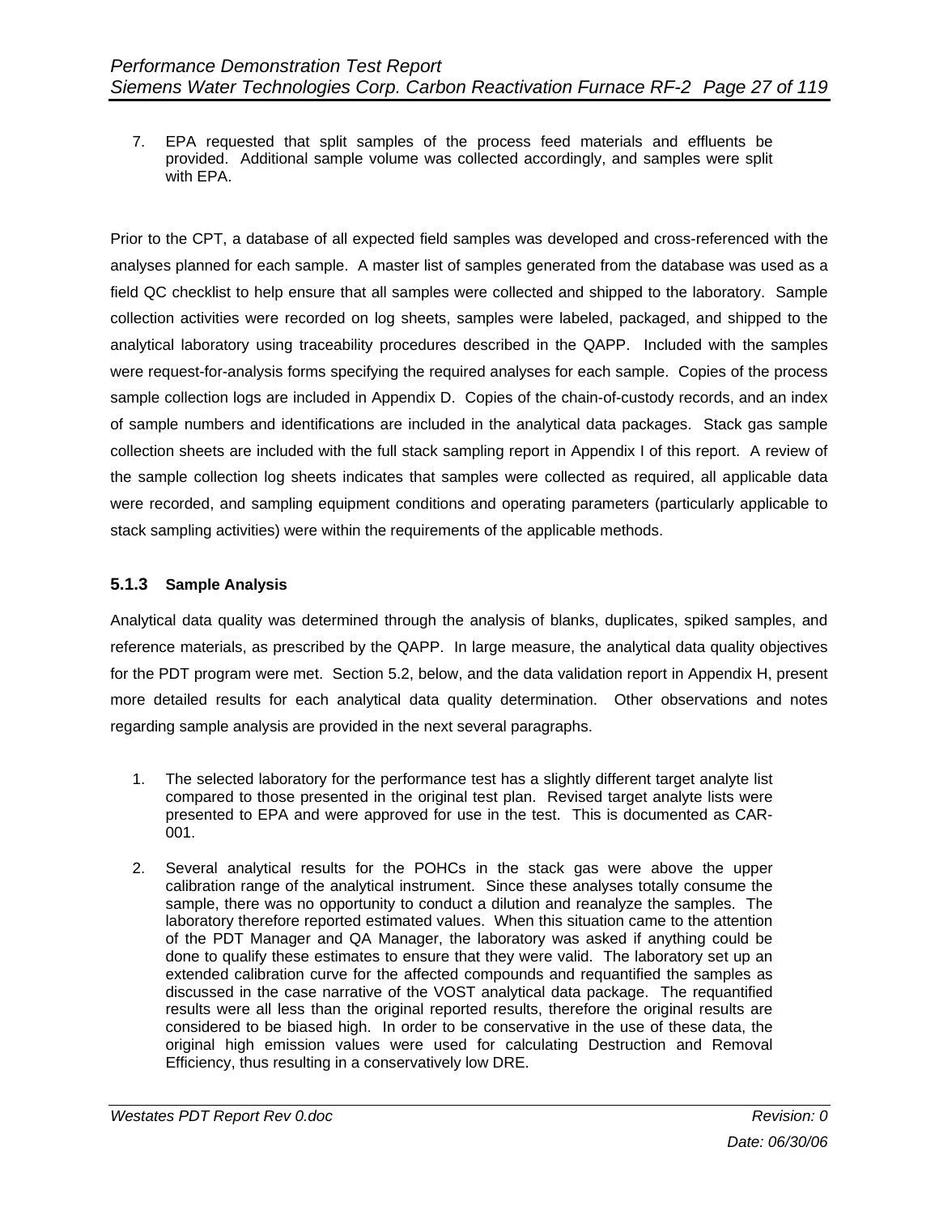7. EPA requested that split samples of the process feed materials and effluents be provided. Additional sample volume was collected accordingly, and samples were split with EPA.

Prior to the CPT, a database of all expected field samples was developed and cross-referenced with the analyses planned for each sample. A master list of samples generated from the database was used as a field QC checklist to help ensure that all samples were collected and shipped to the laboratory. Sample collection activities were recorded on log sheets, samples were labeled, packaged, and shipped to the analytical laboratory using traceability procedures described in the QAPP. Included with the samples were request-for-analysis forms specifying the required analyses for each sample. Copies of the process sample collection logs are included in Appendix D. Copies of the chain-of-custody records, and an index of sample numbers and identifications are included in the analytical data packages. Stack gas sample collection sheets are included with the full stack sampling report in Appendix I of this report. A review of the sample collection log sheets indicates that samples were collected as required, all applicable data were recorded, and sampling equipment conditions and operating parameters (particularly applicable to stack sampling activities) were within the requirements of the applicable methods.

### 5.1.3 Sample Analysis

Analytical data quality was determined through the analysis of blanks, duplicates, spiked samples, and reference materials, as prescribed by the QAPP. In large measure, the analytical data quality objectives for the PDT program were met. Section 5.2, below, and the data validation report in Appendix H, present more detailed results for each analytical data quality determination. Other observations and notes regarding sample analysis are provided in the next several paragraphs.

1. The selected laboratory for the performance test has a slightly different target analyte list compared to those presented in the original test plan. Revised target analyte lists were presented to EPA and were approved for use in the test. This is documented as CAR-001.

2. Several analytical results for the POHCs in the stack gas were above the upper calibration range of the analytical instrument. Since these analyses totally consume the sample, there was no opportunity to conduct a dilution and reanalyze the samples. The laboratory therefore reported estimated values. When this situation came to the attention of the PDT Manager and QA Manager, the laboratory was asked if anything could be done to qualify these estimates to ensure that they were valid. The laboratory set up an extended calibration curve for the affected compounds and requantified the samples as discussed in the case narrative of the VOST analytical data package. The requantified results were all less than the original reported results, therefore the original results are considered to be biased high. In order to be conservative in the use of these data, the original high emission values were used for calculating Destruction and Removal Efficiency, thus resulting in a conservatively low DRE.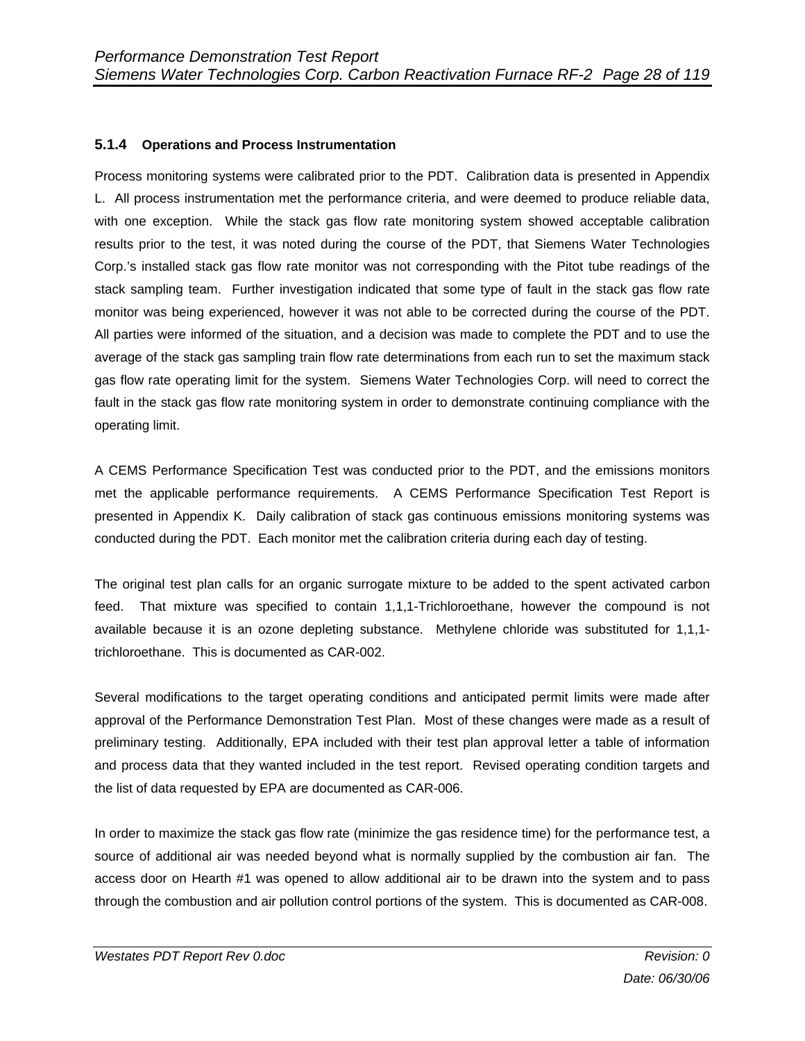### 5.1.4 Operations and Process Instrumentation

Process monitoring systems were calibrated prior to the PDT. Calibration data is presented in Appendix L. All process instrumentation met the performance criteria, and were deemed to produce reliable data, with one exception. While the stack gas flow rate monitoring system showed acceptable calibration results prior to the test, it was noted during the course of the PDT, that Siemens Water Technologies Corp.'s installed stack gas flow rate monitor was not corresponding with the Pitot tube readings of the stack sampling team. Further investigation indicated that some type of fault in the stack gas flow rate monitor was being experienced, however it was not able to be corrected during the course of the PDT. All parties were informed of the situation, and a decision was made to complete the PDT and to use the average of the stack gas sampling train flow rate determinations from each run to set the maximum stack gas flow rate operating limit for the system. Siemens Water Technologies Corp. will need to correct the fault in the stack gas flow rate monitoring system in order to demonstrate continuing compliance with the operating limit.

A CEMS Performance Specification Test was conducted prior to the PDT, and the emissions monitors met the applicable performance requirements. A CEMS Performance Specification Test Report is presented in Appendix K. Daily calibration of stack gas continuous emissions monitoring systems was conducted during the PDT. Each monitor met the calibration criteria during each day of testing.

The original test plan calls for an organic surrogate mixture to be added to the spent activated carbon feed. That mixture was specified to contain 1,1,1-Trichloroethane, however the compound is not available because it is an ozone depleting substance. Methylene chloride was substituted for 1,1,1-trichloroethane. This is documented as CAR-002.

Several modifications to the target operating conditions and anticipated permit limits were made after approval of the Performance Demonstration Test Plan. Most of these changes were made as a result of preliminary testing. Additionally, EPA included with their test plan approval letter a table of information and process data that they wanted included in the test report. Revised operating condition targets and the list of data requested by EPA are documented as CAR-006.

In order to maximize the stack gas flow rate (minimize the gas residence time) for the performance test, a source of additional air was needed beyond what is normally supplied by the combustion air fan. The access door on Hearth #1 was opened to allow additional air to be drawn into the system and to pass through the combustion and air pollution control portions of the system. This is documented as CAR-008.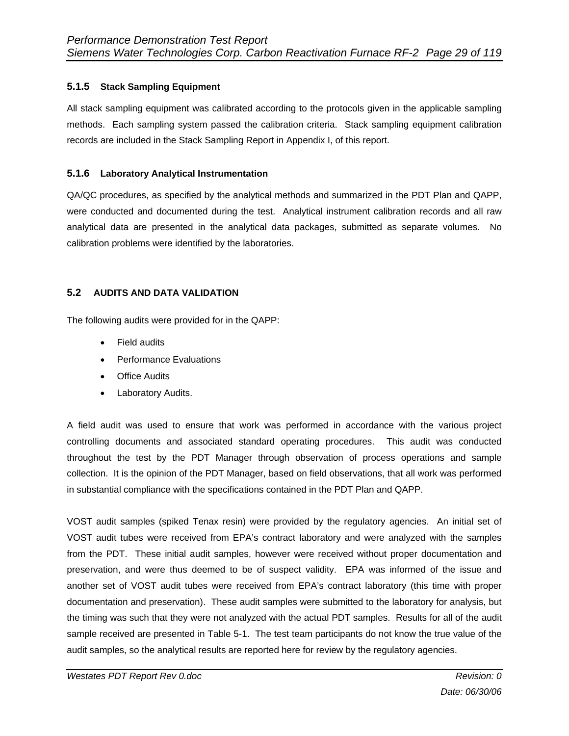### 5.1.5 Stack Sampling Equipment

All stack sampling equipment was calibrated according to the protocols given in the applicable sampling methods. Each sampling system passed the calibration criteria. Stack sampling equipment calibration records are included in the Stack Sampling Report in Appendix I, of this report.

### 5.1.6 Laboratory Analytical Instrumentation

QA/QC procedures, as specified by the analytical methods and summarized in the PDT Plan and QAPP, were conducted and documented during the test. Analytical instrument calibration records and all raw analytical data are presented in the analytical data packages, submitted as separate volumes. No calibration problems were identified by the laboratories.

## 5.2 AUDITS AND DATA VALIDATION

The following audits were provided for in the QAPP:

- Field audits
- Performance Evaluations
- Office Audits
- Laboratory Audits.

A field audit was used to ensure that work was performed in accordance with the various project controlling documents and associated standard operating procedures. This audit was conducted throughout the test by the PDT Manager through observation of process operations and sample collection. It is the opinion of the PDT Manager, based on field observations, that all work was performed in substantial compliance with the specifications contained in the PDT Plan and QAPP.

VOST audit samples (spiked Tenax resin) were provided by the regulatory agencies. An initial set of VOST audit tubes were received from EPA's contract laboratory and were analyzed with the samples from the PDT. These initial audit samples, however were received without proper documentation and preservation, and were thus deemed to be of suspect validity. EPA was informed of the issue and another set of VOST audit tubes were received from EPA's contract laboratory (this time with proper documentation and preservation). These audit samples were submitted to the laboratory for analysis, but the timing was such that they were not analyzed with the actual PDT samples. Results for all of the audit sample received are presented in Table 5-1. The test team participants do not know the true value of the audit samples, so the analytical results are reported here for review by the regulatory agencies.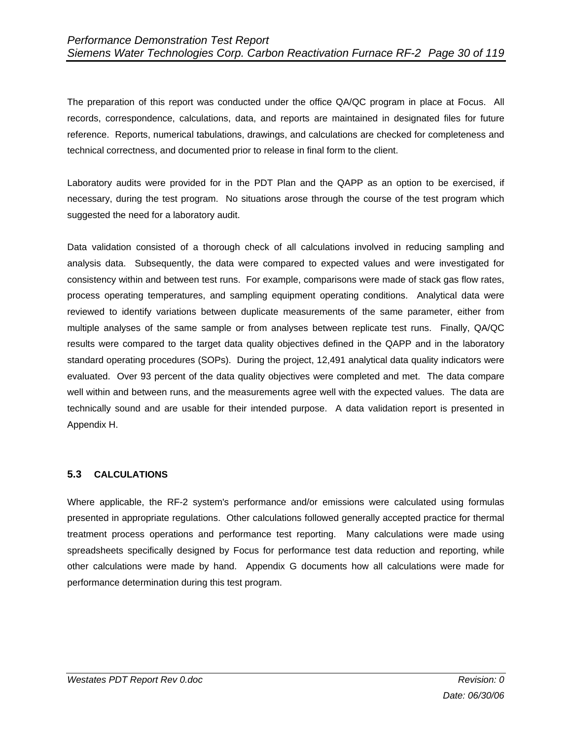The preparation of this report was conducted under the office QA/QC program in place at Focus. All records, correspondence, calculations, data, and reports are maintained in designated files for future reference. Reports, numerical tabulations, drawings, and calculations are checked for completeness and technical correctness, and documented prior to release in final form to the client.

Laboratory audits were provided for in the PDT Plan and the QAPP as an option to be exercised, if necessary, during the test program. No situations arose through the course of the test program which suggested the need for a laboratory audit.

Data validation consisted of a thorough check of all calculations involved in reducing sampling and analysis data. Subsequently, the data were compared to expected values and were investigated for consistency within and between test runs. For example, comparisons were made of stack gas flow rates, process operating temperatures, and sampling equipment operating conditions. Analytical data were reviewed to identify variations between duplicate measurements of the same parameter, either from multiple analyses of the same sample or from analyses between replicate test runs. Finally, QA/QC results were compared to the target data quality objectives defined in the QAPP and in the laboratory standard operating procedures (SOPs). During the project, 12,491 analytical data quality indicators were evaluated. Over 93 percent of the data quality objectives were completed and met. The data compare well within and between runs, and the measurements agree well with the expected values. The data are technically sound and are usable for their intended purpose. A data validation report is presented in Appendix H.

## 5.3 CALCULATIONS

Where applicable, the RF-2 system's performance and/or emissions were calculated using formulas presented in appropriate regulations. Other calculations followed generally accepted practice for thermal treatment process operations and performance test reporting. Many calculations were made using spreadsheets specifically designed by Focus for performance test data reduction and reporting, while other calculations were made by hand. Appendix G documents how all calculations were made for performance determination during this test program.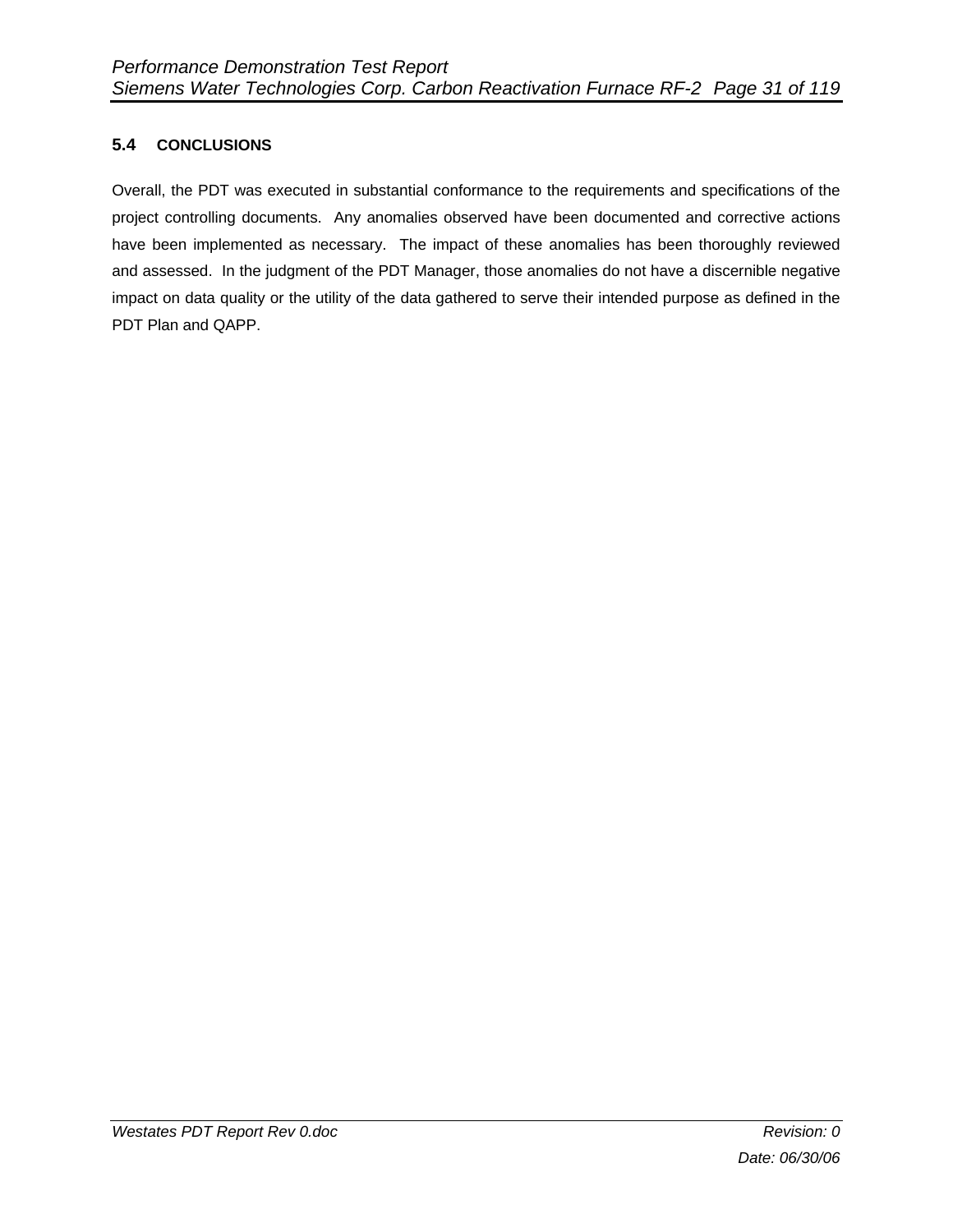### 5.4 CONCLUSIONS

Overall, the PDT was executed in substantial conformance to the requirements and specifications of the project controlling documents. Any anomalies observed have been documented and corrective actions have been implemented as necessary. The impact of these anomalies has been thoroughly reviewed and assessed. In the judgment of the PDT Manager, those anomalies do not have a discernible negative impact on data quality or the utility of the data gathered to serve their intended purpose as defined in the PDT Plan and QAPP.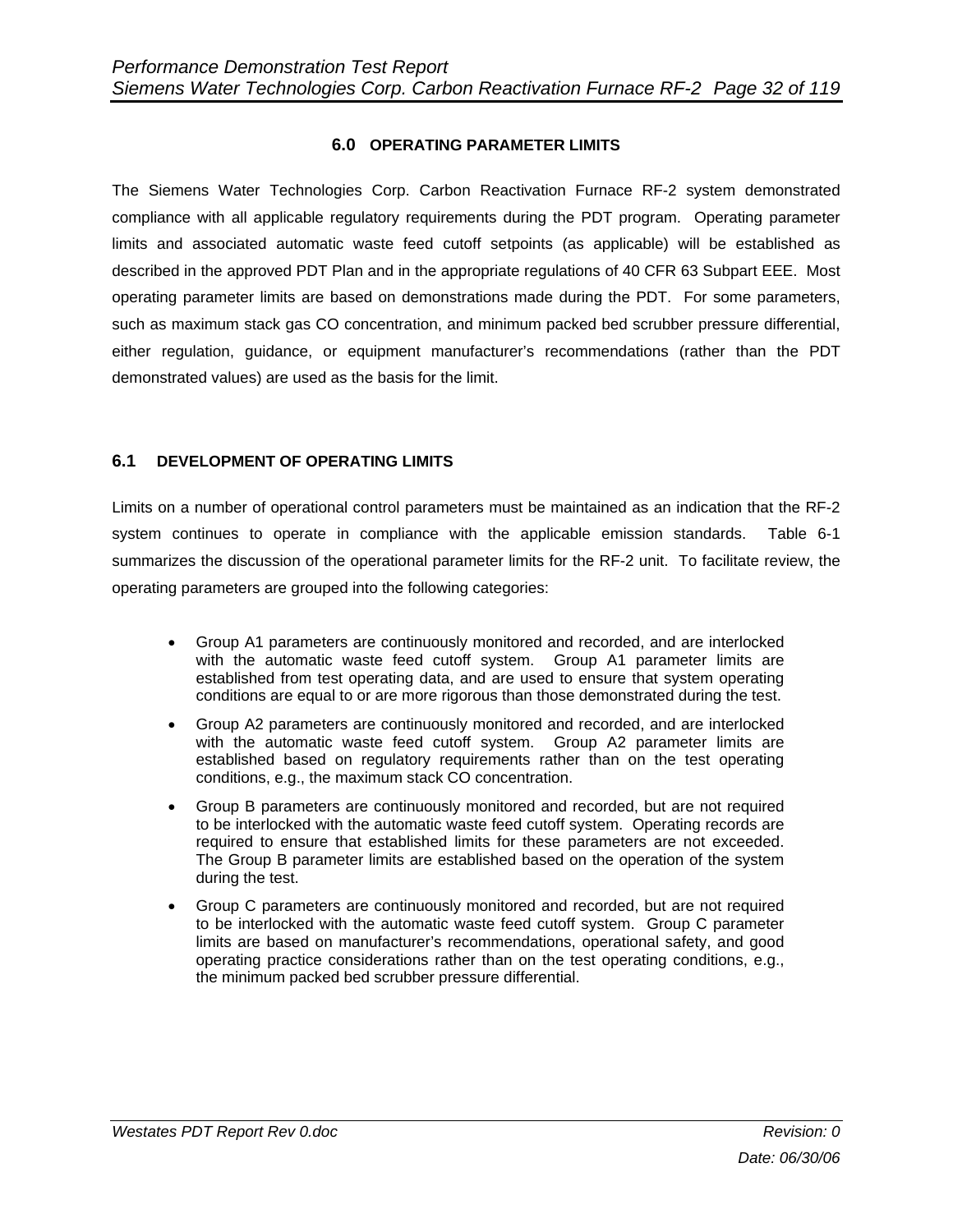## 6.0 OPERATING PARAMETER LIMITS

The Siemens Water Technologies Corp. Carbon Reactivation Furnace RF-2 system demonstrated compliance with all applicable regulatory requirements during the PDT program. Operating parameter limits and associated automatic waste feed cutoff setpoints (as applicable) will be established as described in the approved PDT Plan and in the appropriate regulations of 40 CFR 63 Subpart EEE. Most operating parameter limits are based on demonstrations made during the PDT. For some parameters, such as maximum stack gas CO concentration, and minimum packed bed scrubber pressure differential, either regulation, guidance, or equipment manufacturer's recommendations (rather than the PDT demonstrated values) are used as the basis for the limit.

### 6.1 DEVELOPMENT OF OPERATING LIMITS

Limits on a number of operational control parameters must be maintained as an indication that the RF-2 system continues to operate in compliance with the applicable emission standards. Table 6-1 summarizes the discussion of the operational parameter limits for the RF-2 unit. To facilitate review, the operating parameters are grouped into the following categories:

- Group A1 parameters are continuously monitored and recorded, and are interlocked with the automatic waste feed cutoff system. Group A1 parameter limits are established from test operating data, and are used to ensure that system operating conditions are equal to or are more rigorous than those demonstrated during the test.
- Group A2 parameters are continuously monitored and recorded, and are interlocked with the automatic waste feed cutoff system. Group A2 parameter limits are established based on regulatory requirements rather than on the test operating conditions, e.g., the maximum stack CO concentration.
- Group B parameters are continuously monitored and recorded, but are not required to be interlocked with the automatic waste feed cutoff system. Operating records are required to ensure that established limits for these parameters are not exceeded. The Group B parameter limits are established based on the operation of the system during the test.
- Group C parameters are continuously monitored and recorded, but are not required to be interlocked with the automatic waste feed cutoff system. Group C parameter limits are based on manufacturer's recommendations, operational safety, and good operating practice considerations rather than on the test operating conditions, e.g., the minimum packed bed scrubber pressure differential.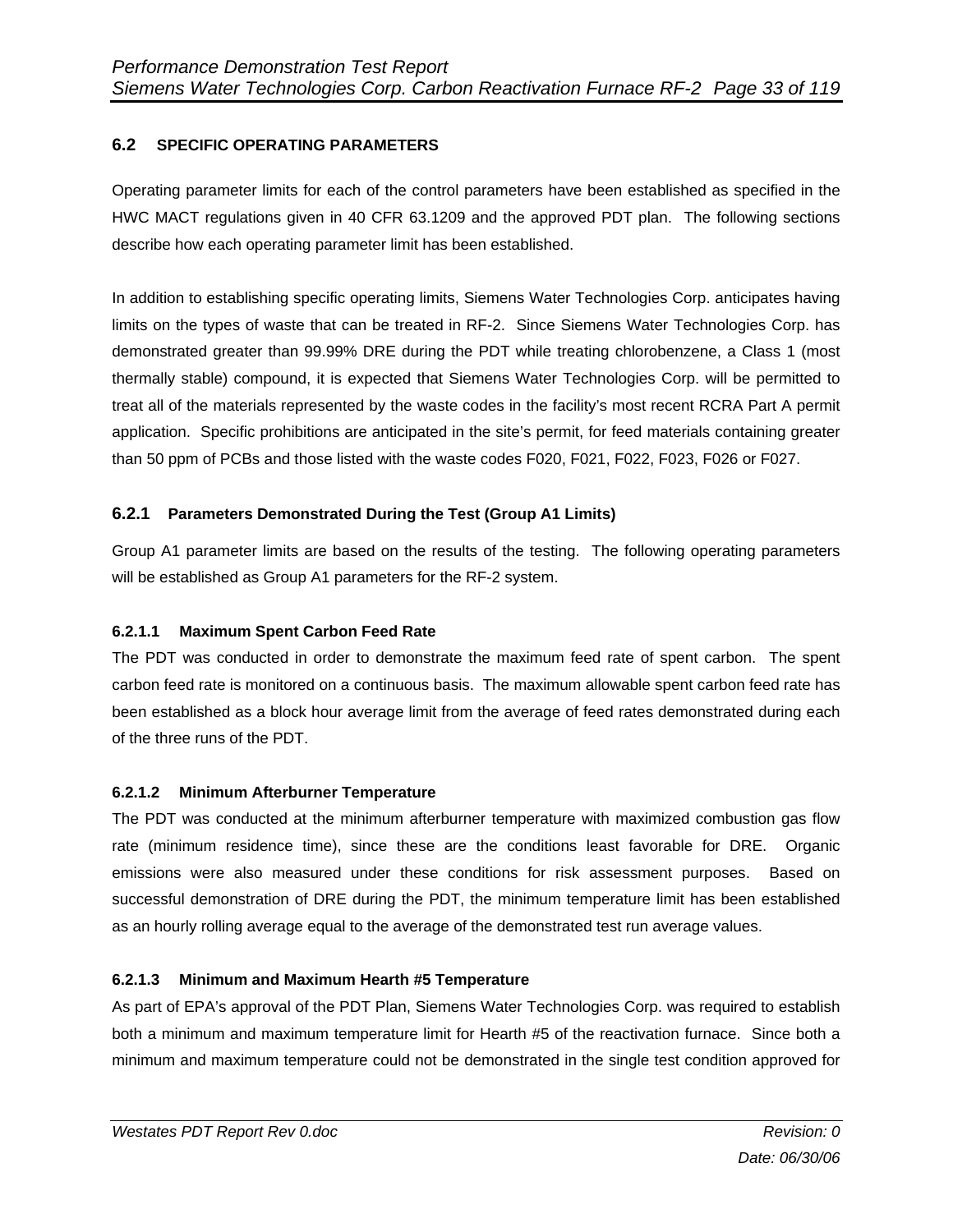## 6.2 SPECIFIC OPERATING PARAMETERS

Operating parameter limits for each of the control parameters have been established as specified in the HWC MACT regulations given in 40 CFR 63.1209 and the approved PDT plan. The following sections describe how each operating parameter limit has been established.

In addition to establishing specific operating limits, Siemens Water Technologies Corp. anticipates having limits on the types of waste that can be treated in RF-2. Since Siemens Water Technologies Corp. has demonstrated greater than 99.99% DRE during the PDT while treating chlorobenzene, a Class 1 (most thermally stable) compound, it is expected that Siemens Water Technologies Corp. will be permitted to treat all of the materials represented by the waste codes in the facility's most recent RCRA Part A permit application. Specific prohibitions are anticipated in the site's permit, for feed materials containing greater than 50 ppm of PCBs and those listed with the waste codes F020, F021, F022, F023, F026 or F027.

### 6.2.1 Parameters Demonstrated During the Test (Group A1 Limits)

Group A1 parameter limits are based on the results of the testing. The following operating parameters will be established as Group A1 parameters for the RF-2 system.

#### 6.2.1.1 Maximum Spent Carbon Feed Rate

The PDT was conducted in order to demonstrate the maximum feed rate of spent carbon. The spent carbon feed rate is monitored on a continuous basis. The maximum allowable spent carbon feed rate has been established as a block hour average limit from the average of feed rates demonstrated during each of the three runs of the PDT.

#### 6.2.1.2 Minimum Afterburner Temperature

The PDT was conducted at the minimum afterburner temperature with maximized combustion gas flow rate (minimum residence time), since these are the conditions least favorable for DRE. Organic emissions were also measured under these conditions for risk assessment purposes. Based on successful demonstration of DRE during the PDT, the minimum temperature limit has been established as an hourly rolling average equal to the average of the demonstrated test run average values.

#### 6.2.1.3 Minimum and Maximum Hearth #5 Temperature

As part of EPA's approval of the PDT Plan, Siemens Water Technologies Corp. was required to establish both a minimum and maximum temperature limit for Hearth #5 of the reactivation furnace. Since both a minimum and maximum temperature could not be demonstrated in the single test condition approved for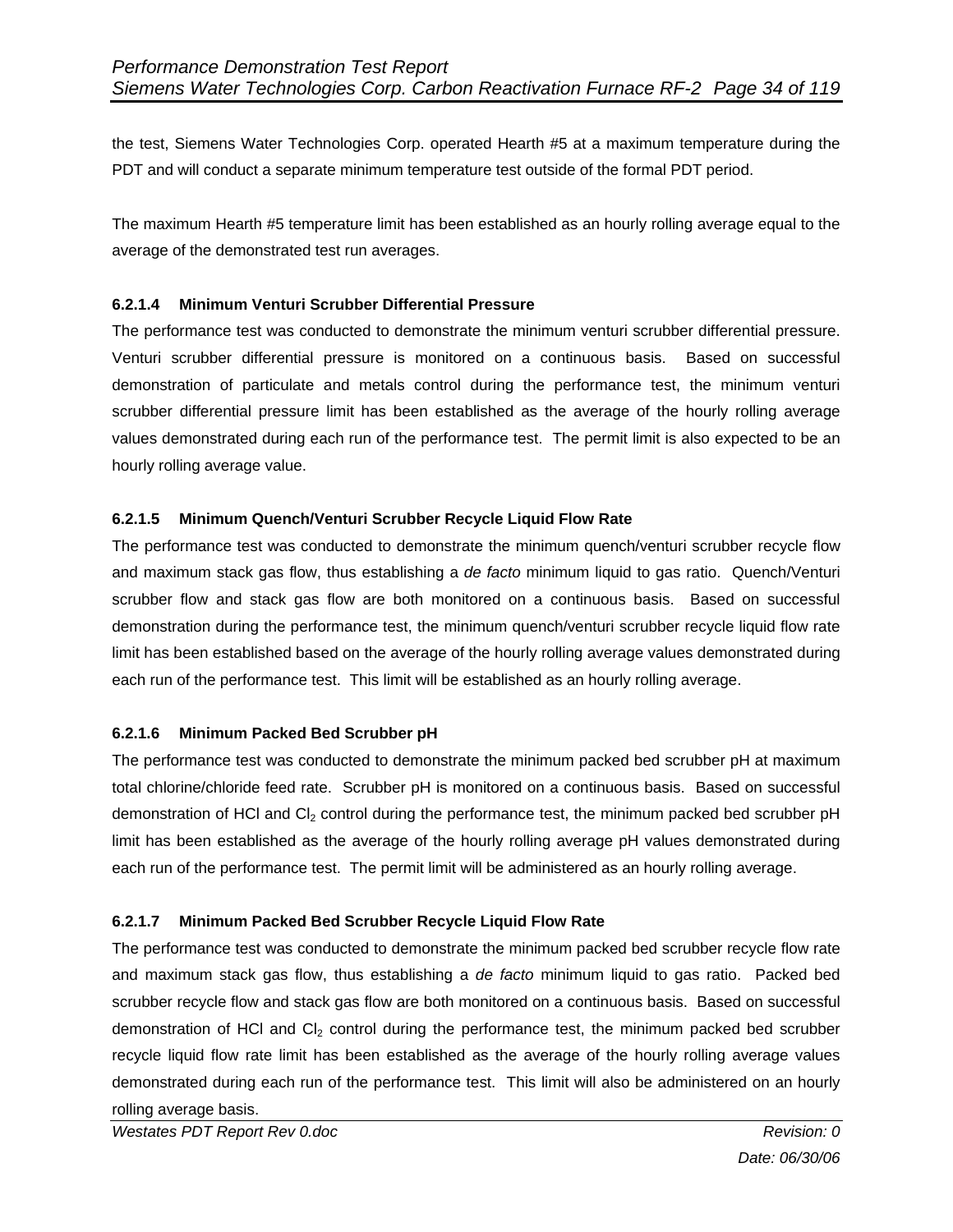the test, Siemens Water Technologies Corp. operated Hearth #5 at a maximum temperature during the PDT and will conduct a separate minimum temperature test outside of the formal PDT period.

The maximum Hearth #5 temperature limit has been established as an hourly rolling average equal to the average of the demonstrated test run averages.

#### 6.2.1.4 Minimum Venturi Scrubber Differential Pressure

The performance test was conducted to demonstrate the minimum venturi scrubber differential pressure. Venturi scrubber differential pressure is monitored on a continuous basis. Based on successful demonstration of particulate and metals control during the performance test, the minimum venturi scrubber differential pressure limit has been established as the average of the hourly rolling average values demonstrated during each run of the performance test. The permit limit is also expected to be an hourly rolling average value.

#### 6.2.1.5 Minimum Quench/Venturi Scrubber Recycle Liquid Flow Rate

The performance test was conducted to demonstrate the minimum quench/venturi scrubber recycle flow and maximum stack gas flow, thus establishing a *de facto* minimum liquid to gas ratio. Quench/Venturi scrubber flow and stack gas flow are both monitored on a continuous basis. Based on successful demonstration during the performance test, the minimum quench/venturi scrubber recycle liquid flow rate limit has been established based on the average of the hourly rolling average values demonstrated during each run of the performance test. This limit will be established as an hourly rolling average.

#### 6.2.1.6 Minimum Packed Bed Scrubber pH

The performance test was conducted to demonstrate the minimum packed bed scrubber pH at maximum total chlorine/chloride feed rate. Scrubber pH is monitored on a continuous basis. Based on successful demonstration of HCl and $Cl_2$ control during the performance test, the minimum packed bed scrubber pH limit has been established as the average of the hourly rolling average pH values demonstrated during each run of the performance test. The permit limit will be administered as an hourly rolling average.

#### 6.2.1.7 Minimum Packed Bed Scrubber Recycle Liquid Flow Rate

The performance test was conducted to demonstrate the minimum packed bed scrubber recycle flow rate and maximum stack gas flow, thus establishing a *de facto* minimum liquid to gas ratio. Packed bed scrubber recycle flow and stack gas flow are both monitored on a continuous basis. Based on successful demonstration of HCl and $Cl_2$ control during the performance test, the minimum packed bed scrubber recycle liquid flow rate limit has been established as the average of the hourly rolling average values demonstrated during each run of the performance test. This limit will also be administered on an hourly rolling average basis.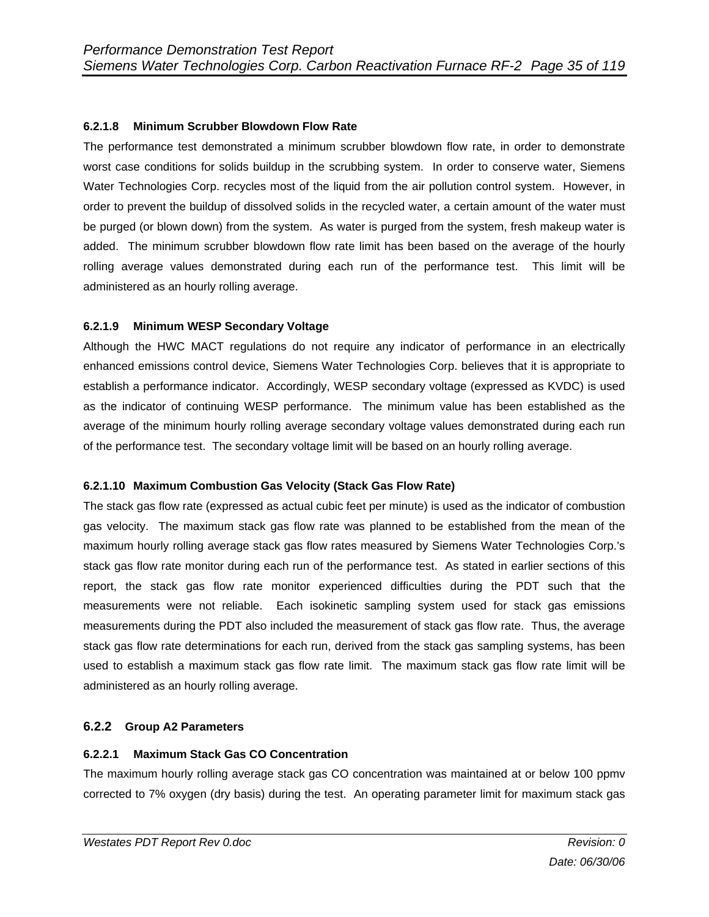#### 6.2.1.8 Minimum Scrubber Blowdown Flow Rate

The performance test demonstrated a minimum scrubber blowdown flow rate, in order to demonstrate worst case conditions for solids buildup in the scrubbing system. In order to conserve water, Siemens Water Technologies Corp. recycles most of the liquid from the air pollution control system. However, in order to prevent the buildup of dissolved solids in the recycled water, a certain amount of the water must be purged (or blown down) from the system. As water is purged from the system, fresh makeup water is added. The minimum scrubber blowdown flow rate limit has been based on the average of the hourly rolling average values demonstrated during each run of the performance test. This limit will be administered as an hourly rolling average.

#### 6.2.1.9 Minimum WESP Secondary Voltage

Although the HWC MACT regulations do not require any indicator of performance in an electrically enhanced emissions control device, Siemens Water Technologies Corp. believes that it is appropriate to establish a performance indicator. Accordingly, WESP secondary voltage (expressed as KVDC) is used as the indicator of continuing WESP performance. The minimum value has been established as the average of the minimum hourly rolling average secondary voltage values demonstrated during each run of the performance test. The secondary voltage limit will be based on an hourly rolling average.

#### 6.2.1.10 Maximum Combustion Gas Velocity (Stack Gas Flow Rate)

The stack gas flow rate (expressed as actual cubic feet per minute) is used as the indicator of combustion gas velocity. The maximum stack gas flow rate was planned to be established from the mean of the maximum hourly rolling average stack gas flow rates measured by Siemens Water Technologies Corp.'s stack gas flow rate monitor during each run of the performance test. As stated in earlier sections of this report, the stack gas flow rate monitor experienced difficulties during the PDT such that the measurements were not reliable. Each isokinetic sampling system used for stack gas emissions measurements during the PDT also included the measurement of stack gas flow rate. Thus, the average stack gas flow rate determinations for each run, derived from the stack gas sampling systems, has been used to establish a maximum stack gas flow rate limit. The maximum stack gas flow rate limit will be administered as an hourly rolling average.

### 6.2.2 Group A2 Parameters

#### 6.2.2.1 Maximum Stack Gas CO Concentration

The maximum hourly rolling average stack gas CO concentration was maintained at or below 100 ppmv corrected to 7% oxygen (dry basis) during the test. An operating parameter limit for maximum stack gas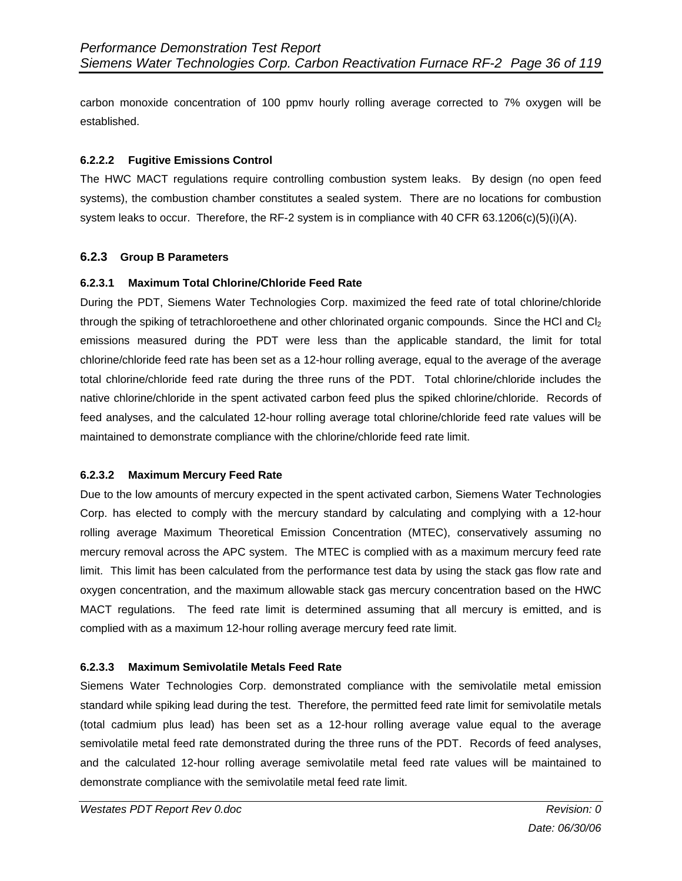carbon monoxide concentration of 100 ppmv hourly rolling average corrected to 7% oxygen will be established.

#### 6.2.2.2 Fugitive Emissions Control

The HWC MACT regulations require controlling combustion system leaks. By design (no open feed systems), the combustion chamber constitutes a sealed system. There are no locations for combustion system leaks to occur. Therefore, the RF-2 system is in compliance with 40 CFR 63.1206(c)(5)(i)(A).

### 6.2.3 Group B Parameters

#### 6.2.3.1 Maximum Total Chlorine/Chloride Feed Rate

During the PDT, Siemens Water Technologies Corp. maximized the feed rate of total chlorine/chloride through the spiking of tetrachloroethene and other chlorinated organic compounds. Since the HCl and $Cl_2$ emissions measured during the PDT were less than the applicable standard, the limit for total chlorine/chloride feed rate has been set as a 12-hour rolling average, equal to the average of the average total chlorine/chloride feed rate during the three runs of the PDT. Total chlorine/chloride includes the native chlorine/chloride in the spent activated carbon feed plus the spiked chlorine/chloride. Records of feed analyses, and the calculated 12-hour rolling average total chlorine/chloride feed rate values will be maintained to demonstrate compliance with the chlorine/chloride feed rate limit.

#### 6.2.3.2 Maximum Mercury Feed Rate

Due to the low amounts of mercury expected in the spent activated carbon, Siemens Water Technologies Corp. has elected to comply with the mercury standard by calculating and complying with a 12-hour rolling average Maximum Theoretical Emission Concentration (MTEC), conservatively assuming no mercury removal across the APC system. The MTEC is complied with as a maximum mercury feed rate limit. This limit has been calculated from the performance test data by using the stack gas flow rate and oxygen concentration, and the maximum allowable stack gas mercury concentration based on the HWC MACT regulations. The feed rate limit is determined assuming that all mercury is emitted, and is complied with as a maximum 12-hour rolling average mercury feed rate limit.

#### 6.2.3.3 Maximum Semivolatile Metals Feed Rate

Siemens Water Technologies Corp. demonstrated compliance with the semivolatile metal emission standard while spiking lead during the test. Therefore, the permitted feed rate limit for semivolatile metals (total cadmium plus lead) has been set as a 12-hour rolling average value equal to the average semivolatile metal feed rate demonstrated during the three runs of the PDT. Records of feed analyses, and the calculated 12-hour rolling average semivolatile metal feed rate values will be maintained to demonstrate compliance with the semivolatile metal feed rate limit.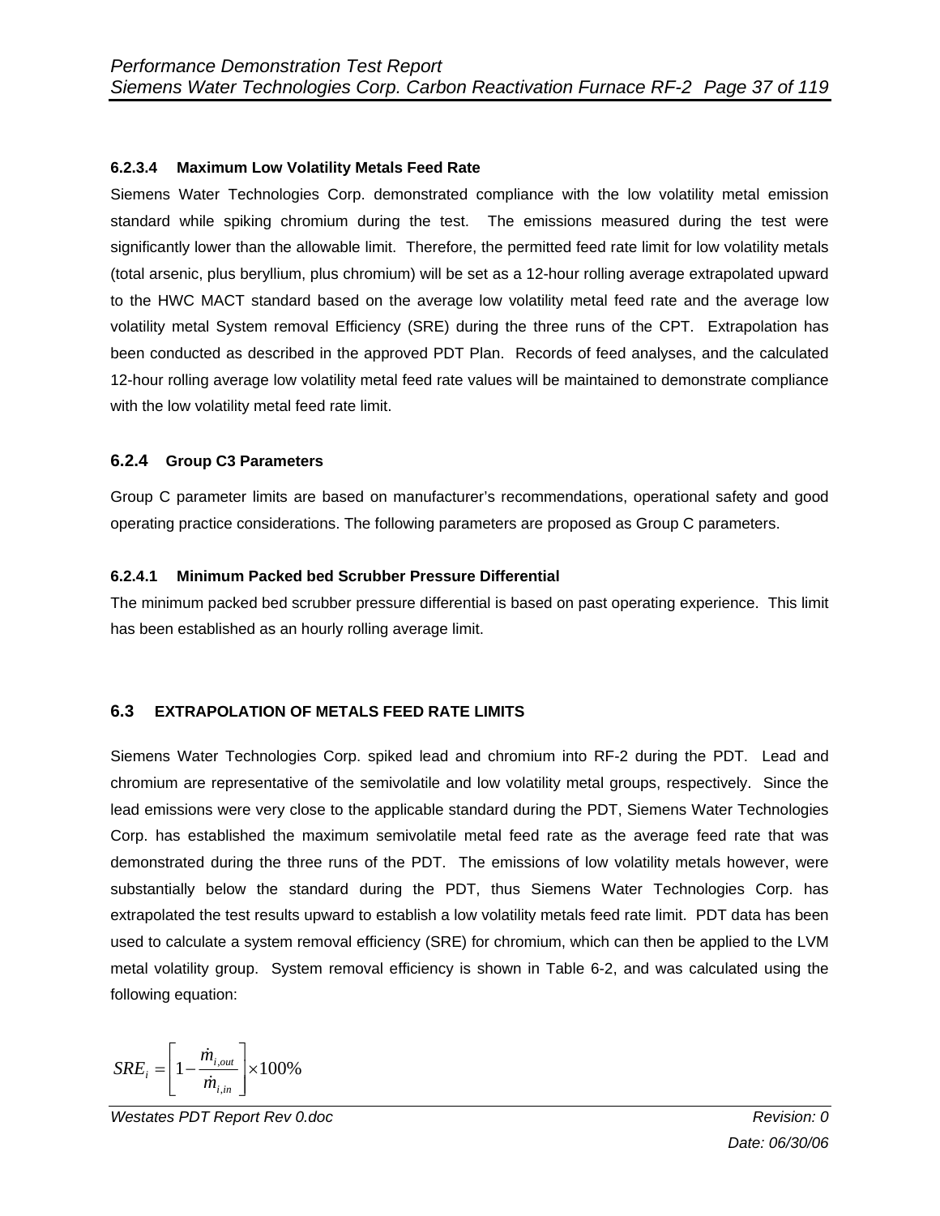#### 6.2.3.4 Maximum Low Volatility Metals Feed Rate

Siemens Water Technologies Corp. demonstrated compliance with the low volatility metal emission standard while spiking chromium during the test. The emissions measured during the test were significantly lower than the allowable limit. Therefore, the permitted feed rate limit for low volatility metals (total arsenic, plus beryllium, plus chromium) will be set as a 12-hour rolling average extrapolated upward to the HWC MACT standard based on the average low volatility metal feed rate and the average low volatility metal System removal Efficiency (SRE) during the three runs of the CPT. Extrapolation has been conducted as described in the approved PDT Plan. Records of feed analyses, and the calculated 12-hour rolling average low volatility metal feed rate values will be maintained to demonstrate compliance with the low volatility metal feed rate limit.

### 6.2.4 Group C3 Parameters

Group C parameter limits are based on manufacturer's recommendations, operational safety and good operating practice considerations. The following parameters are proposed as Group C parameters.

#### 6.2.4.1 Minimum Packed bed Scrubber Pressure Differential

The minimum packed bed scrubber pressure differential is based on past operating experience. This limit has been established as an hourly rolling average limit.

## 6.3 EXTRAPOLATION OF METALS FEED RATE LIMITS

Siemens Water Technologies Corp. spiked lead and chromium into RF-2 during the PDT. Lead and chromium are representative of the semivolatile and low volatility metal groups, respectively. Since the lead emissions were very close to the applicable standard during the PDT, Siemens Water Technologies Corp. has established the maximum semivolatile metal feed rate as the average feed rate that was demonstrated during the three runs of the PDT. The emissions of low volatility metals however, were substantially below the standard during the PDT, thus Siemens Water Technologies Corp. has extrapolated the test results upward to establish a low volatility metals feed rate limit. PDT data has been used to calculate a system removal efficiency (SRE) for chromium, which can then be applied to the LVM metal volatility group. System removal efficiency is shown in Table 6-2, and was calculated using the following equation:

$$SRE_i = \left[1 - \frac{\dot{m}_{i,out}}{\dot{m}_{i,in}}\right] \times 100\%$$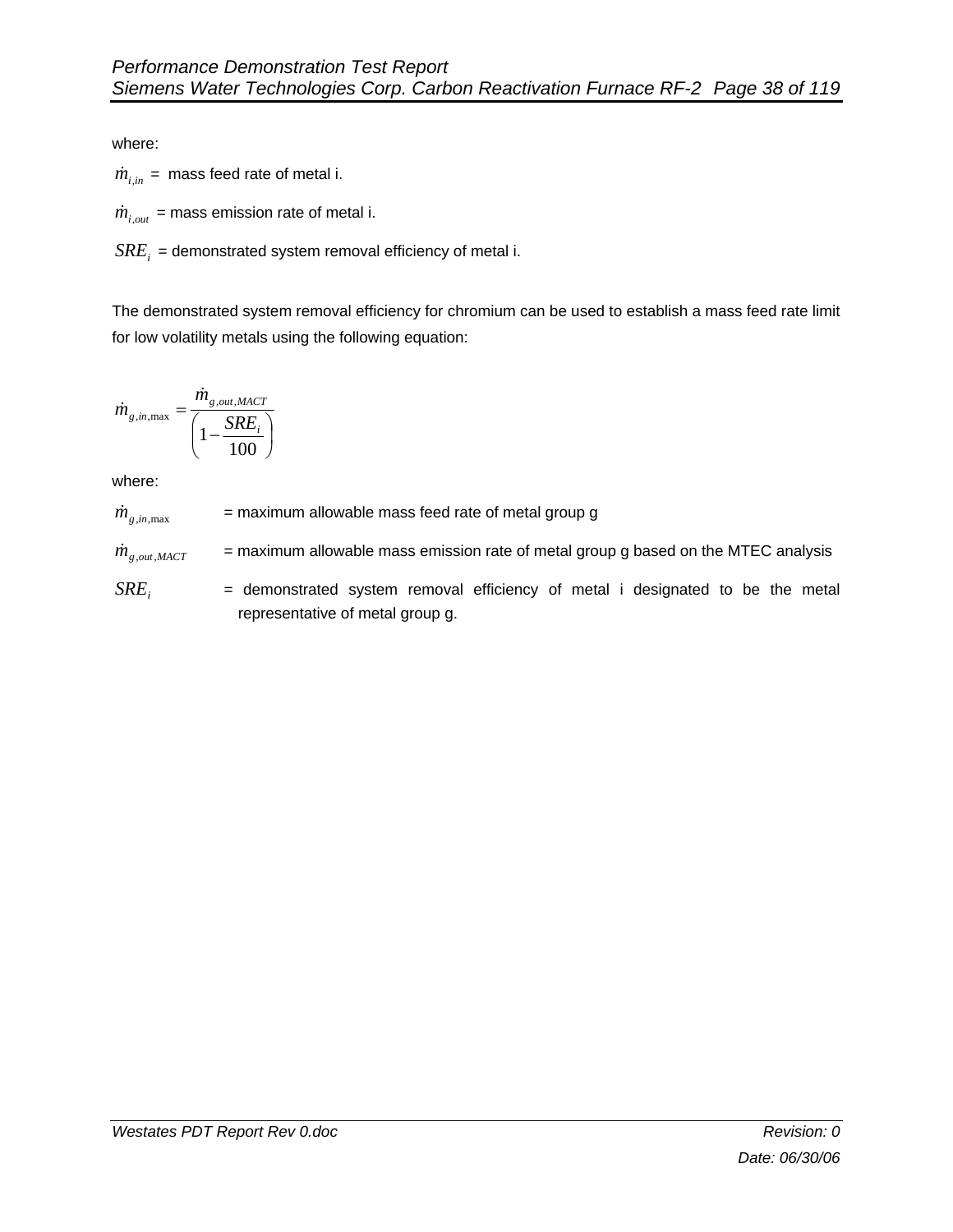where:

$\dot{m}_{i,in}$ = mass feed rate of metal i.

$\dot{m}_{i,out}$ = mass emission rate of metal i.

$SRE_i$ = demonstrated system removal efficiency of metal i.

The demonstrated system removal efficiency for chromium can be used to establish a mass feed rate limit for low volatility metals using the following equation:

$$\dot{m}_{g,in,\max} = \frac{\dot{m}_{g,out,MACT}}{\left(1 - \frac{SRE_i}{100}\right)}$$

where:

$\dot{m}_{g,in,\max}$ = maximum allowable mass feed rate of metal group g

$\dot{m}_{g,out,MACT}$ = maximum allowable mass emission rate of metal group g based on the MTEC analysis

$SRE_i$ = demonstrated system removal efficiency of metal i designated to be the metal representative of metal group g.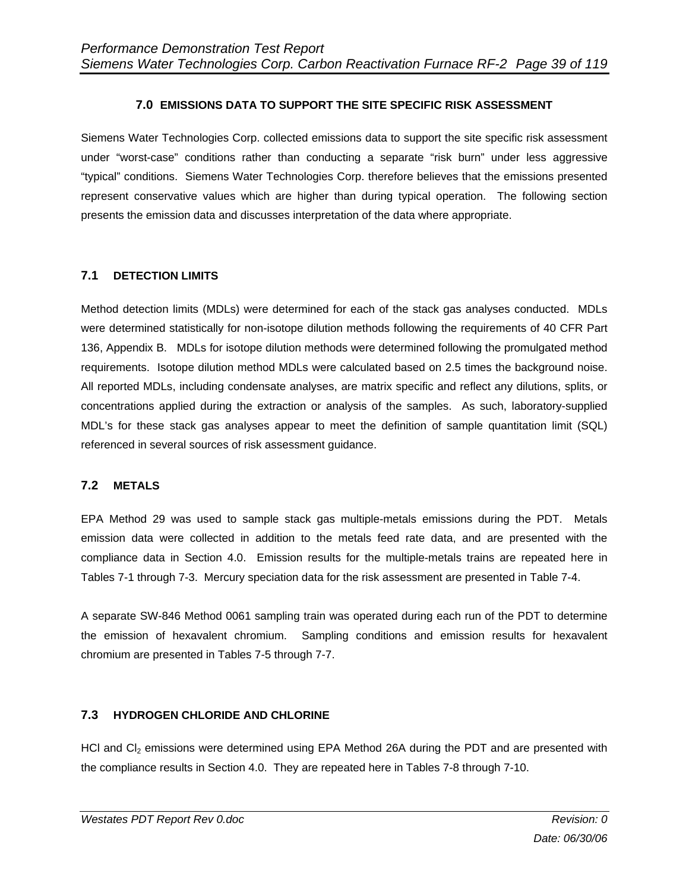## 7.0 EMISSIONS DATA TO SUPPORT THE SITE SPECIFIC RISK ASSESSMENT

Siemens Water Technologies Corp. collected emissions data to support the site specific risk assessment under "worst-case" conditions rather than conducting a separate "risk burn" under less aggressive "typical" conditions. Siemens Water Technologies Corp. therefore believes that the emissions presented represent conservative values which are higher than during typical operation. The following section presents the emission data and discusses interpretation of the data where appropriate.

### 7.1 DETECTION LIMITS

Method detection limits (MDLs) were determined for each of the stack gas analyses conducted. MDLs were determined statistically for non-isotope dilution methods following the requirements of 40 CFR Part 136, Appendix B. MDLs for isotope dilution methods were determined following the promulgated method requirements. Isotope dilution method MDLs were calculated based on 2.5 times the background noise. All reported MDLs, including condensate analyses, are matrix specific and reflect any dilutions, splits, or concentrations applied during the extraction or analysis of the samples. As such, laboratory-supplied MDL's for these stack gas analyses appear to meet the definition of sample quantitation limit (SQL) referenced in several sources of risk assessment guidance.

### 7.2 METALS

EPA Method 29 was used to sample stack gas multiple-metals emissions during the PDT. Metals emission data were collected in addition to the metals feed rate data, and are presented with the compliance data in Section 4.0. Emission results for the multiple-metals trains are repeated here in Tables 7-1 through 7-3. Mercury speciation data for the risk assessment are presented in Table 7-4.

A separate SW-846 Method 0061 sampling train was operated during each run of the PDT to determine the emission of hexavalent chromium. Sampling conditions and emission results for hexavalent chromium are presented in Tables 7-5 through 7-7.

### 7.3 HYDROGEN CHLORIDE AND CHLORINE

HCl and $Cl_2$ emissions were determined using EPA Method 26A during the PDT and are presented with the compliance results in Section 4.0. They are repeated here in Tables 7-8 through 7-10.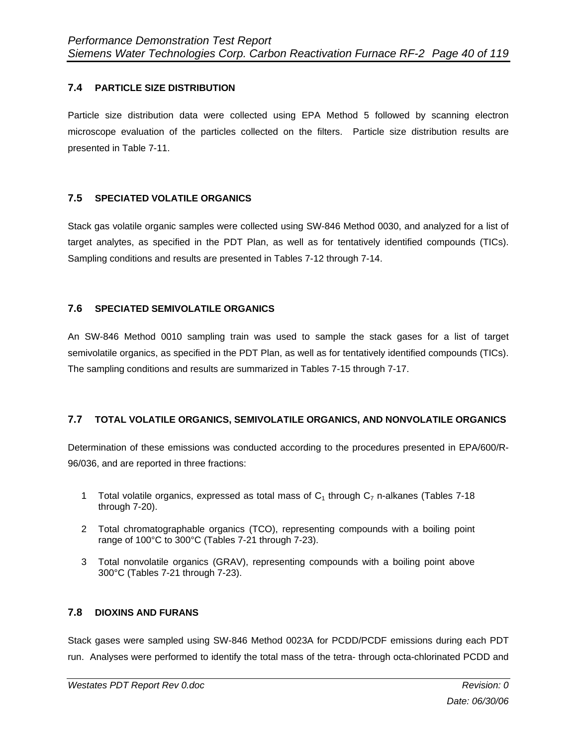### 7.4 PARTICLE SIZE DISTRIBUTION

Particle size distribution data were collected using EPA Method 5 followed by scanning electron microscope evaluation of the particles collected on the filters. Particle size distribution results are presented in Table 7-11.

### 7.5 SPECIATED VOLATILE ORGANICS

Stack gas volatile organic samples were collected using SW-846 Method 0030, and analyzed for a list of target analytes, as specified in the PDT Plan, as well as for tentatively identified compounds (TICs). Sampling conditions and results are presented in Tables 7-12 through 7-14.

### 7.6 SPECIATED SEMIVOLATILE ORGANICS

An SW-846 Method 0010 sampling train was used to sample the stack gases for a list of target semivolatile organics, as specified in the PDT Plan, as well as for tentatively identified compounds (TICs). The sampling conditions and results are summarized in Tables 7-15 through 7-17.

### 7.7 TOTAL VOLATILE ORGANICS, SEMIVOLATILE ORGANICS, AND NONVOLATILE ORGANICS

Determination of these emissions was conducted according to the procedures presented in EPA/600/R-96/036, and are reported in three fractions:

1. Total volatile organics, expressed as total mass of $C_1$ through $C_7$ n-alkanes (Tables 7-18 through 7-20).
2. Total chromatographable organics (TCO), representing compounds with a boiling point range of 100°C to 300°C (Tables 7-21 through 7-23).
3. Total nonvolatile organics (GRAV), representing compounds with a boiling point above 300°C (Tables 7-21 through 7-23).

### 7.8 DIOXINS AND FURANS

Stack gases were sampled using SW-846 Method 0023A for PCDD/PCDF emissions during each PDT run. Analyses were performed to identify the total mass of the tetra- through octa-chlorinated PCDD and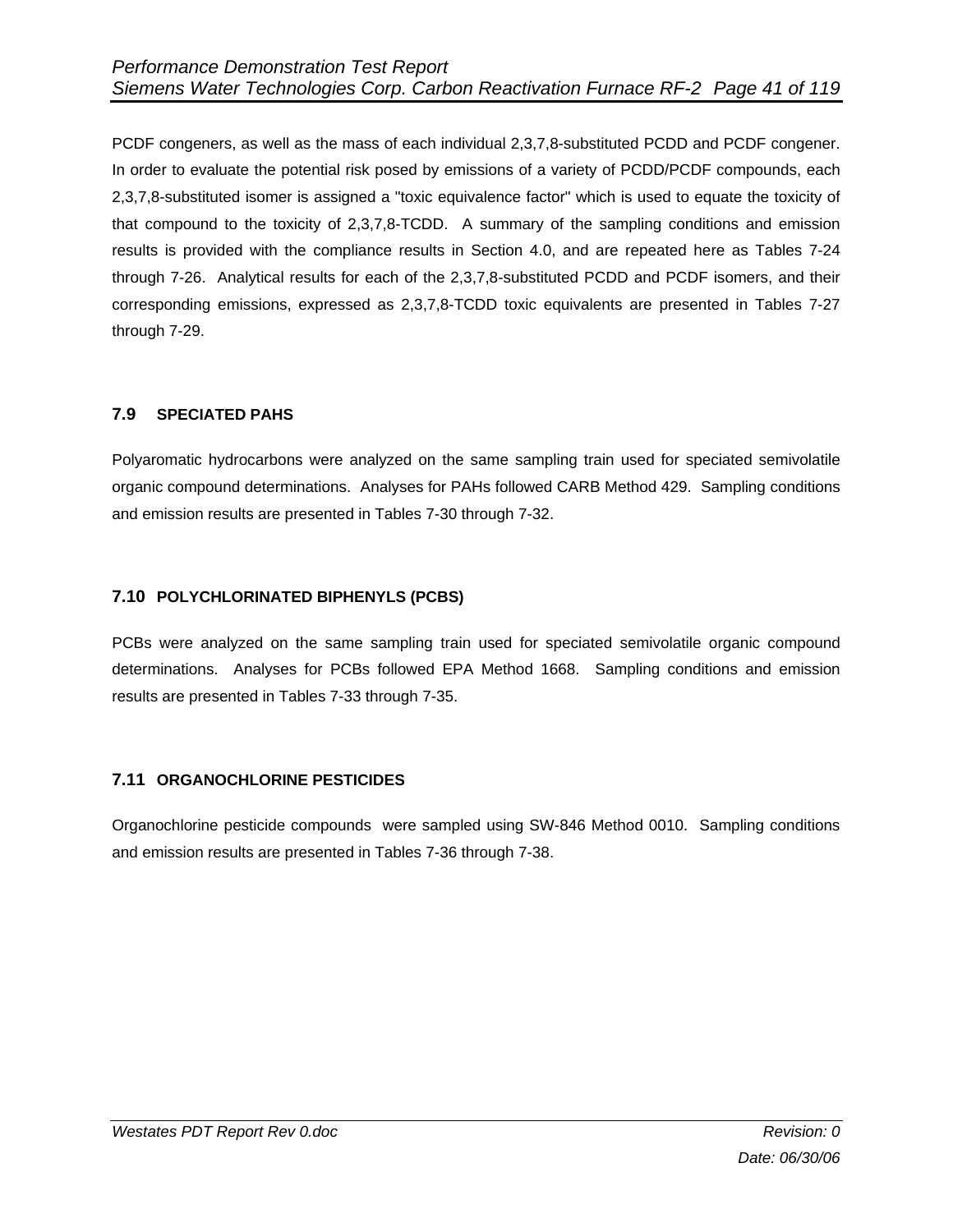PCDF congeners, as well as the mass of each individual 2,3,7,8-substituted PCDD and PCDF congener. In order to evaluate the potential risk posed by emissions of a variety of PCDD/PCDF compounds, each 2,3,7,8-substituted isomer is assigned a "toxic equivalence factor" which is used to equate the toxicity of that compound to the toxicity of 2,3,7,8-TCDD. A summary of the sampling conditions and emission results is provided with the compliance results in Section 4.0, and are repeated here as Tables 7-24 through 7-26. Analytical results for each of the 2,3,7,8-substituted PCDD and PCDF isomers, and their corresponding emissions, expressed as 2,3,7,8-TCDD toxic equivalents are presented in Tables 7-27 through 7-29.

## 7.9 SPECIATED PAHS

Polyaromatic hydrocarbons were analyzed on the same sampling train used for speciated semivolatile organic compound determinations. Analyses for PAHs followed CARB Method 429. Sampling conditions and emission results are presented in Tables 7-30 through 7-32.

## 7.10 POLYCHLORINATED BIPHENYLS (PCBS)

PCBs were analyzed on the same sampling train used for speciated semivolatile organic compound determinations. Analyses for PCBs followed EPA Method 1668. Sampling conditions and emission results are presented in Tables 7-33 through 7-35.

## 7.11 ORGANOCHLORINE PESTICIDES

Organochlorine pesticide compounds were sampled using SW-846 Method 0010. Sampling conditions and emission results are presented in Tables 7-36 through 7-38.